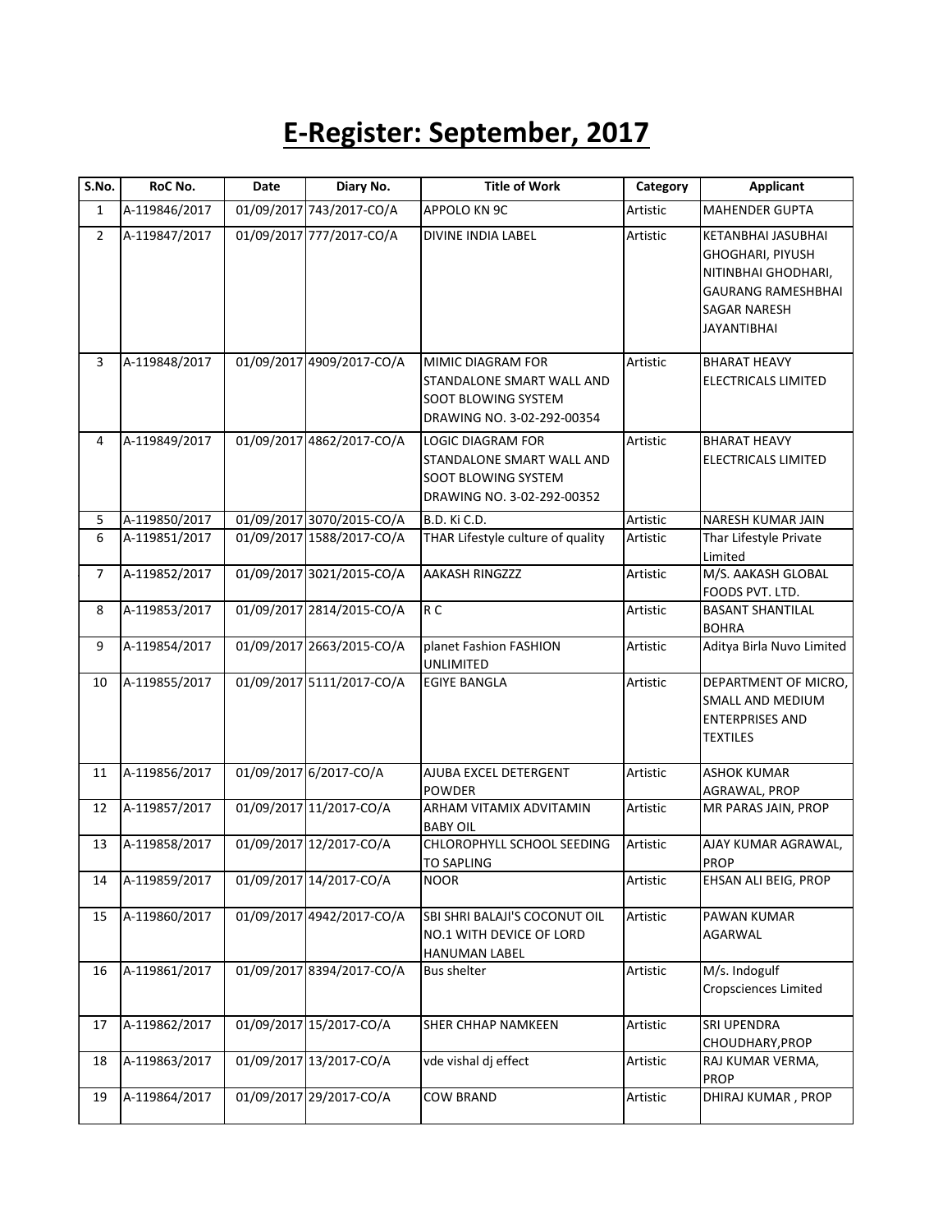# E-Register: September, 2017

| S.No. | RoC No. | Date | Diary No. | Title of Work | Category | Applicant |
|---|---|---|---|---|---|---|
| 1 | A-119846/2017 | 01/09/2017 | 743/2017-CO/A | APPOLO KN 9C | Artistic | MAHENDER GUPTA |
| 2 | A-119847/2017 | 01/09/2017 | 777/2017-CO/A | DIVINE INDIA LABEL | Artistic | KETANBHAI JASUBHAI GHOGHARI, PIYUSH NITINBHAI GHODHARI, GAURANG RAMESHBHAI SAGAR NARESH JAYANTIBHAI |
| 3 | A-119848/2017 | 01/09/2017 | 4909/2017-CO/A | MIMIC DIAGRAM FOR STANDALONE SMART WALL AND SOOT BLOWING SYSTEM DRAWING NO. 3-02-292-00354 | Artistic | BHARAT HEAVY ELECTRICALS LIMITED |
| 4 | A-119849/2017 | 01/09/2017 | 4862/2017-CO/A | LOGIC DIAGRAM FOR STANDALONE SMART WALL AND SOOT BLOWING SYSTEM DRAWING NO. 3-02-292-00352 | Artistic | BHARAT HEAVY ELECTRICALS LIMITED |
| 5 | A-119850/2017 | 01/09/2017 | 3070/2015-CO/A | B.D. Ki C.D. | Artistic | NARESH KUMAR JAIN |
| 6 | A-119851/2017 | 01/09/2017 | 1588/2017-CO/A | THAR Lifestyle culture of quality | Artistic | Thar Lifestyle Private Limited |
| 7 | A-119852/2017 | 01/09/2017 | 3021/2015-CO/A | AAKASH RINGZZZ | Artistic | M/S. AAKASH GLOBAL FOODS PVT. LTD. |
| 8 | A-119853/2017 | 01/09/2017 | 2814/2015-CO/A | R C | Artistic | BASANT SHANTILAL BOHRA |
| 9 | A-119854/2017 | 01/09/2017 | 2663/2015-CO/A | planet Fashion FASHION UNLIMITED | Artistic | Aditya Birla Nuvo Limited |
| 10 | A-119855/2017 | 01/09/2017 | 5111/2017-CO/A | EGIYE BANGLA | Artistic | DEPARTMENT OF MICRO, SMALL AND MEDIUM ENTERPRISES AND TEXTILES |
| 11 | A-119856/2017 | 01/09/2017 | 6/2017-CO/A | AJUBA EXCEL DETERGENT POWDER | Artistic | ASHOK KUMAR AGRAWAL, PROP |
| 12 | A-119857/2017 | 01/09/2017 | 11/2017-CO/A | ARHAM VITAMIX ADVITAMIN BABY OIL | Artistic | MR PARAS JAIN, PROP |
| 13 | A-119858/2017 | 01/09/2017 | 12/2017-CO/A | CHLOROPHYLL SCHOOL SEEDING TO SAPLING | Artistic | AJAY KUMAR AGRAWAL, PROP |
| 14 | A-119859/2017 | 01/09/2017 | 14/2017-CO/A | NOOR | Artistic | EHSAN ALI BEIG, PROP |
| 15 | A-119860/2017 | 01/09/2017 | 4942/2017-CO/A | SBI SHRI BALAJI'S COCONUT OIL NO.1 WITH DEVICE OF LORD HANUMAN LABEL | Artistic | PAWAN KUMAR AGARWAL |
| 16 | A-119861/2017 | 01/09/2017 | 8394/2017-CO/A | Bus shelter | Artistic | M/s. Indogulf Cropsciences Limited |
| 17 | A-119862/2017 | 01/09/2017 | 15/2017-CO/A | SHER CHHAP NAMKEEN | Artistic | SRI UPENDRA CHOUDHARY,PROP |
| 18 | A-119863/2017 | 01/09/2017 | 13/2017-CO/A | vde vishal dj effect | Artistic | RAJ KUMAR VERMA, PROP |
| 19 | A-119864/2017 | 01/09/2017 | 29/2017-CO/A | COW BRAND | Artistic | DHIRAJ KUMAR , PROP |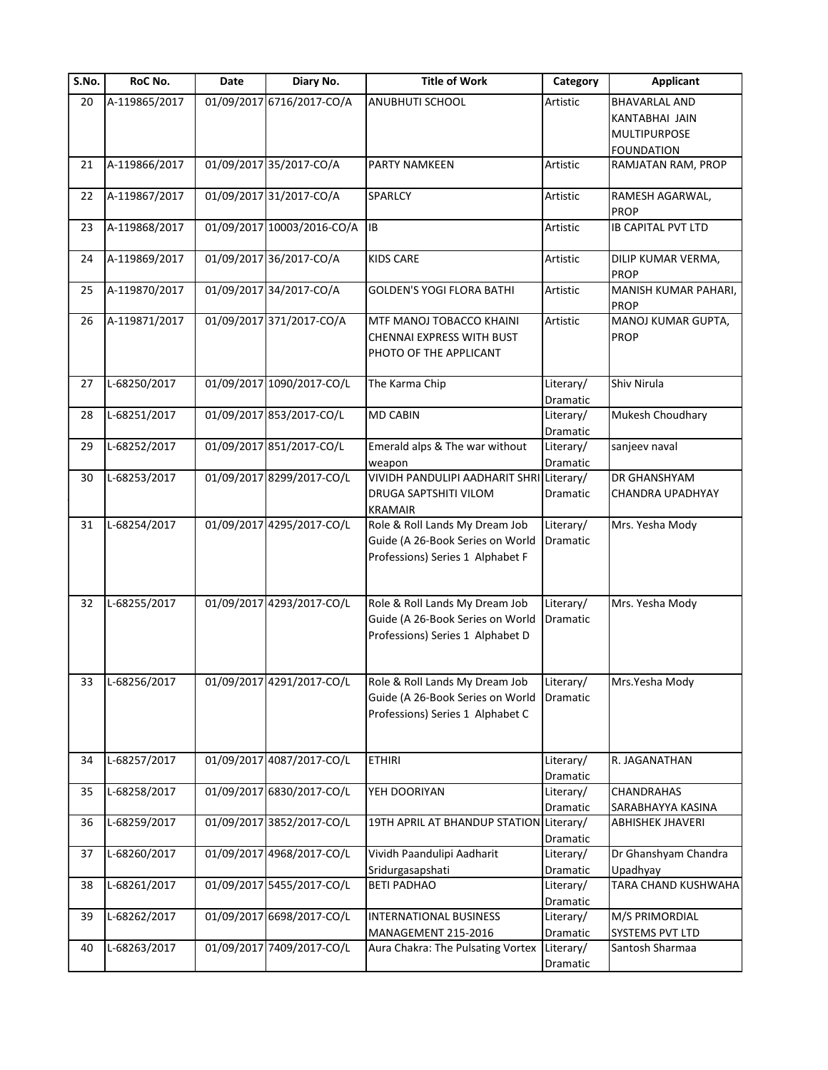| S.No. | RoC No. | Date | Diary No. | Title of Work | Category | Applicant |
|---|---|---|---|---|---|---|
| 20 | A-119865/2017 | 01/09/2017 | 6716/2017-CO/A | ANUBHUTI SCHOOL | Artistic | BHAVARLAL AND KANTABHAI JAIN MULTIPURPOSE FOUNDATION |
| 21 | A-119866/2017 | 01/09/2017 | 35/2017-CO/A | PARTY NAMKEEN | Artistic | RAMJATAN RAM, PROP |
| 22 | A-119867/2017 | 01/09/2017 | 31/2017-CO/A | SPARLCY | Artistic | RAMESH AGARWAL, PROP |
| 23 | A-119868/2017 | 01/09/2017 | 10003/2016-CO/A | IB | Artistic | IB CAPITAL PVT LTD |
| 24 | A-119869/2017 | 01/09/2017 | 36/2017-CO/A | KIDS CARE | Artistic | DILIP KUMAR VERMA, PROP |
| 25 | A-119870/2017 | 01/09/2017 | 34/2017-CO/A | GOLDEN'S YOGI FLORA BATHI | Artistic | MANISH KUMAR PAHARI, PROP |
| 26 | A-119871/2017 | 01/09/2017 | 371/2017-CO/A | MTF MANOJ TOBACCO KHAINI CHENNAI EXPRESS WITH BUST PHOTO OF THE APPLICANT | Artistic | MANOJ KUMAR GUPTA, PROP |
| 27 | L-68250/2017 | 01/09/2017 | 1090/2017-CO/L | The Karma Chip | Literary/ Dramatic | Shiv Nirula |
| 28 | L-68251/2017 | 01/09/2017 | 853/2017-CO/L | MD CABIN | Literary/ Dramatic | Mukesh Choudhary |
| 29 | L-68252/2017 | 01/09/2017 | 851/2017-CO/L | Emerald alps & The war without weapon | Literary/ Dramatic | sanjeev naval |
| 30 | L-68253/2017 | 01/09/2017 | 8299/2017-CO/L | VIVIDH PANDULIPI AADHARIT SHRI DRUGA SAPTSHITI VILOM KRAMAIR | Literary/ Dramatic | DR GHANSHYAM CHANDRA UPADHYAY |
| 31 | L-68254/2017 | 01/09/2017 | 4295/2017-CO/L | Role & Roll Lands My Dream Job Guide (A 26-Book Series on World Professions) Series 1 Alphabet F | Literary/ Dramatic | Mrs. Yesha Mody |
| 32 | L-68255/2017 | 01/09/2017 | 4293/2017-CO/L | Role & Roll Lands My Dream Job Guide (A 26-Book Series on World Professions) Series 1 Alphabet D | Literary/ Dramatic | Mrs. Yesha Mody |
| 33 | L-68256/2017 | 01/09/2017 | 4291/2017-CO/L | Role & Roll Lands My Dream Job Guide (A 26-Book Series on World Professions) Series 1 Alphabet C | Literary/ Dramatic | Mrs.Yesha Mody |
| 34 | L-68257/2017 | 01/09/2017 | 4087/2017-CO/L | ETHIRI | Literary/ Dramatic | R. JAGANATHAN |
| 35 | L-68258/2017 | 01/09/2017 | 6830/2017-CO/L | YEH DOORIYAN | Literary/ Dramatic | CHANDRAHAS SARABHAYYA KASINA |
| 36 | L-68259/2017 | 01/09/2017 | 3852/2017-CO/L | 19TH APRIL AT BHANDUP STATION | Literary/ Dramatic | ABHISHEK JHAVERI |
| 37 | L-68260/2017 | 01/09/2017 | 4968/2017-CO/L | Vividh Paandulipi Aadharit Sridurgasapshati | Literary/ Dramatic | Dr Ghanshyam Chandra Upadhyay |
| 38 | L-68261/2017 | 01/09/2017 | 5455/2017-CO/L | BETI PADHAO | Literary/ Dramatic | TARA CHAND KUSHWAHA |
| 39 | L-68262/2017 | 01/09/2017 | 6698/2017-CO/L | INTERNATIONAL BUSINESS MANAGEMENT 215-2016 | Literary/ Dramatic | M/S PRIMORDIAL SYSTEMS PVT LTD |
| 40 | L-68263/2017 | 01/09/2017 | 7409/2017-CO/L | Aura Chakra: The Pulsating Vortex | Literary/ Dramatic | Santosh Sharmaa |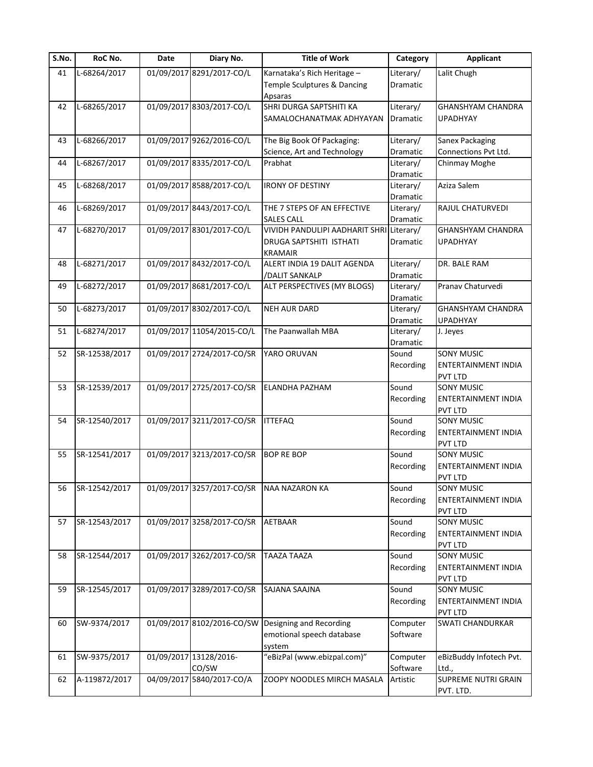| S.No. | RoC No. | Date | Diary No. | Title of Work | Category | Applicant |
|---|---|---|---|---|---|---|
| 41 | L-68264/2017 | 01/09/2017 | 8291/2017-CO/L | Karnataka's Rich Heritage – Temple Sculptures & Dancing Apsaras | Literary/ Dramatic | Lalit Chugh |
| 42 | L-68265/2017 | 01/09/2017 | 8303/2017-CO/L | SHRI DURGA SAPTSHITI KA SAMALOCHANATMAK ADHYAYAN | Literary/ Dramatic | GHANSHYAM CHANDRA UPADHYAY |
| 43 | L-68266/2017 | 01/09/2017 | 9262/2016-CO/L | The Big Book Of Packaging: Science, Art and Technology | Literary/ Dramatic | Sanex Packaging Connections Pvt Ltd. |
| 44 | L-68267/2017 | 01/09/2017 | 8335/2017-CO/L | Prabhat | Literary/ Dramatic | Chinmay Moghe |
| 45 | L-68268/2017 | 01/09/2017 | 8588/2017-CO/L | IRONY OF DESTINY | Literary/ Dramatic | Aziza Salem |
| 46 | L-68269/2017 | 01/09/2017 | 8443/2017-CO/L | THE 7 STEPS OF AN EFFECTIVE SALES CALL | Literary/ Dramatic | RAJUL CHATURVEDI |
| 47 | L-68270/2017 | 01/09/2017 | 8301/2017-CO/L | VIVIDH PANDULIPI AADHARIT SHRI DRUGA SAPTSHITI ISTHATI KRAMAIR | Literary/ Dramatic | GHANSHYAM CHANDRA UPADHYAY |
| 48 | L-68271/2017 | 01/09/2017 | 8432/2017-CO/L | ALERT INDIA 19 DALIT AGENDA /DALIT SANKALP | Literary/ Dramatic | DR. BALE RAM |
| 49 | L-68272/2017 | 01/09/2017 | 8681/2017-CO/L | ALT PERSPECTIVES (MY BLOGS) | Literary/ Dramatic | Pranav Chaturvedi |
| 50 | L-68273/2017 | 01/09/2017 | 8302/2017-CO/L | NEH AUR DARD | Literary/ Dramatic | GHANSHYAM CHANDRA UPADHYAY |
| 51 | L-68274/2017 | 01/09/2017 | 11054/2015-CO/L | The Paanwallah MBA | Literary/ Dramatic | J. Jeyes |
| 52 | SR-12538/2017 | 01/09/2017 | 2724/2017-CO/SR | YARO ORUVAN | Sound Recording | SONY MUSIC ENTERTAINMENT INDIA PVT LTD |
| 53 | SR-12539/2017 | 01/09/2017 | 2725/2017-CO/SR | ELANDHA PAZHAM | Sound Recording | SONY MUSIC ENTERTAINMENT INDIA PVT LTD |
| 54 | SR-12540/2017 | 01/09/2017 | 3211/2017-CO/SR | ITTEFAQ | Sound Recording | SONY MUSIC ENTERTAINMENT INDIA PVT LTD |
| 55 | SR-12541/2017 | 01/09/2017 | 3213/2017-CO/SR | BOP RE BOP | Sound Recording | SONY MUSIC ENTERTAINMENT INDIA PVT LTD |
| 56 | SR-12542/2017 | 01/09/2017 | 3257/2017-CO/SR | NAA NAZARON KA | Sound Recording | SONY MUSIC ENTERTAINMENT INDIA PVT LTD |
| 57 | SR-12543/2017 | 01/09/2017 | 3258/2017-CO/SR | AETBAAR | Sound Recording | SONY MUSIC ENTERTAINMENT INDIA PVT LTD |
| 58 | SR-12544/2017 | 01/09/2017 | 3262/2017-CO/SR | TAAZA TAAZA | Sound Recording | SONY MUSIC ENTERTAINMENT INDIA PVT LTD |
| 59 | SR-12545/2017 | 01/09/2017 | 3289/2017-CO/SR | SAJANA SAAJNA | Sound Recording | SONY MUSIC ENTERTAINMENT INDIA PVT LTD |
| 60 | SW-9374/2017 | 01/09/2017 | 8102/2016-CO/SW | Designing and Recording emotional speech database system | Computer Software | SWATI CHANDURKAR |
| 61 | SW-9375/2017 | 01/09/2017 | 13128/2016-CO/SW | "eBizPal (www.ebizpal.com)" | Computer Software | eBizBuddy Infotech Pvt. Ltd., |
| 62 | A-119872/2017 | 04/09/2017 | 5840/2017-CO/A | ZOOPY NOODLES MIRCH MASALA | Artistic | SUPREME NUTRI GRAIN PVT. LTD. |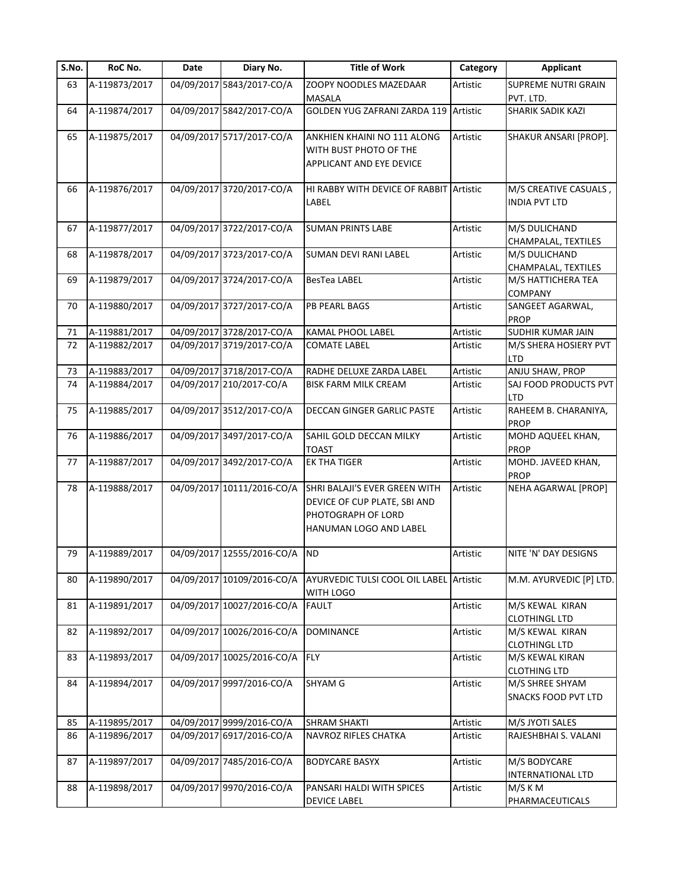| S.No. | RoC No. | Date | Diary No. | Title of Work | Category | Applicant |
|---|---|---|---|---|---|---|
| 63 | A-119873/2017 | 04/09/2017 | 5843/2017-CO/A | ZOOPY NOODLES MAZEDAAR MASALA | Artistic | SUPREME NUTRI GRAIN PVT. LTD. |
| 64 | A-119874/2017 | 04/09/2017 | 5842/2017-CO/A | GOLDEN YUG ZAFRANI ZARDA 119 | Artistic | SHARIK SADIK KAZI |
| 65 | A-119875/2017 | 04/09/2017 | 5717/2017-CO/A | ANKHIEN KHAINI NO 111 ALONG WITH BUST PHOTO OF THE APPLICANT AND EYE DEVICE | Artistic | SHAKUR ANSARI [PROP]. |
| 66 | A-119876/2017 | 04/09/2017 | 3720/2017-CO/A | HI RABBY WITH DEVICE OF RABBIT LABEL | Artistic | M/S CREATIVE CASUALS , INDIA PVT LTD |
| 67 | A-119877/2017 | 04/09/2017 | 3722/2017-CO/A | SUMAN PRINTS LABE | Artistic | M/S DULICHAND CHAMPALAL, TEXTILES |
| 68 | A-119878/2017 | 04/09/2017 | 3723/2017-CO/A | SUMAN DEVI RANI LABEL | Artistic | M/S DULICHAND CHAMPALAL, TEXTILES |
| 69 | A-119879/2017 | 04/09/2017 | 3724/2017-CO/A | BesTea LABEL | Artistic | M/S HATTICHERA TEA COMPANY |
| 70 | A-119880/2017 | 04/09/2017 | 3727/2017-CO/A | PB PEARL BAGS | Artistic | SANGEET AGARWAL, PROP |
| 71 | A-119881/2017 | 04/09/2017 | 3728/2017-CO/A | KAMAL PHOOL LABEL | Artistic | SUDHIR KUMAR JAIN |
| 72 | A-119882/2017 | 04/09/2017 | 3719/2017-CO/A | COMATE LABEL | Artistic | M/S SHERA HOSIERY PVT LTD |
| 73 | A-119883/2017 | 04/09/2017 | 3718/2017-CO/A | RADHE DELUXE ZARDA LABEL | Artistic | ANJU SHAW, PROP |
| 74 | A-119884/2017 | 04/09/2017 | 210/2017-CO/A | BISK FARM MILK CREAM | Artistic | SAJ FOOD PRODUCTS PVT LTD |
| 75 | A-119885/2017 | 04/09/2017 | 3512/2017-CO/A | DECCAN GINGER GARLIC PASTE | Artistic | RAHEEM B. CHARANIYA, PROP |
| 76 | A-119886/2017 | 04/09/2017 | 3497/2017-CO/A | SAHIL GOLD DECCAN MILKY TOAST | Artistic | MOHD AQUEEL KHAN, PROP |
| 77 | A-119887/2017 | 04/09/2017 | 3492/2017-CO/A | EK THA TIGER | Artistic | MOHD. JAVEED KHAN, PROP |
| 78 | A-119888/2017 | 04/09/2017 | 10111/2016-CO/A | SHRI BALAJI'S EVER GREEN WITH DEVICE OF CUP PLATE, SBI AND PHOTOGRAPH OF LORD HANUMAN LOGO AND LABEL | Artistic | NEHA AGARWAL [PROP] |
| 79 | A-119889/2017 | 04/09/2017 | 12555/2016-CO/A | ND | Artistic | NITE 'N' DAY DESIGNS |
| 80 | A-119890/2017 | 04/09/2017 | 10109/2016-CO/A | AYURVEDIC TULSI COOL OIL LABEL WITH LOGO | Artistic | M.M. AYURVEDIC [P] LTD. |
| 81 | A-119891/2017 | 04/09/2017 | 10027/2016-CO/A | FAULT | Artistic | M/S KEWAL KIRAN CLOTHINGL LTD |
| 82 | A-119892/2017 | 04/09/2017 | 10026/2016-CO/A | DOMINANCE | Artistic | M/S KEWAL KIRAN CLOTHINGL LTD |
| 83 | A-119893/2017 | 04/09/2017 | 10025/2016-CO/A | FLY | Artistic | M/S KEWAL KIRAN CLOTHING LTD |
| 84 | A-119894/2017 | 04/09/2017 | 9997/2016-CO/A | SHYAM G | Artistic | M/S SHREE SHYAM SNACKS FOOD PVT LTD |
| 85 | A-119895/2017 | 04/09/2017 | 9999/2016-CO/A | SHRAM SHAKTI | Artistic | M/S JYOTI SALES |
| 86 | A-119896/2017 | 04/09/2017 | 6917/2016-CO/A | NAVROZ RIFLES CHATKA | Artistic | RAJESHBHAI S. VALANI |
| 87 | A-119897/2017 | 04/09/2017 | 7485/2016-CO/A | BODYCARE BASYX | Artistic | M/S BODYCARE INTERNATIONAL LTD |
| 88 | A-119898/2017 | 04/09/2017 | 9970/2016-CO/A | PANSARI HALDI WITH SPICES DEVICE LABEL | Artistic | M/S K M PHARMACEUTICALS |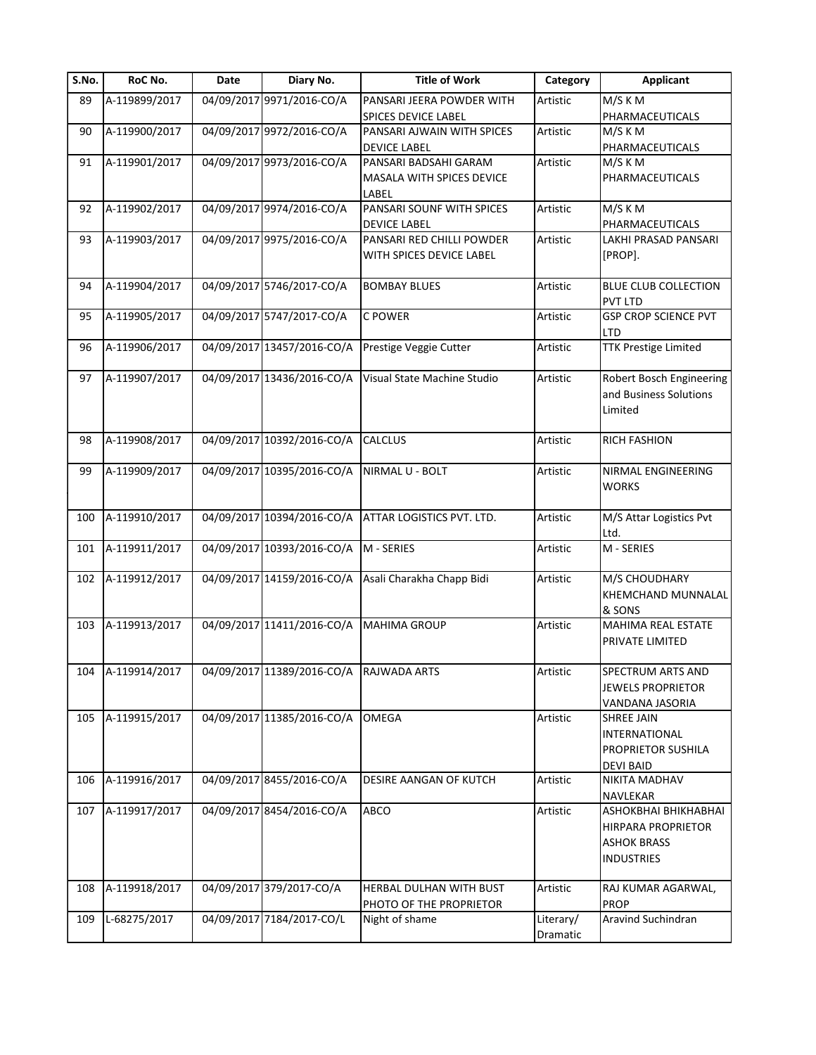| S.No. | RoC No. | Date | Diary No. | Title of Work | Category | Applicant |
|---|---|---|---|---|---|---|
| 89 | A-119899/2017 | 04/09/2017 | 9971/2016-CO/A | PANSARI JEERA POWDER WITH SPICES DEVICE LABEL | Artistic | M/S K M PHARMACEUTICALS |
| 90 | A-119900/2017 | 04/09/2017 | 9972/2016-CO/A | PANSARI AJWAIN WITH SPICES DEVICE LABEL | Artistic | M/S K M PHARMACEUTICALS |
| 91 | A-119901/2017 | 04/09/2017 | 9973/2016-CO/A | PANSARI BADSAHI GARAM MASALA WITH SPICES DEVICE LABEL | Artistic | M/S K M PHARMACEUTICALS |
| 92 | A-119902/2017 | 04/09/2017 | 9974/2016-CO/A | PANSARI SOUNF WITH SPICES DEVICE LABEL | Artistic | M/S K M PHARMACEUTICALS |
| 93 | A-119903/2017 | 04/09/2017 | 9975/2016-CO/A | PANSARI RED CHILLI POWDER WITH SPICES DEVICE LABEL | Artistic | LAKHI PRASAD PANSARI [PROP]. |
| 94 | A-119904/2017 | 04/09/2017 | 5746/2017-CO/A | BOMBAY BLUES | Artistic | BLUE CLUB COLLECTION PVT LTD |
| 95 | A-119905/2017 | 04/09/2017 | 5747/2017-CO/A | C POWER | Artistic | GSP CROP SCIENCE PVT LTD |
| 96 | A-119906/2017 | 04/09/2017 | 13457/2016-CO/A | Prestige Veggie Cutter | Artistic | TTK Prestige Limited |
| 97 | A-119907/2017 | 04/09/2017 | 13436/2016-CO/A | Visual State Machine Studio | Artistic | Robert Bosch Engineering and Business Solutions Limited |
| 98 | A-119908/2017 | 04/09/2017 | 10392/2016-CO/A | CALCLUS | Artistic | RICH FASHION |
| 99 | A-119909/2017 | 04/09/2017 | 10395/2016-CO/A | NIRMAL U - BOLT | Artistic | NIRMAL ENGINEERING WORKS |
| 100 | A-119910/2017 | 04/09/2017 | 10394/2016-CO/A | ATTAR LOGISTICS PVT. LTD. | Artistic | M/S Attar Logistics Pvt Ltd. |
| 101 | A-119911/2017 | 04/09/2017 | 10393/2016-CO/A | M - SERIES | Artistic | M - SERIES |
| 102 | A-119912/2017 | 04/09/2017 | 14159/2016-CO/A | Asali Charakha Chapp Bidi | Artistic | M/S CHOUDHARY KHEMCHAND MUNNALAL & SONS |
| 103 | A-119913/2017 | 04/09/2017 | 11411/2016-CO/A | MAHIMA GROUP | Artistic | MAHIMA REAL ESTATE PRIVATE LIMITED |
| 104 | A-119914/2017 | 04/09/2017 | 11389/2016-CO/A | RAJWADA ARTS | Artistic | SPECTRUM ARTS AND JEWELS PROPRIETOR VANDANA JASORIA |
| 105 | A-119915/2017 | 04/09/2017 | 11385/2016-CO/A | OMEGA | Artistic | SHREE JAIN INTERNATIONAL PROPRIETOR SUSHILA DEVI BAID |
| 106 | A-119916/2017 | 04/09/2017 | 8455/2016-CO/A | DESIRE AANGAN OF KUTCH | Artistic | NIKITA MADHAV NAVLEKAR |
| 107 | A-119917/2017 | 04/09/2017 | 8454/2016-CO/A | ABCO | Artistic | ASHOKBHAI BHIKHABHAI HIRPARA PROPRIETOR ASHOK BRASS INDUSTRIES |
| 108 | A-119918/2017 | 04/09/2017 | 379/2017-CO/A | HERBAL DULHAN WITH BUST PHOTO OF THE PROPRIETOR | Artistic | RAJ KUMAR AGARWAL, PROP |
| 109 | L-68275/2017 | 04/09/2017 | 7184/2017-CO/L | Night of shame | Literary/ Dramatic | Aravind Suchindran |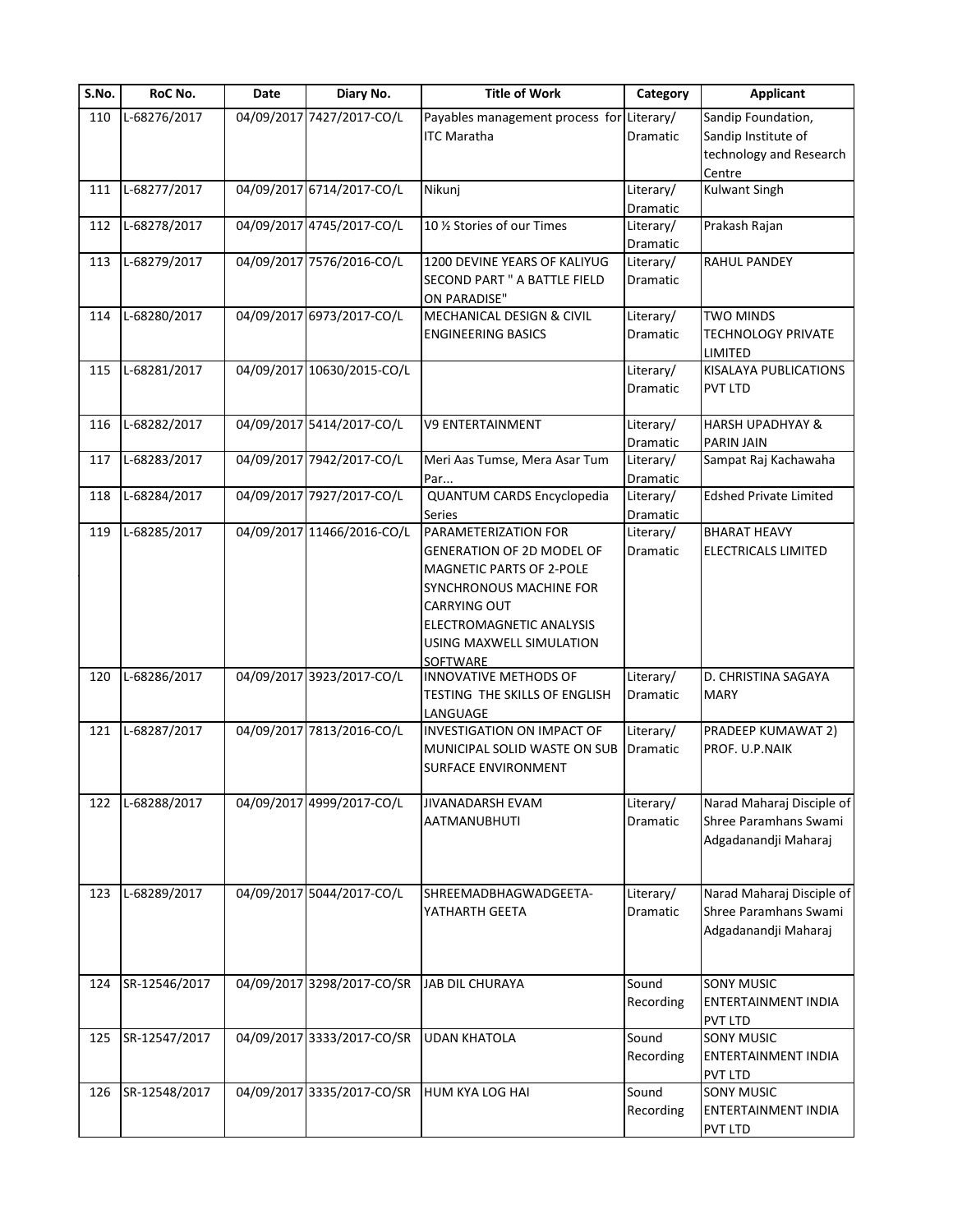| S.No. | RoC No. | Date | Diary No. | Title of Work | Category | Applicant |
|---|---|---|---|---|---|---|
| 110 | L-68276/2017 | 04/09/2017 | 7427/2017-CO/L | Payables management process for ITC Maratha | Literary/ Dramatic | Sandip Foundation, Sandip Institute of technology and Research Centre |
| 111 | L-68277/2017 | 04/09/2017 | 6714/2017-CO/L | Nikunj | Literary/ Dramatic | Kulwant Singh |
| 112 | L-68278/2017 | 04/09/2017 | 4745/2017-CO/L | 10 ½ Stories of our Times | Literary/ Dramatic | Prakash Rajan |
| 113 | L-68279/2017 | 04/09/2017 | 7576/2016-CO/L | 1200 DEVINE YEARS OF KALIYUG SECOND PART " A BATTLE FIELD ON PARADISE" | Literary/ Dramatic | RAHUL PANDEY |
| 114 | L-68280/2017 | 04/09/2017 | 6973/2017-CO/L | MECHANICAL DESIGN & CIVIL ENGINEERING BASICS | Literary/ Dramatic | TWO MINDS TECHNOLOGY PRIVATE LIMITED |
| 115 | L-68281/2017 | 04/09/2017 | 10630/2015-CO/L | | Literary/ Dramatic | KISALAYA PUBLICATIONS PVT LTD |
| 116 | L-68282/2017 | 04/09/2017 | 5414/2017-CO/L | V9 ENTERTAINMENT | Literary/ Dramatic | HARSH UPADHYAY & PARIN JAIN |
| 117 | L-68283/2017 | 04/09/2017 | 7942/2017-CO/L | Meri Aas Tumse, Mera Asar Tum Par... | Literary/ Dramatic | Sampat Raj Kachawaha |
| 118 | L-68284/2017 | 04/09/2017 | 7927/2017-CO/L | QUANTUM CARDS Encyclopedia Series | Literary/ Dramatic | Edshed Private Limited |
| 119 | L-68285/2017 | 04/09/2017 | 11466/2016-CO/L | PARAMETERIZATION FOR GENERATION OF 2D MODEL OF MAGNETIC PARTS OF 2-POLE SYNCHRONOUS MACHINE FOR CARRYING OUT ELECTROMAGNETIC ANALYSIS USING MAXWELL SIMULATION SOFTWARE | Literary/ Dramatic | BHARAT HEAVY ELECTRICALS LIMITED |
| 120 | L-68286/2017 | 04/09/2017 | 3923/2017-CO/L | INNOVATIVE METHODS OF TESTING THE SKILLS OF ENGLISH LANGUAGE | Literary/ Dramatic | D. CHRISTINA SAGAYA MARY |
| 121 | L-68287/2017 | 04/09/2017 | 7813/2016-CO/L | INVESTIGATION ON IMPACT OF MUNICIPAL SOLID WASTE ON SUB SURFACE ENVIRONMENT | Literary/ Dramatic | PRADEEP KUMAWAT 2) PROF. U.P.NAIK |
| 122 | L-68288/2017 | 04/09/2017 | 4999/2017-CO/L | JIVANADARSH EVAM AATMANUBHUTI | Literary/ Dramatic | Narad Maharaj Disciple of Shree Paramhans Swami Adgadanandji Maharaj |
| 123 | L-68289/2017 | 04/09/2017 | 5044/2017-CO/L | SHREEMADBHAGWADGEETA-YATHARTH GEETA | Literary/ Dramatic | Narad Maharaj Disciple of Shree Paramhans Swami Adgadanandji Maharaj |
| 124 | SR-12546/2017 | 04/09/2017 | 3298/2017-CO/SR | JAB DIL CHURAYA | Sound Recording | SONY MUSIC ENTERTAINMENT INDIA PVT LTD |
| 125 | SR-12547/2017 | 04/09/2017 | 3333/2017-CO/SR | UDAN KHATOLA | Sound Recording | SONY MUSIC ENTERTAINMENT INDIA PVT LTD |
| 126 | SR-12548/2017 | 04/09/2017 | 3335/2017-CO/SR | HUM KYA LOG HAI | Sound Recording | SONY MUSIC ENTERTAINMENT INDIA PVT LTD |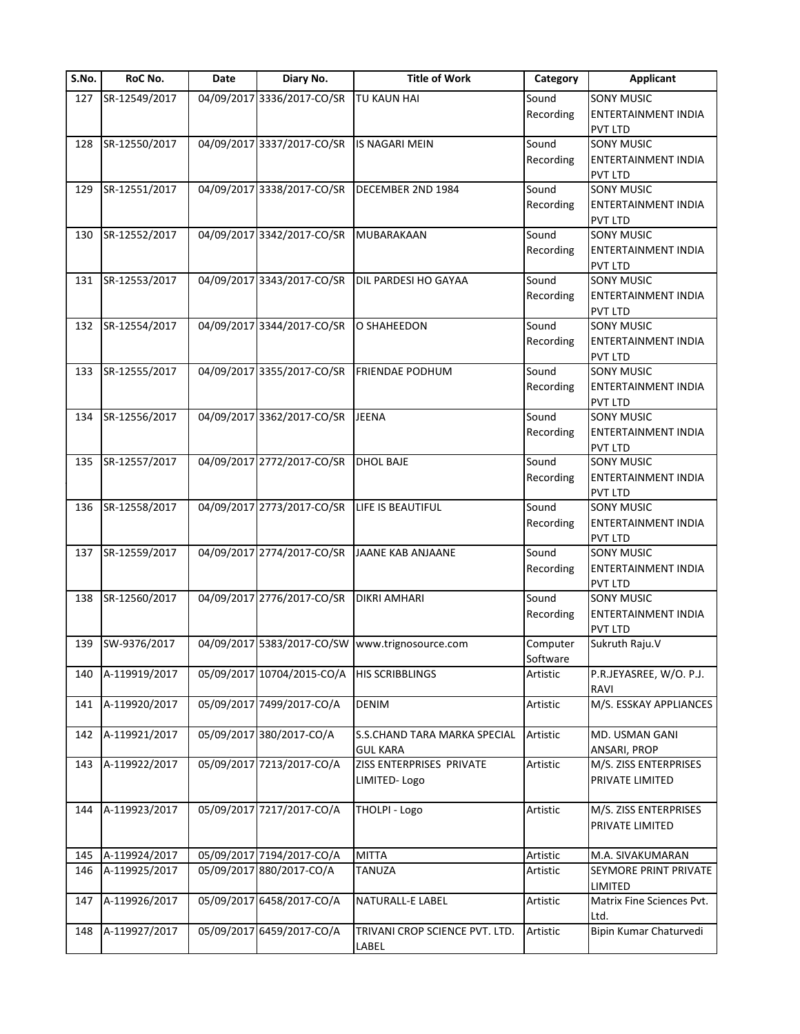| S.No. | RoC No. | Date | Diary No. | Title of Work | Category | Applicant |
|---|---|---|---|---|---|---|
| 127 | SR-12549/2017 | 04/09/2017 | 3336/2017-CO/SR | TU KAUN HAI | Sound Recording | SONY MUSIC ENTERTAINMENT INDIA PVT LTD |
| 128 | SR-12550/2017 | 04/09/2017 | 3337/2017-CO/SR | IS NAGARI MEIN | Sound Recording | SONY MUSIC ENTERTAINMENT INDIA PVT LTD |
| 129 | SR-12551/2017 | 04/09/2017 | 3338/2017-CO/SR | DECEMBER 2ND 1984 | Sound Recording | SONY MUSIC ENTERTAINMENT INDIA PVT LTD |
| 130 | SR-12552/2017 | 04/09/2017 | 3342/2017-CO/SR | MUBARAKAAN | Sound Recording | SONY MUSIC ENTERTAINMENT INDIA PVT LTD |
| 131 | SR-12553/2017 | 04/09/2017 | 3343/2017-CO/SR | DIL PARDESI HO GAYAA | Sound Recording | SONY MUSIC ENTERTAINMENT INDIA PVT LTD |
| 132 | SR-12554/2017 | 04/09/2017 | 3344/2017-CO/SR | O SHAHEEDON | Sound Recording | SONY MUSIC ENTERTAINMENT INDIA PVT LTD |
| 133 | SR-12555/2017 | 04/09/2017 | 3355/2017-CO/SR | FRIENDAE PODHUM | Sound Recording | SONY MUSIC ENTERTAINMENT INDIA PVT LTD |
| 134 | SR-12556/2017 | 04/09/2017 | 3362/2017-CO/SR | JEENA | Sound Recording | SONY MUSIC ENTERTAINMENT INDIA PVT LTD |
| 135 | SR-12557/2017 | 04/09/2017 | 2772/2017-CO/SR | DHOL BAJE | Sound Recording | SONY MUSIC ENTERTAINMENT INDIA PVT LTD |
| 136 | SR-12558/2017 | 04/09/2017 | 2773/2017-CO/SR | LIFE IS BEAUTIFUL | Sound Recording | SONY MUSIC ENTERTAINMENT INDIA PVT LTD |
| 137 | SR-12559/2017 | 04/09/2017 | 2774/2017-CO/SR | JAANE KAB ANJAANE | Sound Recording | SONY MUSIC ENTERTAINMENT INDIA PVT LTD |
| 138 | SR-12560/2017 | 04/09/2017 | 2776/2017-CO/SR | DIKRI AMHARI | Sound Recording | SONY MUSIC ENTERTAINMENT INDIA PVT LTD |
| 139 | SW-9376/2017 | 04/09/2017 | 5383/2017-CO/SW | www.trignosource.com | Computer Software | Sukruth Raju.V |
| 140 | A-119919/2017 | 05/09/2017 | 10704/2015-CO/A | HIS SCRIBBLINGS | Artistic | P.R.JEYASREE, W/O. P.J. RAVI |
| 141 | A-119920/2017 | 05/09/2017 | 7499/2017-CO/A | DENIM | Artistic | M/S. ESSKAY APPLIANCES |
| 142 | A-119921/2017 | 05/09/2017 | 380/2017-CO/A | S.S.CHAND TARA MARKA SPECIAL GUL KARA | Artistic | MD. USMAN GANI ANSARI, PROP |
| 143 | A-119922/2017 | 05/09/2017 | 7213/2017-CO/A | ZISS ENTERPRISES PRIVATE LIMITED- Logo | Artistic | M/S. ZISS ENTERPRISES PRIVATE LIMITED |
| 144 | A-119923/2017 | 05/09/2017 | 7217/2017-CO/A | THOLPI - Logo | Artistic | M/S. ZISS ENTERPRISES PRIVATE LIMITED |
| 145 | A-119924/2017 | 05/09/2017 | 7194/2017-CO/A | MITTA | Artistic | M.A. SIVAKUMARAN |
| 146 | A-119925/2017 | 05/09/2017 | 880/2017-CO/A | TANUZA | Artistic | SEYMORE PRINT PRIVATE LIMITED |
| 147 | A-119926/2017 | 05/09/2017 | 6458/2017-CO/A | NATURALL-E LABEL | Artistic | Matrix Fine Sciences Pvt. Ltd. |
| 148 | A-119927/2017 | 05/09/2017 | 6459/2017-CO/A | TRIVANI CROP SCIENCE PVT. LTD. LABEL | Artistic | Bipin Kumar Chaturvedi |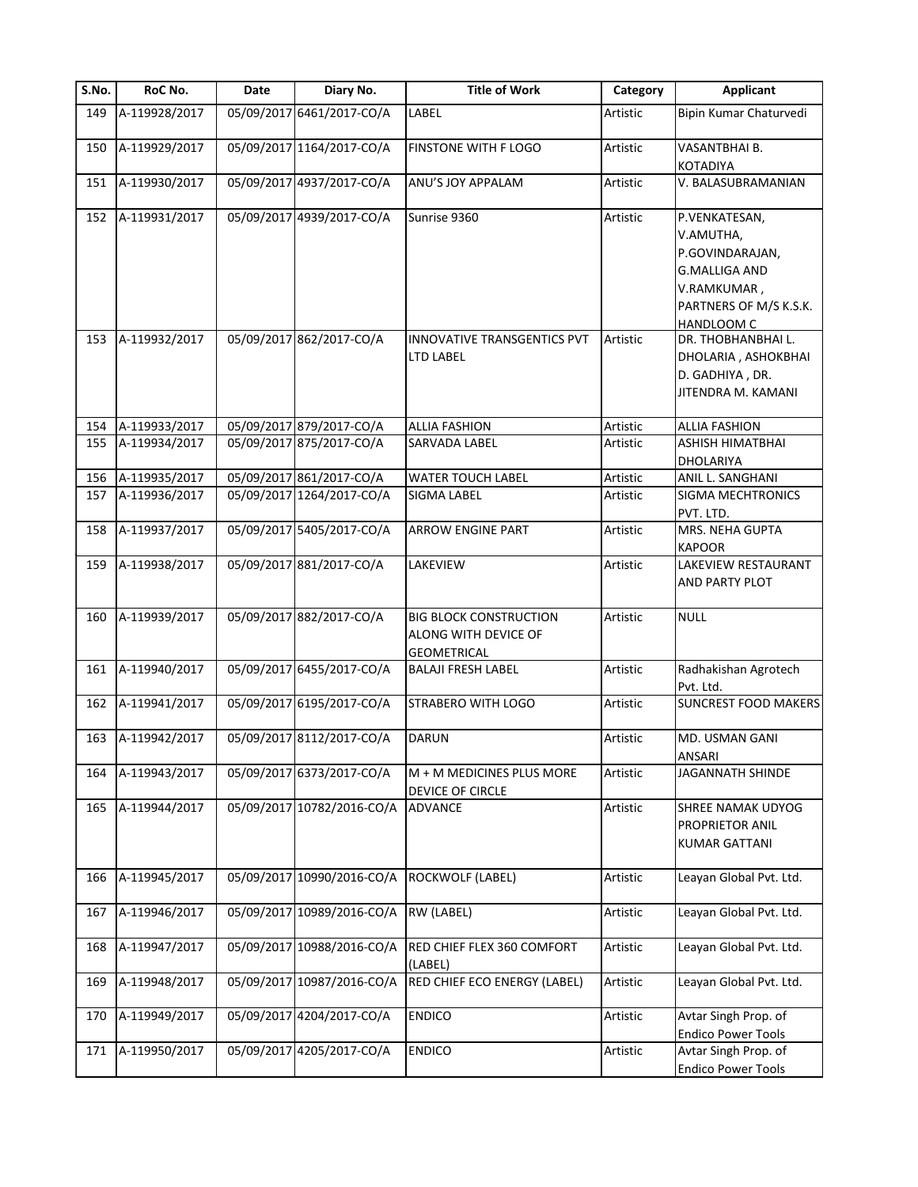| S.No. | RoC No. | Date | Diary No. | Title of Work | Category | Applicant |
|---|---|---|---|---|---|---|
| 149 | A-119928/2017 | 05/09/2017 | 6461/2017-CO/A | LABEL | Artistic | Bipin Kumar Chaturvedi |
| 150 | A-119929/2017 | 05/09/2017 | 1164/2017-CO/A | FINSTONE WITH F LOGO | Artistic | VASANTBHAI B. KOTADIYA |
| 151 | A-119930/2017 | 05/09/2017 | 4937/2017-CO/A | ANU'S JOY APPALAM | Artistic | V. BALASUBRAMANIAN |
| 152 | A-119931/2017 | 05/09/2017 | 4939/2017-CO/A | Sunrise 9360 | Artistic | P.VENKATESAN, V.AMUTHA, P.GOVINDARAJAN, G.MALLIGA AND V.RAMKUMAR , PARTNERS OF M/S K.S.K. HANDLOOM C |
| 153 | A-119932/2017 | 05/09/2017 | 862/2017-CO/A | INNOVATIVE TRANSGENTICS PVT LTD LABEL | Artistic | DR. THOBHANBHAI L. DHOLARIA , ASHOKBHAI D. GADHIYA , DR. JITENDRA M. KAMANI |
| 154 | A-119933/2017 | 05/09/2017 | 879/2017-CO/A | ALLIA FASHION | Artistic | ALLIA FASHION |
| 155 | A-119934/2017 | 05/09/2017 | 875/2017-CO/A | SARVADA LABEL | Artistic | ASHISH HIMATBHAI DHOLARIYA |
| 156 | A-119935/2017 | 05/09/2017 | 861/2017-CO/A | WATER TOUCH LABEL | Artistic | ANIL L. SANGHANI |
| 157 | A-119936/2017 | 05/09/2017 | 1264/2017-CO/A | SIGMA LABEL | Artistic | SIGMA MECHTRONICS PVT. LTD. |
| 158 | A-119937/2017 | 05/09/2017 | 5405/2017-CO/A | ARROW ENGINE PART | Artistic | MRS. NEHA GUPTA KAPOOR |
| 159 | A-119938/2017 | 05/09/2017 | 881/2017-CO/A | LAKEVIEW | Artistic | LAKEVIEW RESTAURANT AND PARTY PLOT |
| 160 | A-119939/2017 | 05/09/2017 | 882/2017-CO/A | BIG BLOCK CONSTRUCTION ALONG WITH DEVICE OF GEOMETRICAL | Artistic | NULL |
| 161 | A-119940/2017 | 05/09/2017 | 6455/2017-CO/A | BALAJI FRESH LABEL | Artistic | Radhakishan Agrotech Pvt. Ltd. |
| 162 | A-119941/2017 | 05/09/2017 | 6195/2017-CO/A | STRABERO WITH LOGO | Artistic | SUNCREST FOOD MAKERS |
| 163 | A-119942/2017 | 05/09/2017 | 8112/2017-CO/A | DARUN | Artistic | MD. USMAN GANI ANSARI |
| 164 | A-119943/2017 | 05/09/2017 | 6373/2017-CO/A | M + M MEDICINES PLUS MORE DEVICE OF CIRCLE | Artistic | JAGANNATH SHINDE |
| 165 | A-119944/2017 | 05/09/2017 | 10782/2016-CO/A | ADVANCE | Artistic | SHREE NAMAK UDYOG PROPRIETOR ANIL KUMAR GATTANI |
| 166 | A-119945/2017 | 05/09/2017 | 10990/2016-CO/A | ROCKWOLF (LABEL) | Artistic | Leayan Global Pvt. Ltd. |
| 167 | A-119946/2017 | 05/09/2017 | 10989/2016-CO/A | RW (LABEL) | Artistic | Leayan Global Pvt. Ltd. |
| 168 | A-119947/2017 | 05/09/2017 | 10988/2016-CO/A | RED CHIEF FLEX 360 COMFORT (LABEL) | Artistic | Leayan Global Pvt. Ltd. |
| 169 | A-119948/2017 | 05/09/2017 | 10987/2016-CO/A | RED CHIEF ECO ENERGY (LABEL) | Artistic | Leayan Global Pvt. Ltd. |
| 170 | A-119949/2017 | 05/09/2017 | 4204/2017-CO/A | ENDICO | Artistic | Avtar Singh Prop. of Endico Power Tools |
| 171 | A-119950/2017 | 05/09/2017 | 4205/2017-CO/A | ENDICO | Artistic | Avtar Singh Prop. of Endico Power Tools |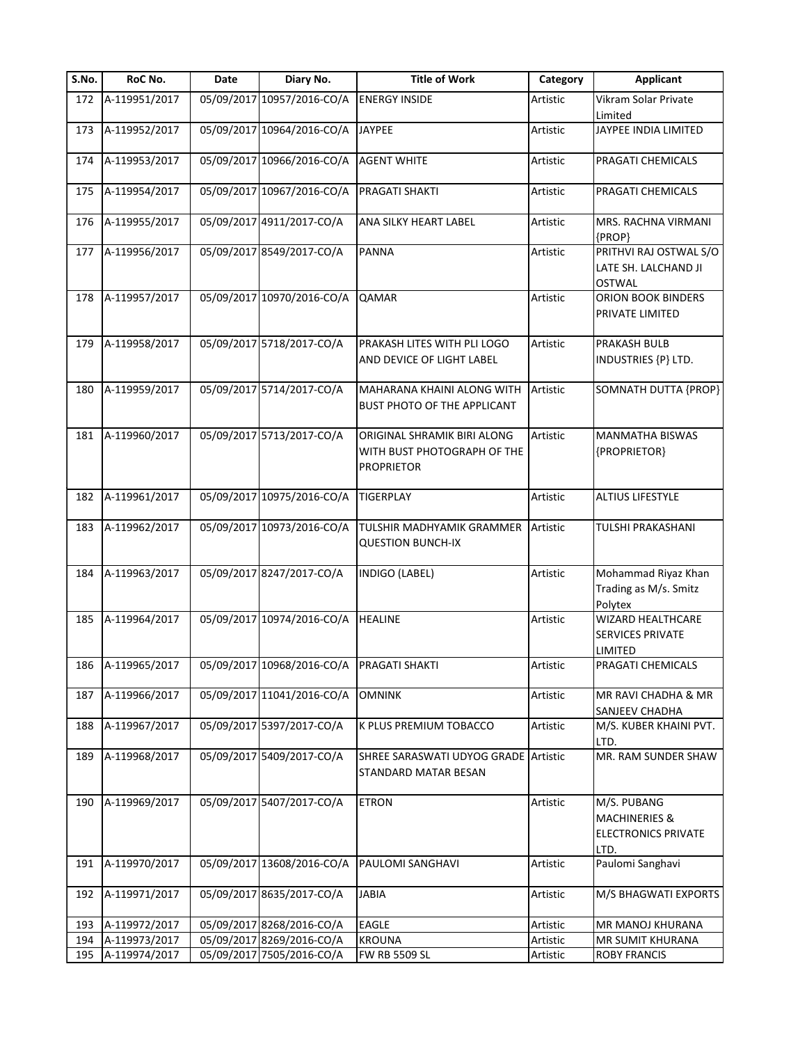| S.No. | RoC No. | Date | Diary No. | Title of Work | Category | Applicant |
|---|---|---|---|---|---|---|
| 172 | A-119951/2017 | 05/09/2017 | 10957/2016-CO/A | ENERGY INSIDE | Artistic | Vikram Solar Private Limited |
| 173 | A-119952/2017 | 05/09/2017 | 10964/2016-CO/A | JAYPEE | Artistic | JAYPEE INDIA LIMITED |
| 174 | A-119953/2017 | 05/09/2017 | 10966/2016-CO/A | AGENT WHITE | Artistic | PRAGATI CHEMICALS |
| 175 | A-119954/2017 | 05/09/2017 | 10967/2016-CO/A | PRAGATI SHAKTI | Artistic | PRAGATI CHEMICALS |
| 176 | A-119955/2017 | 05/09/2017 | 4911/2017-CO/A | ANA SILKY HEART LABEL | Artistic | MRS. RACHNA VIRMANI {PROP} |
| 177 | A-119956/2017 | 05/09/2017 | 8549/2017-CO/A | PANNA | Artistic | PRITHVI RAJ OSTWAL S/O LATE SH. LALCHAND JI OSTWAL |
| 178 | A-119957/2017 | 05/09/2017 | 10970/2016-CO/A | QAMAR | Artistic | ORION BOOK BINDERS PRIVATE LIMITED |
| 179 | A-119958/2017 | 05/09/2017 | 5718/2017-CO/A | PRAKASH LITES WITH PLI LOGO AND DEVICE OF LIGHT LABEL | Artistic | PRAKASH BULB INDUSTRIES {P} LTD. |
| 180 | A-119959/2017 | 05/09/2017 | 5714/2017-CO/A | MAHARANA KHAINI ALONG WITH BUST PHOTO OF THE APPLICANT | Artistic | SOMNATH DUTTA {PROP} |
| 181 | A-119960/2017 | 05/09/2017 | 5713/2017-CO/A | ORIGINAL SHRAMIK BIRI ALONG WITH BUST PHOTOGRAPH OF THE PROPRIETOR | Artistic | MANMATHA BISWAS {PROPRIETOR} |
| 182 | A-119961/2017 | 05/09/2017 | 10975/2016-CO/A | TIGERPLAY | Artistic | ALTIUS LIFESTYLE |
| 183 | A-119962/2017 | 05/09/2017 | 10973/2016-CO/A | TULSHIR MADHYAMIK GRAMMER QUESTION BUNCH-IX | Artistic | TULSHI PRAKASHANI |
| 184 | A-119963/2017 | 05/09/2017 | 8247/2017-CO/A | INDIGO (LABEL) | Artistic | Mohammad Riyaz Khan Trading as M/s. Smitz Polytex |
| 185 | A-119964/2017 | 05/09/2017 | 10974/2016-CO/A | HEALINE | Artistic | WIZARD HEALTHCARE SERVICES PRIVATE LIMITED |
| 186 | A-119965/2017 | 05/09/2017 | 10968/2016-CO/A | PRAGATI SHAKTI | Artistic | PRAGATI CHEMICALS |
| 187 | A-119966/2017 | 05/09/2017 | 11041/2016-CO/A | OMNINK | Artistic | MR RAVI CHADHA & MR SANJEEV CHADHA |
| 188 | A-119967/2017 | 05/09/2017 | 5397/2017-CO/A | K PLUS PREMIUM TOBACCO | Artistic | M/S. KUBER KHAINI PVT. LTD. |
| 189 | A-119968/2017 | 05/09/2017 | 5409/2017-CO/A | SHREE SARASWATI UDYOG GRADE STANDARD MATAR BESAN | Artistic | MR. RAM SUNDER SHAW |
| 190 | A-119969/2017 | 05/09/2017 | 5407/2017-CO/A | ETRON | Artistic | M/S. PUBANG MACHINERIES & ELECTRONICS PRIVATE LTD. |
| 191 | A-119970/2017 | 05/09/2017 | 13608/2016-CO/A | PAULOMI SANGHAVI | Artistic | Paulomi Sanghavi |
| 192 | A-119971/2017 | 05/09/2017 | 8635/2017-CO/A | JABIA | Artistic | M/S BHAGWATI EXPORTS |
| 193 | A-119972/2017 | 05/09/2017 | 8268/2016-CO/A | EAGLE | Artistic | MR MANOJ KHURANA |
| 194 | A-119973/2017 | 05/09/2017 | 8269/2016-CO/A | KROUNA | Artistic | MR SUMIT KHURANA |
| 195 | A-119974/2017 | 05/09/2017 | 7505/2016-CO/A | FW RB 5509 SL | Artistic | ROBY FRANCIS |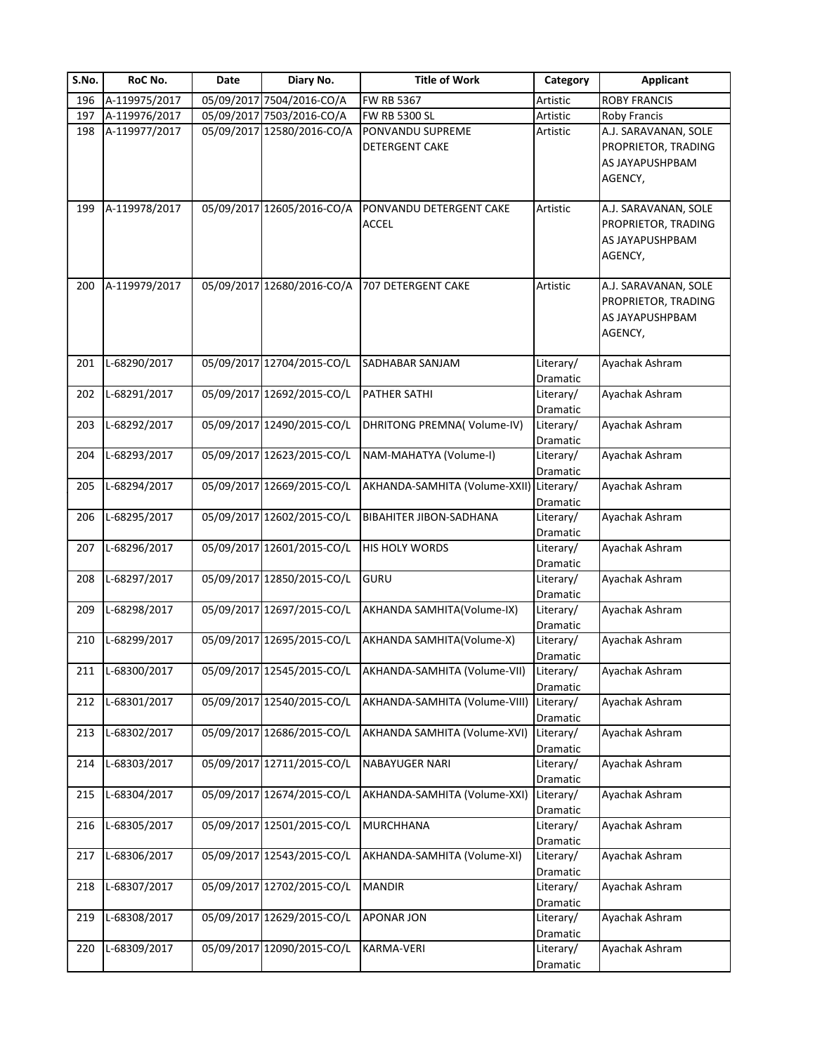| S.No. | RoC No. | Date | Diary No. | Title of Work | Category | Applicant |
|---|---|---|---|---|---|---|
| 196 | A-119975/2017 | 05/09/2017 | 7504/2016-CO/A | FW RB 5367 | Artistic | ROBY FRANCIS |
| 197 | A-119976/2017 | 05/09/2017 | 7503/2016-CO/A | FW RB 5300 SL | Artistic | Roby Francis |
| 198 | A-119977/2017 | 05/09/2017 | 12580/2016-CO/A | PONVANDU SUPREME DETERGENT CAKE | Artistic | A.J. SARAVANAN, SOLE PROPRIETOR, TRADING AS JAYAPUSHPBAM AGENCY, |
| 199 | A-119978/2017 | 05/09/2017 | 12605/2016-CO/A | PONVANDU DETERGENT CAKE ACCEL | Artistic | A.J. SARAVANAN, SOLE PROPRIETOR, TRADING AS JAYAPUSHPBAM AGENCY, |
| 200 | A-119979/2017 | 05/09/2017 | 12680/2016-CO/A | 707 DETERGENT CAKE | Artistic | A.J. SARAVANAN, SOLE PROPRIETOR, TRADING AS JAYAPUSHPBAM AGENCY, |
| 201 | L-68290/2017 | 05/09/2017 | 12704/2015-CO/L | SADHABAR SANJAM | Literary/ Dramatic | Ayachak Ashram |
| 202 | L-68291/2017 | 05/09/2017 | 12692/2015-CO/L | PATHER SATHI | Literary/ Dramatic | Ayachak Ashram |
| 203 | L-68292/2017 | 05/09/2017 | 12490/2015-CO/L | DHRITONG PREMNA( Volume-IV) | Literary/ Dramatic | Ayachak Ashram |
| 204 | L-68293/2017 | 05/09/2017 | 12623/2015-CO/L | NAM-MAHATYA (Volume-I) | Literary/ Dramatic | Ayachak Ashram |
| 205 | L-68294/2017 | 05/09/2017 | 12669/2015-CO/L | AKHANDA-SAMHITA (Volume-XXII) | Literary/ Dramatic | Ayachak Ashram |
| 206 | L-68295/2017 | 05/09/2017 | 12602/2015-CO/L | BIBAHITER JIBON-SADHANA | Literary/ Dramatic | Ayachak Ashram |
| 207 | L-68296/2017 | 05/09/2017 | 12601/2015-CO/L | HIS HOLY WORDS | Literary/ Dramatic | Ayachak Ashram |
| 208 | L-68297/2017 | 05/09/2017 | 12850/2015-CO/L | GURU | Literary/ Dramatic | Ayachak Ashram |
| 209 | L-68298/2017 | 05/09/2017 | 12697/2015-CO/L | AKHANDA SAMHITA(Volume-IX) | Literary/ Dramatic | Ayachak Ashram |
| 210 | L-68299/2017 | 05/09/2017 | 12695/2015-CO/L | AKHANDA SAMHITA(Volume-X) | Literary/ Dramatic | Ayachak Ashram |
| 211 | L-68300/2017 | 05/09/2017 | 12545/2015-CO/L | AKHANDA-SAMHITA (Volume-VII) | Literary/ Dramatic | Ayachak Ashram |
| 212 | L-68301/2017 | 05/09/2017 | 12540/2015-CO/L | AKHANDA-SAMHITA (Volume-VIII) | Literary/ Dramatic | Ayachak Ashram |
| 213 | L-68302/2017 | 05/09/2017 | 12686/2015-CO/L | AKHANDA SAMHITA (Volume-XVI) | Literary/ Dramatic | Ayachak Ashram |
| 214 | L-68303/2017 | 05/09/2017 | 12711/2015-CO/L | NABAYUGER NARI | Literary/ Dramatic | Ayachak Ashram |
| 215 | L-68304/2017 | 05/09/2017 | 12674/2015-CO/L | AKHANDA-SAMHITA (Volume-XXI) | Literary/ Dramatic | Ayachak Ashram |
| 216 | L-68305/2017 | 05/09/2017 | 12501/2015-CO/L | MURCHHANA | Literary/ Dramatic | Ayachak Ashram |
| 217 | L-68306/2017 | 05/09/2017 | 12543/2015-CO/L | AKHANDA-SAMHITA (Volume-XI) | Literary/ Dramatic | Ayachak Ashram |
| 218 | L-68307/2017 | 05/09/2017 | 12702/2015-CO/L | MANDIR | Literary/ Dramatic | Ayachak Ashram |
| 219 | L-68308/2017 | 05/09/2017 | 12629/2015-CO/L | APONAR JON | Literary/ Dramatic | Ayachak Ashram |
| 220 | L-68309/2017 | 05/09/2017 | 12090/2015-CO/L | KARMA-VERI | Literary/ Dramatic | Ayachak Ashram |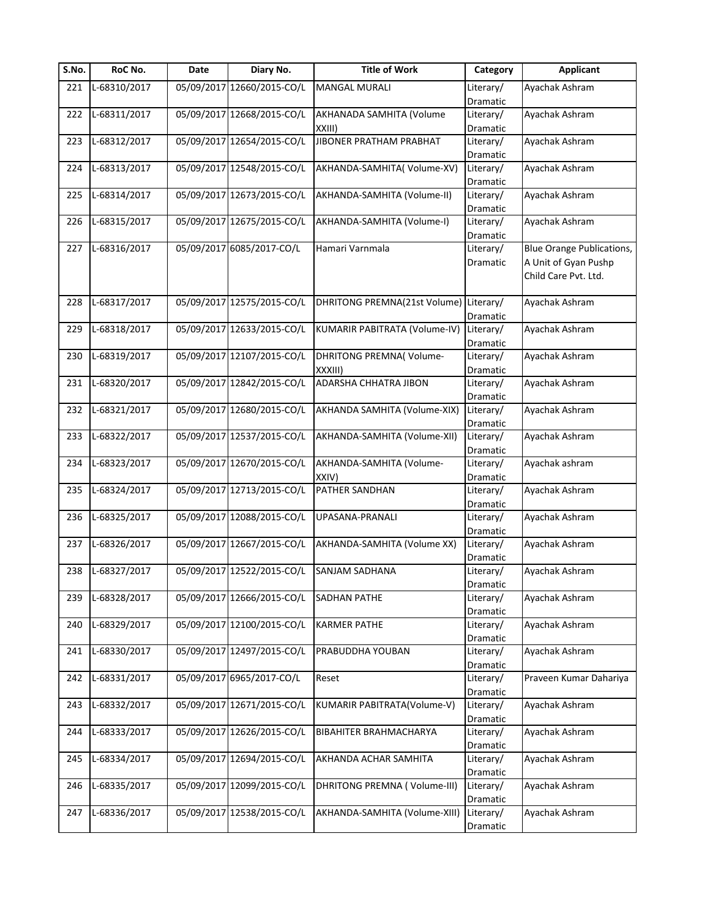| S.No. | RoC No. | Date | Diary No. | Title of Work | Category | Applicant |
|---|---|---|---|---|---|---|
| 221 | L-68310/2017 | 05/09/2017 | 12660/2015-CO/L | MANGAL MURALI | Literary/ Dramatic | Ayachak Ashram |
| 222 | L-68311/2017 | 05/09/2017 | 12668/2015-CO/L | AKHANADA SAMHITA (Volume XXIII) | Literary/ Dramatic | Ayachak Ashram |
| 223 | L-68312/2017 | 05/09/2017 | 12654/2015-CO/L | JIBONER PRATHAM PRABHAT | Literary/ Dramatic | Ayachak Ashram |
| 224 | L-68313/2017 | 05/09/2017 | 12548/2015-CO/L | AKHANDA-SAMHITA( Volume-XV) | Literary/ Dramatic | Ayachak Ashram |
| 225 | L-68314/2017 | 05/09/2017 | 12673/2015-CO/L | AKHANDA-SAMHITA (Volume-II) | Literary/ Dramatic | Ayachak Ashram |
| 226 | L-68315/2017 | 05/09/2017 | 12675/2015-CO/L | AKHANDA-SAMHITA (Volume-I) | Literary/ Dramatic | Ayachak Ashram |
| 227 | L-68316/2017 | 05/09/2017 | 6085/2017-CO/L | Hamari Varnmala | Literary/ Dramatic | Blue Orange Publications, A Unit of Gyan Pushp Child Care Pvt. Ltd. |
| 228 | L-68317/2017 | 05/09/2017 | 12575/2015-CO/L | DHRITONG PREMNA(21st Volume) | Literary/ Dramatic | Ayachak Ashram |
| 229 | L-68318/2017 | 05/09/2017 | 12633/2015-CO/L | KUMARIR PABITRATA (Volume-IV) | Literary/ Dramatic | Ayachak Ashram |
| 230 | L-68319/2017 | 05/09/2017 | 12107/2015-CO/L | DHRITONG PREMNA( Volume-XXXIII) | Literary/ Dramatic | Ayachak Ashram |
| 231 | L-68320/2017 | 05/09/2017 | 12842/2015-CO/L | ADARSHA CHHATRA JIBON | Literary/ Dramatic | Ayachak Ashram |
| 232 | L-68321/2017 | 05/09/2017 | 12680/2015-CO/L | AKHANDA SAMHITA (Volume-XIX) | Literary/ Dramatic | Ayachak Ashram |
| 233 | L-68322/2017 | 05/09/2017 | 12537/2015-CO/L | AKHANDA-SAMHITA (Volume-XII) | Literary/ Dramatic | Ayachak Ashram |
| 234 | L-68323/2017 | 05/09/2017 | 12670/2015-CO/L | AKHANDA-SAMHITA (Volume-XXIV) | Literary/ Dramatic | Ayachak ashram |
| 235 | L-68324/2017 | 05/09/2017 | 12713/2015-CO/L | PATHER SANDHAN | Literary/ Dramatic | Ayachak Ashram |
| 236 | L-68325/2017 | 05/09/2017 | 12088/2015-CO/L | UPASANA-PRANALI | Literary/ Dramatic | Ayachak Ashram |
| 237 | L-68326/2017 | 05/09/2017 | 12667/2015-CO/L | AKHANDA-SAMHITA (Volume XX) | Literary/ Dramatic | Ayachak Ashram |
| 238 | L-68327/2017 | 05/09/2017 | 12522/2015-CO/L | SANJAM SADHANA | Literary/ Dramatic | Ayachak Ashram |
| 239 | L-68328/2017 | 05/09/2017 | 12666/2015-CO/L | SADHAN PATHE | Literary/ Dramatic | Ayachak Ashram |
| 240 | L-68329/2017 | 05/09/2017 | 12100/2015-CO/L | KARMER PATHE | Literary/ Dramatic | Ayachak Ashram |
| 241 | L-68330/2017 | 05/09/2017 | 12497/2015-CO/L | PRABUDDHA YOUBAN | Literary/ Dramatic | Ayachak Ashram |
| 242 | L-68331/2017 | 05/09/2017 | 6965/2017-CO/L | Reset | Literary/ Dramatic | Praveen Kumar Dahariya |
| 243 | L-68332/2017 | 05/09/2017 | 12671/2015-CO/L | KUMARIR PABITRATA(Volume-V) | Literary/ Dramatic | Ayachak Ashram |
| 244 | L-68333/2017 | 05/09/2017 | 12626/2015-CO/L | BIBAHITER BRAHMACHARYA | Literary/ Dramatic | Ayachak Ashram |
| 245 | L-68334/2017 | 05/09/2017 | 12694/2015-CO/L | AKHANDA ACHAR SAMHITA | Literary/ Dramatic | Ayachak Ashram |
| 246 | L-68335/2017 | 05/09/2017 | 12099/2015-CO/L | DHRITONG PREMNA ( Volume-III) | Literary/ Dramatic | Ayachak Ashram |
| 247 | L-68336/2017 | 05/09/2017 | 12538/2015-CO/L | AKHANDA-SAMHITA (Volume-XIII) | Literary/ Dramatic | Ayachak Ashram |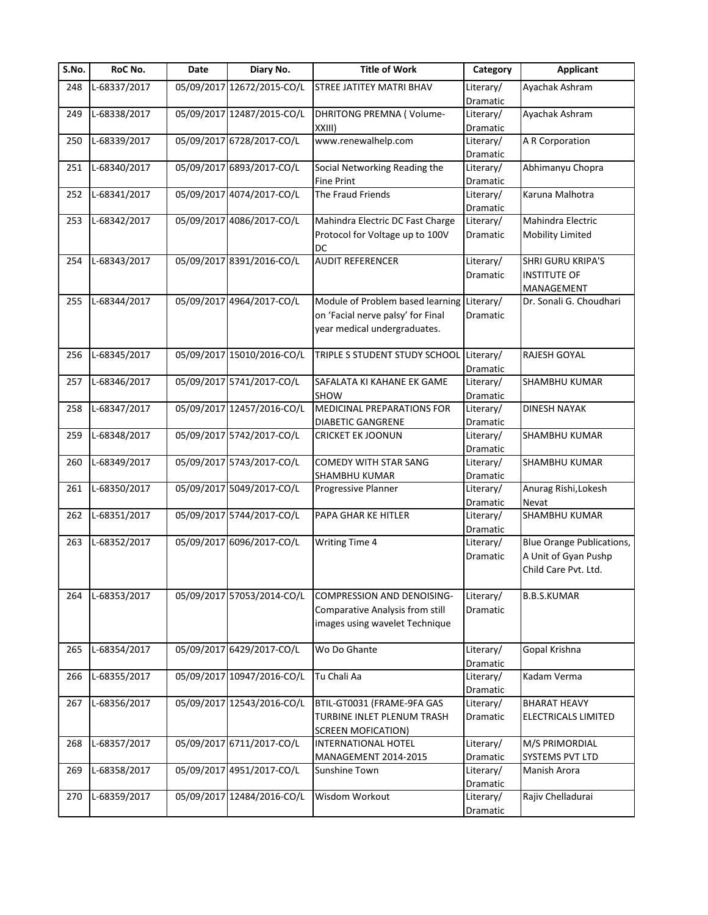| S.No. | RoC No. | Date | Diary No. | Title of Work | Category | Applicant |
|---|---|---|---|---|---|---|
| 248 | L-68337/2017 | 05/09/2017 | 12672/2015-CO/L | STREE JATITEY MATRI BHAV | Literary/ Dramatic | Ayachak Ashram |
| 249 | L-68338/2017 | 05/09/2017 | 12487/2015-CO/L | DHRITONG PREMNA ( Volume-XXIII) | Literary/ Dramatic | Ayachak Ashram |
| 250 | L-68339/2017 | 05/09/2017 | 6728/2017-CO/L | www.renewalhelp.com | Literary/ Dramatic | A R Corporation |
| 251 | L-68340/2017 | 05/09/2017 | 6893/2017-CO/L | Social Networking Reading the Fine Print | Literary/ Dramatic | Abhimanyu Chopra |
| 252 | L-68341/2017 | 05/09/2017 | 4074/2017-CO/L | The Fraud Friends | Literary/ Dramatic | Karuna Malhotra |
| 253 | L-68342/2017 | 05/09/2017 | 4086/2017-CO/L | Mahindra Electric DC Fast Charge Protocol for Voltage up to 100V DC | Literary/ Dramatic | Mahindra Electric Mobility Limited |
| 254 | L-68343/2017 | 05/09/2017 | 8391/2016-CO/L | AUDIT REFERENCER | Literary/ Dramatic | SHRI GURU KRIPA'S INSTITUTE OF MANAGEMENT |
| 255 | L-68344/2017 | 05/09/2017 | 4964/2017-CO/L | Module of Problem based learning on 'Facial nerve palsy' for Final year medical undergraduates. | Literary/ Dramatic | Dr. Sonali G. Choudhari |
| 256 | L-68345/2017 | 05/09/2017 | 15010/2016-CO/L | TRIPLE S STUDENT STUDY SCHOOL | Literary/ Dramatic | RAJESH GOYAL |
| 257 | L-68346/2017 | 05/09/2017 | 5741/2017-CO/L | SAFALATA KI KAHANE EK GAME SHOW | Literary/ Dramatic | SHAMBHU KUMAR |
| 258 | L-68347/2017 | 05/09/2017 | 12457/2016-CO/L | MEDICINAL PREPARATIONS FOR DIABETIC GANGRENE | Literary/ Dramatic | DINESH NAYAK |
| 259 | L-68348/2017 | 05/09/2017 | 5742/2017-CO/L | CRICKET EK JOONUN | Literary/ Dramatic | SHAMBHU KUMAR |
| 260 | L-68349/2017 | 05/09/2017 | 5743/2017-CO/L | COMEDY WITH STAR SANG SHAMBHU KUMAR | Literary/ Dramatic | SHAMBHU KUMAR |
| 261 | L-68350/2017 | 05/09/2017 | 5049/2017-CO/L | Progressive Planner | Literary/ Dramatic | Anurag Rishi,Lokesh Nevat |
| 262 | L-68351/2017 | 05/09/2017 | 5744/2017-CO/L | PAPA GHAR KE HITLER | Literary/ Dramatic | SHAMBHU KUMAR |
| 263 | L-68352/2017 | 05/09/2017 | 6096/2017-CO/L | Writing Time 4 | Literary/ Dramatic | Blue Orange Publications, A Unit of Gyan Pushp Child Care Pvt. Ltd. |
| 264 | L-68353/2017 | 05/09/2017 | 57053/2014-CO/L | COMPRESSION AND DENOISING-Comparative Analysis from still images using wavelet Technique | Literary/ Dramatic | B.B.S.KUMAR |
| 265 | L-68354/2017 | 05/09/2017 | 6429/2017-CO/L | Wo Do Ghante | Literary/ Dramatic | Gopal Krishna |
| 266 | L-68355/2017 | 05/09/2017 | 10947/2016-CO/L | Tu Chali Aa | Literary/ Dramatic | Kadam Verma |
| 267 | L-68356/2017 | 05/09/2017 | 12543/2016-CO/L | BTIL-GT0031 (FRAME-9FA GAS TURBINE INLET PLENUM TRASH SCREEN MOFICATION) | Literary/ Dramatic | BHARAT HEAVY ELECTRICALS LIMITED |
| 268 | L-68357/2017 | 05/09/2017 | 6711/2017-CO/L | INTERNATIONAL HOTEL MANAGEMENT 2014-2015 | Literary/ Dramatic | M/S PRIMORDIAL SYSTEMS PVT LTD |
| 269 | L-68358/2017 | 05/09/2017 | 4951/2017-CO/L | Sunshine Town | Literary/ Dramatic | Manish Arora |
| 270 | L-68359/2017 | 05/09/2017 | 12484/2016-CO/L | Wisdom Workout | Literary/ Dramatic | Rajiv Chelladurai |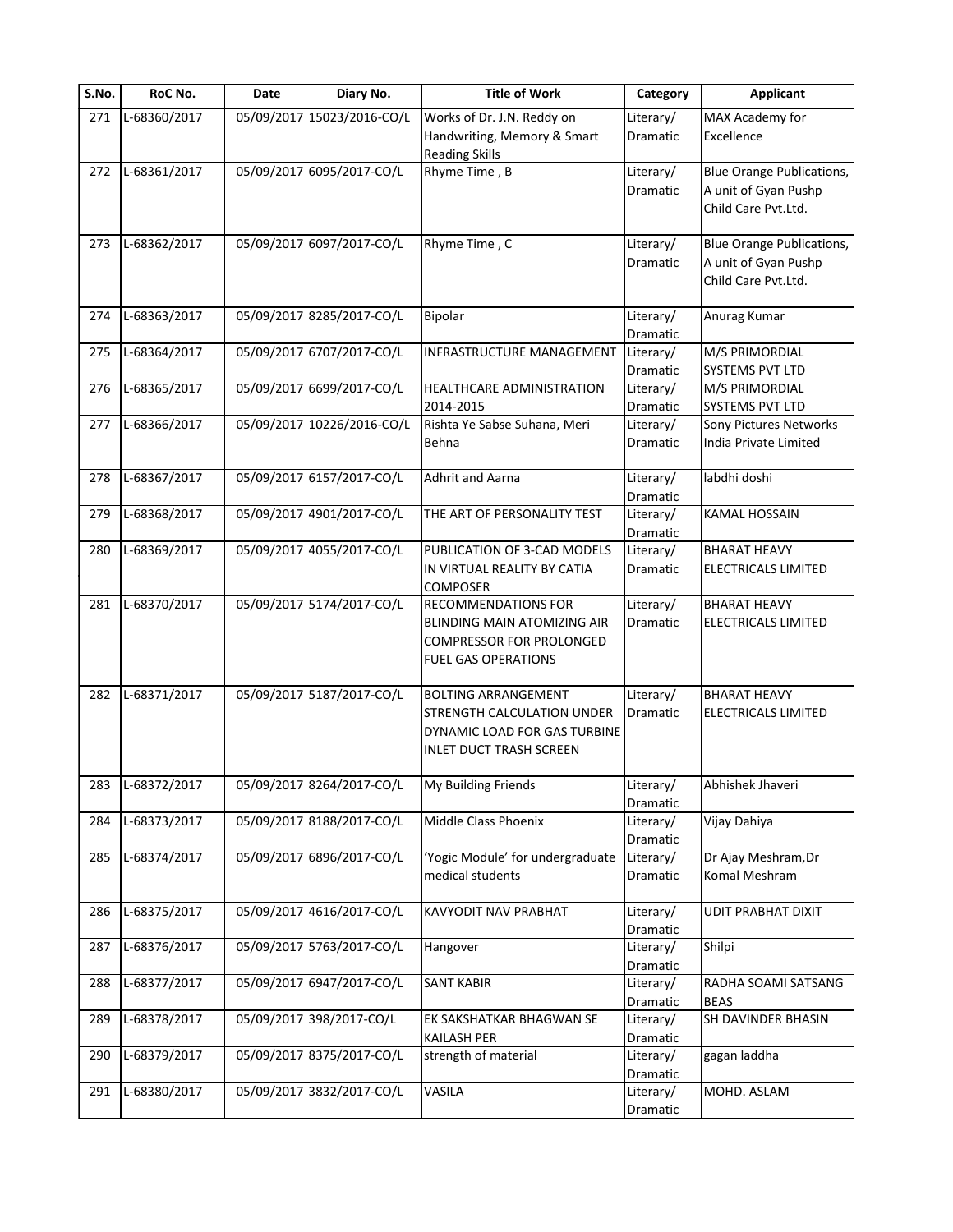| S.No. | RoC No. | Date | Diary No. | Title of Work | Category | Applicant |
|---|---|---|---|---|---|---|
| 271 | L-68360/2017 | 05/09/2017 | 15023/2016-CO/L | Works of Dr. J.N. Reddy on Handwriting, Memory & Smart Reading Skills | Literary/ Dramatic | MAX Academy for Excellence |
| 272 | L-68361/2017 | 05/09/2017 | 6095/2017-CO/L | Rhyme Time , B | Literary/ Dramatic | Blue Orange Publications, A unit of Gyan Pushp Child Care Pvt.Ltd. |
| 273 | L-68362/2017 | 05/09/2017 | 6097/2017-CO/L | Rhyme Time , C | Literary/ Dramatic | Blue Orange Publications, A unit of Gyan Pushp Child Care Pvt.Ltd. |
| 274 | L-68363/2017 | 05/09/2017 | 8285/2017-CO/L | Bipolar | Literary/ Dramatic | Anurag Kumar |
| 275 | L-68364/2017 | 05/09/2017 | 6707/2017-CO/L | INFRASTRUCTURE MANAGEMENT | Literary/ Dramatic | M/S PRIMORDIAL SYSTEMS PVT LTD |
| 276 | L-68365/2017 | 05/09/2017 | 6699/2017-CO/L | HEALTHCARE ADMINISTRATION 2014-2015 | Literary/ Dramatic | M/S PRIMORDIAL SYSTEMS PVT LTD |
| 277 | L-68366/2017 | 05/09/2017 | 10226/2016-CO/L | Rishta Ye Sabse Suhana, Meri Behna | Literary/ Dramatic | Sony Pictures Networks India Private Limited |
| 278 | L-68367/2017 | 05/09/2017 | 6157/2017-CO/L | Adhrit and Aarna | Literary/ Dramatic | labdhi doshi |
| 279 | L-68368/2017 | 05/09/2017 | 4901/2017-CO/L | THE ART OF PERSONALITY TEST | Literary/ Dramatic | KAMAL HOSSAIN |
| 280 | L-68369/2017 | 05/09/2017 | 4055/2017-CO/L | PUBLICATION OF 3-CAD MODELS IN VIRTUAL REALITY BY CATIA COMPOSER | Literary/ Dramatic | BHARAT HEAVY ELECTRICALS LIMITED |
| 281 | L-68370/2017 | 05/09/2017 | 5174/2017-CO/L | RECOMMENDATIONS FOR BLINDING MAIN ATOMIZING AIR COMPRESSOR FOR PROLONGED FUEL GAS OPERATIONS | Literary/ Dramatic | BHARAT HEAVY ELECTRICALS LIMITED |
| 282 | L-68371/2017 | 05/09/2017 | 5187/2017-CO/L | BOLTING ARRANGEMENT STRENGTH CALCULATION UNDER DYNAMIC LOAD FOR GAS TURBINE INLET DUCT TRASH SCREEN | Literary/ Dramatic | BHARAT HEAVY ELECTRICALS LIMITED |
| 283 | L-68372/2017 | 05/09/2017 | 8264/2017-CO/L | My Building Friends | Literary/ Dramatic | Abhishek Jhaveri |
| 284 | L-68373/2017 | 05/09/2017 | 8188/2017-CO/L | Middle Class Phoenix | Literary/ Dramatic | Vijay Dahiya |
| 285 | L-68374/2017 | 05/09/2017 | 6896/2017-CO/L | 'Yogic Module' for undergraduate medical students | Literary/ Dramatic | Dr Ajay Meshram,Dr Komal Meshram |
| 286 | L-68375/2017 | 05/09/2017 | 4616/2017-CO/L | KAVYODIT NAV PRABHAT | Literary/ Dramatic | UDIT PRABHAT DIXIT |
| 287 | L-68376/2017 | 05/09/2017 | 5763/2017-CO/L | Hangover | Literary/ Dramatic | Shilpi |
| 288 | L-68377/2017 | 05/09/2017 | 6947/2017-CO/L | SANT KABIR | Literary/ Dramatic | RADHA SOAMI SATSANG BEAS |
| 289 | L-68378/2017 | 05/09/2017 | 398/2017-CO/L | EK SAKSHATKAR BHAGWAN SE KAILASH PER | Literary/ Dramatic | SH DAVINDER BHASIN |
| 290 | L-68379/2017 | 05/09/2017 | 8375/2017-CO/L | strength of material | Literary/ Dramatic | gagan laddha |
| 291 | L-68380/2017 | 05/09/2017 | 3832/2017-CO/L | VASILA | Literary/ Dramatic | MOHD. ASLAM |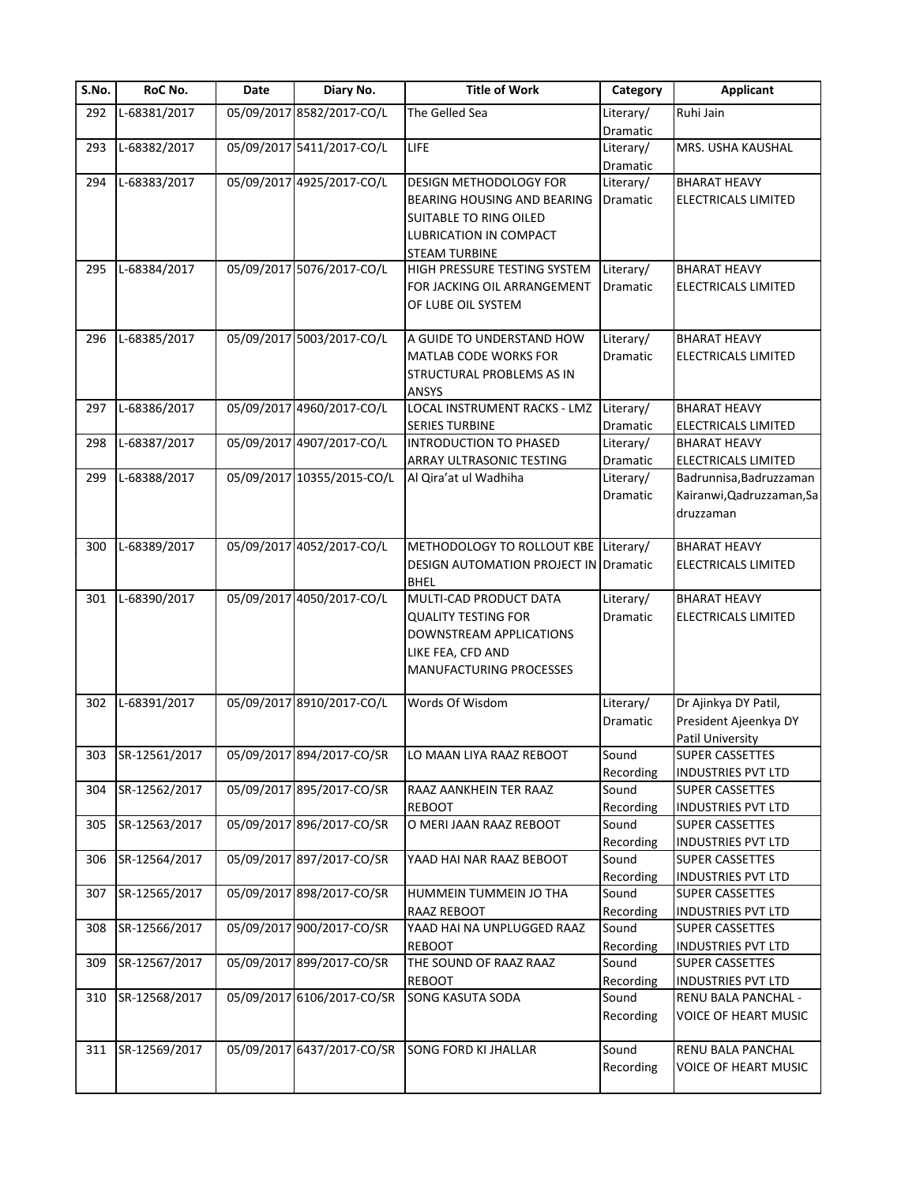| S.No. | RoC No. | Date | Diary No. | Title of Work | Category | Applicant |
|---|---|---|---|---|---|---|
| 292 | L-68381/2017 | 05/09/2017 | 8582/2017-CO/L | The Gelled Sea | Literary/ Dramatic | Ruhi Jain |
| 293 | L-68382/2017 | 05/09/2017 | 5411/2017-CO/L | LIFE | Literary/ Dramatic | MRS. USHA KAUSHAL |
| 294 | L-68383/2017 | 05/09/2017 | 4925/2017-CO/L | DESIGN METHODOLOGY FOR BEARING HOUSING AND BEARING SUITABLE TO RING OILED LUBRICATION IN COMPACT STEAM TURBINE | Literary/ Dramatic | BHARAT HEAVY ELECTRICALS LIMITED |
| 295 | L-68384/2017 | 05/09/2017 | 5076/2017-CO/L | HIGH PRESSURE TESTING SYSTEM FOR JACKING OIL ARRANGEMENT OF LUBE OIL SYSTEM | Literary/ Dramatic | BHARAT HEAVY ELECTRICALS LIMITED |
| 296 | L-68385/2017 | 05/09/2017 | 5003/2017-CO/L | A GUIDE TO UNDERSTAND HOW MATLAB CODE WORKS FOR STRUCTURAL PROBLEMS AS IN ANSYS | Literary/ Dramatic | BHARAT HEAVY ELECTRICALS LIMITED |
| 297 | L-68386/2017 | 05/09/2017 | 4960/2017-CO/L | LOCAL INSTRUMENT RACKS - LMZ SERIES TURBINE | Literary/ Dramatic | BHARAT HEAVY ELECTRICALS LIMITED |
| 298 | L-68387/2017 | 05/09/2017 | 4907/2017-CO/L | INTRODUCTION TO PHASED ARRAY ULTRASONIC TESTING | Literary/ Dramatic | BHARAT HEAVY ELECTRICALS LIMITED |
| 299 | L-68388/2017 | 05/09/2017 | 10355/2015-CO/L | Al Qira'at ul Wadhiha | Literary/ Dramatic | Badrunnisa,Badruzzaman Kairanwi,Qadruzzaman,Sadruzzaman |
| 300 | L-68389/2017 | 05/09/2017 | 4052/2017-CO/L | METHODOLOGY TO ROLLOUT KBE DESIGN AUTOMATION PROJECT IN BHEL | Literary/ Dramatic | BHARAT HEAVY ELECTRICALS LIMITED |
| 301 | L-68390/2017 | 05/09/2017 | 4050/2017-CO/L | MULTI-CAD PRODUCT DATA QUALITY TESTING FOR DOWNSTREAM APPLICATIONS LIKE FEA, CFD AND MANUFACTURING PROCESSES | Literary/ Dramatic | BHARAT HEAVY ELECTRICALS LIMITED |
| 302 | L-68391/2017 | 05/09/2017 | 8910/2017-CO/L | Words Of Wisdom | Literary/ Dramatic | Dr Ajinkya DY Patil, President Ajeenkya DY Patil University |
| 303 | SR-12561/2017 | 05/09/2017 | 894/2017-CO/SR | LO MAAN LIYA RAAZ REBOOT | Sound Recording | SUPER CASSETTES INDUSTRIES PVT LTD |
| 304 | SR-12562/2017 | 05/09/2017 | 895/2017-CO/SR | RAAZ AANKHEIN TER RAAZ REBOOT | Sound Recording | SUPER CASSETTES INDUSTRIES PVT LTD |
| 305 | SR-12563/2017 | 05/09/2017 | 896/2017-CO/SR | O MERI JAAN RAAZ REBOOT | Sound Recording | SUPER CASSETTES INDUSTRIES PVT LTD |
| 306 | SR-12564/2017 | 05/09/2017 | 897/2017-CO/SR | YAAD HAI NAR RAAZ BEBOOT | Sound Recording | SUPER CASSETTES INDUSTRIES PVT LTD |
| 307 | SR-12565/2017 | 05/09/2017 | 898/2017-CO/SR | HUMMEIN TUMMEIN JO THA RAAZ REBOOT | Sound Recording | SUPER CASSETTES INDUSTRIES PVT LTD |
| 308 | SR-12566/2017 | 05/09/2017 | 900/2017-CO/SR | YAAD HAI NA UNPLUGGED RAAZ REBOOT | Sound Recording | SUPER CASSETTES INDUSTRIES PVT LTD |
| 309 | SR-12567/2017 | 05/09/2017 | 899/2017-CO/SR | THE SOUND OF RAAZ RAAZ REBOOT | Sound Recording | SUPER CASSETTES INDUSTRIES PVT LTD |
| 310 | SR-12568/2017 | 05/09/2017 | 6106/2017-CO/SR | SONG KASUTA SODA | Sound Recording | RENU BALA PANCHAL - VOICE OF HEART MUSIC |
| 311 | SR-12569/2017 | 05/09/2017 | 6437/2017-CO/SR | SONG FORD KI JHALLAR | Sound Recording | RENU BALA PANCHAL VOICE OF HEART MUSIC |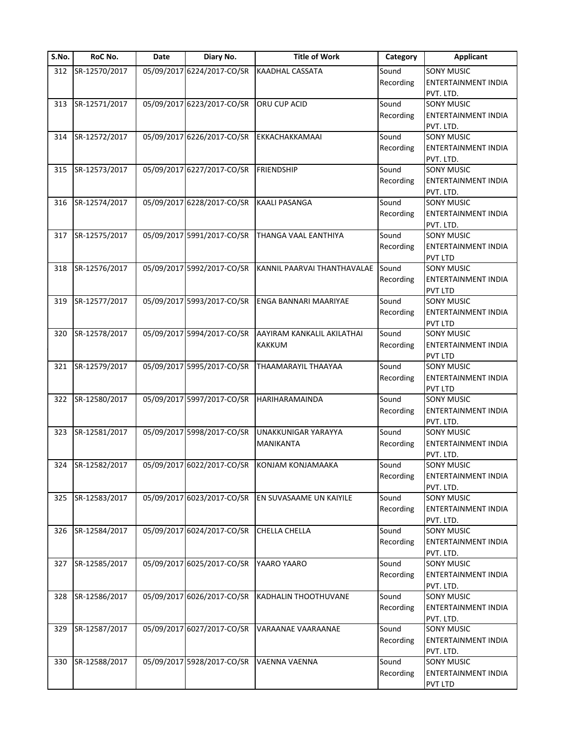| S.No. | RoC No. | Date | Diary No. | Title of Work | Category | Applicant |
|---|---|---|---|---|---|---|
| 312 | SR-12570/2017 | 05/09/2017 | 6224/2017-CO/SR | KAADHAL CASSATA | Sound Recording | SONY MUSIC ENTERTAINMENT INDIA PVT. LTD. |
| 313 | SR-12571/2017 | 05/09/2017 | 6223/2017-CO/SR | ORU CUP ACID | Sound Recording | SONY MUSIC ENTERTAINMENT INDIA PVT. LTD. |
| 314 | SR-12572/2017 | 05/09/2017 | 6226/2017-CO/SR | EKKACHAKKAMAAI | Sound Recording | SONY MUSIC ENTERTAINMENT INDIA PVT. LTD. |
| 315 | SR-12573/2017 | 05/09/2017 | 6227/2017-CO/SR | FRIENDSHIP | Sound Recording | SONY MUSIC ENTERTAINMENT INDIA PVT. LTD. |
| 316 | SR-12574/2017 | 05/09/2017 | 6228/2017-CO/SR | KAALI PASANGA | Sound Recording | SONY MUSIC ENTERTAINMENT INDIA PVT. LTD. |
| 317 | SR-12575/2017 | 05/09/2017 | 5991/2017-CO/SR | THANGA VAAL EANTHIYA | Sound Recording | SONY MUSIC ENTERTAINMENT INDIA PVT LTD |
| 318 | SR-12576/2017 | 05/09/2017 | 5992/2017-CO/SR | KANNIL PAARVAI THANTHAVALAE | Sound Recording | SONY MUSIC ENTERTAINMENT INDIA PVT LTD |
| 319 | SR-12577/2017 | 05/09/2017 | 5993/2017-CO/SR | ENGA BANNARI MAARIYAE | Sound Recording | SONY MUSIC ENTERTAINMENT INDIA PVT LTD |
| 320 | SR-12578/2017 | 05/09/2017 | 5994/2017-CO/SR | AAYIRAM KANKALIL AKILATHAI KAKKUM | Sound Recording | SONY MUSIC ENTERTAINMENT INDIA PVT LTD |
| 321 | SR-12579/2017 | 05/09/2017 | 5995/2017-CO/SR | THAAMARAYIL THAAYAA | Sound Recording | SONY MUSIC ENTERTAINMENT INDIA PVT LTD |
| 322 | SR-12580/2017 | 05/09/2017 | 5997/2017-CO/SR | HARIHARAMAINDA | Sound Recording | SONY MUSIC ENTERTAINMENT INDIA PVT. LTD. |
| 323 | SR-12581/2017 | 05/09/2017 | 5998/2017-CO/SR | UNAKKUNIGAR YARAYYA MANIKANTA | Sound Recording | SONY MUSIC ENTERTAINMENT INDIA PVT. LTD. |
| 324 | SR-12582/2017 | 05/09/2017 | 6022/2017-CO/SR | KONJAM KONJAMAAKA | Sound Recording | SONY MUSIC ENTERTAINMENT INDIA PVT. LTD. |
| 325 | SR-12583/2017 | 05/09/2017 | 6023/2017-CO/SR | EN SUVASAAME UN KAIYILE | Sound Recording | SONY MUSIC ENTERTAINMENT INDIA PVT. LTD. |
| 326 | SR-12584/2017 | 05/09/2017 | 6024/2017-CO/SR | CHELLA CHELLA | Sound Recording | SONY MUSIC ENTERTAINMENT INDIA PVT. LTD. |
| 327 | SR-12585/2017 | 05/09/2017 | 6025/2017-CO/SR | YAARO YAARO | Sound Recording | SONY MUSIC ENTERTAINMENT INDIA PVT. LTD. |
| 328 | SR-12586/2017 | 05/09/2017 | 6026/2017-CO/SR | KADHALIN THOOTHUVANE | Sound Recording | SONY MUSIC ENTERTAINMENT INDIA PVT. LTD. |
| 329 | SR-12587/2017 | 05/09/2017 | 6027/2017-CO/SR | VARAANAE VAARAANAE | Sound Recording | SONY MUSIC ENTERTAINMENT INDIA PVT. LTD. |
| 330 | SR-12588/2017 | 05/09/2017 | 5928/2017-CO/SR | VAENNA VAENNA | Sound Recording | SONY MUSIC ENTERTAINMENT INDIA PVT LTD |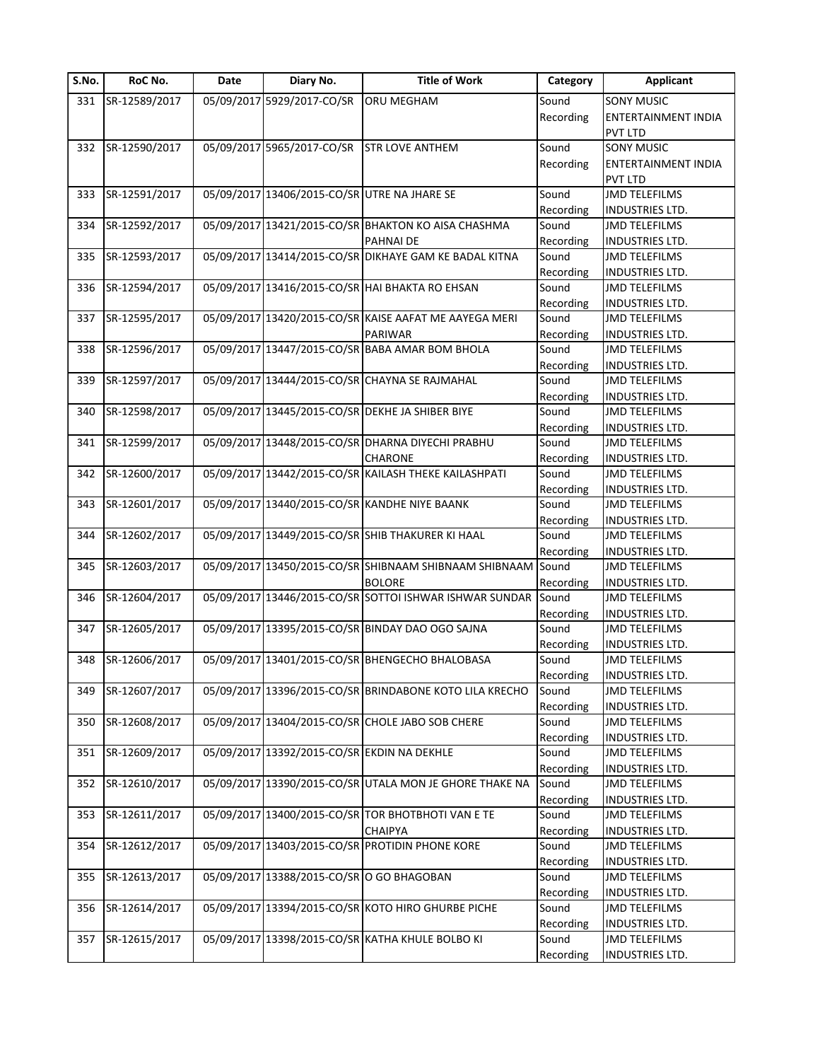| S.No. | RoC No. | Date | Diary No. | Title of Work | Category | Applicant |
|---|---|---|---|---|---|---|
| 331 | SR-12589/2017 | 05/09/2017 | 5929/2017-CO/SR | ORU MEGHAM | Sound Recording | SONY MUSIC ENTERTAINMENT INDIA PVT LTD |
| 332 | SR-12590/2017 | 05/09/2017 | 5965/2017-CO/SR | STR LOVE ANTHEM | Sound Recording | SONY MUSIC ENTERTAINMENT INDIA PVT LTD |
| 333 | SR-12591/2017 | 05/09/2017 | 13406/2015-CO/SR | UTRE NA JHARE SE | Sound Recording | JMD TELEFILMS INDUSTRIES LTD. |
| 334 | SR-12592/2017 | 05/09/2017 | 13421/2015-CO/SR | BHAKTON KO AISA CHASHMA PAHNAI DE | Sound Recording | JMD TELEFILMS INDUSTRIES LTD. |
| 335 | SR-12593/2017 | 05/09/2017 | 13414/2015-CO/SR | DIKHAYE GAM KE BADAL KITNA | Sound Recording | JMD TELEFILMS INDUSTRIES LTD. |
| 336 | SR-12594/2017 | 05/09/2017 | 13416/2015-CO/SR | HAI BHAKTA RO EHSAN | Sound Recording | JMD TELEFILMS INDUSTRIES LTD. |
| 337 | SR-12595/2017 | 05/09/2017 | 13420/2015-CO/SR | KAISE AAFAT ME AAYEGA MERI PARIWAR | Sound Recording | JMD TELEFILMS INDUSTRIES LTD. |
| 338 | SR-12596/2017 | 05/09/2017 | 13447/2015-CO/SR | BABA AMAR BOM BHOLA | Sound Recording | JMD TELEFILMS INDUSTRIES LTD. |
| 339 | SR-12597/2017 | 05/09/2017 | 13444/2015-CO/SR | CHAYNA SE RAJMAHAL | Sound Recording | JMD TELEFILMS INDUSTRIES LTD. |
| 340 | SR-12598/2017 | 05/09/2017 | 13445/2015-CO/SR | DEKHE JA SHIBER BIYE | Sound Recording | JMD TELEFILMS INDUSTRIES LTD. |
| 341 | SR-12599/2017 | 05/09/2017 | 13448/2015-CO/SR | DHARNA DIYECHI PRABHU CHARONE | Sound Recording | JMD TELEFILMS INDUSTRIES LTD. |
| 342 | SR-12600/2017 | 05/09/2017 | 13442/2015-CO/SR | KAILASH THEKE KAILASHPATI | Sound Recording | JMD TELEFILMS INDUSTRIES LTD. |
| 343 | SR-12601/2017 | 05/09/2017 | 13440/2015-CO/SR | KANDHE NIYE BAANK | Sound Recording | JMD TELEFILMS INDUSTRIES LTD. |
| 344 | SR-12602/2017 | 05/09/2017 | 13449/2015-CO/SR | SHIB THAKURER KI HAAL | Sound Recording | JMD TELEFILMS INDUSTRIES LTD. |
| 345 | SR-12603/2017 | 05/09/2017 | 13450/2015-CO/SR | SHIBNAAM SHIBNAAM SHIBNAAM BOLORE | Sound Recording | JMD TELEFILMS INDUSTRIES LTD. |
| 346 | SR-12604/2017 | 05/09/2017 | 13446/2015-CO/SR | SOTTOI ISHWAR ISHWAR SUNDAR | Sound Recording | JMD TELEFILMS INDUSTRIES LTD. |
| 347 | SR-12605/2017 | 05/09/2017 | 13395/2015-CO/SR | BINDAY DAO OGO SAJNA | Sound Recording | JMD TELEFILMS INDUSTRIES LTD. |
| 348 | SR-12606/2017 | 05/09/2017 | 13401/2015-CO/SR | BHENGECHO BHALOBASA | Sound Recording | JMD TELEFILMS INDUSTRIES LTD. |
| 349 | SR-12607/2017 | 05/09/2017 | 13396/2015-CO/SR | BRINDABONE KOTO LILA KRECHO | Sound Recording | JMD TELEFILMS INDUSTRIES LTD. |
| 350 | SR-12608/2017 | 05/09/2017 | 13404/2015-CO/SR | CHOLE JABO SOB CHERE | Sound Recording | JMD TELEFILMS INDUSTRIES LTD. |
| 351 | SR-12609/2017 | 05/09/2017 | 13392/2015-CO/SR | EKDIN NA DEKHLE | Sound Recording | JMD TELEFILMS INDUSTRIES LTD. |
| 352 | SR-12610/2017 | 05/09/2017 | 13390/2015-CO/SR | UTALA MON JE GHORE THAKE NA | Sound Recording | JMD TELEFILMS INDUSTRIES LTD. |
| 353 | SR-12611/2017 | 05/09/2017 | 13400/2015-CO/SR | TOR BHOTBHOTI VAN E TE CHAIPYA | Sound Recording | JMD TELEFILMS INDUSTRIES LTD. |
| 354 | SR-12612/2017 | 05/09/2017 | 13403/2015-CO/SR | PROTIDIN PHONE KORE | Sound Recording | JMD TELEFILMS INDUSTRIES LTD. |
| 355 | SR-12613/2017 | 05/09/2017 | 13388/2015-CO/SR | O GO BHAGOBAN | Sound Recording | JMD TELEFILMS INDUSTRIES LTD. |
| 356 | SR-12614/2017 | 05/09/2017 | 13394/2015-CO/SR | KOTO HIRO GHURBE PICHE | Sound Recording | JMD TELEFILMS INDUSTRIES LTD. |
| 357 | SR-12615/2017 | 05/09/2017 | 13398/2015-CO/SR | KATHA KHULE BOLBO KI | Sound Recording | JMD TELEFILMS INDUSTRIES LTD. |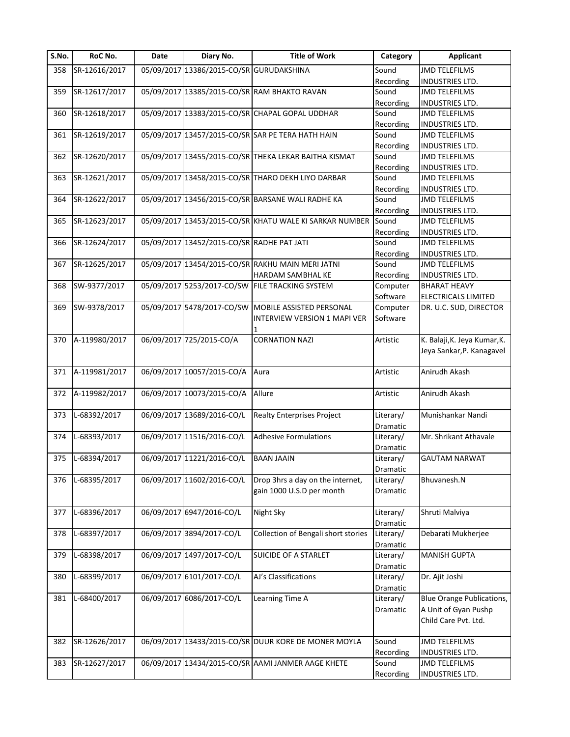| S.No. | RoC No. | Date | Diary No. | Title of Work | Category | Applicant |
|---|---|---|---|---|---|---|
| 358 | SR-12616/2017 | 05/09/2017 | 13386/2015-CO/SR | GURUDAKSHINA | Sound Recording | JMD TELEFILMS INDUSTRIES LTD. |
| 359 | SR-12617/2017 | 05/09/2017 | 13385/2015-CO/SR | RAM BHAKTO RAVAN | Sound Recording | JMD TELEFILMS INDUSTRIES LTD. |
| 360 | SR-12618/2017 | 05/09/2017 | 13383/2015-CO/SR | CHAPAL GOPAL UDDHAR | Sound Recording | JMD TELEFILMS INDUSTRIES LTD. |
| 361 | SR-12619/2017 | 05/09/2017 | 13457/2015-CO/SR | SAR PE TERA HATH HAIN | Sound Recording | JMD TELEFILMS INDUSTRIES LTD. |
| 362 | SR-12620/2017 | 05/09/2017 | 13455/2015-CO/SR | THEKA LEKAR BAITHA KISMAT | Sound Recording | JMD TELEFILMS INDUSTRIES LTD. |
| 363 | SR-12621/2017 | 05/09/2017 | 13458/2015-CO/SR | THARO DEKH LIYO DARBAR | Sound Recording | JMD TELEFILMS INDUSTRIES LTD. |
| 364 | SR-12622/2017 | 05/09/2017 | 13456/2015-CO/SR | BARSANE WALI RADHE KA | Sound Recording | JMD TELEFILMS INDUSTRIES LTD. |
| 365 | SR-12623/2017 | 05/09/2017 | 13453/2015-CO/SR | KHATU WALE KI SARKAR NUMBER | Sound Recording | JMD TELEFILMS INDUSTRIES LTD. |
| 366 | SR-12624/2017 | 05/09/2017 | 13452/2015-CO/SR | RADHE PAT JATI | Sound Recording | JMD TELEFILMS INDUSTRIES LTD. |
| 367 | SR-12625/2017 | 05/09/2017 | 13454/2015-CO/SR | RAKHU MAIN MERI JATNI HARDAM SAMBHAL KE | Sound Recording | JMD TELEFILMS INDUSTRIES LTD. |
| 368 | SW-9377/2017 | 05/09/2017 | 5253/2017-CO/SW | FILE TRACKING SYSTEM | Computer Software | BHARAT HEAVY ELECTRICALS LIMITED |
| 369 | SW-9378/2017 | 05/09/2017 | 5478/2017-CO/SW | MOBILE ASSISTED PERSONAL INTERVIEW VERSION 1 MAPI VER 1 | Computer Software | DR. U.C. SUD, DIRECTOR |
| 370 | A-119980/2017 | 06/09/2017 | 725/2015-CO/A | CORNATION NAZI | Artistic | K. Balaji,K. Jeya Kumar,K. Jeya Sankar,P. Kanagavel |
| 371 | A-119981/2017 | 06/09/2017 | 10057/2015-CO/A | Aura | Artistic | Anirudh Akash |
| 372 | A-119982/2017 | 06/09/2017 | 10073/2015-CO/A | Allure | Artistic | Anirudh Akash |
| 373 | L-68392/2017 | 06/09/2017 | 13689/2016-CO/L | Realty Enterprises Project | Literary/ Dramatic | Munishankar Nandi |
| 374 | L-68393/2017 | 06/09/2017 | 11516/2016-CO/L | Adhesive Formulations | Literary/ Dramatic | Mr. Shrikant Athavale |
| 375 | L-68394/2017 | 06/09/2017 | 11221/2016-CO/L | BAAN JAAIN | Literary/ Dramatic | GAUTAM NARWAT |
| 376 | L-68395/2017 | 06/09/2017 | 11602/2016-CO/L | Drop 3hrs a day on the internet, gain 1000 U.S.D per month | Literary/ Dramatic | Bhuvanesh.N |
| 377 | L-68396/2017 | 06/09/2017 | 6947/2016-CO/L | Night Sky | Literary/ Dramatic | Shruti Malviya |
| 378 | L-68397/2017 | 06/09/2017 | 3894/2017-CO/L | Collection of Bengali short stories | Literary/ Dramatic | Debarati Mukherjee |
| 379 | L-68398/2017 | 06/09/2017 | 1497/2017-CO/L | SUICIDE OF A STARLET | Literary/ Dramatic | MANISH GUPTA |
| 380 | L-68399/2017 | 06/09/2017 | 6101/2017-CO/L | AJ's Classifications | Literary/ Dramatic | Dr. Ajit Joshi |
| 381 | L-68400/2017 | 06/09/2017 | 6086/2017-CO/L | Learning Time A | Literary/ Dramatic | Blue Orange Publications, A Unit of Gyan Pushp Child Care Pvt. Ltd. |
| 382 | SR-12626/2017 | 06/09/2017 | 13433/2015-CO/SR | DUUR KORE DE MONER MOYLA | Sound Recording | JMD TELEFILMS INDUSTRIES LTD. |
| 383 | SR-12627/2017 | 06/09/2017 | 13434/2015-CO/SR | AAMI JANMER AAGE KHETE | Sound Recording | JMD TELEFILMS INDUSTRIES LTD. |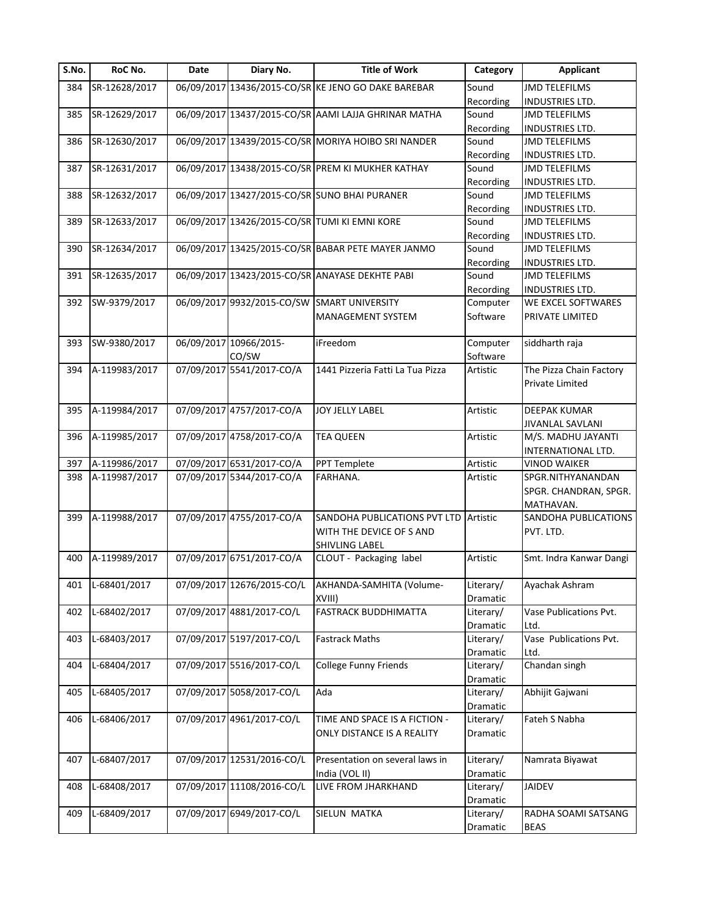| S.No. | RoC No. | Date | Diary No. | Title of Work | Category | Applicant |
|---|---|---|---|---|---|---|
| 384 | SR-12628/2017 | 06/09/2017 | 13436/2015-CO/SR | KE JENO GO DAKE BAREBAR | Sound Recording | JMD TELEFILMS INDUSTRIES LTD. |
| 385 | SR-12629/2017 | 06/09/2017 | 13437/2015-CO/SR | AAMI LAJJA GHRINAR MATHA | Sound Recording | JMD TELEFILMS INDUSTRIES LTD. |
| 386 | SR-12630/2017 | 06/09/2017 | 13439/2015-CO/SR | MORIYA HOIBO SRI NANDER | Sound Recording | JMD TELEFILMS INDUSTRIES LTD. |
| 387 | SR-12631/2017 | 06/09/2017 | 13438/2015-CO/SR | PREM KI MUKHER KATHAY | Sound Recording | JMD TELEFILMS INDUSTRIES LTD. |
| 388 | SR-12632/2017 | 06/09/2017 | 13427/2015-CO/SR | SUNO BHAI PURANER | Sound Recording | JMD TELEFILMS INDUSTRIES LTD. |
| 389 | SR-12633/2017 | 06/09/2017 | 13426/2015-CO/SR | TUMI KI EMNI KORE | Sound Recording | JMD TELEFILMS INDUSTRIES LTD. |
| 390 | SR-12634/2017 | 06/09/2017 | 13425/2015-CO/SR | BABAR PETE MAYER JANMO | Sound Recording | JMD TELEFILMS INDUSTRIES LTD. |
| 391 | SR-12635/2017 | 06/09/2017 | 13423/2015-CO/SR | ANAYASE DEKHTE PABI | Sound Recording | JMD TELEFILMS INDUSTRIES LTD. |
| 392 | SW-9379/2017 | 06/09/2017 | 9932/2015-CO/SW | SMART UNIVERSITY MANAGEMENT SYSTEM | Computer Software | WE EXCEL SOFTWARES PRIVATE LIMITED |
| 393 | SW-9380/2017 | 06/09/2017 | 10966/2015-CO/SW | iFreedom | Computer Software | siddharth raja |
| 394 | A-119983/2017 | 07/09/2017 | 5541/2017-CO/A | 1441 Pizzeria Fatti La Tua Pizza | Artistic | The Pizza Chain Factory Private Limited |
| 395 | A-119984/2017 | 07/09/2017 | 4757/2017-CO/A | JOY JELLY LABEL | Artistic | DEEPAK KUMAR JIVANLAL SAVLANI |
| 396 | A-119985/2017 | 07/09/2017 | 4758/2017-CO/A | TEA QUEEN | Artistic | M/S. MADHU JAYANTI INTERNATIONAL LTD. |
| 397 | A-119986/2017 | 07/09/2017 | 6531/2017-CO/A | PPT Templete | Artistic | VINOD WAIKER |
| 398 | A-119987/2017 | 07/09/2017 | 5344/2017-CO/A | FARHANA. | Artistic | SPGR.NITHYANANDAN SPGR. CHANDRAN, SPGR. MATHAVAN. |
| 399 | A-119988/2017 | 07/09/2017 | 4755/2017-CO/A | SANDOHA PUBLICATIONS PVT LTD WITH THE DEVICE OF S AND SHIVLING LABEL | Artistic | SANDOHA PUBLICATIONS PVT. LTD. |
| 400 | A-119989/2017 | 07/09/2017 | 6751/2017-CO/A | CLOUT - Packaging label | Artistic | Smt. Indra Kanwar Dangi |
| 401 | L-68401/2017 | 07/09/2017 | 12676/2015-CO/L | AKHANDA-SAMHITA (Volume-XVIII) | Literary/ Dramatic | Ayachak Ashram |
| 402 | L-68402/2017 | 07/09/2017 | 4881/2017-CO/L | FASTRACK BUDDHIMATTA | Literary/ Dramatic | Vase Publications Pvt. Ltd. |
| 403 | L-68403/2017 | 07/09/2017 | 5197/2017-CO/L | Fastrack Maths | Literary/ Dramatic | Vase Publications Pvt. Ltd. |
| 404 | L-68404/2017 | 07/09/2017 | 5516/2017-CO/L | College Funny Friends | Literary/ Dramatic | Chandan singh |
| 405 | L-68405/2017 | 07/09/2017 | 5058/2017-CO/L | Ada | Literary/ Dramatic | Abhijit Gajwani |
| 406 | L-68406/2017 | 07/09/2017 | 4961/2017-CO/L | TIME AND SPACE IS A FICTION - ONLY DISTANCE IS A REALITY | Literary/ Dramatic | Fateh S Nabha |
| 407 | L-68407/2017 | 07/09/2017 | 12531/2016-CO/L | Presentation on several laws in India (VOL II) | Literary/ Dramatic | Namrata Biyawat |
| 408 | L-68408/2017 | 07/09/2017 | 11108/2016-CO/L | LIVE FROM JHARKHAND | Literary/ Dramatic | JAIDEV |
| 409 | L-68409/2017 | 07/09/2017 | 6949/2017-CO/L | SIELUN MATKA | Literary/ Dramatic | RADHA SOAMI SATSANG BEAS |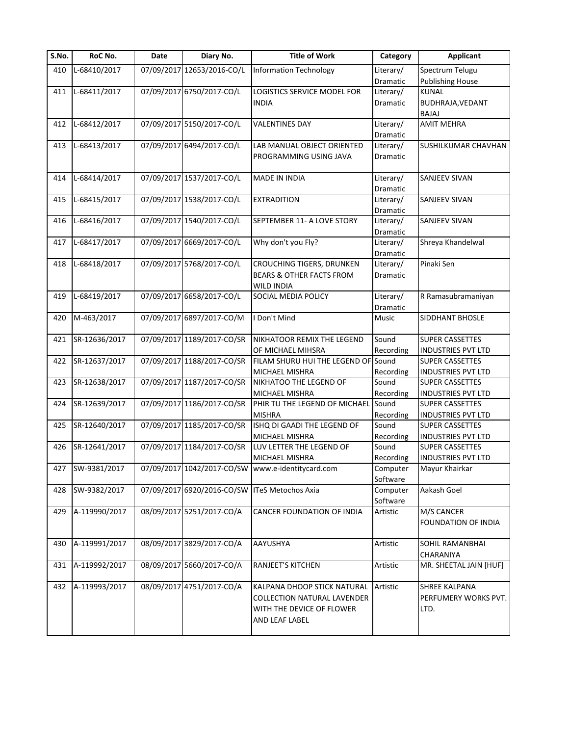| S.No. | RoC No. | Date | Diary No. | Title of Work | Category | Applicant |
|---|---|---|---|---|---|---|
| 410 | L-68410/2017 | 07/09/2017 | 12653/2016-CO/L | Information Technology | Literary/ Dramatic | Spectrum Telugu Publishing House |
| 411 | L-68411/2017 | 07/09/2017 | 6750/2017-CO/L | LOGISTICS SERVICE MODEL FOR INDIA | Literary/ Dramatic | KUNAL BUDHRAJA,VEDANT BAJAJ |
| 412 | L-68412/2017 | 07/09/2017 | 5150/2017-CO/L | VALENTINES DAY | Literary/ Dramatic | AMIT MEHRA |
| 413 | L-68413/2017 | 07/09/2017 | 6494/2017-CO/L | LAB MANUAL OBJECT ORIENTED PROGRAMMING USING JAVA | Literary/ Dramatic | SUSHILKUMAR CHAVHAN |
| 414 | L-68414/2017 | 07/09/2017 | 1537/2017-CO/L | MADE IN INDIA | Literary/ Dramatic | SANJEEV SIVAN |
| 415 | L-68415/2017 | 07/09/2017 | 1538/2017-CO/L | EXTRADITION | Literary/ Dramatic | SANJEEV SIVAN |
| 416 | L-68416/2017 | 07/09/2017 | 1540/2017-CO/L | SEPTEMBER 11- A LOVE STORY | Literary/ Dramatic | SANJEEV SIVAN |
| 417 | L-68417/2017 | 07/09/2017 | 6669/2017-CO/L | Why don't you Fly? | Literary/ Dramatic | Shreya Khandelwal |
| 418 | L-68418/2017 | 07/09/2017 | 5768/2017-CO/L | CROUCHING TIGERS, DRUNKEN BEARS & OTHER FACTS FROM WILD INDIA | Literary/ Dramatic | Pinaki Sen |
| 419 | L-68419/2017 | 07/09/2017 | 6658/2017-CO/L | SOCIAL MEDIA POLICY | Literary/ Dramatic | R Ramasubramaniyan |
| 420 | M-463/2017 | 07/09/2017 | 6897/2017-CO/M | I Don't Mind | Music | SIDDHANT BHOSLE |
| 421 | SR-12636/2017 | 07/09/2017 | 1189/2017-CO/SR | NIKHATOOR REMIX THE LEGEND OF MICHAEL MIHSRA | Sound Recording | SUPER CASSETTES INDUSTRIES PVT LTD |
| 422 | SR-12637/2017 | 07/09/2017 | 1188/2017-CO/SR | FILAM SHURU HUI THE LEGEND OF MICHAEL MISHRA | Sound Recording | SUPER CASSETTES INDUSTRIES PVT LTD |
| 423 | SR-12638/2017 | 07/09/2017 | 1187/2017-CO/SR | NIKHATOO THE LEGEND OF MICHAEL MISHRA | Sound Recording | SUPER CASSETTES INDUSTRIES PVT LTD |
| 424 | SR-12639/2017 | 07/09/2017 | 1186/2017-CO/SR | PHIR TU THE LEGEND OF MICHAEL MISHRA | Sound Recording | SUPER CASSETTES INDUSTRIES PVT LTD |
| 425 | SR-12640/2017 | 07/09/2017 | 1185/2017-CO/SR | ISHQ DI GAADI THE LEGEND OF MICHAEL MISHRA | Sound Recording | SUPER CASSETTES INDUSTRIES PVT LTD |
| 426 | SR-12641/2017 | 07/09/2017 | 1184/2017-CO/SR | LUV LETTER THE LEGEND OF MICHAEL MISHRA | Sound Recording | SUPER CASSETTES INDUSTRIES PVT LTD |
| 427 | SW-9381/2017 | 07/09/2017 | 1042/2017-CO/SW | www.e-identitycard.com | Computer Software | Mayur Khairkar |
| 428 | SW-9382/2017 | 07/09/2017 | 6920/2016-CO/SW | ITeS Metochos Axia | Computer Software | Aakash Goel |
| 429 | A-119990/2017 | 08/09/2017 | 5251/2017-CO/A | CANCER FOUNDATION OF INDIA | Artistic | M/S CANCER FOUNDATION OF INDIA |
| 430 | A-119991/2017 | 08/09/2017 | 3829/2017-CO/A | AAYUSHYA | Artistic | SOHIL RAMANBHAI CHARANIYA |
| 431 | A-119992/2017 | 08/09/2017 | 5660/2017-CO/A | RANJEET'S KITCHEN | Artistic | MR. SHEETAL JAIN [HUF] |
| 432 | A-119993/2017 | 08/09/2017 | 4751/2017-CO/A | KALPANA DHOOP STICK NATURAL COLLECTION NATURAL LAVENDER WITH THE DEVICE OF FLOWER AND LEAF LABEL | Artistic | SHREE KALPANA PERFUMERY WORKS PVT. LTD. |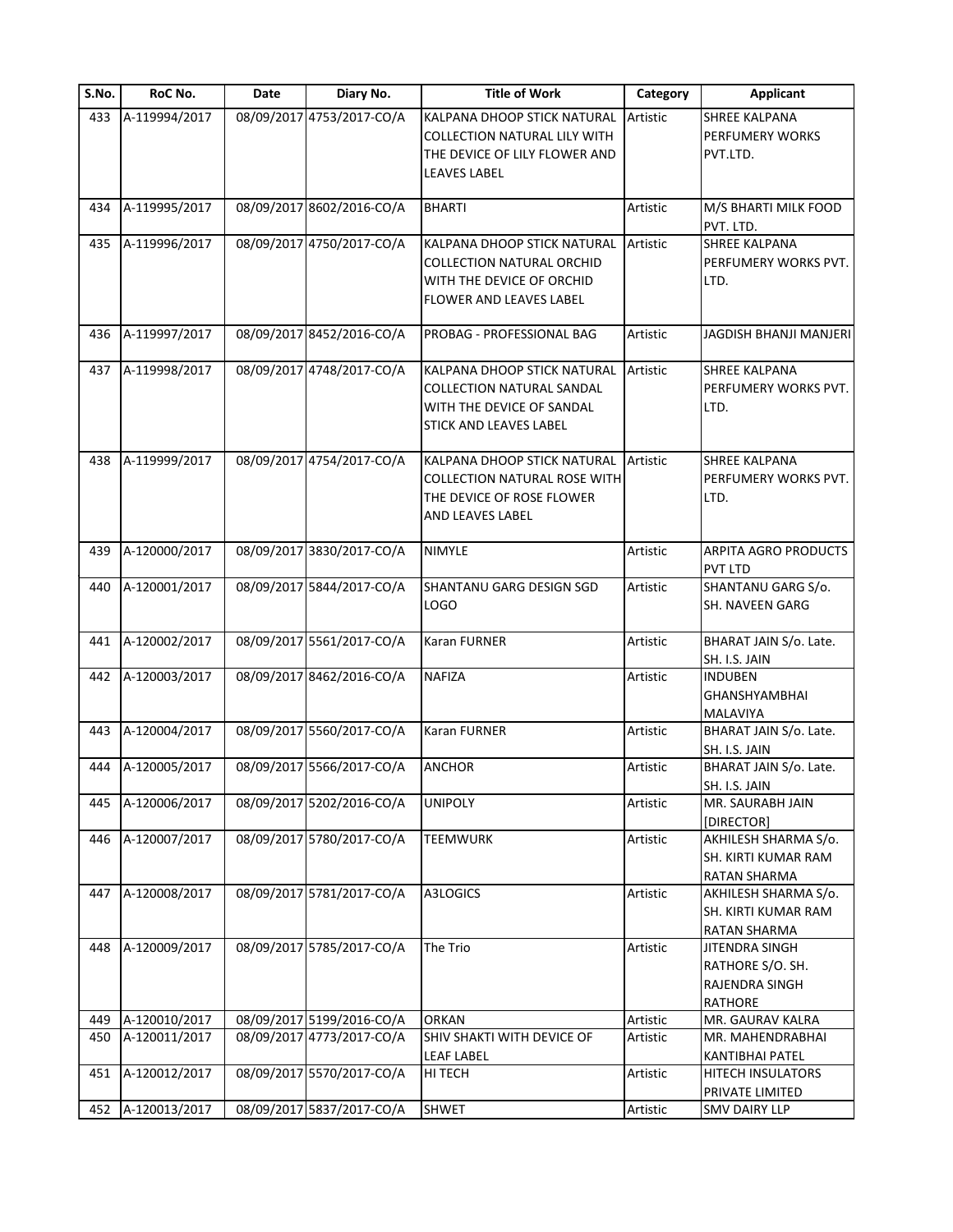| S.No. | RoC No. | Date | Diary No. | Title of Work | Category | Applicant |
|---|---|---|---|---|---|---|
| 433 | A-119994/2017 | 08/09/2017 | 4753/2017-CO/A | KALPANA DHOOP STICK NATURAL COLLECTION NATURAL LILY WITH THE DEVICE OF LILY FLOWER AND LEAVES LABEL | Artistic | SHREE KALPANA PERFUMERY WORKS PVT.LTD. |
| 434 | A-119995/2017 | 08/09/2017 | 8602/2016-CO/A | BHARTI | Artistic | M/S BHARTI MILK FOOD PVT. LTD. |
| 435 | A-119996/2017 | 08/09/2017 | 4750/2017-CO/A | KALPANA DHOOP STICK NATURAL COLLECTION NATURAL ORCHID WITH THE DEVICE OF ORCHID FLOWER AND LEAVES LABEL | Artistic | SHREE KALPANA PERFUMERY WORKS PVT. LTD. |
| 436 | A-119997/2017 | 08/09/2017 | 8452/2016-CO/A | PROBAG - PROFESSIONAL BAG | Artistic | JAGDISH BHANJI MANJERI |
| 437 | A-119998/2017 | 08/09/2017 | 4748/2017-CO/A | KALPANA DHOOP STICK NATURAL COLLECTION NATURAL SANDAL WITH THE DEVICE OF SANDAL STICK AND LEAVES LABEL | Artistic | SHREE KALPANA PERFUMERY WORKS PVT. LTD. |
| 438 | A-119999/2017 | 08/09/2017 | 4754/2017-CO/A | KALPANA DHOOP STICK NATURAL COLLECTION NATURAL ROSE WITH THE DEVICE OF ROSE FLOWER AND LEAVES LABEL | Artistic | SHREE KALPANA PERFUMERY WORKS PVT. LTD. |
| 439 | A-120000/2017 | 08/09/2017 | 3830/2017-CO/A | NIMYLE | Artistic | ARPITA AGRO PRODUCTS PVT LTD |
| 440 | A-120001/2017 | 08/09/2017 | 5844/2017-CO/A | SHANTANU GARG DESIGN SGD LOGO | Artistic | SHANTANU GARG S/o. SH. NAVEEN GARG |
| 441 | A-120002/2017 | 08/09/2017 | 5561/2017-CO/A | Karan FURNER | Artistic | BHARAT JAIN S/o. Late. SH. I.S. JAIN |
| 442 | A-120003/2017 | 08/09/2017 | 8462/2016-CO/A | NAFIZA | Artistic | INDUBEN GHANSHYAMBHAI MALAVIYA |
| 443 | A-120004/2017 | 08/09/2017 | 5560/2017-CO/A | Karan FURNER | Artistic | BHARAT JAIN S/o. Late. SH. I.S. JAIN |
| 444 | A-120005/2017 | 08/09/2017 | 5566/2017-CO/A | ANCHOR | Artistic | BHARAT JAIN S/o. Late. SH. I.S. JAIN |
| 445 | A-120006/2017 | 08/09/2017 | 5202/2016-CO/A | UNIPOLY | Artistic | MR. SAURABH JAIN [DIRECTOR] |
| 446 | A-120007/2017 | 08/09/2017 | 5780/2017-CO/A | TEEMWURK | Artistic | AKHILESH SHARMA S/o. SH. KIRTI KUMAR RAM RATAN SHARMA |
| 447 | A-120008/2017 | 08/09/2017 | 5781/2017-CO/A | A3LOGICS | Artistic | AKHILESH SHARMA S/o. SH. KIRTI KUMAR RAM RATAN SHARMA |
| 448 | A-120009/2017 | 08/09/2017 | 5785/2017-CO/A | The Trio | Artistic | JITENDRA SINGH RATHORE S/O. SH. RAJENDRA SINGH RATHORE |
| 449 | A-120010/2017 | 08/09/2017 | 5199/2016-CO/A | ORKAN | Artistic | MR. GAURAV KALRA |
| 450 | A-120011/2017 | 08/09/2017 | 4773/2017-CO/A | SHIV SHAKTI WITH DEVICE OF LEAF LABEL | Artistic | MR. MAHENDRABHAI KANTIBHAI PATEL |
| 451 | A-120012/2017 | 08/09/2017 | 5570/2017-CO/A | HI TECH | Artistic | HITECH INSULATORS PRIVATE LIMITED |
| 452 | A-120013/2017 | 08/09/2017 | 5837/2017-CO/A | SHWET | Artistic | SMV DAIRY LLP |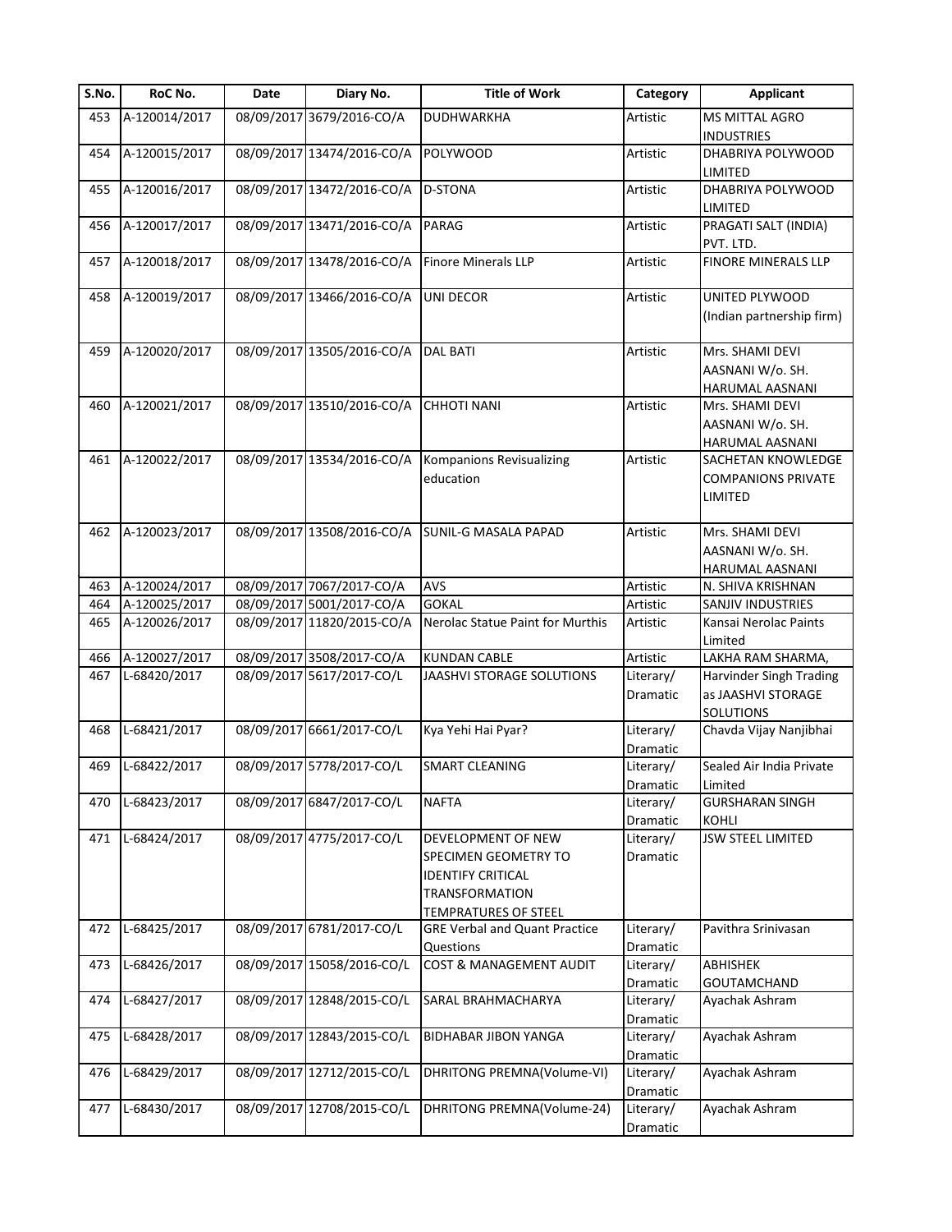| S.No. | RoC No. | Date | Diary No. | Title of Work | Category | Applicant |
|---|---|---|---|---|---|---|
| 453 | A-120014/2017 | 08/09/2017 | 3679/2016-CO/A | DUDHWARKHA | Artistic | MS MITTAL AGRO INDUSTRIES |
| 454 | A-120015/2017 | 08/09/2017 | 13474/2016-CO/A | POLYWOOD | Artistic | DHABRIYA POLYWOOD LIMITED |
| 455 | A-120016/2017 | 08/09/2017 | 13472/2016-CO/A | D-STONA | Artistic | DHABRIYA POLYWOOD LIMITED |
| 456 | A-120017/2017 | 08/09/2017 | 13471/2016-CO/A | PARAG | Artistic | PRAGATI SALT (INDIA) PVT. LTD. |
| 457 | A-120018/2017 | 08/09/2017 | 13478/2016-CO/A | Finore Minerals LLP | Artistic | FINORE MINERALS LLP |
| 458 | A-120019/2017 | 08/09/2017 | 13466/2016-CO/A | UNI DECOR | Artistic | UNITED PLYWOOD (Indian partnership firm) |
| 459 | A-120020/2017 | 08/09/2017 | 13505/2016-CO/A | DAL BATI | Artistic | Mrs. SHAMI DEVI AASNANI W/o. SH. HARUMAL AASNANI |
| 460 | A-120021/2017 | 08/09/2017 | 13510/2016-CO/A | CHHOTI NANI | Artistic | Mrs. SHAMI DEVI AASNANI W/o. SH. HARUMAL AASNANI |
| 461 | A-120022/2017 | 08/09/2017 | 13534/2016-CO/A | Kompanions Revisualizing education | Artistic | SACHETAN KNOWLEDGE COMPANIONS PRIVATE LIMITED |
| 462 | A-120023/2017 | 08/09/2017 | 13508/2016-CO/A | SUNIL-G MASALA PAPAD | Artistic | Mrs. SHAMI DEVI AASNANI W/o. SH. HARUMAL AASNANI |
| 463 | A-120024/2017 | 08/09/2017 | 7067/2017-CO/A | AVS | Artistic | N. SHIVA KRISHNAN |
| 464 | A-120025/2017 | 08/09/2017 | 5001/2017-CO/A | GOKAL | Artistic | SANJIV INDUSTRIES |
| 465 | A-120026/2017 | 08/09/2017 | 11820/2015-CO/A | Nerolac Statue Paint for Murthis | Artistic | Kansai Nerolac Paints Limited |
| 466 | A-120027/2017 | 08/09/2017 | 3508/2017-CO/A | KUNDAN CABLE | Artistic | LAKHA RAM SHARMA, |
| 467 | L-68420/2017 | 08/09/2017 | 5617/2017-CO/L | JAASHVI STORAGE SOLUTIONS | Literary/ Dramatic | Harvinder Singh Trading as JAASHVI STORAGE SOLUTIONS |
| 468 | L-68421/2017 | 08/09/2017 | 6661/2017-CO/L | Kya Yehi Hai Pyar? | Literary/ Dramatic | Chavda Vijay Nanjibhai |
| 469 | L-68422/2017 | 08/09/2017 | 5778/2017-CO/L | SMART CLEANING | Literary/ Dramatic | Sealed Air India Private Limited |
| 470 | L-68423/2017 | 08/09/2017 | 6847/2017-CO/L | NAFTA | Literary/ Dramatic | GURSHARAN SINGH KOHLI |
| 471 | L-68424/2017 | 08/09/2017 | 4775/2017-CO/L | DEVELOPMENT OF NEW SPECIMEN GEOMETRY TO IDENTIFY CRITICAL TRANSFORMATION TEMPRATURES OF STEEL | Literary/ Dramatic | JSW STEEL LIMITED |
| 472 | L-68425/2017 | 08/09/2017 | 6781/2017-CO/L | GRE Verbal and Quant Practice Questions | Literary/ Dramatic | Pavithra Srinivasan |
| 473 | L-68426/2017 | 08/09/2017 | 15058/2016-CO/L | COST & MANAGEMENT AUDIT | Literary/ Dramatic | ABHISHEK GOUTAMCHAND |
| 474 | L-68427/2017 | 08/09/2017 | 12848/2015-CO/L | SARAL BRAHMACHARYA | Literary/ Dramatic | Ayachak Ashram |
| 475 | L-68428/2017 | 08/09/2017 | 12843/2015-CO/L | BIDHABAR JIBON YANGA | Literary/ Dramatic | Ayachak Ashram |
| 476 | L-68429/2017 | 08/09/2017 | 12712/2015-CO/L | DHRITONG PREMNA(Volume-VI) | Literary/ Dramatic | Ayachak Ashram |
| 477 | L-68430/2017 | 08/09/2017 | 12708/2015-CO/L | DHRITONG PREMNA(Volume-24) | Literary/ Dramatic | Ayachak Ashram |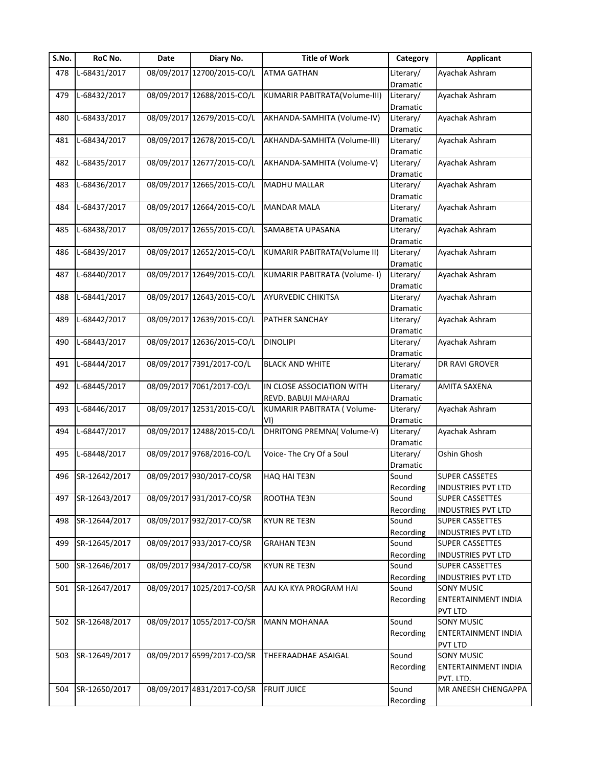| S.No. | RoC No. | Date | Diary No. | Title of Work | Category | Applicant |
|---|---|---|---|---|---|---|
| 478 | L-68431/2017 | 08/09/2017 | 12700/2015-CO/L | ATMA GATHAN | Literary/ Dramatic | Ayachak Ashram |
| 479 | L-68432/2017 | 08/09/2017 | 12688/2015-CO/L | KUMARIR PABITRATA(Volume-III) | Literary/ Dramatic | Ayachak Ashram |
| 480 | L-68433/2017 | 08/09/2017 | 12679/2015-CO/L | AKHANDA-SAMHITA (Volume-IV) | Literary/ Dramatic | Ayachak Ashram |
| 481 | L-68434/2017 | 08/09/2017 | 12678/2015-CO/L | AKHANDA-SAMHITA (Volume-III) | Literary/ Dramatic | Ayachak Ashram |
| 482 | L-68435/2017 | 08/09/2017 | 12677/2015-CO/L | AKHANDA-SAMHITA (Volume-V) | Literary/ Dramatic | Ayachak Ashram |
| 483 | L-68436/2017 | 08/09/2017 | 12665/2015-CO/L | MADHU MALLAR | Literary/ Dramatic | Ayachak Ashram |
| 484 | L-68437/2017 | 08/09/2017 | 12664/2015-CO/L | MANDAR MALA | Literary/ Dramatic | Ayachak Ashram |
| 485 | L-68438/2017 | 08/09/2017 | 12655/2015-CO/L | SAMABETA UPASANA | Literary/ Dramatic | Ayachak Ashram |
| 486 | L-68439/2017 | 08/09/2017 | 12652/2015-CO/L | KUMARIR PABITRATA(Volume II) | Literary/ Dramatic | Ayachak Ashram |
| 487 | L-68440/2017 | 08/09/2017 | 12649/2015-CO/L | KUMARIR PABITRATA (Volume- I) | Literary/ Dramatic | Ayachak Ashram |
| 488 | L-68441/2017 | 08/09/2017 | 12643/2015-CO/L | AYURVEDIC CHIKITSA | Literary/ Dramatic | Ayachak Ashram |
| 489 | L-68442/2017 | 08/09/2017 | 12639/2015-CO/L | PATHER SANCHAY | Literary/ Dramatic | Ayachak Ashram |
| 490 | L-68443/2017 | 08/09/2017 | 12636/2015-CO/L | DINOLIPI | Literary/ Dramatic | Ayachak Ashram |
| 491 | L-68444/2017 | 08/09/2017 | 7391/2017-CO/L | BLACK AND WHITE | Literary/ Dramatic | DR RAVI GROVER |
| 492 | L-68445/2017 | 08/09/2017 | 7061/2017-CO/L | IN CLOSE ASSOCIATION WITH REVD. BABUJI MAHARAJ | Literary/ Dramatic | AMITA SAXENA |
| 493 | L-68446/2017 | 08/09/2017 | 12531/2015-CO/L | KUMARIR PABITRATA ( Volume-VI) | Literary/ Dramatic | Ayachak Ashram |
| 494 | L-68447/2017 | 08/09/2017 | 12488/2015-CO/L | DHRITONG PREMNA( Volume-V) | Literary/ Dramatic | Ayachak Ashram |
| 495 | L-68448/2017 | 08/09/2017 | 9768/2016-CO/L | Voice- The Cry Of a Soul | Literary/ Dramatic | Oshin Ghosh |
| 496 | SR-12642/2017 | 08/09/2017 | 930/2017-CO/SR | HAQ HAI TE3N | Sound Recording | SUPER CASSETES INDUSTRIES PVT LTD |
| 497 | SR-12643/2017 | 08/09/2017 | 931/2017-CO/SR | ROOTHA TE3N | Sound Recording | SUPER CASSETTES INDUSTRIES PVT LTD |
| 498 | SR-12644/2017 | 08/09/2017 | 932/2017-CO/SR | KYUN RE TE3N | Sound Recording | SUPER CASSETTES INDUSTRIES PVT LTD |
| 499 | SR-12645/2017 | 08/09/2017 | 933/2017-CO/SR | GRAHAN TE3N | Sound Recording | SUPER CASSETTES INDUSTRIES PVT LTD |
| 500 | SR-12646/2017 | 08/09/2017 | 934/2017-CO/SR | KYUN RE TE3N | Sound Recording | SUPER CASSETTES INDUSTRIES PVT LTD |
| 501 | SR-12647/2017 | 08/09/2017 | 1025/2017-CO/SR | AAJ KA KYA PROGRAM HAI | Sound Recording | SONY MUSIC ENTERTAINMENT INDIA PVT LTD |
| 502 | SR-12648/2017 | 08/09/2017 | 1055/2017-CO/SR | MANN MOHANAA | Sound Recording | SONY MUSIC ENTERTAINMENT INDIA PVT LTD |
| 503 | SR-12649/2017 | 08/09/2017 | 6599/2017-CO/SR | THEERAADHAE ASAIGAL | Sound Recording | SONY MUSIC ENTERTAINMENT INDIA PVT. LTD. |
| 504 | SR-12650/2017 | 08/09/2017 | 4831/2017-CO/SR | FRUIT JUICE | Sound Recording | MR ANEESH CHENGAPPA |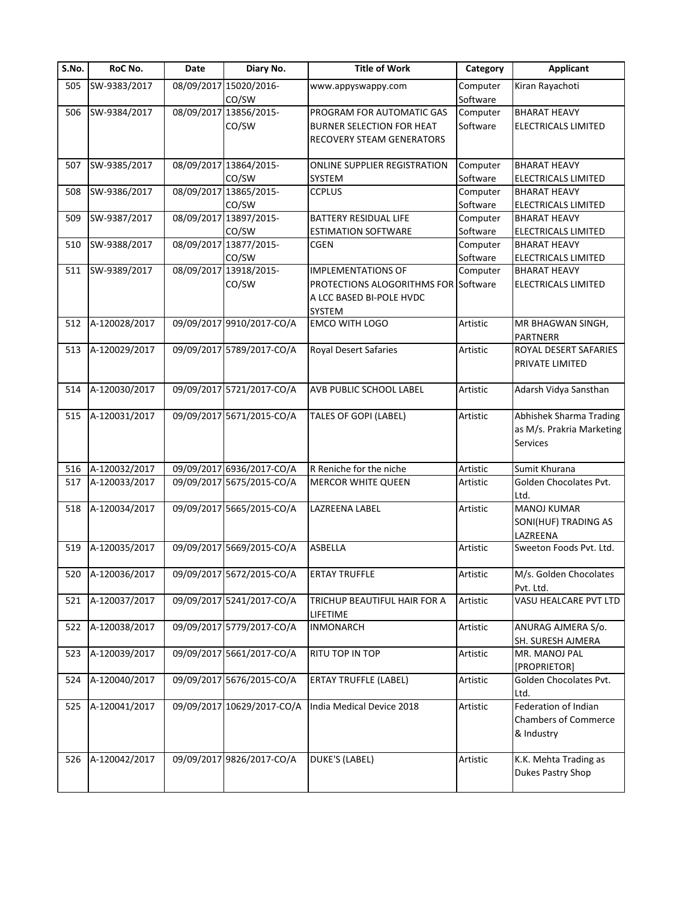| S.No. | RoC No. | Date | Diary No. | Title of Work | Category | Applicant |
|---|---|---|---|---|---|---|
| 505 | SW-9383/2017 | 08/09/2017 | 15020/2016-CO/SW | www.appyswappy.com | Computer Software | Kiran Rayachoti |
| 506 | SW-9384/2017 | 08/09/2017 | 13856/2015-CO/SW | PROGRAM FOR AUTOMATIC GAS BURNER SELECTION FOR HEAT RECOVERY STEAM GENERATORS | Computer Software | BHARAT HEAVY ELECTRICALS LIMITED |
| 507 | SW-9385/2017 | 08/09/2017 | 13864/2015-CO/SW | ONLINE SUPPLIER REGISTRATION SYSTEM | Computer Software | BHARAT HEAVY ELECTRICALS LIMITED |
| 508 | SW-9386/2017 | 08/09/2017 | 13865/2015-CO/SW | CCPLUS | Computer Software | BHARAT HEAVY ELECTRICALS LIMITED |
| 509 | SW-9387/2017 | 08/09/2017 | 13897/2015-CO/SW | BATTERY RESIDUAL LIFE ESTIMATION SOFTWARE | Computer Software | BHARAT HEAVY ELECTRICALS LIMITED |
| 510 | SW-9388/2017 | 08/09/2017 | 13877/2015-CO/SW | CGEN | Computer Software | BHARAT HEAVY ELECTRICALS LIMITED |
| 511 | SW-9389/2017 | 08/09/2017 | 13918/2015-CO/SW | IMPLEMENTATIONS OF PROTECTIONS ALOGORITHMS FOR A LCC BASED BI-POLE HVDC SYSTEM | Computer Software | BHARAT HEAVY ELECTRICALS LIMITED |
| 512 | A-120028/2017 | 09/09/2017 | 9910/2017-CO/A | EMCO WITH LOGO | Artistic | MR BHAGWAN SINGH, PARTNERR |
| 513 | A-120029/2017 | 09/09/2017 | 5789/2017-CO/A | Royal Desert Safaries | Artistic | ROYAL DESERT SAFARIES PRIVATE LIMITED |
| 514 | A-120030/2017 | 09/09/2017 | 5721/2017-CO/A | AVB PUBLIC SCHOOL LABEL | Artistic | Adarsh Vidya Sansthan |
| 515 | A-120031/2017 | 09/09/2017 | 5671/2015-CO/A | TALES OF GOPI (LABEL) | Artistic | Abhishek Sharma Trading as M/s. Prakria Marketing Services |
| 516 | A-120032/2017 | 09/09/2017 | 6936/2017-CO/A | R Reniche for the niche | Artistic | Sumit Khurana |
| 517 | A-120033/2017 | 09/09/2017 | 5675/2015-CO/A | MERCOR WHITE QUEEN | Artistic | Golden Chocolates Pvt. Ltd. |
| 518 | A-120034/2017 | 09/09/2017 | 5665/2015-CO/A | LAZREENA LABEL | Artistic | MANOJ KUMAR SONI(HUF) TRADING AS LAZREENA |
| 519 | A-120035/2017 | 09/09/2017 | 5669/2015-CO/A | ASBELLA | Artistic | Sweeton Foods Pvt. Ltd. |
| 520 | A-120036/2017 | 09/09/2017 | 5672/2015-CO/A | ERTAY TRUFFLE | Artistic | M/s. Golden Chocolates Pvt. Ltd. |
| 521 | A-120037/2017 | 09/09/2017 | 5241/2017-CO/A | TRICHUP BEAUTIFUL HAIR FOR A LIFETIME | Artistic | VASU HEALCARE PVT LTD |
| 522 | A-120038/2017 | 09/09/2017 | 5779/2017-CO/A | INMONARCH | Artistic | ANURAG AJMERA S/o. SH. SURESH AJMERA |
| 523 | A-120039/2017 | 09/09/2017 | 5661/2017-CO/A | RITU TOP IN TOP | Artistic | MR. MANOJ PAL [PROPRIETOR] |
| 524 | A-120040/2017 | 09/09/2017 | 5676/2015-CO/A | ERTAY TRUFFLE (LABEL) | Artistic | Golden Chocolates Pvt. Ltd. |
| 525 | A-120041/2017 | 09/09/2017 | 10629/2017-CO/A | India Medical Device 2018 | Artistic | Federation of Indian Chambers of Commerce & Industry |
| 526 | A-120042/2017 | 09/09/2017 | 9826/2017-CO/A | DUKE'S (LABEL) | Artistic | K.K. Mehta Trading as Dukes Pastry Shop |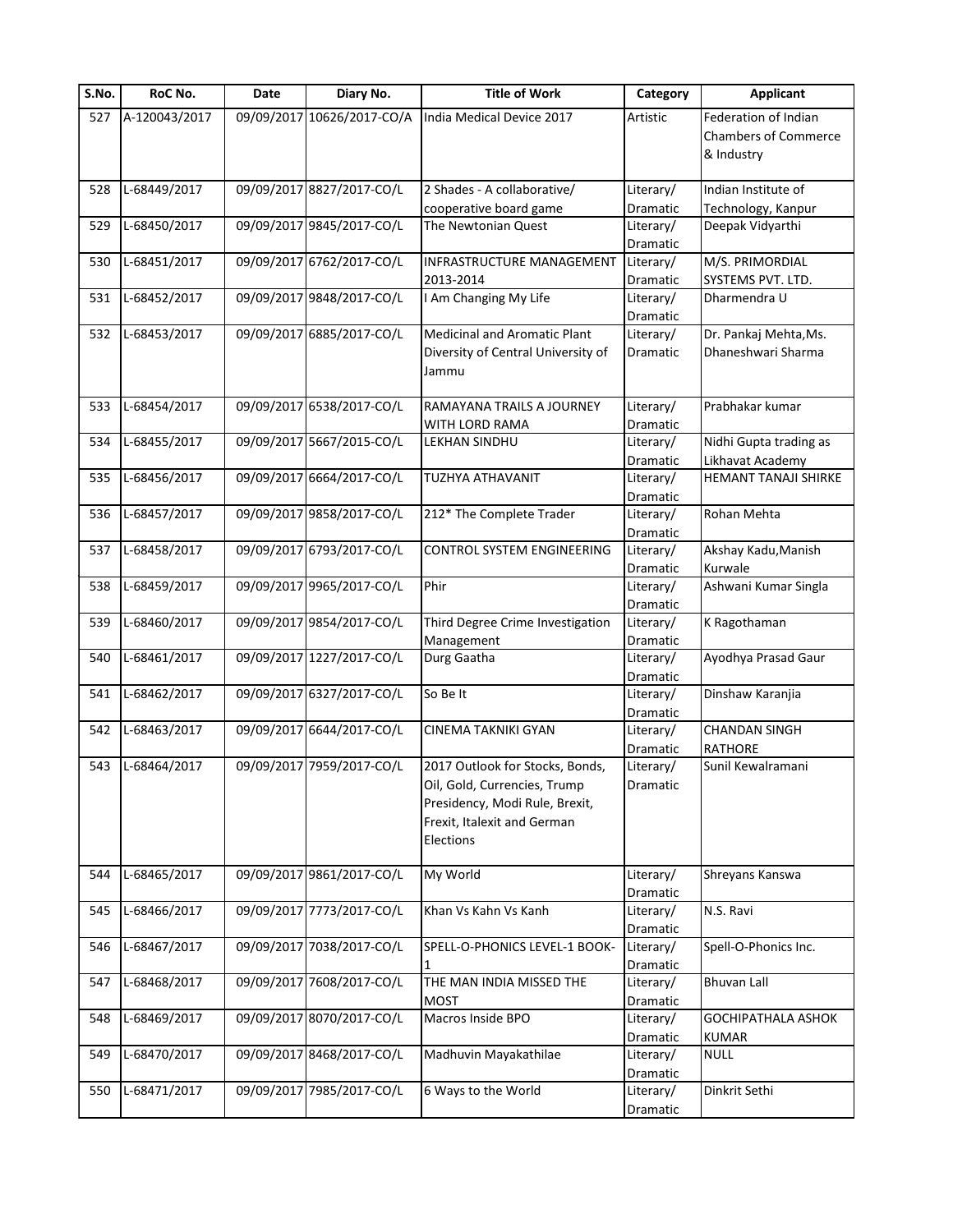| S.No. | RoC No. | Date | Diary No. | Title of Work | Category | Applicant |
|---|---|---|---|---|---|---|
| 527 | A-120043/2017 | 09/09/2017 | 10626/2017-CO/A | India Medical Device 2017 | Artistic | Federation of Indian Chambers of Commerce & Industry |
| 528 | L-68449/2017 | 09/09/2017 | 8827/2017-CO/L | 2 Shades - A collaborative/ cooperative board game | Literary/ Dramatic | Indian Institute of Technology, Kanpur |
| 529 | L-68450/2017 | 09/09/2017 | 9845/2017-CO/L | The Newtonian Quest | Literary/ Dramatic | Deepak Vidyarthi |
| 530 | L-68451/2017 | 09/09/2017 | 6762/2017-CO/L | INFRASTRUCTURE MANAGEMENT 2013-2014 | Literary/ Dramatic | M/S. PRIMORDIAL SYSTEMS PVT. LTD. |
| 531 | L-68452/2017 | 09/09/2017 | 9848/2017-CO/L | I Am Changing My Life | Literary/ Dramatic | Dharmendra U |
| 532 | L-68453/2017 | 09/09/2017 | 6885/2017-CO/L | Medicinal and Aromatic Plant Diversity of Central University of Jammu | Literary/ Dramatic | Dr. Pankaj Mehta,Ms. Dhaneshwari Sharma |
| 533 | L-68454/2017 | 09/09/2017 | 6538/2017-CO/L | RAMAYANA TRAILS A JOURNEY WITH LORD RAMA | Literary/ Dramatic | Prabhakar kumar |
| 534 | L-68455/2017 | 09/09/2017 | 5667/2015-CO/L | LEKHAN SINDHU | Literary/ Dramatic | Nidhi Gupta trading as Likhavat Academy |
| 535 | L-68456/2017 | 09/09/2017 | 6664/2017-CO/L | TUZHYA ATHAVANIT | Literary/ Dramatic | HEMANT TANAJI SHIRKE |
| 536 | L-68457/2017 | 09/09/2017 | 9858/2017-CO/L | 212* The Complete Trader | Literary/ Dramatic | Rohan Mehta |
| 537 | L-68458/2017 | 09/09/2017 | 6793/2017-CO/L | CONTROL SYSTEM ENGINEERING | Literary/ Dramatic | Akshay Kadu,Manish Kurwale |
| 538 | L-68459/2017 | 09/09/2017 | 9965/2017-CO/L | Phir | Literary/ Dramatic | Ashwani Kumar Singla |
| 539 | L-68460/2017 | 09/09/2017 | 9854/2017-CO/L | Third Degree Crime Investigation Management | Literary/ Dramatic | K Ragothaman |
| 540 | L-68461/2017 | 09/09/2017 | 1227/2017-CO/L | Durg Gaatha | Literary/ Dramatic | Ayodhya Prasad Gaur |
| 541 | L-68462/2017 | 09/09/2017 | 6327/2017-CO/L | So Be It | Literary/ Dramatic | Dinshaw Karanjia |
| 542 | L-68463/2017 | 09/09/2017 | 6644/2017-CO/L | CINEMA TAKNIKI GYAN | Literary/ Dramatic | CHANDAN SINGH RATHORE |
| 543 | L-68464/2017 | 09/09/2017 | 7959/2017-CO/L | 2017 Outlook for Stocks, Bonds, Oil, Gold, Currencies, Trump Presidency, Modi Rule, Brexit, Frexit, Italexit and German Elections | Literary/ Dramatic | Sunil Kewalramani |
| 544 | L-68465/2017 | 09/09/2017 | 9861/2017-CO/L | My World | Literary/ Dramatic | Shreyans Kanswa |
| 545 | L-68466/2017 | 09/09/2017 | 7773/2017-CO/L | Khan Vs Kahn Vs Kanh | Literary/ Dramatic | N.S. Ravi |
| 546 | L-68467/2017 | 09/09/2017 | 7038/2017-CO/L | SPELL-O-PHONICS LEVEL-1 BOOK-1 | Literary/ Dramatic | Spell-O-Phonics Inc. |
| 547 | L-68468/2017 | 09/09/2017 | 7608/2017-CO/L | THE MAN INDIA MISSED THE MOST | Literary/ Dramatic | Bhuvan Lall |
| 548 | L-68469/2017 | 09/09/2017 | 8070/2017-CO/L | Macros Inside BPO | Literary/ Dramatic | GOCHIPATHALA ASHOK KUMAR |
| 549 | L-68470/2017 | 09/09/2017 | 8468/2017-CO/L | Madhuvin Mayakathilae | Literary/ Dramatic | NULL |
| 550 | L-68471/2017 | 09/09/2017 | 7985/2017-CO/L | 6 Ways to the World | Literary/ Dramatic | Dinkrit Sethi |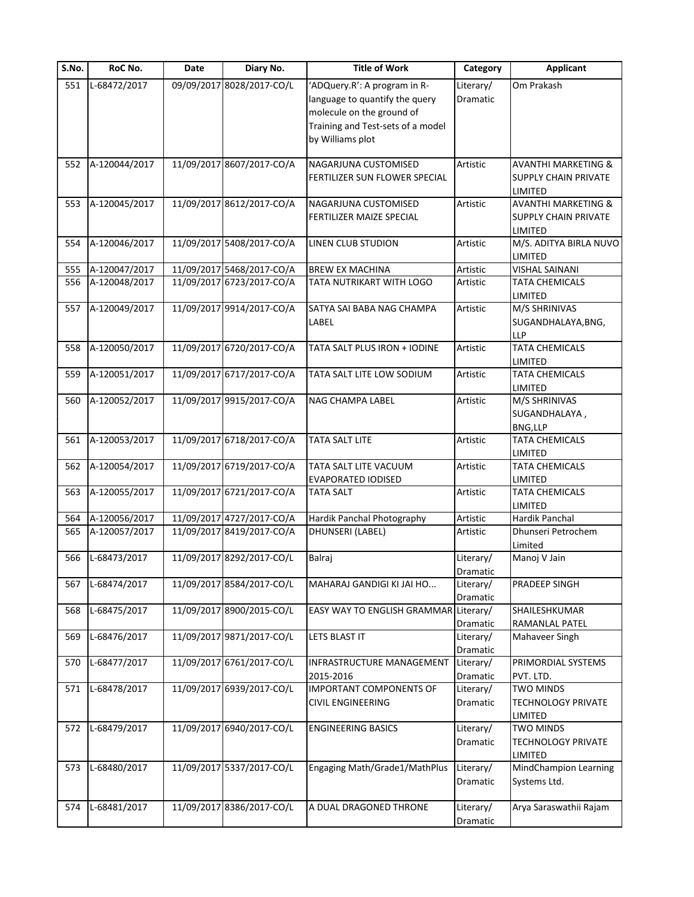| S.No. | RoC No. | Date | Diary No. | Title of Work | Category | Applicant |
|---|---|---|---|---|---|---|
| 551 | L-68472/2017 | 09/09/2017 | 8028/2017-CO/L | 'ADQuery.R': A program in R-language to quantify the query molecule on the ground of Training and Test-sets of a model by Williams plot | Literary/ Dramatic | Om Prakash |
| 552 | A-120044/2017 | 11/09/2017 | 8607/2017-CO/A | NAGARJUNA CUSTOMISED FERTILIZER SUN FLOWER SPECIAL | Artistic | AVANTHI MARKETING & SUPPLY CHAIN PRIVATE LIMITED |
| 553 | A-120045/2017 | 11/09/2017 | 8612/2017-CO/A | NAGARJUNA CUSTOMISED FERTILIZER MAIZE SPECIAL | Artistic | AVANTHI MARKETING & SUPPLY CHAIN PRIVATE LIMITED |
| 554 | A-120046/2017 | 11/09/2017 | 5408/2017-CO/A | LINEN CLUB STUDION | Artistic | M/S. ADITYA BIRLA NUVO LIMITED |
| 555 | A-120047/2017 | 11/09/2017 | 5468/2017-CO/A | BREW EX MACHINA | Artistic | VISHAL SAINANI |
| 556 | A-120048/2017 | 11/09/2017 | 6723/2017-CO/A | TATA NUTRIKART WITH LOGO | Artistic | TATA CHEMICALS LIMITED |
| 557 | A-120049/2017 | 11/09/2017 | 9914/2017-CO/A | SATYA SAI BABA NAG CHAMPA LABEL | Artistic | M/S SHRINIVAS SUGANDHALAYA,BNG, LLP |
| 558 | A-120050/2017 | 11/09/2017 | 6720/2017-CO/A | TATA SALT PLUS IRON + IODINE | Artistic | TATA CHEMICALS LIMITED |
| 559 | A-120051/2017 | 11/09/2017 | 6717/2017-CO/A | TATA SALT LITE LOW SODIUM | Artistic | TATA CHEMICALS LIMITED |
| 560 | A-120052/2017 | 11/09/2017 | 9915/2017-CO/A | NAG CHAMPA LABEL | Artistic | M/S SHRINIVAS SUGANDHALAYA , BNG,LLP |
| 561 | A-120053/2017 | 11/09/2017 | 6718/2017-CO/A | TATA SALT LITE | Artistic | TATA CHEMICALS LIMITED |
| 562 | A-120054/2017 | 11/09/2017 | 6719/2017-CO/A | TATA SALT LITE VACUUM EVAPORATED IODISED | Artistic | TATA CHEMICALS LIMITED |
| 563 | A-120055/2017 | 11/09/2017 | 6721/2017-CO/A | TATA SALT | Artistic | TATA CHEMICALS LIMITED |
| 564 | A-120056/2017 | 11/09/2017 | 4727/2017-CO/A | Hardik Panchal Photography | Artistic | Hardik Panchal |
| 565 | A-120057/2017 | 11/09/2017 | 8419/2017-CO/A | DHUNSERI (LABEL) | Artistic | Dhunseri Petrochem Limited |
| 566 | L-68473/2017 | 11/09/2017 | 8292/2017-CO/L | Balraj | Literary/ Dramatic | Manoj V Jain |
| 567 | L-68474/2017 | 11/09/2017 | 8584/2017-CO/L | MAHARAJ GANDIGI KI JAI HO... | Literary/ Dramatic | PRADEEP SINGH |
| 568 | L-68475/2017 | 11/09/2017 | 8900/2015-CO/L | EASY WAY TO ENGLISH GRAMMAR | Literary/ Dramatic | SHAILESHKUMAR RAMANLAL PATEL |
| 569 | L-68476/2017 | 11/09/2017 | 9871/2017-CO/L | LETS BLAST IT | Literary/ Dramatic | Mahaveer Singh |
| 570 | L-68477/2017 | 11/09/2017 | 6761/2017-CO/L | INFRASTRUCTURE MANAGEMENT 2015-2016 | Literary/ Dramatic | PRIMORDIAL SYSTEMS PVT. LTD. |
| 571 | L-68478/2017 | 11/09/2017 | 6939/2017-CO/L | IMPORTANT COMPONENTS OF CIVIL ENGINEERING | Literary/ Dramatic | TWO MINDS TECHNOLOGY PRIVATE LIMITED |
| 572 | L-68479/2017 | 11/09/2017 | 6940/2017-CO/L | ENGINEERING BASICS | Literary/ Dramatic | TWO MINDS TECHNOLOGY PRIVATE LIMITED |
| 573 | L-68480/2017 | 11/09/2017 | 5337/2017-CO/L | Engaging Math/Grade1/MathPlus | Literary/ Dramatic | MindChampion Learning Systems Ltd. |
| 574 | L-68481/2017 | 11/09/2017 | 8386/2017-CO/L | A DUAL DRAGONED THRONE | Literary/ Dramatic | Arya Saraswathii Rajam |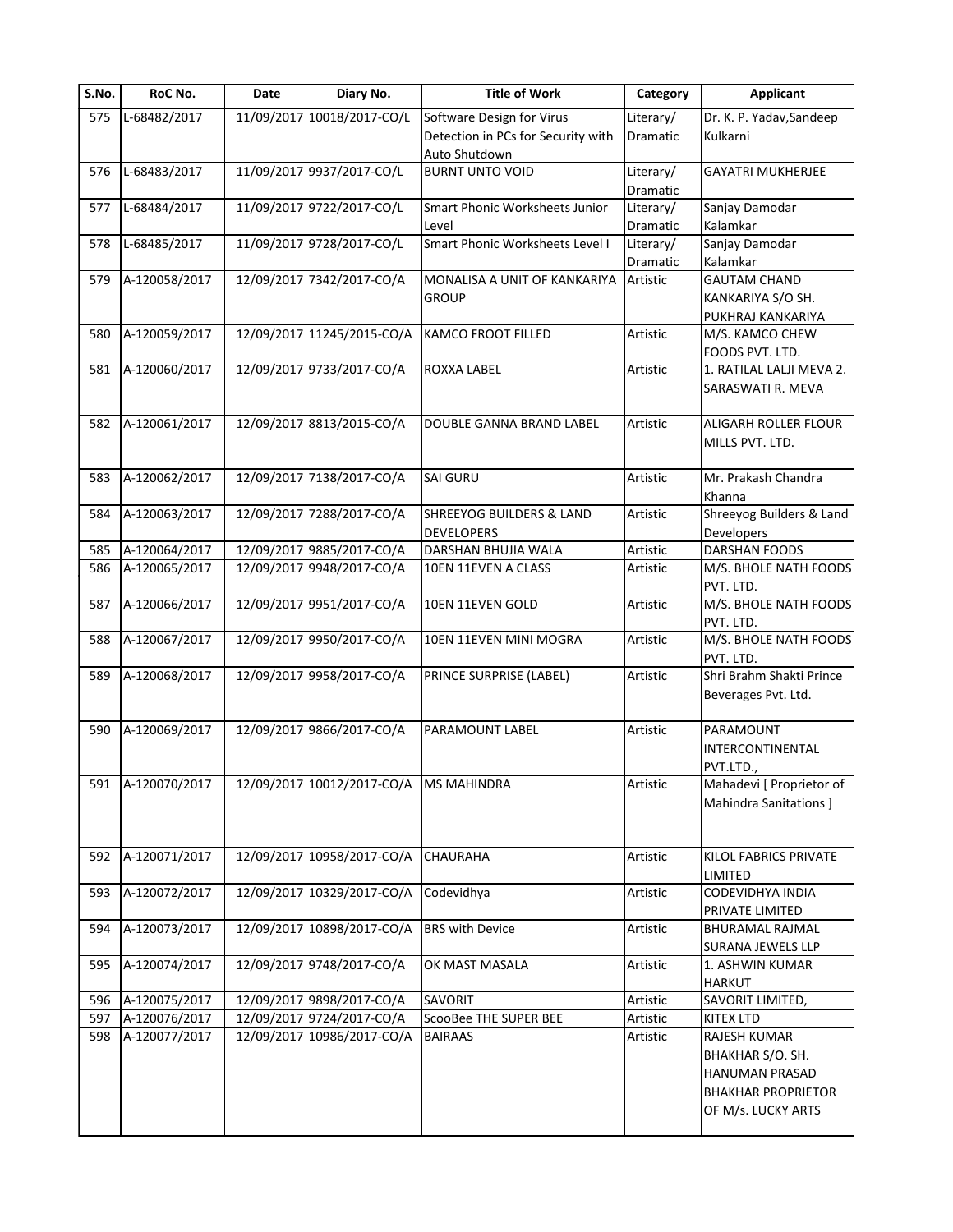| S.No. | RoC No. | Date | Diary No. | Title of Work | Category | Applicant |
|---|---|---|---|---|---|---|
| 575 | L-68482/2017 | 11/09/2017 | 10018/2017-CO/L | Software Design for Virus Detection in PCs for Security with Auto Shutdown | Literary/ Dramatic | Dr. K. P. Yadav,Sandeep Kulkarni |
| 576 | L-68483/2017 | 11/09/2017 | 9937/2017-CO/L | BURNT UNTO VOID | Literary/ Dramatic | GAYATRI MUKHERJEE |
| 577 | L-68484/2017 | 11/09/2017 | 9722/2017-CO/L | Smart Phonic Worksheets Junior Level | Literary/ Dramatic | Sanjay Damodar Kalamkar |
| 578 | L-68485/2017 | 11/09/2017 | 9728/2017-CO/L | Smart Phonic Worksheets Level I | Literary/ Dramatic | Sanjay Damodar Kalamkar |
| 579 | A-120058/2017 | 12/09/2017 | 7342/2017-CO/A | MONALISA A UNIT OF KANKARIYA GROUP | Artistic | GAUTAM CHAND KANKARIYA S/O SH. PUKHRAJ KANKARIYA |
| 580 | A-120059/2017 | 12/09/2017 | 11245/2015-CO/A | KAMCO FROOT FILLED | Artistic | M/S. KAMCO CHEW FOODS PVT. LTD. |
| 581 | A-120060/2017 | 12/09/2017 | 9733/2017-CO/A | ROXXA LABEL | Artistic | 1. RATILAL LALJI MEVA 2. SARASWATI R. MEVA |
| 582 | A-120061/2017 | 12/09/2017 | 8813/2015-CO/A | DOUBLE GANNA BRAND LABEL | Artistic | ALIGARH ROLLER FLOUR MILLS PVT. LTD. |
| 583 | A-120062/2017 | 12/09/2017 | 7138/2017-CO/A | SAI GURU | Artistic | Mr. Prakash Chandra Khanna |
| 584 | A-120063/2017 | 12/09/2017 | 7288/2017-CO/A | SHREEYOG BUILDERS & LAND DEVELOPERS | Artistic | Shreeyog Builders & Land Developers |
| 585 | A-120064/2017 | 12/09/2017 | 9885/2017-CO/A | DARSHAN BHUJIA WALA | Artistic | DARSHAN FOODS |
| 586 | A-120065/2017 | 12/09/2017 | 9948/2017-CO/A | 10EN 11EVEN A CLASS | Artistic | M/S. BHOLE NATH FOODS PVT. LTD. |
| 587 | A-120066/2017 | 12/09/2017 | 9951/2017-CO/A | 10EN 11EVEN GOLD | Artistic | M/S. BHOLE NATH FOODS PVT. LTD. |
| 588 | A-120067/2017 | 12/09/2017 | 9950/2017-CO/A | 10EN 11EVEN MINI MOGRA | Artistic | M/S. BHOLE NATH FOODS PVT. LTD. |
| 589 | A-120068/2017 | 12/09/2017 | 9958/2017-CO/A | PRINCE SURPRISE (LABEL) | Artistic | Shri Brahm Shakti Prince Beverages Pvt. Ltd. |
| 590 | A-120069/2017 | 12/09/2017 | 9866/2017-CO/A | PARAMOUNT LABEL | Artistic | PARAMOUNT INTERCONTINENTAL PVT.LTD., |
| 591 | A-120070/2017 | 12/09/2017 | 10012/2017-CO/A | MS MAHINDRA | Artistic | Mahadevi [ Proprietor of Mahindra Sanitations ] |
| 592 | A-120071/2017 | 12/09/2017 | 10958/2017-CO/A | CHAURAHA | Artistic | KILOL FABRICS PRIVATE LIMITED |
| 593 | A-120072/2017 | 12/09/2017 | 10329/2017-CO/A | Codevidhya | Artistic | CODEVIDHYA INDIA PRIVATE LIMITED |
| 594 | A-120073/2017 | 12/09/2017 | 10898/2017-CO/A | BRS with Device | Artistic | BHURAMAL RAJMAL SURANA JEWELS LLP |
| 595 | A-120074/2017 | 12/09/2017 | 9748/2017-CO/A | OK MAST MASALA | Artistic | 1. ASHWIN KUMAR HARKUT |
| 596 | A-120075/2017 | 12/09/2017 | 9898/2017-CO/A | SAVORIT | Artistic | SAVORIT LIMITED, |
| 597 | A-120076/2017 | 12/09/2017 | 9724/2017-CO/A | ScooBee THE SUPER BEE | Artistic | KITEX LTD |
| 598 | A-120077/2017 | 12/09/2017 | 10986/2017-CO/A | BAIRAAS | Artistic | RAJESH KUMAR BHAKHAR S/O. SH. HANUMAN PRASAD BHAKHAR PROPRIETOR OF M/s. LUCKY ARTS |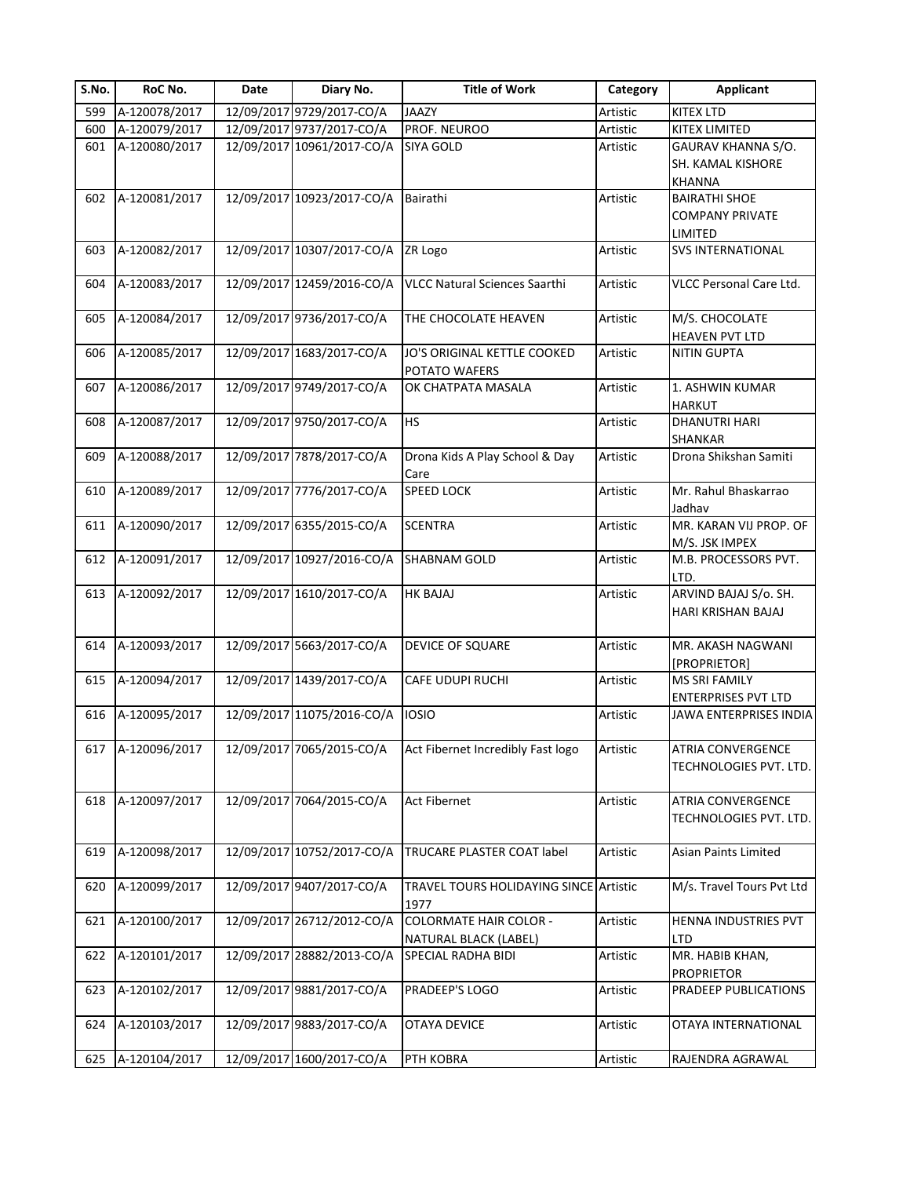| S.No. | RoC No. | Date | Diary No. | Title of Work | Category | Applicant |
|---|---|---|---|---|---|---|
| 599 | A-120078/2017 | 12/09/2017 | 9729/2017-CO/A | JAAZY | Artistic | KITEX LTD |
| 600 | A-120079/2017 | 12/09/2017 | 9737/2017-CO/A | PROF. NEUROO | Artistic | KITEX LIMITED |
| 601 | A-120080/2017 | 12/09/2017 | 10961/2017-CO/A | SIYA GOLD | Artistic | GAURAV KHANNA S/O. SH. KAMAL KISHORE KHANNA |
| 602 | A-120081/2017 | 12/09/2017 | 10923/2017-CO/A | Bairathi | Artistic | BAIRATHI SHOE COMPANY PRIVATE LIMITED |
| 603 | A-120082/2017 | 12/09/2017 | 10307/2017-CO/A | ZR Logo | Artistic | SVS INTERNATIONAL |
| 604 | A-120083/2017 | 12/09/2017 | 12459/2016-CO/A | VLCC Natural Sciences Saarthi | Artistic | VLCC Personal Care Ltd. |
| 605 | A-120084/2017 | 12/09/2017 | 9736/2017-CO/A | THE CHOCOLATE HEAVEN | Artistic | M/S. CHOCOLATE HEAVEN PVT LTD |
| 606 | A-120085/2017 | 12/09/2017 | 1683/2017-CO/A | JO'S ORIGINAL KETTLE COOKED POTATO WAFERS | Artistic | NITIN GUPTA |
| 607 | A-120086/2017 | 12/09/2017 | 9749/2017-CO/A | OK CHATPATA MASALA | Artistic | 1. ASHWIN KUMAR HARKUT |
| 608 | A-120087/2017 | 12/09/2017 | 9750/2017-CO/A | HS | Artistic | DHANUTRI HARI SHANKAR |
| 609 | A-120088/2017 | 12/09/2017 | 7878/2017-CO/A | Drona Kids A Play School & Day Care | Artistic | Drona Shikshan Samiti |
| 610 | A-120089/2017 | 12/09/2017 | 7776/2017-CO/A | SPEED LOCK | Artistic | Mr. Rahul Bhaskarrao Jadhav |
| 611 | A-120090/2017 | 12/09/2017 | 6355/2015-CO/A | SCENTRA | Artistic | MR. KARAN VIJ PROP. OF M/S. JSK IMPEX |
| 612 | A-120091/2017 | 12/09/2017 | 10927/2016-CO/A | SHABNAM GOLD | Artistic | M.B. PROCESSORS PVT. LTD. |
| 613 | A-120092/2017 | 12/09/2017 | 1610/2017-CO/A | HK BAJAJ | Artistic | ARVIND BAJAJ S/o. SH. HARI KRISHAN BAJAJ |
| 614 | A-120093/2017 | 12/09/2017 | 5663/2017-CO/A | DEVICE OF SQUARE | Artistic | MR. AKASH NAGWANI [PROPRIETOR] |
| 615 | A-120094/2017 | 12/09/2017 | 1439/2017-CO/A | CAFE UDUPI RUCHI | Artistic | MS SRI FAMILY ENTERPRISES PVT LTD |
| 616 | A-120095/2017 | 12/09/2017 | 11075/2016-CO/A | IOSIO | Artistic | JAWA ENTERPRISES INDIA |
| 617 | A-120096/2017 | 12/09/2017 | 7065/2015-CO/A | Act Fibernet Incredibly Fast logo | Artistic | ATRIA CONVERGENCE TECHNOLOGIES PVT. LTD. |
| 618 | A-120097/2017 | 12/09/2017 | 7064/2015-CO/A | Act Fibernet | Artistic | ATRIA CONVERGENCE TECHNOLOGIES PVT. LTD. |
| 619 | A-120098/2017 | 12/09/2017 | 10752/2017-CO/A | TRUCARE PLASTER COAT label | Artistic | Asian Paints Limited |
| 620 | A-120099/2017 | 12/09/2017 | 9407/2017-CO/A | TRAVEL TOURS HOLIDAYING SINCE 1977 | Artistic | M/s. Travel Tours Pvt Ltd |
| 621 | A-120100/2017 | 12/09/2017 | 26712/2012-CO/A | COLORMATE HAIR COLOR - NATURAL BLACK (LABEL) | Artistic | HENNA INDUSTRIES PVT LTD |
| 622 | A-120101/2017 | 12/09/2017 | 28882/2013-CO/A | SPECIAL RADHA BIDI | Artistic | MR. HABIB KHAN, PROPRIETOR |
| 623 | A-120102/2017 | 12/09/2017 | 9881/2017-CO/A | PRADEEP'S LOGO | Artistic | PRADEEP PUBLICATIONS |
| 624 | A-120103/2017 | 12/09/2017 | 9883/2017-CO/A | OTAYA DEVICE | Artistic | OTAYA INTERNATIONAL |
| 625 | A-120104/2017 | 12/09/2017 | 1600/2017-CO/A | PTH KOBRA | Artistic | RAJENDRA AGRAWAL |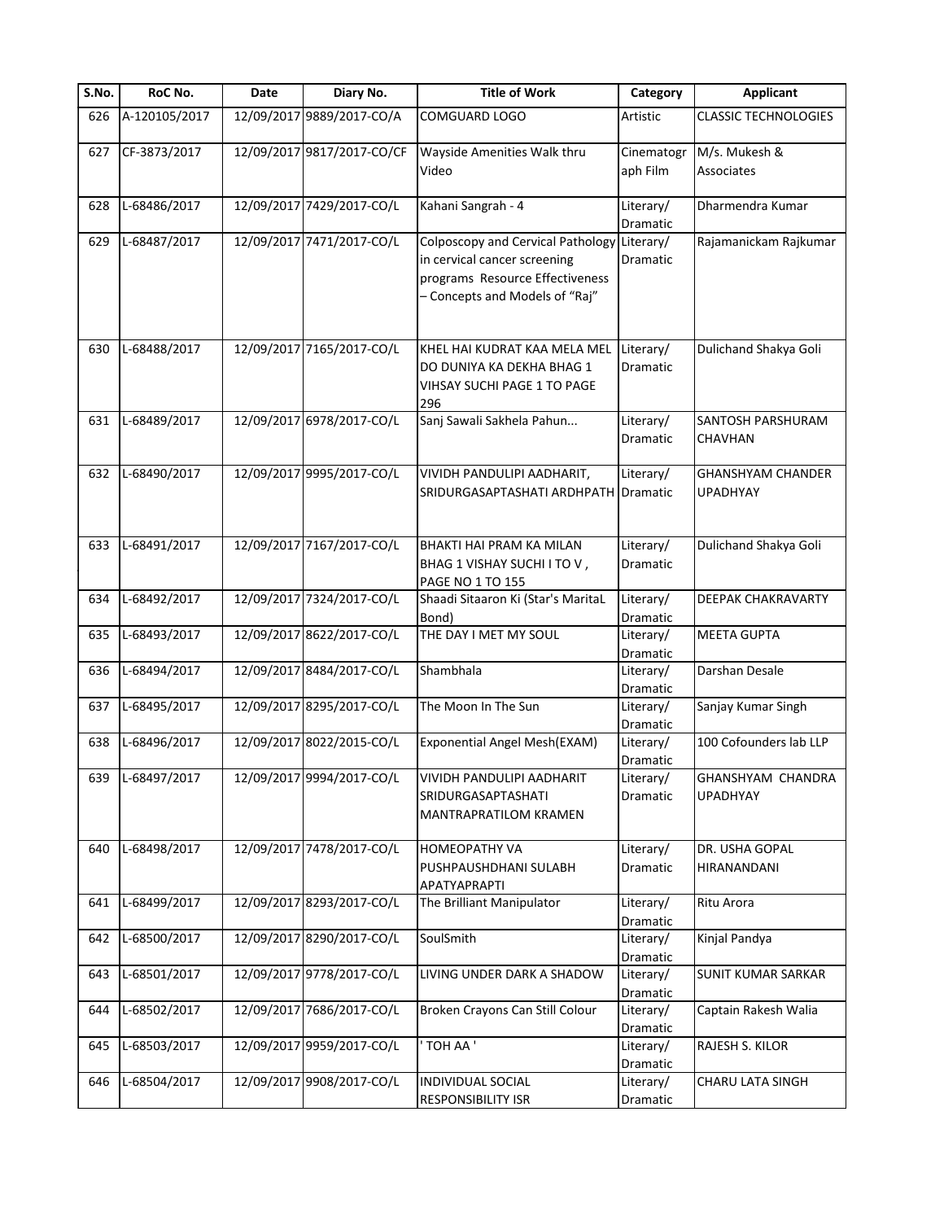| S.No. | RoC No. | Date | Diary No. | Title of Work | Category | Applicant |
|---|---|---|---|---|---|---|
| 626 | A-120105/2017 | 12/09/2017 | 9889/2017-CO/A | COMGUARD LOGO | Artistic | CLASSIC TECHNOLOGIES |
| 627 | CF-3873/2017 | 12/09/2017 | 9817/2017-CO/CF | Wayside Amenities Walk thru Video | Cinematograph Film | M/s. Mukesh & Associates |
| 628 | L-68486/2017 | 12/09/2017 | 7429/2017-CO/L | Kahani Sangrah - 4 | Literary/ Dramatic | Dharmendra Kumar |
| 629 | L-68487/2017 | 12/09/2017 | 7471/2017-CO/L | Colposcopy and Cervical Pathology in cervical cancer screening programs Resource Effectiveness – Concepts and Models of "Raj" | Literary/ Dramatic | Rajamanickam Rajkumar |
| 630 | L-68488/2017 | 12/09/2017 | 7165/2017-CO/L | KHEL HAI KUDRAT KAA MELA MEL DO DUNIYA KA DEKHA BHAG 1 VIHSAY SUCHI PAGE 1 TO PAGE 296 | Literary/ Dramatic | Dulichand Shakya Goli |
| 631 | L-68489/2017 | 12/09/2017 | 6978/2017-CO/L | Sanj Sawali Sakhela Pahun... | Literary/ Dramatic | SANTOSH PARSHURAM CHAVHAN |
| 632 | L-68490/2017 | 12/09/2017 | 9995/2017-CO/L | VIVIDH PANDULIPI AADHARIT, SRIDURGASAPTASHATI ARDHPATH | Literary/ Dramatic | GHANSHYAM CHANDER UPADHYAY |
| 633 | L-68491/2017 | 12/09/2017 | 7167/2017-CO/L | BHAKTI HAI PRAM KA MILAN BHAG 1 VISHAY SUCHI I TO V , PAGE NO 1 TO 155 | Literary/ Dramatic | Dulichand Shakya Goli |
| 634 | L-68492/2017 | 12/09/2017 | 7324/2017-CO/L | Shaadi Sitaaron Ki (Star's MaritaL Bond) | Literary/ Dramatic | DEEPAK CHAKRAVARTY |
| 635 | L-68493/2017 | 12/09/2017 | 8622/2017-CO/L | THE DAY I MET MY SOUL | Literary/ Dramatic | MEETA GUPTA |
| 636 | L-68494/2017 | 12/09/2017 | 8484/2017-CO/L | Shambhala | Literary/ Dramatic | Darshan Desale |
| 637 | L-68495/2017 | 12/09/2017 | 8295/2017-CO/L | The Moon In The Sun | Literary/ Dramatic | Sanjay Kumar Singh |
| 638 | L-68496/2017 | 12/09/2017 | 8022/2015-CO/L | Exponential Angel Mesh(EXAM) | Literary/ Dramatic | 100 Cofounders lab LLP |
| 639 | L-68497/2017 | 12/09/2017 | 9994/2017-CO/L | VIVIDH PANDULIPI AADHARIT SRIDURGASAPTASHATI MANTRAPRATILOM KRAMEN | Literary/ Dramatic | GHANSHYAM CHANDRA UPADHYAY |
| 640 | L-68498/2017 | 12/09/2017 | 7478/2017-CO/L | HOMEOPATHY VA PUSHPAUSHDHANI SULABH APATYAPRAPTI | Literary/ Dramatic | DR. USHA GOPAL HIRANANDANI |
| 641 | L-68499/2017 | 12/09/2017 | 8293/2017-CO/L | The Brilliant Manipulator | Literary/ Dramatic | Ritu Arora |
| 642 | L-68500/2017 | 12/09/2017 | 8290/2017-CO/L | SoulSmith | Literary/ Dramatic | Kinjal Pandya |
| 643 | L-68501/2017 | 12/09/2017 | 9778/2017-CO/L | LIVING UNDER DARK A SHADOW | Literary/ Dramatic | SUNIT KUMAR SARKAR |
| 644 | L-68502/2017 | 12/09/2017 | 7686/2017-CO/L | Broken Crayons Can Still Colour | Literary/ Dramatic | Captain Rakesh Walia |
| 645 | L-68503/2017 | 12/09/2017 | 9959/2017-CO/L | ' TOH AA ' | Literary/ Dramatic | RAJESH S. KILOR |
| 646 | L-68504/2017 | 12/09/2017 | 9908/2017-CO/L | INDIVIDUAL SOCIAL RESPONSIBILITY ISR | Literary/ Dramatic | CHARU LATA SINGH |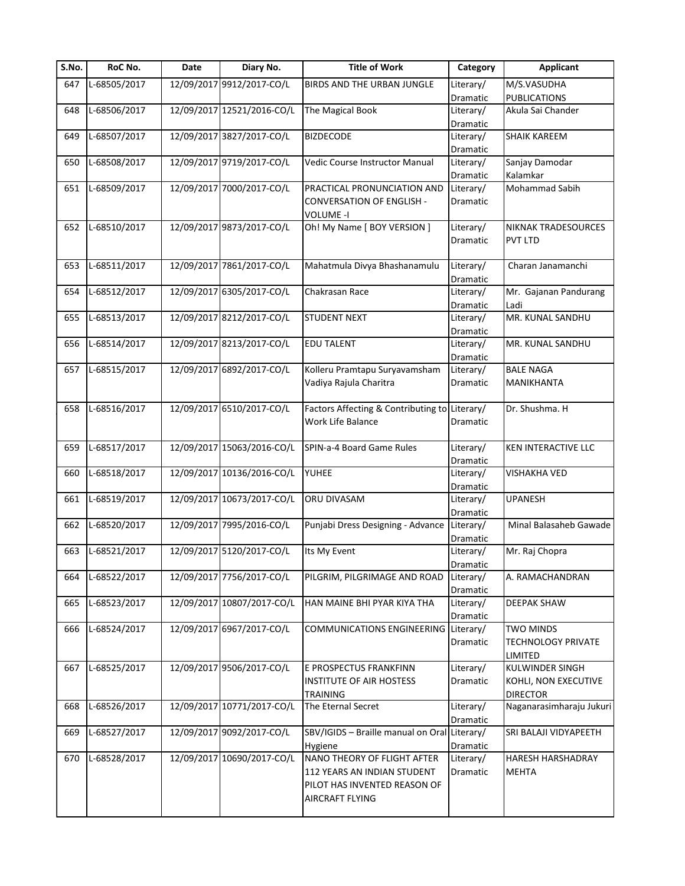| S.No. | RoC No. | Date | Diary No. | Title of Work | Category | Applicant |
|---|---|---|---|---|---|---|
| 647 | L-68505/2017 | 12/09/2017 | 9912/2017-CO/L | BIRDS AND THE URBAN JUNGLE | Literary/ Dramatic | M/S.VASUDHA PUBLICATIONS |
| 648 | L-68506/2017 | 12/09/2017 | 12521/2016-CO/L | The Magical Book | Literary/ Dramatic | Akula Sai Chander |
| 649 | L-68507/2017 | 12/09/2017 | 3827/2017-CO/L | BIZDECODE | Literary/ Dramatic | SHAIK KAREEM |
| 650 | L-68508/2017 | 12/09/2017 | 9719/2017-CO/L | Vedic Course Instructor Manual | Literary/ Dramatic | Sanjay Damodar Kalamkar |
| 651 | L-68509/2017 | 12/09/2017 | 7000/2017-CO/L | PRACTICAL PRONUNCIATION AND CONVERSATION OF ENGLISH - VOLUME -I | Literary/ Dramatic | Mohammad Sabih |
| 652 | L-68510/2017 | 12/09/2017 | 9873/2017-CO/L | Oh! My Name [ BOY VERSION ] | Literary/ Dramatic | NIKNAK TRADESOURCES PVT LTD |
| 653 | L-68511/2017 | 12/09/2017 | 7861/2017-CO/L | Mahatmula Divya Bhashanamulu | Literary/ Dramatic | Charan Janamanchi |
| 654 | L-68512/2017 | 12/09/2017 | 6305/2017-CO/L | Chakrasan Race | Literary/ Dramatic | Mr. Gajanan Pandurang Ladi |
| 655 | L-68513/2017 | 12/09/2017 | 8212/2017-CO/L | STUDENT NEXT | Literary/ Dramatic | MR. KUNAL SANDHU |
| 656 | L-68514/2017 | 12/09/2017 | 8213/2017-CO/L | EDU TALENT | Literary/ Dramatic | MR. KUNAL SANDHU |
| 657 | L-68515/2017 | 12/09/2017 | 6892/2017-CO/L | Kolleru Pramtapu Suryavamsham Vadiya Rajula Charitra | Literary/ Dramatic | BALE NAGA MANIKHANTA |
| 658 | L-68516/2017 | 12/09/2017 | 6510/2017-CO/L | Factors Affecting & Contributing to Work Life Balance | Literary/ Dramatic | Dr. Shushma. H |
| 659 | L-68517/2017 | 12/09/2017 | 15063/2016-CO/L | SPIN-a-4 Board Game Rules | Literary/ Dramatic | KEN INTERACTIVE LLC |
| 660 | L-68518/2017 | 12/09/2017 | 10136/2016-CO/L | YUHEE | Literary/ Dramatic | VISHAKHA VED |
| 661 | L-68519/2017 | 12/09/2017 | 10673/2017-CO/L | ORU DIVASAM | Literary/ Dramatic | UPANESH |
| 662 | L-68520/2017 | 12/09/2017 | 7995/2016-CO/L | Punjabi Dress Designing - Advance | Literary/ Dramatic | Minal Balasaheb Gawade |
| 663 | L-68521/2017 | 12/09/2017 | 5120/2017-CO/L | Its My Event | Literary/ Dramatic | Mr. Raj Chopra |
| 664 | L-68522/2017 | 12/09/2017 | 7756/2017-CO/L | PILGRIM, PILGRIMAGE AND ROAD | Literary/ Dramatic | A. RAMACHANDRAN |
| 665 | L-68523/2017 | 12/09/2017 | 10807/2017-CO/L | HAN MAINE BHI PYAR KIYA THA | Literary/ Dramatic | DEEPAK SHAW |
| 666 | L-68524/2017 | 12/09/2017 | 6967/2017-CO/L | COMMUNICATIONS ENGINEERING | Literary/ Dramatic | TWO MINDS TECHNOLOGY PRIVATE LIMITED |
| 667 | L-68525/2017 | 12/09/2017 | 9506/2017-CO/L | E PROSPECTUS FRANKFINN INSTITUTE OF AIR HOSTESS TRAINING | Literary/ Dramatic | KULWINDER SINGH KOHLI, NON EXECUTIVE DIRECTOR |
| 668 | L-68526/2017 | 12/09/2017 | 10771/2017-CO/L | The Eternal Secret | Literary/ Dramatic | Naganarasimharaju Jukuri |
| 669 | L-68527/2017 | 12/09/2017 | 9092/2017-CO/L | SBV/IGIDS – Braille manual on Oral Hygiene | Literary/ Dramatic | SRI BALAJI VIDYAPEETH |
| 670 | L-68528/2017 | 12/09/2017 | 10690/2017-CO/L | NANO THEORY OF FLIGHT AFTER 112 YEARS AN INDIAN STUDENT PILOT HAS INVENTED REASON OF AIRCRAFT FLYING | Literary/ Dramatic | HARESH HARSHADRAY MEHTA |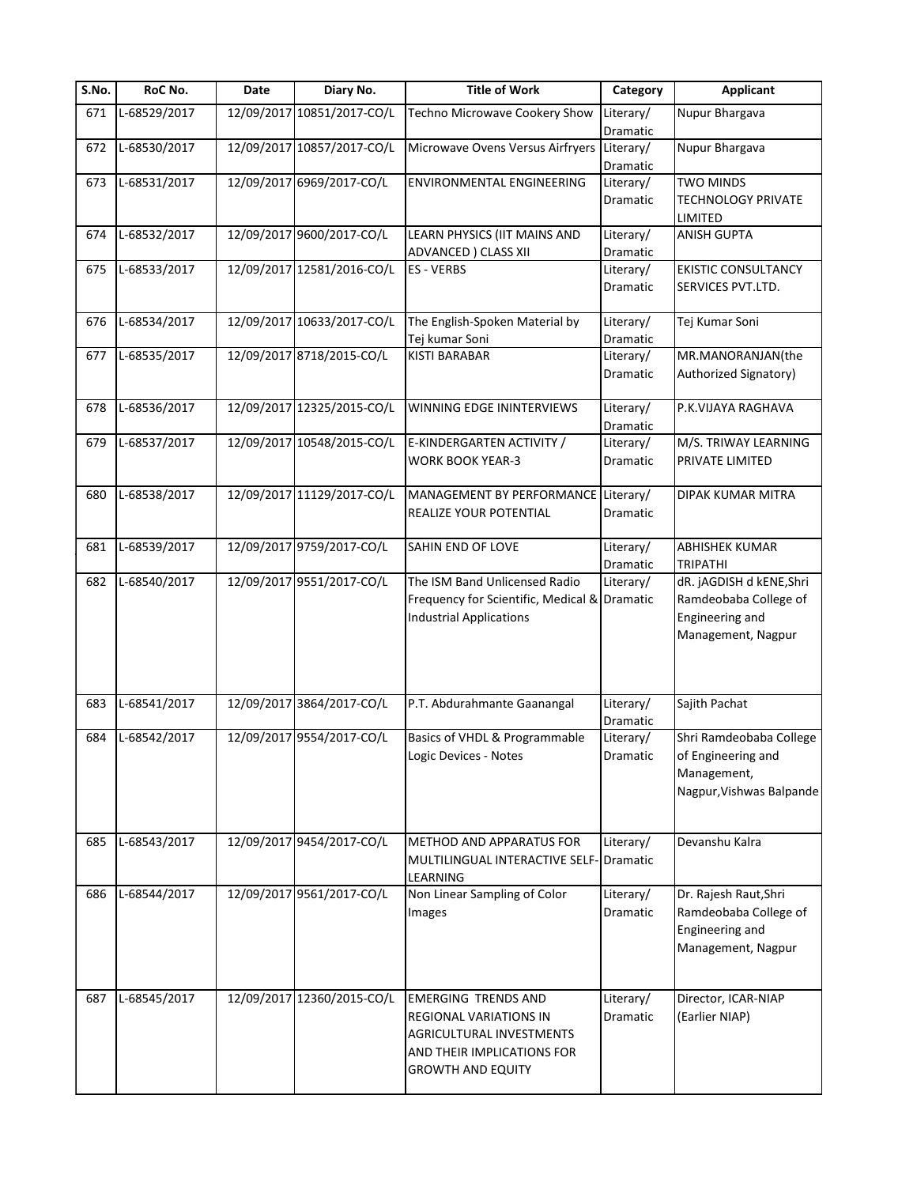| S.No. | RoC No. | Date | Diary No. | Title of Work | Category | Applicant |
|---|---|---|---|---|---|---|
| 671 | L-68529/2017 | 12/09/2017 | 10851/2017-CO/L | Techno Microwave Cookery Show | Literary/ Dramatic | Nupur Bhargava |
| 672 | L-68530/2017 | 12/09/2017 | 10857/2017-CO/L | Microwave Ovens Versus Airfryers | Literary/ Dramatic | Nupur Bhargava |
| 673 | L-68531/2017 | 12/09/2017 | 6969/2017-CO/L | ENVIRONMENTAL ENGINEERING | Literary/ Dramatic | TWO MINDS TECHNOLOGY PRIVATE LIMITED |
| 674 | L-68532/2017 | 12/09/2017 | 9600/2017-CO/L | LEARN PHYSICS (IIT MAINS AND ADVANCED ) CLASS XII | Literary/ Dramatic | ANISH GUPTA |
| 675 | L-68533/2017 | 12/09/2017 | 12581/2016-CO/L | ES - VERBS | Literary/ Dramatic | EKISTIC CONSULTANCY SERVICES PVT.LTD. |
| 676 | L-68534/2017 | 12/09/2017 | 10633/2017-CO/L | The English-Spoken Material by Tej kumar Soni | Literary/ Dramatic | Tej Kumar Soni |
| 677 | L-68535/2017 | 12/09/2017 | 8718/2015-CO/L | KISTI BARABAR | Literary/ Dramatic | MR.MANORANJAN(the Authorized Signatory) |
| 678 | L-68536/2017 | 12/09/2017 | 12325/2015-CO/L | WINNING EDGE ININTERVIEWS | Literary/ Dramatic | P.K.VIJAYA RAGHAVA |
| 679 | L-68537/2017 | 12/09/2017 | 10548/2015-CO/L | E-KINDERGARTEN ACTIVITY / WORK BOOK YEAR-3 | Literary/ Dramatic | M/S. TRIWAY LEARNING PRIVATE LIMITED |
| 680 | L-68538/2017 | 12/09/2017 | 11129/2017-CO/L | MANAGEMENT BY PERFORMANCE REALIZE YOUR POTENTIAL | Literary/ Dramatic | DIPAK KUMAR MITRA |
| 681 | L-68539/2017 | 12/09/2017 | 9759/2017-CO/L | SAHIN END OF LOVE | Literary/ Dramatic | ABHISHEK KUMAR TRIPATHI |
| 682 | L-68540/2017 | 12/09/2017 | 9551/2017-CO/L | The ISM Band Unlicensed Radio Frequency for Scientific, Medical & Industrial Applications | Literary/ Dramatic | dR. jAGDISH d kENE,Shri Ramdeobaba College of Engineering and Management, Nagpur |
| 683 | L-68541/2017 | 12/09/2017 | 3864/2017-CO/L | P.T. Abdurahmante Gaanangal | Literary/ Dramatic | Sajith Pachat |
| 684 | L-68542/2017 | 12/09/2017 | 9554/2017-CO/L | Basics of VHDL & Programmable Logic Devices - Notes | Literary/ Dramatic | Shri Ramdeobaba College of Engineering and Management, Nagpur,Vishwas Balpande |
| 685 | L-68543/2017 | 12/09/2017 | 9454/2017-CO/L | METHOD AND APPARATUS FOR MULTILINGUAL INTERACTIVE SELF-LEARNING | Literary/ Dramatic | Devanshu Kalra |
| 686 | L-68544/2017 | 12/09/2017 | 9561/2017-CO/L | Non Linear Sampling of Color Images | Literary/ Dramatic | Dr. Rajesh Raut,Shri Ramdeobaba College of Engineering and Management, Nagpur |
| 687 | L-68545/2017 | 12/09/2017 | 12360/2015-CO/L | EMERGING TRENDS AND REGIONAL VARIATIONS IN AGRICULTURAL INVESTMENTS AND THEIR IMPLICATIONS FOR GROWTH AND EQUITY | Literary/ Dramatic | Director, ICAR-NIAP (Earlier NIAP) |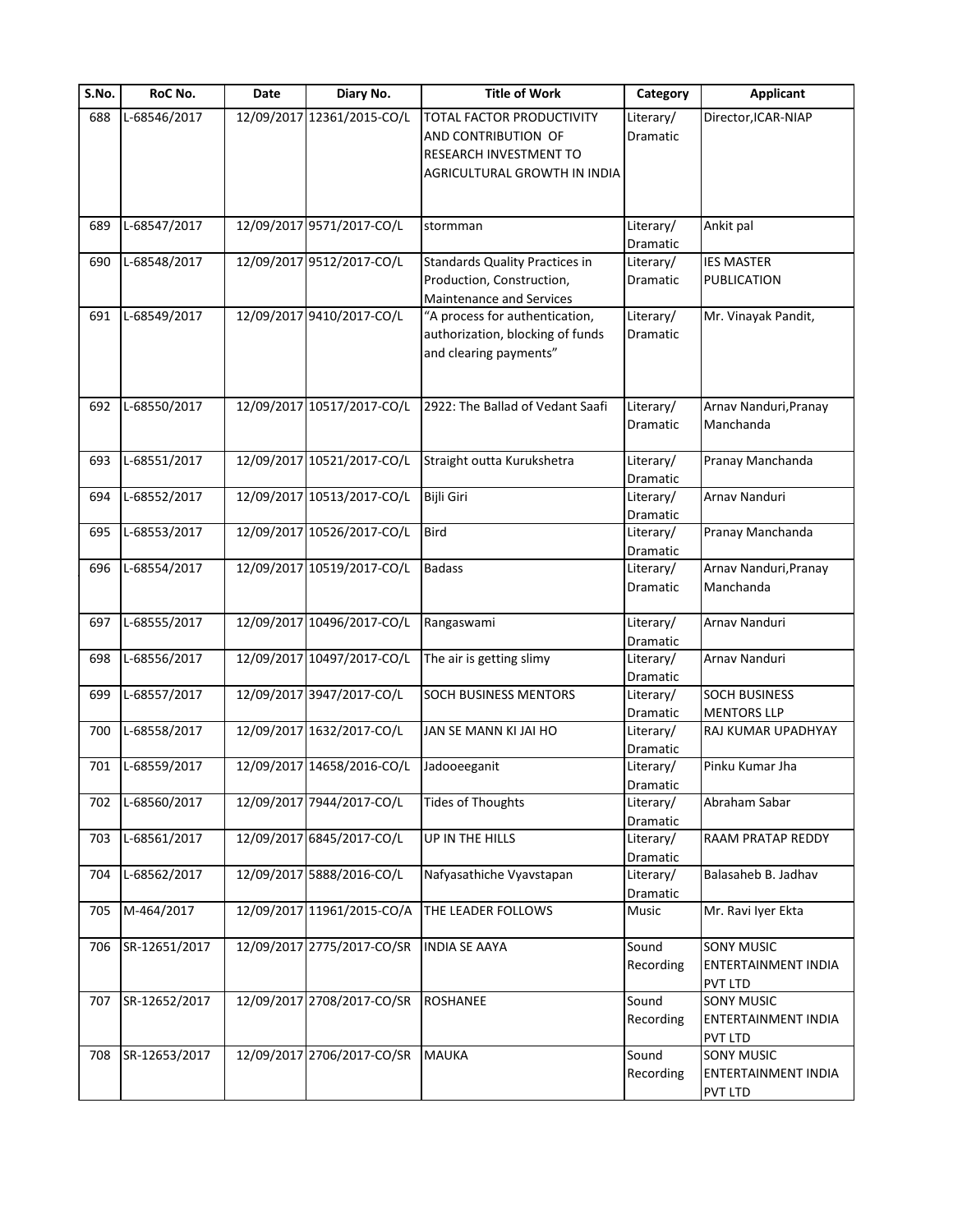| S.No. | RoC No. | Date | Diary No. | Title of Work | Category | Applicant |
|---|---|---|---|---|---|---|
| 688 | L-68546/2017 | 12/09/2017 | 12361/2015-CO/L | TOTAL FACTOR PRODUCTIVITY AND CONTRIBUTION OF RESEARCH INVESTMENT TO AGRICULTURAL GROWTH IN INDIA | Literary/ Dramatic | Director,ICAR-NIAP |
| 689 | L-68547/2017 | 12/09/2017 | 9571/2017-CO/L | stormman | Literary/ Dramatic | Ankit pal |
| 690 | L-68548/2017 | 12/09/2017 | 9512/2017-CO/L | Standards Quality Practices in Production, Construction, Maintenance and Services | Literary/ Dramatic | IES MASTER PUBLICATION |
| 691 | L-68549/2017 | 12/09/2017 | 9410/2017-CO/L | "A process for authentication, authorization, blocking of funds and clearing payments" | Literary/ Dramatic | Mr. Vinayak Pandit, |
| 692 | L-68550/2017 | 12/09/2017 | 10517/2017-CO/L | 2922: The Ballad of Vedant Saafi | Literary/ Dramatic | Arnav Nanduri,Pranay Manchanda |
| 693 | L-68551/2017 | 12/09/2017 | 10521/2017-CO/L | Straight outta Kurukshetra | Literary/ Dramatic | Pranay Manchanda |
| 694 | L-68552/2017 | 12/09/2017 | 10513/2017-CO/L | Bijli Giri | Literary/ Dramatic | Arnav Nanduri |
| 695 | L-68553/2017 | 12/09/2017 | 10526/2017-CO/L | Bird | Literary/ Dramatic | Pranay Manchanda |
| 696 | L-68554/2017 | 12/09/2017 | 10519/2017-CO/L | Badass | Literary/ Dramatic | Arnav Nanduri,Pranay Manchanda |
| 697 | L-68555/2017 | 12/09/2017 | 10496/2017-CO/L | Rangaswami | Literary/ Dramatic | Arnav Nanduri |
| 698 | L-68556/2017 | 12/09/2017 | 10497/2017-CO/L | The air is getting slimy | Literary/ Dramatic | Arnav Nanduri |
| 699 | L-68557/2017 | 12/09/2017 | 3947/2017-CO/L | SOCH BUSINESS MENTORS | Literary/ Dramatic | SOCH BUSINESS MENTORS LLP |
| 700 | L-68558/2017 | 12/09/2017 | 1632/2017-CO/L | JAN SE MANN KI JAI HO | Literary/ Dramatic | RAJ KUMAR UPADHYAY |
| 701 | L-68559/2017 | 12/09/2017 | 14658/2016-CO/L | Jadooeeganit | Literary/ Dramatic | Pinku Kumar Jha |
| 702 | L-68560/2017 | 12/09/2017 | 7944/2017-CO/L | Tides of Thoughts | Literary/ Dramatic | Abraham Sabar |
| 703 | L-68561/2017 | 12/09/2017 | 6845/2017-CO/L | UP IN THE HILLS | Literary/ Dramatic | RAAM PRATAP REDDY |
| 704 | L-68562/2017 | 12/09/2017 | 5888/2016-CO/L | Nafyasathiche Vyavstapan | Literary/ Dramatic | Balasaheb B. Jadhav |
| 705 | M-464/2017 | 12/09/2017 | 11961/2015-CO/A | THE LEADER FOLLOWS | Music | Mr. Ravi Iyer Ekta |
| 706 | SR-12651/2017 | 12/09/2017 | 2775/2017-CO/SR | INDIA SE AAYA | Sound Recording | SONY MUSIC ENTERTAINMENT INDIA PVT LTD |
| 707 | SR-12652/2017 | 12/09/2017 | 2708/2017-CO/SR | ROSHANEE | Sound Recording | SONY MUSIC ENTERTAINMENT INDIA PVT LTD |
| 708 | SR-12653/2017 | 12/09/2017 | 2706/2017-CO/SR | MAUKA | Sound Recording | SONY MUSIC ENTERTAINMENT INDIA PVT LTD |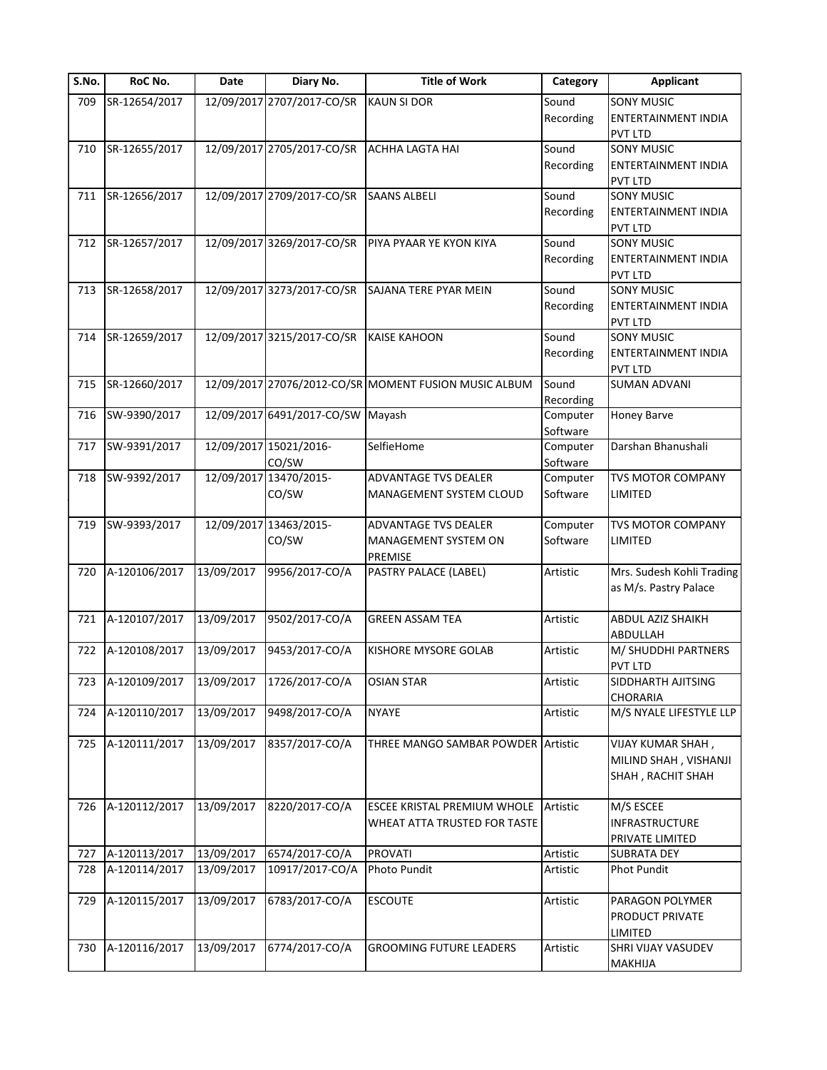| S.No. | RoC No. | Date | Diary No. | Title of Work | Category | Applicant |
|---|---|---|---|---|---|---|
| 709 | SR-12654/2017 | 12/09/2017 | 2707/2017-CO/SR | KAUN SI DOR | Sound Recording | SONY MUSIC ENTERTAINMENT INDIA PVT LTD |
| 710 | SR-12655/2017 | 12/09/2017 | 2705/2017-CO/SR | ACHHA LAGTA HAI | Sound Recording | SONY MUSIC ENTERTAINMENT INDIA PVT LTD |
| 711 | SR-12656/2017 | 12/09/2017 | 2709/2017-CO/SR | SAANS ALBELI | Sound Recording | SONY MUSIC ENTERTAINMENT INDIA PVT LTD |
| 712 | SR-12657/2017 | 12/09/2017 | 3269/2017-CO/SR | PIYA PYAAR YE KYON KIYA | Sound Recording | SONY MUSIC ENTERTAINMENT INDIA PVT LTD |
| 713 | SR-12658/2017 | 12/09/2017 | 3273/2017-CO/SR | SAJANA TERE PYAR MEIN | Sound Recording | SONY MUSIC ENTERTAINMENT INDIA PVT LTD |
| 714 | SR-12659/2017 | 12/09/2017 | 3215/2017-CO/SR | KAISE KAHOON | Sound Recording | SONY MUSIC ENTERTAINMENT INDIA PVT LTD |
| 715 | SR-12660/2017 | 12/09/2017 | 27076/2012-CO/SR | MOMENT FUSION MUSIC ALBUM | Sound Recording | SUMAN ADVANI |
| 716 | SW-9390/2017 | 12/09/2017 | 6491/2017-CO/SW | Mayash | Computer Software | Honey Barve |
| 717 | SW-9391/2017 | 12/09/2017 | 15021/2016-CO/SW | SelfieHome | Computer Software | Darshan Bhanushali |
| 718 | SW-9392/2017 | 12/09/2017 | 13470/2015-CO/SW | ADVANTAGE TVS DEALER MANAGEMENT SYSTEM CLOUD | Computer Software | TVS MOTOR COMPANY LIMITED |
| 719 | SW-9393/2017 | 12/09/2017 | 13463/2015-CO/SW | ADVANTAGE TVS DEALER MANAGEMENT SYSTEM ON PREMISE | Computer Software | TVS MOTOR COMPANY LIMITED |
| 720 | A-120106/2017 | 13/09/2017 | 9956/2017-CO/A | PASTRY PALACE (LABEL) | Artistic | Mrs. Sudesh Kohli Trading as M/s. Pastry Palace |
| 721 | A-120107/2017 | 13/09/2017 | 9502/2017-CO/A | GREEN ASSAM TEA | Artistic | ABDUL AZIZ SHAIKH ABDULLAH |
| 722 | A-120108/2017 | 13/09/2017 | 9453/2017-CO/A | KISHORE MYSORE GOLAB | Artistic | M/ SHUDDHI PARTNERS PVT LTD |
| 723 | A-120109/2017 | 13/09/2017 | 1726/2017-CO/A | OSIAN STAR | Artistic | SIDDHARTH AJITSING CHORARIA |
| 724 | A-120110/2017 | 13/09/2017 | 9498/2017-CO/A | NYAYE | Artistic | M/S NYALE LIFESTYLE LLP |
| 725 | A-120111/2017 | 13/09/2017 | 8357/2017-CO/A | THREE MANGO SAMBAR POWDER | Artistic | VIJAY KUMAR SHAH , MILIND SHAH , VISHANJI SHAH , RACHIT SHAH |
| 726 | A-120112/2017 | 13/09/2017 | 8220/2017-CO/A | ESCEE KRISTAL PREMIUM WHOLE WHEAT ATTA TRUSTED FOR TASTE | Artistic | M/S ESCEE INFRASTRUCTURE PRIVATE LIMITED |
| 727 | A-120113/2017 | 13/09/2017 | 6574/2017-CO/A | PROVATI | Artistic | SUBRATA DEY |
| 728 | A-120114/2017 | 13/09/2017 | 10917/2017-CO/A | Photo Pundit | Artistic | Phot Pundit |
| 729 | A-120115/2017 | 13/09/2017 | 6783/2017-CO/A | ESCOUTE | Artistic | PARAGON POLYMER PRODUCT PRIVATE LIMITED |
| 730 | A-120116/2017 | 13/09/2017 | 6774/2017-CO/A | GROOMING FUTURE LEADERS | Artistic | SHRI VIJAY VASUDEV MAKHIJA |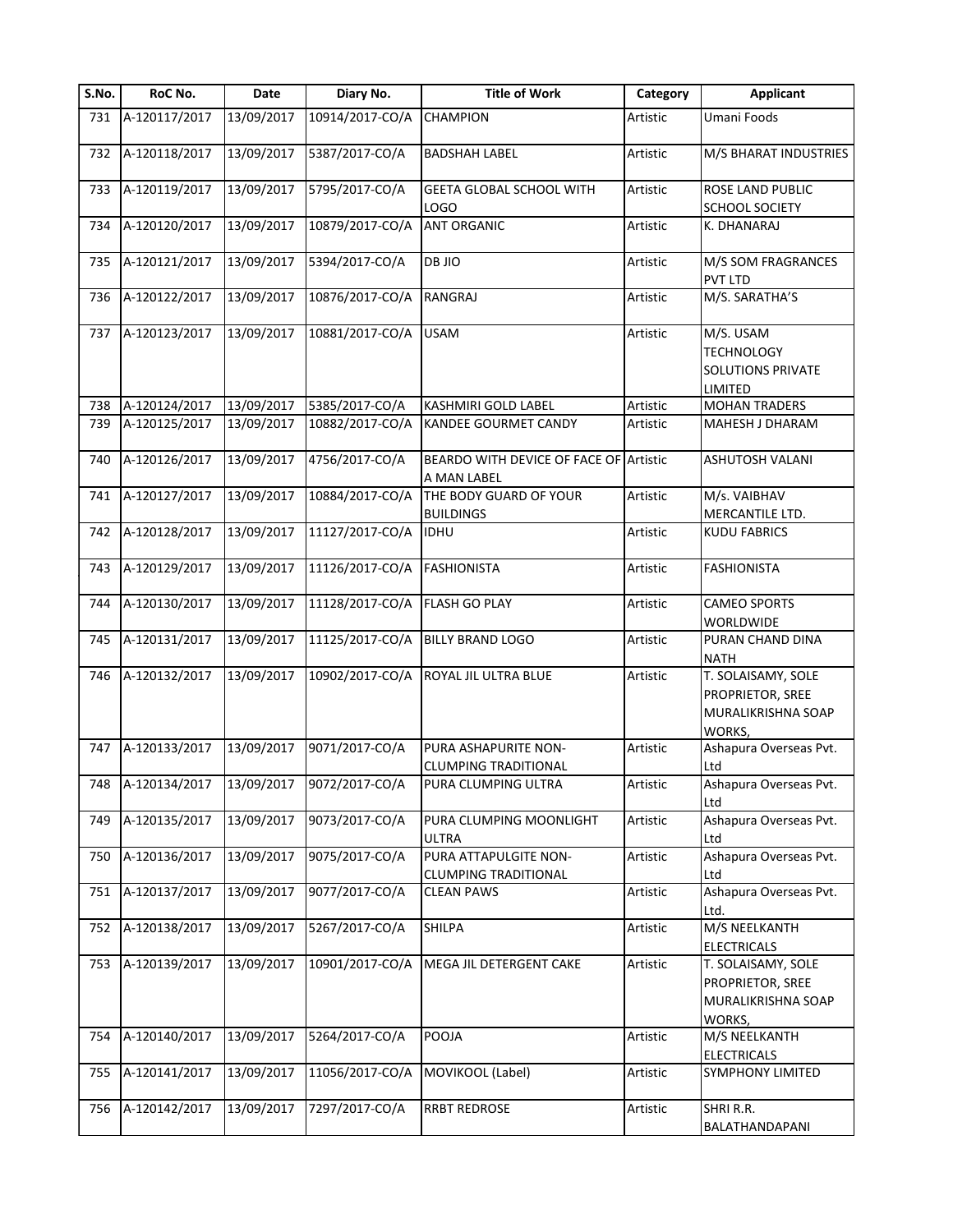| S.No. | RoC No. | Date | Diary No. | Title of Work | Category | Applicant |
|---|---|---|---|---|---|---|
| 731 | A-120117/2017 | 13/09/2017 | 10914/2017-CO/A | CHAMPION | Artistic | Umani Foods |
| 732 | A-120118/2017 | 13/09/2017 | 5387/2017-CO/A | BADSHAH LABEL | Artistic | M/S BHARAT INDUSTRIES |
| 733 | A-120119/2017 | 13/09/2017 | 5795/2017-CO/A | GEETA GLOBAL SCHOOL WITH LOGO | Artistic | ROSE LAND PUBLIC SCHOOL SOCIETY |
| 734 | A-120120/2017 | 13/09/2017 | 10879/2017-CO/A | ANT ORGANIC | Artistic | K. DHANARAJ |
| 735 | A-120121/2017 | 13/09/2017 | 5394/2017-CO/A | DB JIO | Artistic | M/S SOM FRAGRANCES PVT LTD |
| 736 | A-120122/2017 | 13/09/2017 | 10876/2017-CO/A | RANGRAJ | Artistic | M/S. SARATHA'S |
| 737 | A-120123/2017 | 13/09/2017 | 10881/2017-CO/A | USAM | Artistic | M/S. USAM TECHNOLOGY SOLUTIONS PRIVATE LIMITED |
| 738 | A-120124/2017 | 13/09/2017 | 5385/2017-CO/A | KASHMIRI GOLD LABEL | Artistic | MOHAN TRADERS |
| 739 | A-120125/2017 | 13/09/2017 | 10882/2017-CO/A | KANDEE GOURMET CANDY | Artistic | MAHESH J DHARAM |
| 740 | A-120126/2017 | 13/09/2017 | 4756/2017-CO/A | BEARDO WITH DEVICE OF FACE OF A MAN LABEL | Artistic | ASHUTOSH VALANI |
| 741 | A-120127/2017 | 13/09/2017 | 10884/2017-CO/A | THE BODY GUARD OF YOUR BUILDINGS | Artistic | M/s. VAIBHAV MERCANTILE LTD. |
| 742 | A-120128/2017 | 13/09/2017 | 11127/2017-CO/A | IDHU | Artistic | KUDU FABRICS |
| 743 | A-120129/2017 | 13/09/2017 | 11126/2017-CO/A | FASHIONISTA | Artistic | FASHIONISTA |
| 744 | A-120130/2017 | 13/09/2017 | 11128/2017-CO/A | FLASH GO PLAY | Artistic | CAMEO SPORTS WORLDWIDE |
| 745 | A-120131/2017 | 13/09/2017 | 11125/2017-CO/A | BILLY BRAND LOGO | Artistic | PURAN CHAND DINA NATH |
| 746 | A-120132/2017 | 13/09/2017 | 10902/2017-CO/A | ROYAL JIL ULTRA BLUE | Artistic | T. SOLAISAMY, SOLE PROPRIETOR, SREE MURALIKRISHNA SOAP WORKS, |
| 747 | A-120133/2017 | 13/09/2017 | 9071/2017-CO/A | PURA ASHAPURITE NON-CLUMPING TRADITIONAL | Artistic | Ashapura Overseas Pvt. Ltd |
| 748 | A-120134/2017 | 13/09/2017 | 9072/2017-CO/A | PURA CLUMPING ULTRA | Artistic | Ashapura Overseas Pvt. Ltd |
| 749 | A-120135/2017 | 13/09/2017 | 9073/2017-CO/A | PURA CLUMPING MOONLIGHT ULTRA | Artistic | Ashapura Overseas Pvt. Ltd |
| 750 | A-120136/2017 | 13/09/2017 | 9075/2017-CO/A | PURA ATTAPULGITE NON-CLUMPING TRADITIONAL | Artistic | Ashapura Overseas Pvt. Ltd |
| 751 | A-120137/2017 | 13/09/2017 | 9077/2017-CO/A | CLEAN PAWS | Artistic | Ashapura Overseas Pvt. Ltd. |
| 752 | A-120138/2017 | 13/09/2017 | 5267/2017-CO/A | SHILPA | Artistic | M/S NEELKANTH ELECTRICALS |
| 753 | A-120139/2017 | 13/09/2017 | 10901/2017-CO/A | MEGA JIL DETERGENT CAKE | Artistic | T. SOLAISAMY, SOLE PROPRIETOR, SREE MURALIKRISHNA SOAP WORKS, |
| 754 | A-120140/2017 | 13/09/2017 | 5264/2017-CO/A | POOJA | Artistic | M/S NEELKANTH ELECTRICALS |
| 755 | A-120141/2017 | 13/09/2017 | 11056/2017-CO/A | MOVIKOOL (Label) | Artistic | SYMPHONY LIMITED |
| 756 | A-120142/2017 | 13/09/2017 | 7297/2017-CO/A | RRBT REDROSE | Artistic | SHRI R.R. BALATHANDAPANI |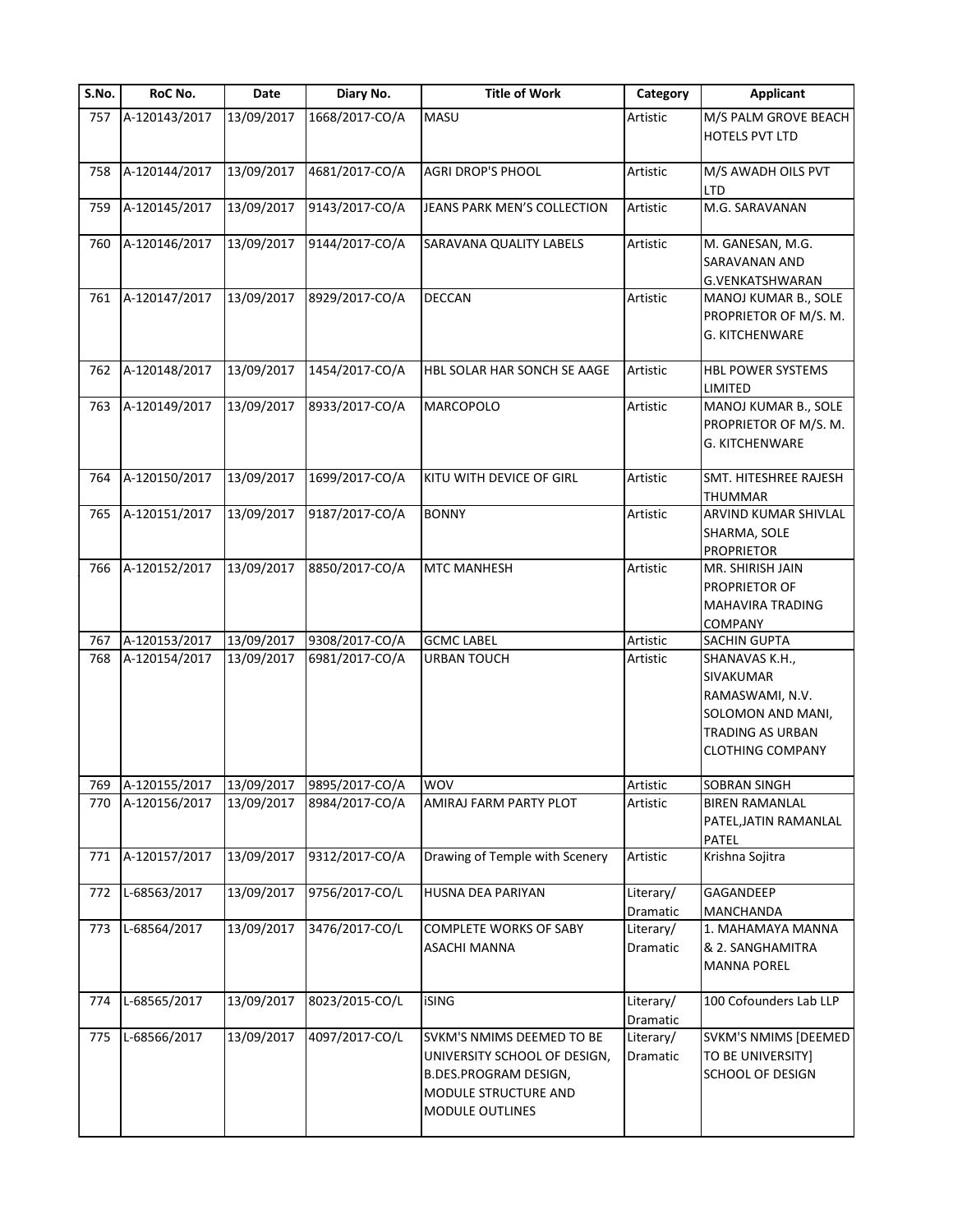| S.No. | RoC No. | Date | Diary No. | Title of Work | Category | Applicant |
|---|---|---|---|---|---|---|
| 757 | A-120143/2017 | 13/09/2017 | 1668/2017-CO/A | MASU | Artistic | M/S PALM GROVE BEACH HOTELS PVT LTD |
| 758 | A-120144/2017 | 13/09/2017 | 4681/2017-CO/A | AGRI DROP'S PHOOL | Artistic | M/S AWADH OILS PVT LTD |
| 759 | A-120145/2017 | 13/09/2017 | 9143/2017-CO/A | JEANS PARK MEN'S COLLECTION | Artistic | M.G. SARAVANAN |
| 760 | A-120146/2017 | 13/09/2017 | 9144/2017-CO/A | SARAVANA QUALITY LABELS | Artistic | M. GANESAN, M.G. SARAVANAN AND G.VENKATSHWARAN |
| 761 | A-120147/2017 | 13/09/2017 | 8929/2017-CO/A | DECCAN | Artistic | MANOJ KUMAR B., SOLE PROPRIETOR OF M/S. M. G. KITCHENWARE |
| 762 | A-120148/2017 | 13/09/2017 | 1454/2017-CO/A | HBL SOLAR HAR SONCH SE AAGE | Artistic | HBL POWER SYSTEMS LIMITED |
| 763 | A-120149/2017 | 13/09/2017 | 8933/2017-CO/A | MARCOPOLO | Artistic | MANOJ KUMAR B., SOLE PROPRIETOR OF M/S. M. G. KITCHENWARE |
| 764 | A-120150/2017 | 13/09/2017 | 1699/2017-CO/A | KITU WITH DEVICE OF GIRL | Artistic | SMT. HITESHREE RAJESH THUMMAR |
| 765 | A-120151/2017 | 13/09/2017 | 9187/2017-CO/A | BONNY | Artistic | ARVIND KUMAR SHIVLAL SHARMA, SOLE PROPRIETOR |
| 766 | A-120152/2017 | 13/09/2017 | 8850/2017-CO/A | MTC MANHESH | Artistic | MR. SHIRISH JAIN PROPRIETOR OF MAHAVIRA TRADING COMPANY |
| 767 | A-120153/2017 | 13/09/2017 | 9308/2017-CO/A | GCMC LABEL | Artistic | SACHIN GUPTA |
| 768 | A-120154/2017 | 13/09/2017 | 6981/2017-CO/A | URBAN TOUCH | Artistic | SHANAVAS K.H., SIVAKUMAR RAMASWAMI, N.V. SOLOMON AND MANI, TRADING AS URBAN CLOTHING COMPANY |
| 769 | A-120155/2017 | 13/09/2017 | 9895/2017-CO/A | WOV | Artistic | SOBRAN SINGH |
| 770 | A-120156/2017 | 13/09/2017 | 8984/2017-CO/A | AMIRAJ FARM PARTY PLOT | Artistic | BIREN RAMANLAL PATEL,JATIN RAMANLAL PATEL |
| 771 | A-120157/2017 | 13/09/2017 | 9312/2017-CO/A | Drawing of Temple with Scenery | Artistic | Krishna Sojitra |
| 772 | L-68563/2017 | 13/09/2017 | 9756/2017-CO/L | HUSNA DEA PARIYAN | Literary/ Dramatic | GAGANDEEP MANCHANDA |
| 773 | L-68564/2017 | 13/09/2017 | 3476/2017-CO/L | COMPLETE WORKS OF SABY ASACHI MANNA | Literary/ Dramatic | 1. MAHAMAYA MANNA & 2. SANGHAMITRA MANNA POREL |
| 774 | L-68565/2017 | 13/09/2017 | 8023/2015-CO/L | iSING | Literary/ Dramatic | 100 Cofounders Lab LLP |
| 775 | L-68566/2017 | 13/09/2017 | 4097/2017-CO/L | SVKM'S NMIMS DEEMED TO BE UNIVERSITY SCHOOL OF DESIGN, B.DES.PROGRAM DESIGN, MODULE STRUCTURE AND MODULE OUTLINES | Literary/ Dramatic | SVKM'S NMIMS [DEEMED TO BE UNIVERSITY] SCHOOL OF DESIGN |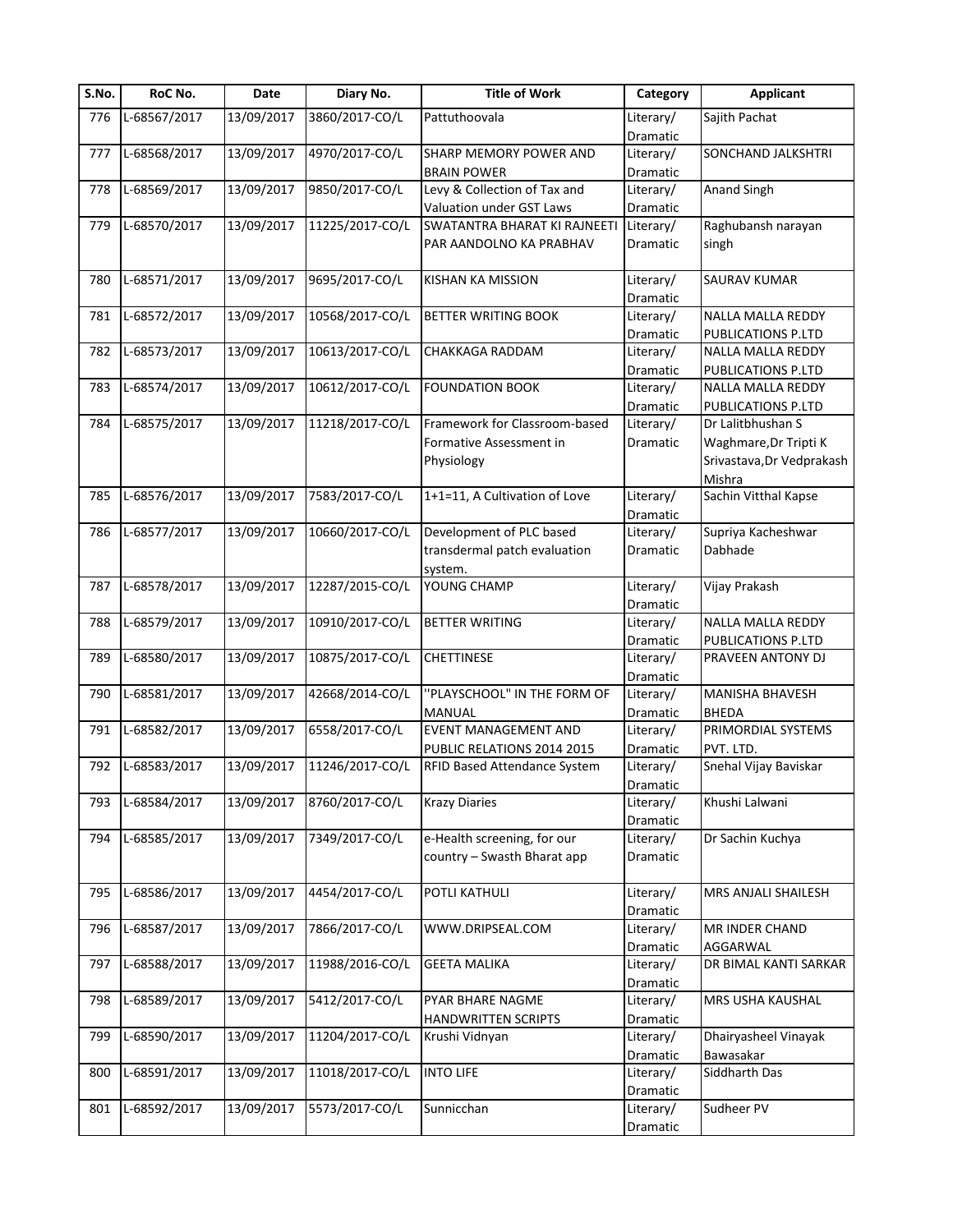| S.No. | RoC No. | Date | Diary No. | Title of Work | Category | Applicant |
|---|---|---|---|---|---|---|
| 776 | L-68567/2017 | 13/09/2017 | 3860/2017-CO/L | Pattuthoovala | Literary/ Dramatic | Sajith Pachat |
| 777 | L-68568/2017 | 13/09/2017 | 4970/2017-CO/L | SHARP MEMORY POWER AND BRAIN POWER | Literary/ Dramatic | SONCHAND JALKSHTRI |
| 778 | L-68569/2017 | 13/09/2017 | 9850/2017-CO/L | Levy & Collection of Tax and Valuation under GST Laws | Literary/ Dramatic | Anand Singh |
| 779 | L-68570/2017 | 13/09/2017 | 11225/2017-CO/L | SWATANTRA BHARAT KI RAJNEETI PAR AANDOLNO KA PRABHAV | Literary/ Dramatic | Raghubansh narayan singh |
| 780 | L-68571/2017 | 13/09/2017 | 9695/2017-CO/L | KISHAN KA MISSION | Literary/ Dramatic | SAURAV KUMAR |
| 781 | L-68572/2017 | 13/09/2017 | 10568/2017-CO/L | BETTER WRITING BOOK | Literary/ Dramatic | NALLA MALLA REDDY PUBLICATIONS P.LTD |
| 782 | L-68573/2017 | 13/09/2017 | 10613/2017-CO/L | CHAKKAGA RADDAM | Literary/ Dramatic | NALLA MALLA REDDY PUBLICATIONS P.LTD |
| 783 | L-68574/2017 | 13/09/2017 | 10612/2017-CO/L | FOUNDATION BOOK | Literary/ Dramatic | NALLA MALLA REDDY PUBLICATIONS P.LTD |
| 784 | L-68575/2017 | 13/09/2017 | 11218/2017-CO/L | Framework for Classroom-based Formative Assessment in Physiology | Literary/ Dramatic | Dr Lalitbhushan S Waghmare,Dr Tripti K Srivastava,Dr Vedprakash Mishra |
| 785 | L-68576/2017 | 13/09/2017 | 7583/2017-CO/L | 1+1=11, A Cultivation of Love | Literary/ Dramatic | Sachin Vitthal Kapse |
| 786 | L-68577/2017 | 13/09/2017 | 10660/2017-CO/L | Development of PLC based transdermal patch evaluation system. | Literary/ Dramatic | Supriya Kacheshwar Dabhade |
| 787 | L-68578/2017 | 13/09/2017 | 12287/2015-CO/L | YOUNG CHAMP | Literary/ Dramatic | Vijay Prakash |
| 788 | L-68579/2017 | 13/09/2017 | 10910/2017-CO/L | BETTER WRITING | Literary/ Dramatic | NALLA MALLA REDDY PUBLICATIONS P.LTD |
| 789 | L-68580/2017 | 13/09/2017 | 10875/2017-CO/L | CHETTINESE | Literary/ Dramatic | PRAVEEN ANTONY DJ |
| 790 | L-68581/2017 | 13/09/2017 | 42668/2014-CO/L | ''PLAYSCHOOL" IN THE FORM OF MANUAL | Literary/ Dramatic | MANISHA BHAVESH BHEDA |
| 791 | L-68582/2017 | 13/09/2017 | 6558/2017-CO/L | EVENT MANAGEMENT AND PUBLIC RELATIONS 2014 2015 | Literary/ Dramatic | PRIMORDIAL SYSTEMS PVT. LTD. |
| 792 | L-68583/2017 | 13/09/2017 | 11246/2017-CO/L | RFID Based Attendance System | Literary/ Dramatic | Snehal Vijay Baviskar |
| 793 | L-68584/2017 | 13/09/2017 | 8760/2017-CO/L | Krazy Diaries | Literary/ Dramatic | Khushi Lalwani |
| 794 | L-68585/2017 | 13/09/2017 | 7349/2017-CO/L | e-Health screening, for our country – Swasth Bharat app | Literary/ Dramatic | Dr Sachin Kuchya |
| 795 | L-68586/2017 | 13/09/2017 | 4454/2017-CO/L | POTLI KATHULI | Literary/ Dramatic | MRS ANJALI SHAILESH |
| 796 | L-68587/2017 | 13/09/2017 | 7866/2017-CO/L | WWW.DRIPSEAL.COM | Literary/ Dramatic | MR INDER CHAND AGGARWAL |
| 797 | L-68588/2017 | 13/09/2017 | 11988/2016-CO/L | GEETA MALIKA | Literary/ Dramatic | DR BIMAL KANTI SARKAR |
| 798 | L-68589/2017 | 13/09/2017 | 5412/2017-CO/L | PYAR BHARE NAGME HANDWRITTEN SCRIPTS | Literary/ Dramatic | MRS USHA KAUSHAL |
| 799 | L-68590/2017 | 13/09/2017 | 11204/2017-CO/L | Krushi Vidnyan | Literary/ Dramatic | Dhairyasheel Vinayak Bawasakar |
| 800 | L-68591/2017 | 13/09/2017 | 11018/2017-CO/L | INTO LIFE | Literary/ Dramatic | Siddharth Das |
| 801 | L-68592/2017 | 13/09/2017 | 5573/2017-CO/L | Sunnicchan | Literary/ Dramatic | Sudheer PV |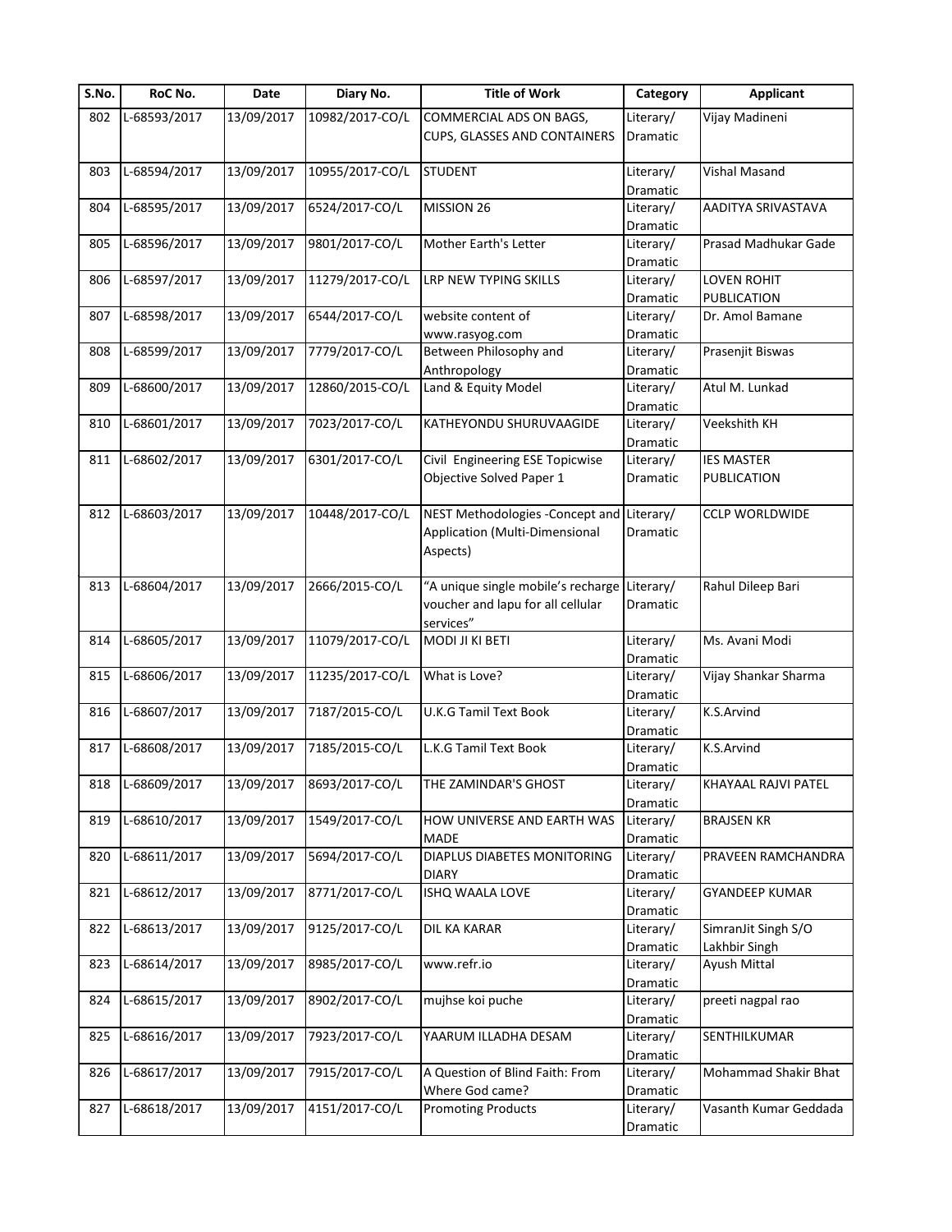| S.No. | RoC No. | Date | Diary No. | Title of Work | Category | Applicant |
|---|---|---|---|---|---|---|
| 802 | L-68593/2017 | 13/09/2017 | 10982/2017-CO/L | COMMERCIAL ADS ON BAGS, CUPS, GLASSES AND CONTAINERS | Literary/ Dramatic | Vijay Madineni |
| 803 | L-68594/2017 | 13/09/2017 | 10955/2017-CO/L | STUDENT | Literary/ Dramatic | Vishal Masand |
| 804 | L-68595/2017 | 13/09/2017 | 6524/2017-CO/L | MISSION 26 | Literary/ Dramatic | AADITYA SRIVASTAVA |
| 805 | L-68596/2017 | 13/09/2017 | 9801/2017-CO/L | Mother Earth's Letter | Literary/ Dramatic | Prasad Madhukar Gade |
| 806 | L-68597/2017 | 13/09/2017 | 11279/2017-CO/L | LRP NEW TYPING SKILLS | Literary/ Dramatic | LOVEN ROHIT PUBLICATION |
| 807 | L-68598/2017 | 13/09/2017 | 6544/2017-CO/L | website content of www.rasyog.com | Literary/ Dramatic | Dr. Amol Bamane |
| 808 | L-68599/2017 | 13/09/2017 | 7779/2017-CO/L | Between Philosophy and Anthropology | Literary/ Dramatic | Prasenjit Biswas |
| 809 | L-68600/2017 | 13/09/2017 | 12860/2015-CO/L | Land & Equity Model | Literary/ Dramatic | Atul M. Lunkad |
| 810 | L-68601/2017 | 13/09/2017 | 7023/2017-CO/L | KATHEYONDU SHURUVAAGIDE | Literary/ Dramatic | Veekshith KH |
| 811 | L-68602/2017 | 13/09/2017 | 6301/2017-CO/L | Civil Engineering ESE Topicwise Objective Solved Paper 1 | Literary/ Dramatic | IES MASTER PUBLICATION |
| 812 | L-68603/2017 | 13/09/2017 | 10448/2017-CO/L | NEST Methodologies -Concept and Application (Multi-Dimensional Aspects) | Literary/ Dramatic | CCLP WORLDWIDE |
| 813 | L-68604/2017 | 13/09/2017 | 2666/2015-CO/L | "A unique single mobile's recharge voucher and lapu for all cellular services" | Literary/ Dramatic | Rahul Dileep Bari |
| 814 | L-68605/2017 | 13/09/2017 | 11079/2017-CO/L | MODI JI KI BETI | Literary/ Dramatic | Ms. Avani Modi |
| 815 | L-68606/2017 | 13/09/2017 | 11235/2017-CO/L | What is Love? | Literary/ Dramatic | Vijay Shankar Sharma |
| 816 | L-68607/2017 | 13/09/2017 | 7187/2015-CO/L | U.K.G Tamil Text Book | Literary/ Dramatic | K.S.Arvind |
| 817 | L-68608/2017 | 13/09/2017 | 7185/2015-CO/L | L.K.G Tamil Text Book | Literary/ Dramatic | K.S.Arvind |
| 818 | L-68609/2017 | 13/09/2017 | 8693/2017-CO/L | THE ZAMINDAR'S GHOST | Literary/ Dramatic | KHAYAAL RAJVI PATEL |
| 819 | L-68610/2017 | 13/09/2017 | 1549/2017-CO/L | HOW UNIVERSE AND EARTH WAS MADE | Literary/ Dramatic | BRAJSEN KR |
| 820 | L-68611/2017 | 13/09/2017 | 5694/2017-CO/L | DIAPLUS DIABETES MONITORING DIARY | Literary/ Dramatic | PRAVEEN RAMCHANDRA |
| 821 | L-68612/2017 | 13/09/2017 | 8771/2017-CO/L | ISHQ WAALA LOVE | Literary/ Dramatic | GYANDEEP KUMAR |
| 822 | L-68613/2017 | 13/09/2017 | 9125/2017-CO/L | DIL KA KARAR | Literary/ Dramatic | SimranJit Singh S/O Lakhbir Singh |
| 823 | L-68614/2017 | 13/09/2017 | 8985/2017-CO/L | www.refr.io | Literary/ Dramatic | Ayush Mittal |
| 824 | L-68615/2017 | 13/09/2017 | 8902/2017-CO/L | mujhse koi puche | Literary/ Dramatic | preeti nagpal rao |
| 825 | L-68616/2017 | 13/09/2017 | 7923/2017-CO/L | YAARUM ILLADHA DESAM | Literary/ Dramatic | SENTHILKUMAR |
| 826 | L-68617/2017 | 13/09/2017 | 7915/2017-CO/L | A Question of Blind Faith: From Where God came? | Literary/ Dramatic | Mohammad Shakir Bhat |
| 827 | L-68618/2017 | 13/09/2017 | 4151/2017-CO/L | Promoting Products | Literary/ Dramatic | Vasanth Kumar Geddada |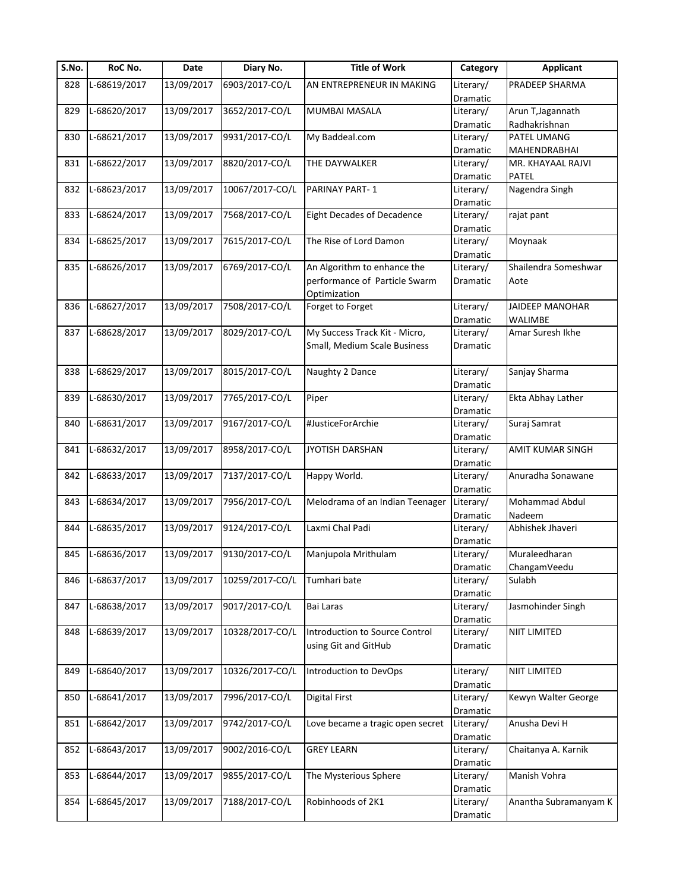| S.No. | RoC No. | Date | Diary No. | Title of Work | Category | Applicant |
|---|---|---|---|---|---|---|
| 828 | L-68619/2017 | 13/09/2017 | 6903/2017-CO/L | AN ENTREPRENEUR IN MAKING | Literary/ Dramatic | PRADEEP SHARMA |
| 829 | L-68620/2017 | 13/09/2017 | 3652/2017-CO/L | MUMBAI MASALA | Literary/ Dramatic | Arun T,Jagannath Radhakrishnan |
| 830 | L-68621/2017 | 13/09/2017 | 9931/2017-CO/L | My Baddeal.com | Literary/ Dramatic | PATEL UMANG MAHENDRABHAI |
| 831 | L-68622/2017 | 13/09/2017 | 8820/2017-CO/L | THE DAYWALKER | Literary/ Dramatic | MR. KHAYAAL RAJVI PATEL |
| 832 | L-68623/2017 | 13/09/2017 | 10067/2017-CO/L | PARINAY PART- 1 | Literary/ Dramatic | Nagendra Singh |
| 833 | L-68624/2017 | 13/09/2017 | 7568/2017-CO/L | Eight Decades of Decadence | Literary/ Dramatic | rajat pant |
| 834 | L-68625/2017 | 13/09/2017 | 7615/2017-CO/L | The Rise of Lord Damon | Literary/ Dramatic | Moynaak |
| 835 | L-68626/2017 | 13/09/2017 | 6769/2017-CO/L | An Algorithm to enhance the performance of Particle Swarm Optimization | Literary/ Dramatic | Shailendra Someshwar Aote |
| 836 | L-68627/2017 | 13/09/2017 | 7508/2017-CO/L | Forget to Forget | Literary/ Dramatic | JAIDEEP MANOHAR WALIMBE |
| 837 | L-68628/2017 | 13/09/2017 | 8029/2017-CO/L | My Success Track Kit - Micro, Small, Medium Scale Business | Literary/ Dramatic | Amar Suresh Ikhe |
| 838 | L-68629/2017 | 13/09/2017 | 8015/2017-CO/L | Naughty 2 Dance | Literary/ Dramatic | Sanjay Sharma |
| 839 | L-68630/2017 | 13/09/2017 | 7765/2017-CO/L | Piper | Literary/ Dramatic | Ekta Abhay Lather |
| 840 | L-68631/2017 | 13/09/2017 | 9167/2017-CO/L | #JusticeForArchie | Literary/ Dramatic | Suraj Samrat |
| 841 | L-68632/2017 | 13/09/2017 | 8958/2017-CO/L | JYOTISH DARSHAN | Literary/ Dramatic | AMIT KUMAR SINGH |
| 842 | L-68633/2017 | 13/09/2017 | 7137/2017-CO/L | Happy World. | Literary/ Dramatic | Anuradha Sonawane |
| 843 | L-68634/2017 | 13/09/2017 | 7956/2017-CO/L | Melodrama of an Indian Teenager | Literary/ Dramatic | Mohammad Abdul Nadeem |
| 844 | L-68635/2017 | 13/09/2017 | 9124/2017-CO/L | Laxmi Chal Padi | Literary/ Dramatic | Abhishek Jhaveri |
| 845 | L-68636/2017 | 13/09/2017 | 9130/2017-CO/L | Manjupola Mrithulam | Literary/ Dramatic | Muraleedharan ChangamVeedu |
| 846 | L-68637/2017 | 13/09/2017 | 10259/2017-CO/L | Tumhari bate | Literary/ Dramatic | Sulabh |
| 847 | L-68638/2017 | 13/09/2017 | 9017/2017-CO/L | Bai Laras | Literary/ Dramatic | Jasmohinder Singh |
| 848 | L-68639/2017 | 13/09/2017 | 10328/2017-CO/L | Introduction to Source Control using Git and GitHub | Literary/ Dramatic | NIIT LIMITED |
| 849 | L-68640/2017 | 13/09/2017 | 10326/2017-CO/L | Introduction to DevOps | Literary/ Dramatic | NIIT LIMITED |
| 850 | L-68641/2017 | 13/09/2017 | 7996/2017-CO/L | Digital First | Literary/ Dramatic | Kewyn Walter George |
| 851 | L-68642/2017 | 13/09/2017 | 9742/2017-CO/L | Love became a tragic open secret | Literary/ Dramatic | Anusha Devi H |
| 852 | L-68643/2017 | 13/09/2017 | 9002/2016-CO/L | GREY LEARN | Literary/ Dramatic | Chaitanya A. Karnik |
| 853 | L-68644/2017 | 13/09/2017 | 9855/2017-CO/L | The Mysterious Sphere | Literary/ Dramatic | Manish Vohra |
| 854 | L-68645/2017 | 13/09/2017 | 7188/2017-CO/L | Robinhoods of 2K1 | Literary/ Dramatic | Anantha Subramanyam K |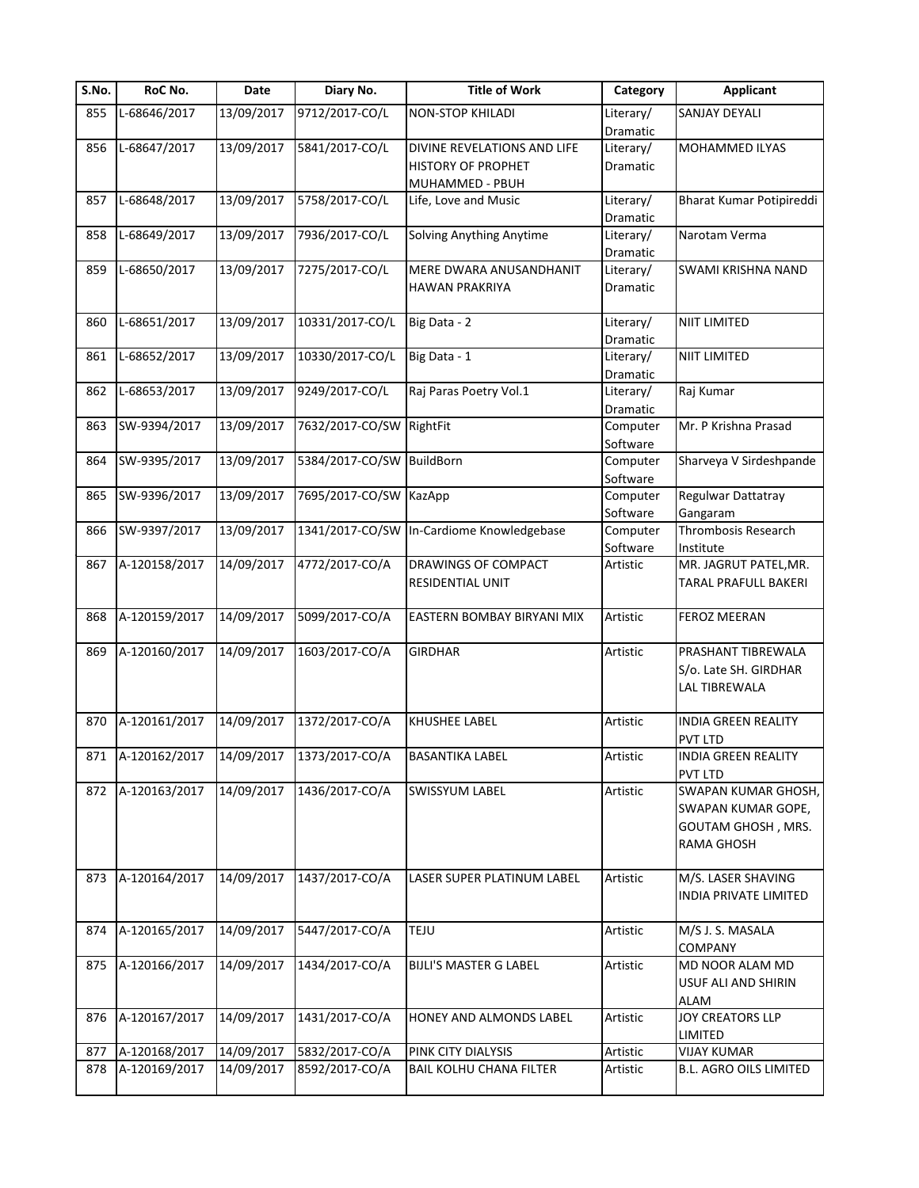| S.No. | RoC No. | Date | Diary No. | Title of Work | Category | Applicant |
|---|---|---|---|---|---|---|
| 855 | L-68646/2017 | 13/09/2017 | 9712/2017-CO/L | NON-STOP KHILADI | Literary/ Dramatic | SANJAY DEYALI |
| 856 | L-68647/2017 | 13/09/2017 | 5841/2017-CO/L | DIVINE REVELATIONS AND LIFE HISTORY OF PROPHET MUHAMMED - PBUH | Literary/ Dramatic | MOHAMMED ILYAS |
| 857 | L-68648/2017 | 13/09/2017 | 5758/2017-CO/L | Life, Love and Music | Literary/ Dramatic | Bharat Kumar Potipireddi |
| 858 | L-68649/2017 | 13/09/2017 | 7936/2017-CO/L | Solving Anything Anytime | Literary/ Dramatic | Narotam Verma |
| 859 | L-68650/2017 | 13/09/2017 | 7275/2017-CO/L | MERE DWARA ANUSANDHANIT HAWAN PRAKRIYA | Literary/ Dramatic | SWAMI KRISHNA NAND |
| 860 | L-68651/2017 | 13/09/2017 | 10331/2017-CO/L | Big Data - 2 | Literary/ Dramatic | NIIT LIMITED |
| 861 | L-68652/2017 | 13/09/2017 | 10330/2017-CO/L | Big Data - 1 | Literary/ Dramatic | NIIT LIMITED |
| 862 | L-68653/2017 | 13/09/2017 | 9249/2017-CO/L | Raj Paras Poetry Vol.1 | Literary/ Dramatic | Raj Kumar |
| 863 | SW-9394/2017 | 13/09/2017 | 7632/2017-CO/SW | RightFit | Computer Software | Mr. P Krishna Prasad |
| 864 | SW-9395/2017 | 13/09/2017 | 5384/2017-CO/SW | BuildBorn | Computer Software | Sharveya V Sirdeshpande |
| 865 | SW-9396/2017 | 13/09/2017 | 7695/2017-CO/SW | KazApp | Computer Software | Regulwar Dattatray Gangaram |
| 866 | SW-9397/2017 | 13/09/2017 | 1341/2017-CO/SW | In-Cardiome Knowledgebase | Computer Software | Thrombosis Research Institute |
| 867 | A-120158/2017 | 14/09/2017 | 4772/2017-CO/A | DRAWINGS OF COMPACT RESIDENTIAL UNIT | Artistic | MR. JAGRUT PATEL,MR. TARAL PRAFULL BAKERI |
| 868 | A-120159/2017 | 14/09/2017 | 5099/2017-CO/A | EASTERN BOMBAY BIRYANI MIX | Artistic | FEROZ MEERAN |
| 869 | A-120160/2017 | 14/09/2017 | 1603/2017-CO/A | GIRDHAR | Artistic | PRASHANT TIBREWALA S/o. Late SH. GIRDHAR LAL TIBREWALA |
| 870 | A-120161/2017 | 14/09/2017 | 1372/2017-CO/A | KHUSHEE LABEL | Artistic | INDIA GREEN REALITY PVT LTD |
| 871 | A-120162/2017 | 14/09/2017 | 1373/2017-CO/A | BASANTIKA LABEL | Artistic | INDIA GREEN REALITY PVT LTD |
| 872 | A-120163/2017 | 14/09/2017 | 1436/2017-CO/A | SWISSYUM LABEL | Artistic | SWAPAN KUMAR GHOSH, SWAPAN KUMAR GOPE, GOUTAM GHOSH , MRS. RAMA GHOSH |
| 873 | A-120164/2017 | 14/09/2017 | 1437/2017-CO/A | LASER SUPER PLATINUM LABEL | Artistic | M/S. LASER SHAVING INDIA PRIVATE LIMITED |
| 874 | A-120165/2017 | 14/09/2017 | 5447/2017-CO/A | TEJU | Artistic | M/S J. S. MASALA COMPANY |
| 875 | A-120166/2017 | 14/09/2017 | 1434/2017-CO/A | BIJLI'S MASTER G LABEL | Artistic | MD NOOR ALAM MD USUF ALI AND SHIRIN ALAM |
| 876 | A-120167/2017 | 14/09/2017 | 1431/2017-CO/A | HONEY AND ALMONDS LABEL | Artistic | JOY CREATORS LLP LIMITED |
| 877 | A-120168/2017 | 14/09/2017 | 5832/2017-CO/A | PINK CITY DIALYSIS | Artistic | VIJAY KUMAR |
| 878 | A-120169/2017 | 14/09/2017 | 8592/2017-CO/A | BAIL KOLHU CHANA FILTER | Artistic | B.L. AGRO OILS LIMITED |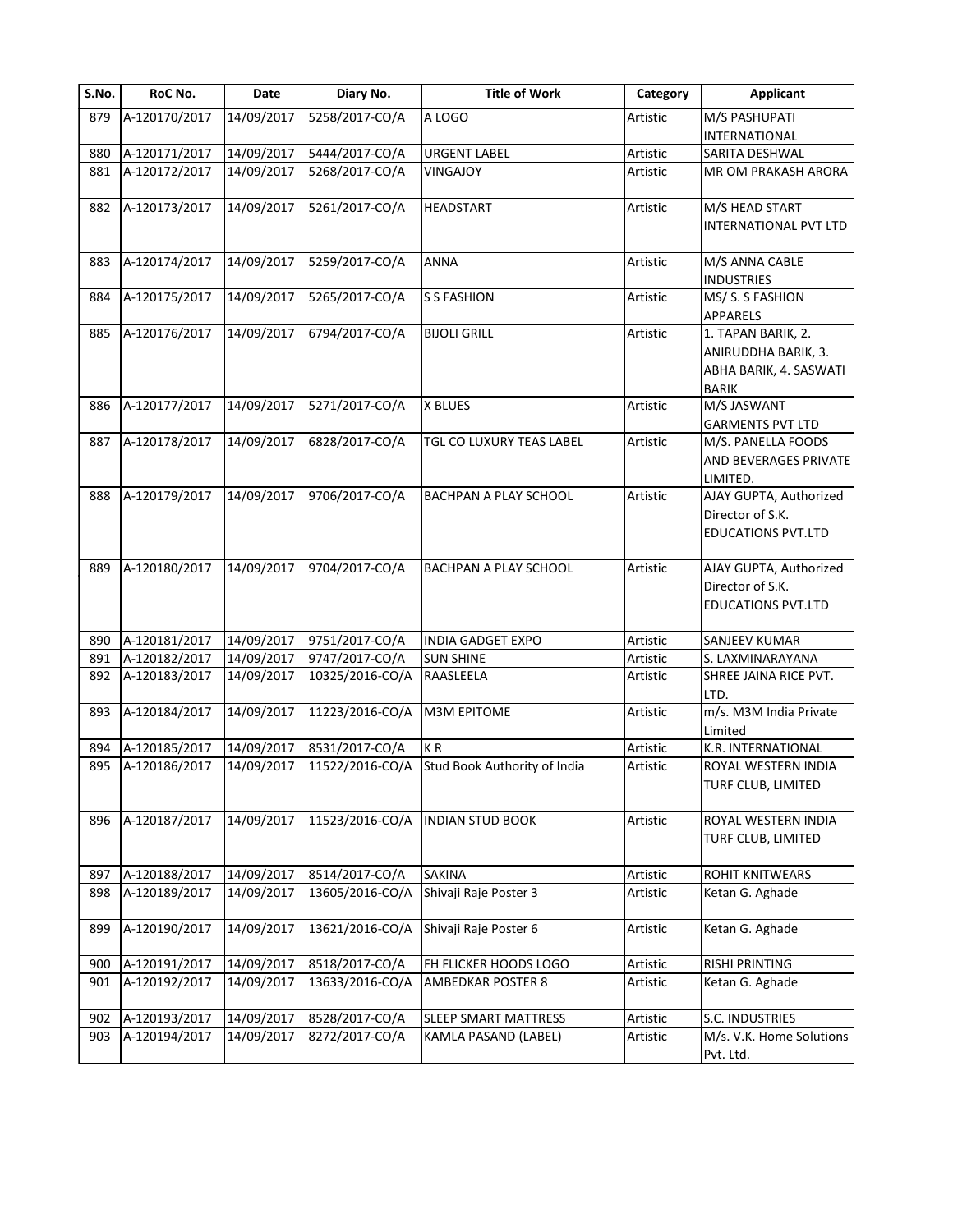| S.No. | RoC No. | Date | Diary No. | Title of Work | Category | Applicant |
|---|---|---|---|---|---|---|
| 879 | A-120170/2017 | 14/09/2017 | 5258/2017-CO/A | A LOGO | Artistic | M/S PASHUPATI INTERNATIONAL |
| 880 | A-120171/2017 | 14/09/2017 | 5444/2017-CO/A | URGENT LABEL | Artistic | SARITA DESHWAL |
| 881 | A-120172/2017 | 14/09/2017 | 5268/2017-CO/A | VINGAJOY | Artistic | MR OM PRAKASH ARORA |
| 882 | A-120173/2017 | 14/09/2017 | 5261/2017-CO/A | HEADSTART | Artistic | M/S HEAD START INTERNATIONAL PVT LTD |
| 883 | A-120174/2017 | 14/09/2017 | 5259/2017-CO/A | ANNA | Artistic | M/S ANNA CABLE INDUSTRIES |
| 884 | A-120175/2017 | 14/09/2017 | 5265/2017-CO/A | S S FASHION | Artistic | MS/ S. S FASHION APPARELS |
| 885 | A-120176/2017 | 14/09/2017 | 6794/2017-CO/A | BIJOLI GRILL | Artistic | 1. TAPAN BARIK, 2. ANIRUDDHA BARIK, 3. ABHA BARIK, 4. SASWATI BARIK |
| 886 | A-120177/2017 | 14/09/2017 | 5271/2017-CO/A | X BLUES | Artistic | M/S JASWANT GARMENTS PVT LTD |
| 887 | A-120178/2017 | 14/09/2017 | 6828/2017-CO/A | TGL CO LUXURY TEAS LABEL | Artistic | M/S. PANELLA FOODS AND BEVERAGES PRIVATE LIMITED. |
| 888 | A-120179/2017 | 14/09/2017 | 9706/2017-CO/A | BACHPAN A PLAY SCHOOL | Artistic | AJAY GUPTA, Authorized Director of S.K. EDUCATIONS PVT.LTD |
| 889 | A-120180/2017 | 14/09/2017 | 9704/2017-CO/A | BACHPAN A PLAY SCHOOL | Artistic | AJAY GUPTA, Authorized Director of S.K. EDUCATIONS PVT.LTD |
| 890 | A-120181/2017 | 14/09/2017 | 9751/2017-CO/A | INDIA GADGET EXPO | Artistic | SANJEEV KUMAR |
| 891 | A-120182/2017 | 14/09/2017 | 9747/2017-CO/A | SUN SHINE | Artistic | S. LAXMINARAYANA |
| 892 | A-120183/2017 | 14/09/2017 | 10325/2016-CO/A | RAASLEELA | Artistic | SHREE JAINA RICE PVT. LTD. |
| 893 | A-120184/2017 | 14/09/2017 | 11223/2016-CO/A | M3M EPITOME | Artistic | m/s. M3M India Private Limited |
| 894 | A-120185/2017 | 14/09/2017 | 8531/2017-CO/A | K R | Artistic | K.R. INTERNATIONAL |
| 895 | A-120186/2017 | 14/09/2017 | 11522/2016-CO/A | Stud Book Authority of India | Artistic | ROYAL WESTERN INDIA TURF CLUB, LIMITED |
| 896 | A-120187/2017 | 14/09/2017 | 11523/2016-CO/A | INDIAN STUD BOOK | Artistic | ROYAL WESTERN INDIA TURF CLUB, LIMITED |
| 897 | A-120188/2017 | 14/09/2017 | 8514/2017-CO/A | SAKINA | Artistic | ROHIT KNITWEARS |
| 898 | A-120189/2017 | 14/09/2017 | 13605/2016-CO/A | Shivaji Raje Poster 3 | Artistic | Ketan G. Aghade |
| 899 | A-120190/2017 | 14/09/2017 | 13621/2016-CO/A | Shivaji Raje Poster 6 | Artistic | Ketan G. Aghade |
| 900 | A-120191/2017 | 14/09/2017 | 8518/2017-CO/A | FH FLICKER HOODS LOGO | Artistic | RISHI PRINTING |
| 901 | A-120192/2017 | 14/09/2017 | 13633/2016-CO/A | AMBEDKAR POSTER 8 | Artistic | Ketan G. Aghade |
| 902 | A-120193/2017 | 14/09/2017 | 8528/2017-CO/A | SLEEP SMART MATTRESS | Artistic | S.C. INDUSTRIES |
| 903 | A-120194/2017 | 14/09/2017 | 8272/2017-CO/A | KAMLA PASAND (LABEL) | Artistic | M/s. V.K. Home Solutions Pvt. Ltd. |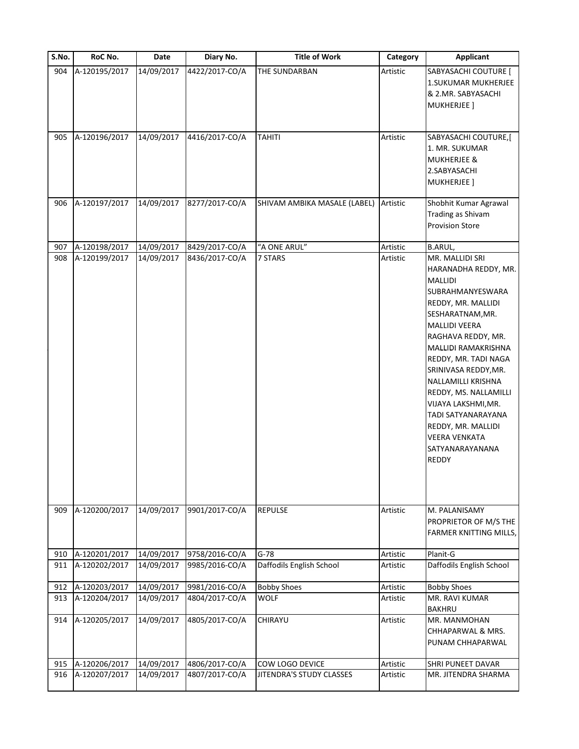| S.No. | RoC No. | Date | Diary No. | Title of Work | Category | Applicant |
|---|---|---|---|---|---|---|
| 904 | A-120195/2017 | 14/09/2017 | 4422/2017-CO/A | THE SUNDARBAN | Artistic | SABYASACHI COUTURE [ 1.SUKUMAR MUKHERJEE & 2.MR. SABYASACHI MUKHERJEE ] |
| 905 | A-120196/2017 | 14/09/2017 | 4416/2017-CO/A | TAHITI | Artistic | SABYASACHI COUTURE,[ 1. MR. SUKUMAR MUKHERJEE & 2.SABYASACHI MUKHERJEE ] |
| 906 | A-120197/2017 | 14/09/2017 | 8277/2017-CO/A | SHIVAM AMBIKA MASALE (LABEL) | Artistic | Shobhit Kumar Agrawal Trading as Shivam Provision Store |
| 907 | A-120198/2017 | 14/09/2017 | 8429/2017-CO/A | "A ONE ARUL" | Artistic | B.ARUL, |
| 908 | A-120199/2017 | 14/09/2017 | 8436/2017-CO/A | 7 STARS | Artistic | MR. MALLIDI SRI HARANADHA REDDY, MR. MALLIDI SUBRAHMANYESWARA REDDY, MR. MALLIDI SESHARATNAM,MR. MALLIDI VEERA RAGHAVA REDDY, MR. MALLIDI RAMAKRISHNA REDDY, MR. TADI NAGA SRINIVASA REDDY,MR. NALLAMILLI KRISHNA REDDY, MS. NALLAMILLI VIJAYA LAKSHMI,MR. TADI SATYANARAYANA REDDY, MR. MALLIDI VEERA VENKATA SATYANARAYANANA REDDY |
| 909 | A-120200/2017 | 14/09/2017 | 9901/2017-CO/A | REPULSE | Artistic | M. PALANISAMY PROPRIETOR OF M/S THE FARMER KNITTING MILLS, |
| 910 | A-120201/2017 | 14/09/2017 | 9758/2016-CO/A | G-78 | Artistic | Planit-G |
| 911 | A-120202/2017 | 14/09/2017 | 9985/2016-CO/A | Daffodils English School | Artistic | Daffodils English School |
| 912 | A-120203/2017 | 14/09/2017 | 9981/2016-CO/A | Bobby Shoes | Artistic | Bobby Shoes |
| 913 | A-120204/2017 | 14/09/2017 | 4804/2017-CO/A | WOLF | Artistic | MR. RAVI KUMAR BAKHRU |
| 914 | A-120205/2017 | 14/09/2017 | 4805/2017-CO/A | CHIRAYU | Artistic | MR. MANMOHAN CHHAPARWAL & MRS. PUNAM CHHAPARWAL |
| 915 | A-120206/2017 | 14/09/2017 | 4806/2017-CO/A | COW LOGO DEVICE | Artistic | SHRI PUNEET DAVAR |
| 916 | A-120207/2017 | 14/09/2017 | 4807/2017-CO/A | JITENDRA'S STUDY CLASSES | Artistic | MR. JITENDRA SHARMA |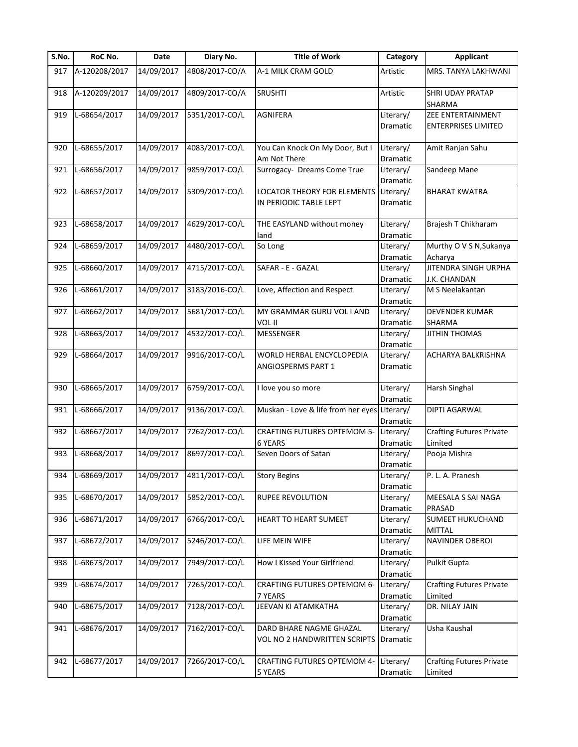| S.No. | RoC No. | Date | Diary No. | Title of Work | Category | Applicant |
|---|---|---|---|---|---|---|
| 917 | A-120208/2017 | 14/09/2017 | 4808/2017-CO/A | A-1 MILK CRAM GOLD | Artistic | MRS. TANYA LAKHWANI |
| 918 | A-120209/2017 | 14/09/2017 | 4809/2017-CO/A | SRUSHTI | Artistic | SHRI UDAY PRATAP SHARMA |
| 919 | L-68654/2017 | 14/09/2017 | 5351/2017-CO/L | AGNIFERA | Literary/ Dramatic | ZEE ENTERTAINMENT ENTERPRISES LIMITED |
| 920 | L-68655/2017 | 14/09/2017 | 4083/2017-CO/L | You Can Knock On My Door, But I Am Not There | Literary/ Dramatic | Amit Ranjan Sahu |
| 921 | L-68656/2017 | 14/09/2017 | 9859/2017-CO/L | Surrogacy- Dreams Come True | Literary/ Dramatic | Sandeep Mane |
| 922 | L-68657/2017 | 14/09/2017 | 5309/2017-CO/L | LOCATOR THEORY FOR ELEMENTS IN PERIODIC TABLE LEPT | Literary/ Dramatic | BHARAT KWATRA |
| 923 | L-68658/2017 | 14/09/2017 | 4629/2017-CO/L | THE EASYLAND without money land | Literary/ Dramatic | Brajesh T Chikharam |
| 924 | L-68659/2017 | 14/09/2017 | 4480/2017-CO/L | So Long | Literary/ Dramatic | Murthy O V S N,Sukanya Acharya |
| 925 | L-68660/2017 | 14/09/2017 | 4715/2017-CO/L | SAFAR - E - GAZAL | Literary/ Dramatic | JITENDRA SINGH URPHA J.K. CHANDAN |
| 926 | L-68661/2017 | 14/09/2017 | 3183/2016-CO/L | Love, Affection and Respect | Literary/ Dramatic | M S Neelakantan |
| 927 | L-68662/2017 | 14/09/2017 | 5681/2017-CO/L | MY GRAMMAR GURU VOL I AND VOL II | Literary/ Dramatic | DEVENDER KUMAR SHARMA |
| 928 | L-68663/2017 | 14/09/2017 | 4532/2017-CO/L | MESSENGER | Literary/ Dramatic | JITHIN THOMAS |
| 929 | L-68664/2017 | 14/09/2017 | 9916/2017-CO/L | WORLD HERBAL ENCYCLOPEDIA ANGIOSPERMS PART 1 | Literary/ Dramatic | ACHARYA BALKRISHNA |
| 930 | L-68665/2017 | 14/09/2017 | 6759/2017-CO/L | I love you so more | Literary/ Dramatic | Harsh Singhal |
| 931 | L-68666/2017 | 14/09/2017 | 9136/2017-CO/L | Muskan - Love & life from her eyes | Literary/ Dramatic | DIPTI AGARWAL |
| 932 | L-68667/2017 | 14/09/2017 | 7262/2017-CO/L | CRAFTING FUTURES OPTEMOM 5-6 YEARS | Literary/ Dramatic | Crafting Futures Private Limited |
| 933 | L-68668/2017 | 14/09/2017 | 8697/2017-CO/L | Seven Doors of Satan | Literary/ Dramatic | Pooja Mishra |
| 934 | L-68669/2017 | 14/09/2017 | 4811/2017-CO/L | Story Begins | Literary/ Dramatic | P. L. A. Pranesh |
| 935 | L-68670/2017 | 14/09/2017 | 5852/2017-CO/L | RUPEE REVOLUTION | Literary/ Dramatic | MEESALA S SAI NAGA PRASAD |
| 936 | L-68671/2017 | 14/09/2017 | 6766/2017-CO/L | HEART TO HEART SUMEET | Literary/ Dramatic | SUMEET HUKUCHAND MITTAL |
| 937 | L-68672/2017 | 14/09/2017 | 5246/2017-CO/L | LIFE MEIN WIFE | Literary/ Dramatic | NAVINDER OBEROI |
| 938 | L-68673/2017 | 14/09/2017 | 7949/2017-CO/L | How I Kissed Your Girlfriend | Literary/ Dramatic | Pulkit Gupta |
| 939 | L-68674/2017 | 14/09/2017 | 7265/2017-CO/L | CRAFTING FUTURES OPTEMOM 6-7 YEARS | Literary/ Dramatic | Crafting Futures Private Limited |
| 940 | L-68675/2017 | 14/09/2017 | 7128/2017-CO/L | JEEVAN KI ATAMKATHA | Literary/ Dramatic | DR. NILAY JAIN |
| 941 | L-68676/2017 | 14/09/2017 | 7162/2017-CO/L | DARD BHARE NAGME GHAZAL VOL NO 2 HANDWRITTEN SCRIPTS | Literary/ Dramatic | Usha Kaushal |
| 942 | L-68677/2017 | 14/09/2017 | 7266/2017-CO/L | CRAFTING FUTURES OPTEMOM 4-5 YEARS | Literary/ Dramatic | Crafting Futures Private Limited |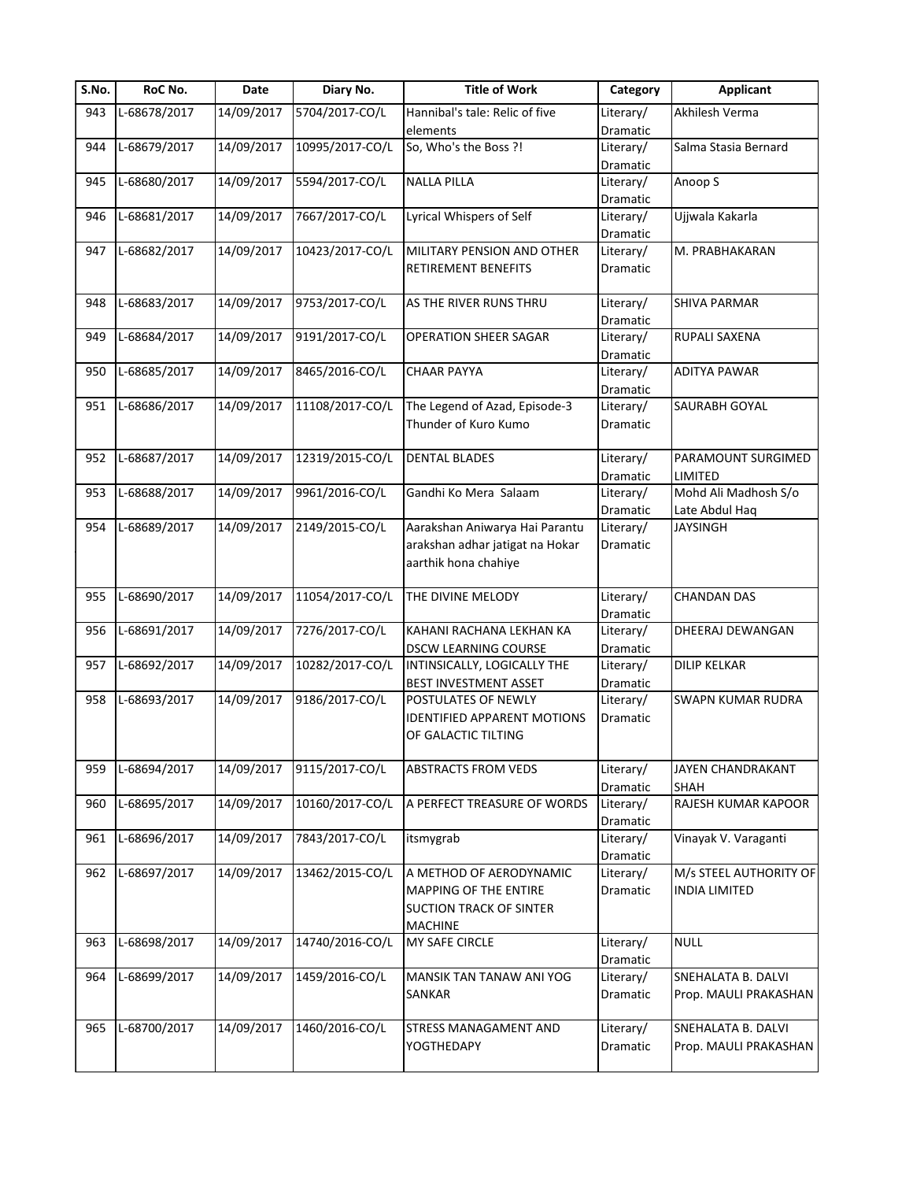| S.No. | RoC No. | Date | Diary No. | Title of Work | Category | Applicant |
|---|---|---|---|---|---|---|
| 943 | L-68678/2017 | 14/09/2017 | 5704/2017-CO/L | Hannibal's tale: Relic of five elements | Literary/ Dramatic | Akhilesh Verma |
| 944 | L-68679/2017 | 14/09/2017 | 10995/2017-CO/L | So, Who's the Boss ?! | Literary/ Dramatic | Salma Stasia Bernard |
| 945 | L-68680/2017 | 14/09/2017 | 5594/2017-CO/L | NALLA PILLA | Literary/ Dramatic | Anoop S |
| 946 | L-68681/2017 | 14/09/2017 | 7667/2017-CO/L | Lyrical Whispers of Self | Literary/ Dramatic | Ujjwala Kakarla |
| 947 | L-68682/2017 | 14/09/2017 | 10423/2017-CO/L | MILITARY PENSION AND OTHER RETIREMENT BENEFITS | Literary/ Dramatic | M. PRABHAKARAN |
| 948 | L-68683/2017 | 14/09/2017 | 9753/2017-CO/L | AS THE RIVER RUNS THRU | Literary/ Dramatic | SHIVA PARMAR |
| 949 | L-68684/2017 | 14/09/2017 | 9191/2017-CO/L | OPERATION SHEER SAGAR | Literary/ Dramatic | RUPALI SAXENA |
| 950 | L-68685/2017 | 14/09/2017 | 8465/2016-CO/L | CHAAR PAYYA | Literary/ Dramatic | ADITYA PAWAR |
| 951 | L-68686/2017 | 14/09/2017 | 11108/2017-CO/L | The Legend of Azad, Episode-3 Thunder of Kuro Kumo | Literary/ Dramatic | SAURABH GOYAL |
| 952 | L-68687/2017 | 14/09/2017 | 12319/2015-CO/L | DENTAL BLADES | Literary/ Dramatic | PARAMOUNT SURGIMED LIMITED |
| 953 | L-68688/2017 | 14/09/2017 | 9961/2016-CO/L | Gandhi Ko Mera Salaam | Literary/ Dramatic | Mohd Ali Madhosh S/o Late Abdul Haq |
| 954 | L-68689/2017 | 14/09/2017 | 2149/2015-CO/L | Aarakshan Aniwarya Hai Parantu arakshan adhar jatigat na Hokar aarthik hona chahiye | Literary/ Dramatic | JAYSINGH |
| 955 | L-68690/2017 | 14/09/2017 | 11054/2017-CO/L | THE DIVINE MELODY | Literary/ Dramatic | CHANDAN DAS |
| 956 | L-68691/2017 | 14/09/2017 | 7276/2017-CO/L | KAHANI RACHANA LEKHAN KA DSCW LEARNING COURSE | Literary/ Dramatic | DHEERAJ DEWANGAN |
| 957 | L-68692/2017 | 14/09/2017 | 10282/2017-CO/L | INTINSICALLY, LOGICALLY THE BEST INVESTMENT ASSET | Literary/ Dramatic | DILIP KELKAR |
| 958 | L-68693/2017 | 14/09/2017 | 9186/2017-CO/L | POSTULATES OF NEWLY IDENTIFIED APPARENT MOTIONS OF GALACTIC TILTING | Literary/ Dramatic | SWAPN KUMAR RUDRA |
| 959 | L-68694/2017 | 14/09/2017 | 9115/2017-CO/L | ABSTRACTS FROM VEDS | Literary/ Dramatic | JAYEN CHANDRAKANT SHAH |
| 960 | L-68695/2017 | 14/09/2017 | 10160/2017-CO/L | A PERFECT TREASURE OF WORDS | Literary/ Dramatic | RAJESH KUMAR KAPOOR |
| 961 | L-68696/2017 | 14/09/2017 | 7843/2017-CO/L | itsmygrab | Literary/ Dramatic | Vinayak V. Varaganti |
| 962 | L-68697/2017 | 14/09/2017 | 13462/2015-CO/L | A METHOD OF AERODYNAMIC MAPPING OF THE ENTIRE SUCTION TRACK OF SINTER MACHINE | Literary/ Dramatic | M/s STEEL AUTHORITY OF INDIA LIMITED |
| 963 | L-68698/2017 | 14/09/2017 | 14740/2016-CO/L | MY SAFE CIRCLE | Literary/ Dramatic | NULL |
| 964 | L-68699/2017 | 14/09/2017 | 1459/2016-CO/L | MANSIK TAN TANAW ANI YOG SANKAR | Literary/ Dramatic | SNEHALATA B. DALVI Prop. MAULI PRAKASHAN |
| 965 | L-68700/2017 | 14/09/2017 | 1460/2016-CO/L | STRESS MANAGAMENT AND YOGTHEDAPY | Literary/ Dramatic | SNEHALATA B. DALVI Prop. MAULI PRAKASHAN |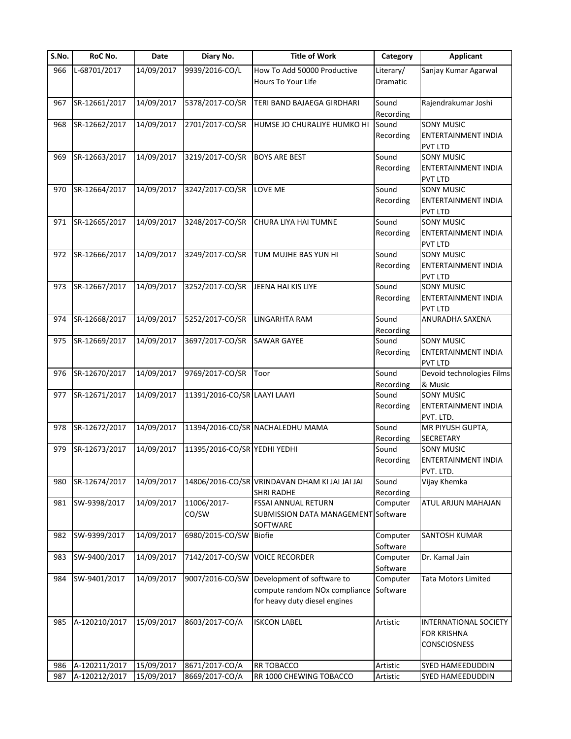| S.No. | RoC No. | Date | Diary No. | Title of Work | Category | Applicant |
|---|---|---|---|---|---|---|
| 966 | L-68701/2017 | 14/09/2017 | 9939/2016-CO/L | How To Add 50000 Productive Hours To Your Life | Literary/ Dramatic | Sanjay Kumar Agarwal |
| 967 | SR-12661/2017 | 14/09/2017 | 5378/2017-CO/SR | TERI BAND BAJAEGA GIRDHARI | Sound Recording | Rajendrakumar Joshi |
| 968 | SR-12662/2017 | 14/09/2017 | 2701/2017-CO/SR | HUMSE JO CHURALIYE HUMKO HI | Sound Recording | SONY MUSIC ENTERTAINMENT INDIA PVT LTD |
| 969 | SR-12663/2017 | 14/09/2017 | 3219/2017-CO/SR | BOYS ARE BEST | Sound Recording | SONY MUSIC ENTERTAINMENT INDIA PVT LTD |
| 970 | SR-12664/2017 | 14/09/2017 | 3242/2017-CO/SR | LOVE ME | Sound Recording | SONY MUSIC ENTERTAINMENT INDIA PVT LTD |
| 971 | SR-12665/2017 | 14/09/2017 | 3248/2017-CO/SR | CHURA LIYA HAI TUMNE | Sound Recording | SONY MUSIC ENTERTAINMENT INDIA PVT LTD |
| 972 | SR-12666/2017 | 14/09/2017 | 3249/2017-CO/SR | TUM MUJHE BAS YUN HI | Sound Recording | SONY MUSIC ENTERTAINMENT INDIA PVT LTD |
| 973 | SR-12667/2017 | 14/09/2017 | 3252/2017-CO/SR | JEENA HAI KIS LIYE | Sound Recording | SONY MUSIC ENTERTAINMENT INDIA PVT LTD |
| 974 | SR-12668/2017 | 14/09/2017 | 5252/2017-CO/SR | LINGARHTA RAM | Sound Recording | ANURADHA SAXENA |
| 975 | SR-12669/2017 | 14/09/2017 | 3697/2017-CO/SR | SAWAR GAYEE | Sound Recording | SONY MUSIC ENTERTAINMENT INDIA PVT LTD |
| 976 | SR-12670/2017 | 14/09/2017 | 9769/2017-CO/SR | Toor | Sound Recording | Devoid technologies Films & Music |
| 977 | SR-12671/2017 | 14/09/2017 | 11391/2016-CO/SR | LAAYI LAAYI | Sound Recording | SONY MUSIC ENTERTAINMENT INDIA PVT. LTD. |
| 978 | SR-12672/2017 | 14/09/2017 | 11394/2016-CO/SR | NACHALEDHU MAMA | Sound Recording | MR PIYUSH GUPTA, SECRETARY |
| 979 | SR-12673/2017 | 14/09/2017 | 11395/2016-CO/SR | YEDHI YEDHI | Sound Recording | SONY MUSIC ENTERTAINMENT INDIA PVT. LTD. |
| 980 | SR-12674/2017 | 14/09/2017 | 14806/2016-CO/SR | VRINDAVAN DHAM KI JAI JAI JAI SHRI RADHE | Sound Recording | Vijay Khemka |
| 981 | SW-9398/2017 | 14/09/2017 | 11006/2017-CO/SW | FSSAI ANNUAL RETURN SUBMISSION DATA MANAGEMENT SOFTWARE | Computer Software | ATUL ARJUN MAHAJAN |
| 982 | SW-9399/2017 | 14/09/2017 | 6980/2015-CO/SW | Biofie | Computer Software | SANTOSH KUMAR |
| 983 | SW-9400/2017 | 14/09/2017 | 7142/2017-CO/SW | VOICE RECORDER | Computer Software | Dr. Kamal Jain |
| 984 | SW-9401/2017 | 14/09/2017 | 9007/2016-CO/SW | Development of software to compute random NOx compliance for heavy duty diesel engines | Computer Software | Tata Motors Limited |
| 985 | A-120210/2017 | 15/09/2017 | 8603/2017-CO/A | ISKCON LABEL | Artistic | INTERNATIONAL SOCIETY FOR KRISHNA CONSCIOSNESS |
| 986 | A-120211/2017 | 15/09/2017 | 8671/2017-CO/A | RR TOBACCO | Artistic | SYED HAMEEDUDDIN |
| 987 | A-120212/2017 | 15/09/2017 | 8669/2017-CO/A | RR 1000 CHEWING TOBACCO | Artistic | SYED HAMEEDUDDIN |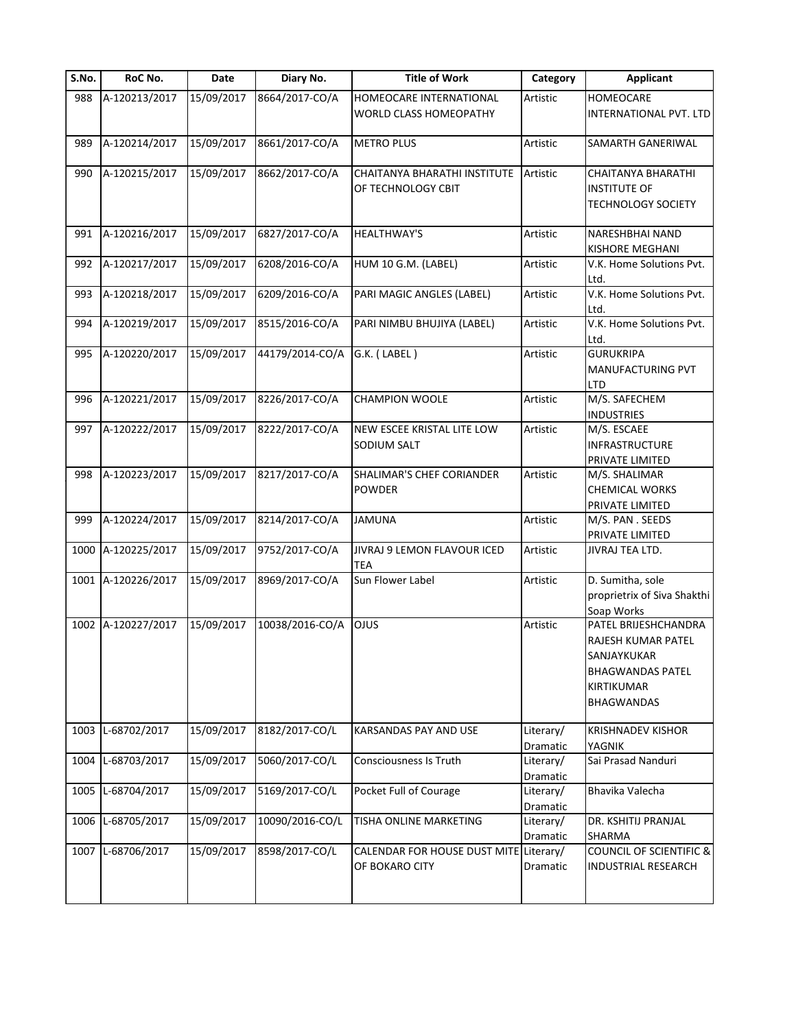| S.No. | RoC No. | Date | Diary No. | Title of Work | Category | Applicant |
|---|---|---|---|---|---|---|
| 988 | A-120213/2017 | 15/09/2017 | 8664/2017-CO/A | HOMEOCARE INTERNATIONAL WORLD CLASS HOMEOPATHY | Artistic | HOMEOCARE INTERNATIONAL PVT. LTD |
| 989 | A-120214/2017 | 15/09/2017 | 8661/2017-CO/A | METRO PLUS | Artistic | SAMARTH GANERIWAL |
| 990 | A-120215/2017 | 15/09/2017 | 8662/2017-CO/A | CHAITANYA BHARATHI INSTITUTE OF TECHNOLOGY CBIT | Artistic | CHAITANYA BHARATHI INSTITUTE OF TECHNOLOGY SOCIETY |
| 991 | A-120216/2017 | 15/09/2017 | 6827/2017-CO/A | HEALTHWAY'S | Artistic | NARESHBHAI NAND KISHORE MEGHANI |
| 992 | A-120217/2017 | 15/09/2017 | 6208/2016-CO/A | HUM 10 G.M. (LABEL) | Artistic | V.K. Home Solutions Pvt. Ltd. |
| 993 | A-120218/2017 | 15/09/2017 | 6209/2016-CO/A | PARI MAGIC ANGLES (LABEL) | Artistic | V.K. Home Solutions Pvt. Ltd. |
| 994 | A-120219/2017 | 15/09/2017 | 8515/2016-CO/A | PARI NIMBU BHUJIYA (LABEL) | Artistic | V.K. Home Solutions Pvt. Ltd. |
| 995 | A-120220/2017 | 15/09/2017 | 44179/2014-CO/A | G.K. ( LABEL ) | Artistic | GURUKRIPA MANUFACTURING PVT LTD |
| 996 | A-120221/2017 | 15/09/2017 | 8226/2017-CO/A | CHAMPION WOOLE | Artistic | M/S. SAFECHEM INDUSTRIES |
| 997 | A-120222/2017 | 15/09/2017 | 8222/2017-CO/A | NEW ESCEE KRISTAL LITE LOW SODIUM SALT | Artistic | M/S. ESCAEE INFRASTRUCTURE PRIVATE LIMITED |
| 998 | A-120223/2017 | 15/09/2017 | 8217/2017-CO/A | SHALIMAR'S CHEF CORIANDER POWDER | Artistic | M/S. SHALIMAR CHEMICAL WORKS PRIVATE LIMITED |
| 999 | A-120224/2017 | 15/09/2017 | 8214/2017-CO/A | JAMUNA | Artistic | M/S. PAN . SEEDS PRIVATE LIMITED |
| 1000 | A-120225/2017 | 15/09/2017 | 9752/2017-CO/A | JIVRAJ 9 LEMON FLAVOUR ICED TEA | Artistic | JIVRAJ TEA LTD. |
| 1001 | A-120226/2017 | 15/09/2017 | 8969/2017-CO/A | Sun Flower Label | Artistic | D. Sumitha, sole proprietrix of Siva Shakthi Soap Works |
| 1002 | A-120227/2017 | 15/09/2017 | 10038/2016-CO/A | OJUS | Artistic | PATEL BRIJESHCHANDRA RAJESH KUMAR PATEL SANJAYKUKAR BHAGWANDAS PATEL KIRTIKUMAR BHAGWANDAS |
| 1003 | L-68702/2017 | 15/09/2017 | 8182/2017-CO/L | KARSANDAS PAY AND USE | Literary/ Dramatic | KRISHNADEV KISHOR YAGNIK |
| 1004 | L-68703/2017 | 15/09/2017 | 5060/2017-CO/L | Consciousness Is Truth | Literary/ Dramatic | Sai Prasad Nanduri |
| 1005 | L-68704/2017 | 15/09/2017 | 5169/2017-CO/L | Pocket Full of Courage | Literary/ Dramatic | Bhavika Valecha |
| 1006 | L-68705/2017 | 15/09/2017 | 10090/2016-CO/L | TISHA ONLINE MARKETING | Literary/ Dramatic | DR. KSHITIJ PRANJAL SHARMA |
| 1007 | L-68706/2017 | 15/09/2017 | 8598/2017-CO/L | CALENDAR FOR HOUSE DUST MITE OF BOKARO CITY | Literary/ Dramatic | COUNCIL OF SCIENTIFIC & INDUSTRIAL RESEARCH |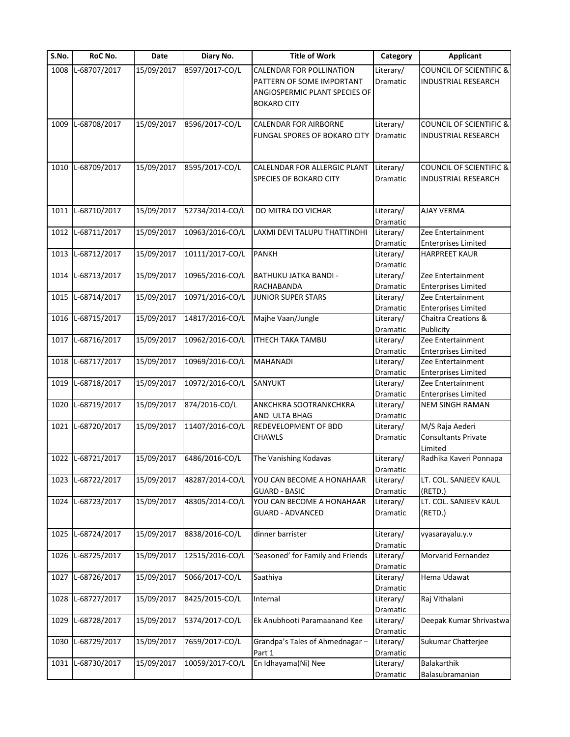| S.No. | RoC No. | Date | Diary No. | Title of Work | Category | Applicant |
|---|---|---|---|---|---|---|
| 1008 | L-68707/2017 | 15/09/2017 | 8597/2017-CO/L | CALENDAR FOR POLLINATION PATTERN OF SOME IMPORTANT ANGIOSPERMIC PLANT SPECIES OF BOKARO CITY | Literary/ Dramatic | COUNCIL OF SCIENTIFIC & INDUSTRIAL RESEARCH |
| 1009 | L-68708/2017 | 15/09/2017 | 8596/2017-CO/L | CALENDAR FOR AIRBORNE FUNGAL SPORES OF BOKARO CITY | Literary/ Dramatic | COUNCIL OF SCIENTIFIC & INDUSTRIAL RESEARCH |
| 1010 | L-68709/2017 | 15/09/2017 | 8595/2017-CO/L | CALELNDAR FOR ALLERGIC PLANT SPECIES OF BOKARO CITY | Literary/ Dramatic | COUNCIL OF SCIENTIFIC & INDUSTRIAL RESEARCH |
| 1011 | L-68710/2017 | 15/09/2017 | 52734/2014-CO/L | DO MITRA DO VICHAR | Literary/ Dramatic | AJAY VERMA |
| 1012 | L-68711/2017 | 15/09/2017 | 10963/2016-CO/L | LAXMI DEVI TALUPU THATTINDHI | Literary/ Dramatic | Zee Entertainment Enterprises Limited |
| 1013 | L-68712/2017 | 15/09/2017 | 10111/2017-CO/L | PANKH | Literary/ Dramatic | HARPREET KAUR |
| 1014 | L-68713/2017 | 15/09/2017 | 10965/2016-CO/L | BATHUKU JATKA BANDI - RACHABANDA | Literary/ Dramatic | Zee Entertainment Enterprises Limited |
| 1015 | L-68714/2017 | 15/09/2017 | 10971/2016-CO/L | JUNIOR SUPER STARS | Literary/ Dramatic | Zee Entertainment Enterprises Limited |
| 1016 | L-68715/2017 | 15/09/2017 | 14817/2016-CO/L | Majhe Vaan/Jungle | Literary/ Dramatic | Chaitra Creations & Publicity |
| 1017 | L-68716/2017 | 15/09/2017 | 10962/2016-CO/L | ITHECH TAKA TAMBU | Literary/ Dramatic | Zee Entertainment Enterprises Limited |
| 1018 | L-68717/2017 | 15/09/2017 | 10969/2016-CO/L | MAHANADI | Literary/ Dramatic | Zee Entertainment Enterprises Limited |
| 1019 | L-68718/2017 | 15/09/2017 | 10972/2016-CO/L | SANYUKT | Literary/ Dramatic | Zee Entertainment Enterprises Limited |
| 1020 | L-68719/2017 | 15/09/2017 | 874/2016-CO/L | ANKCHKRA SOOTRANKCHKRA AND ULTA BHAG | Literary/ Dramatic | NEM SINGH RAMAN |
| 1021 | L-68720/2017 | 15/09/2017 | 11407/2016-CO/L | REDEVELOPMENT OF BDD CHAWLS | Literary/ Dramatic | M/S Raja Aederi Consultants Private Limited |
| 1022 | L-68721/2017 | 15/09/2017 | 6486/2016-CO/L | The Vanishing Kodavas | Literary/ Dramatic | Radhika Kaveri Ponnapa |
| 1023 | L-68722/2017 | 15/09/2017 | 48287/2014-CO/L | YOU CAN BECOME A HONAHAAR GUARD - BASIC | Literary/ Dramatic | LT. COL. SANJEEV KAUL (RETD.) |
| 1024 | L-68723/2017 | 15/09/2017 | 48305/2014-CO/L | YOU CAN BECOME A HONAHAAR GUARD - ADVANCED | Literary/ Dramatic | LT. COL. SANJEEV KAUL (RETD.) |
| 1025 | L-68724/2017 | 15/09/2017 | 8838/2016-CO/L | dinner barrister | Literary/ Dramatic | vyasarayalu.y.v |
| 1026 | L-68725/2017 | 15/09/2017 | 12515/2016-CO/L | 'Seasoned' for Family and Friends | Literary/ Dramatic | Morvarid Fernandez |
| 1027 | L-68726/2017 | 15/09/2017 | 5066/2017-CO/L | Saathiya | Literary/ Dramatic | Hema Udawat |
| 1028 | L-68727/2017 | 15/09/2017 | 8425/2015-CO/L | Internal | Literary/ Dramatic | Raj Vithalani |
| 1029 | L-68728/2017 | 15/09/2017 | 5374/2017-CO/L | Ek Anubhooti Paramaanand Kee | Literary/ Dramatic | Deepak Kumar Shrivastwa |
| 1030 | L-68729/2017 | 15/09/2017 | 7659/2017-CO/L | Grandpa's Tales of Ahmednagar – Part 1 | Literary/ Dramatic | Sukumar Chatterjee |
| 1031 | L-68730/2017 | 15/09/2017 | 10059/2017-CO/L | En Idhayama(Ni) Nee | Literary/ Dramatic | Balakarthik Balasubramanian |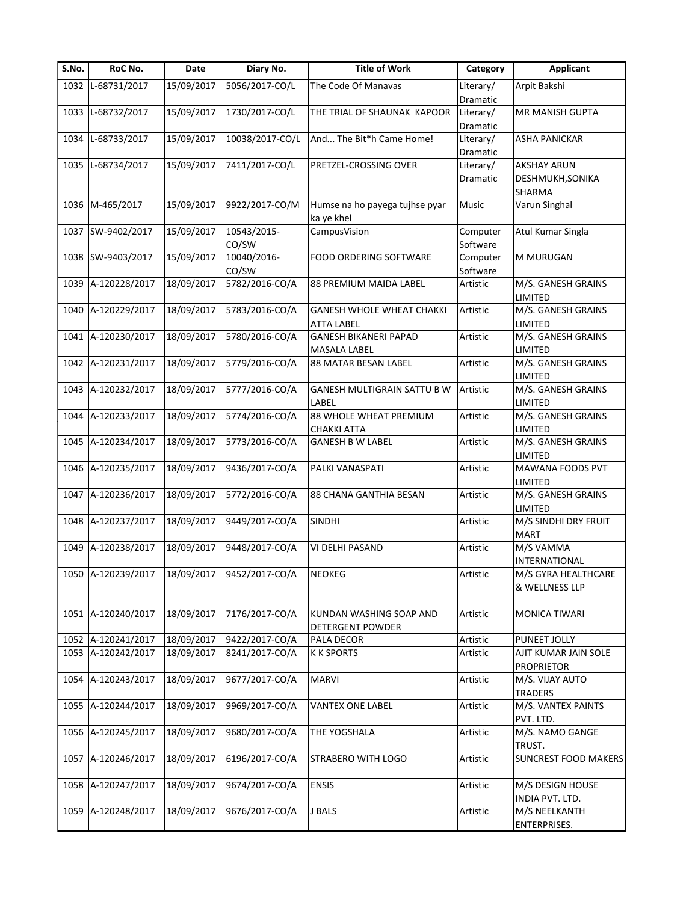| S.No. | RoC No. | Date | Diary No. | Title of Work | Category | Applicant |
|---|---|---|---|---|---|---|
| 1032 | L-68731/2017 | 15/09/2017 | 5056/2017-CO/L | The Code Of Manavas | Literary/ Dramatic | Arpit Bakshi |
| 1033 | L-68732/2017 | 15/09/2017 | 1730/2017-CO/L | THE TRIAL OF SHAUNAK KAPOOR | Literary/ Dramatic | MR MANISH GUPTA |
| 1034 | L-68733/2017 | 15/09/2017 | 10038/2017-CO/L | And... The Bit*h Came Home! | Literary/ Dramatic | ASHA PANICKAR |
| 1035 | L-68734/2017 | 15/09/2017 | 7411/2017-CO/L | PRETZEL-CROSSING OVER | Literary/ Dramatic | AKSHAY ARUN DESHMUKH,SONIKA SHARMA |
| 1036 | M-465/2017 | 15/09/2017 | 9922/2017-CO/M | Humse na ho payega tujhse pyar ka ye khel | Music | Varun Singhal |
| 1037 | SW-9402/2017 | 15/09/2017 | 10543/2015-CO/SW | CampusVision | Computer Software | Atul Kumar Singla |
| 1038 | SW-9403/2017 | 15/09/2017 | 10040/2016-CO/SW | FOOD ORDERING SOFTWARE | Computer Software | M MURUGAN |
| 1039 | A-120228/2017 | 18/09/2017 | 5782/2016-CO/A | 88 PREMIUM MAIDA LABEL | Artistic | M/S. GANESH GRAINS LIMITED |
| 1040 | A-120229/2017 | 18/09/2017 | 5783/2016-CO/A | GANESH WHOLE WHEAT CHAKKI ATTA LABEL | Artistic | M/S. GANESH GRAINS LIMITED |
| 1041 | A-120230/2017 | 18/09/2017 | 5780/2016-CO/A | GANESH BIKANERI PAPAD MASALA LABEL | Artistic | M/S. GANESH GRAINS LIMITED |
| 1042 | A-120231/2017 | 18/09/2017 | 5779/2016-CO/A | 88 MATAR BESAN LABEL | Artistic | M/S. GANESH GRAINS LIMITED |
| 1043 | A-120232/2017 | 18/09/2017 | 5777/2016-CO/A | GANESH MULTIGRAIN SATTU B W LABEL | Artistic | M/S. GANESH GRAINS LIMITED |
| 1044 | A-120233/2017 | 18/09/2017 | 5774/2016-CO/A | 88 WHOLE WHEAT PREMIUM CHAKKI ATTA | Artistic | M/S. GANESH GRAINS LIMITED |
| 1045 | A-120234/2017 | 18/09/2017 | 5773/2016-CO/A | GANESH B W LABEL | Artistic | M/S. GANESH GRAINS LIMITED |
| 1046 | A-120235/2017 | 18/09/2017 | 9436/2017-CO/A | PALKI VANASPATI | Artistic | MAWANA FOODS PVT LIMITED |
| 1047 | A-120236/2017 | 18/09/2017 | 5772/2016-CO/A | 88 CHANA GANTHIA BESAN | Artistic | M/S. GANESH GRAINS LIMITED |
| 1048 | A-120237/2017 | 18/09/2017 | 9449/2017-CO/A | SINDHI | Artistic | M/S SINDHI DRY FRUIT MART |
| 1049 | A-120238/2017 | 18/09/2017 | 9448/2017-CO/A | VI DELHI PASAND | Artistic | M/S VAMMA INTERNATIONAL |
| 1050 | A-120239/2017 | 18/09/2017 | 9452/2017-CO/A | NEOKEG | Artistic | M/S GYRA HEALTHCARE & WELLNESS LLP |
| 1051 | A-120240/2017 | 18/09/2017 | 7176/2017-CO/A | KUNDAN WASHING SOAP AND DETERGENT POWDER | Artistic | MONICA TIWARI |
| 1052 | A-120241/2017 | 18/09/2017 | 9422/2017-CO/A | PALA DECOR | Artistic | PUNEET JOLLY |
| 1053 | A-120242/2017 | 18/09/2017 | 8241/2017-CO/A | K K SPORTS | Artistic | AJIT KUMAR JAIN SOLE PROPRIETOR |
| 1054 | A-120243/2017 | 18/09/2017 | 9677/2017-CO/A | MARVI | Artistic | M/S. VIJAY AUTO TRADERS |
| 1055 | A-120244/2017 | 18/09/2017 | 9969/2017-CO/A | VANTEX ONE LABEL | Artistic | M/S. VANTEX PAINTS PVT. LTD. |
| 1056 | A-120245/2017 | 18/09/2017 | 9680/2017-CO/A | THE YOGSHALA | Artistic | M/S. NAMO GANGE TRUST. |
| 1057 | A-120246/2017 | 18/09/2017 | 6196/2017-CO/A | STRABERO WITH LOGO | Artistic | SUNCREST FOOD MAKERS |
| 1058 | A-120247/2017 | 18/09/2017 | 9674/2017-CO/A | ENSIS | Artistic | M/S DESIGN HOUSE INDIA PVT. LTD. |
| 1059 | A-120248/2017 | 18/09/2017 | 9676/2017-CO/A | J BALS | Artistic | M/S NEELKANTH ENTERPRISES. |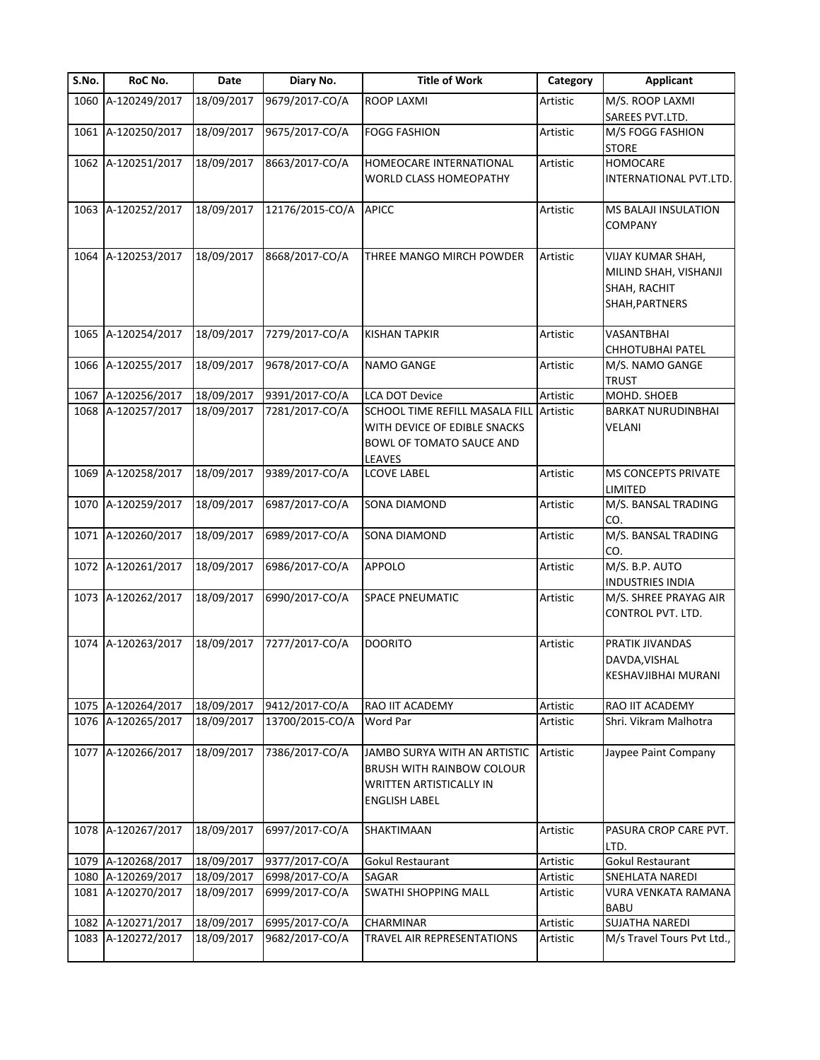| S.No. | RoC No. | Date | Diary No. | Title of Work | Category | Applicant |
|---|---|---|---|---|---|---|
| 1060 | A-120249/2017 | 18/09/2017 | 9679/2017-CO/A | ROOP LAXMI | Artistic | M/S. ROOP LAXMI SAREES PVT.LTD. |
| 1061 | A-120250/2017 | 18/09/2017 | 9675/2017-CO/A | FOGG FASHION | Artistic | M/S FOGG FASHION STORE |
| 1062 | A-120251/2017 | 18/09/2017 | 8663/2017-CO/A | HOMEOCARE INTERNATIONAL WORLD CLASS HOMEOPATHY | Artistic | HOMOCARE INTERNATIONAL PVT.LTD. |
| 1063 | A-120252/2017 | 18/09/2017 | 12176/2015-CO/A | APICC | Artistic | MS BALAJI INSULATION COMPANY |
| 1064 | A-120253/2017 | 18/09/2017 | 8668/2017-CO/A | THREE MANGO MIRCH POWDER | Artistic | VIJAY KUMAR SHAH, MILIND SHAH, VISHANJI SHAH, RACHIT SHAH,PARTNERS |
| 1065 | A-120254/2017 | 18/09/2017 | 7279/2017-CO/A | KISHAN TAPKIR | Artistic | VASANTBHAI CHHOTUBHAI PATEL |
| 1066 | A-120255/2017 | 18/09/2017 | 9678/2017-CO/A | NAMO GANGE | Artistic | M/S. NAMO GANGE TRUST |
| 1067 | A-120256/2017 | 18/09/2017 | 9391/2017-CO/A | LCA DOT Device | Artistic | MOHD. SHOEB |
| 1068 | A-120257/2017 | 18/09/2017 | 7281/2017-CO/A | SCHOOL TIME REFILL MASALA FILL WITH DEVICE OF EDIBLE SNACKS BOWL OF TOMATO SAUCE AND LEAVES | Artistic | BARKAT NURUDINBHAI VELANI |
| 1069 | A-120258/2017 | 18/09/2017 | 9389/2017-CO/A | LCOVE LABEL | Artistic | MS CONCEPTS PRIVATE LIMITED |
| 1070 | A-120259/2017 | 18/09/2017 | 6987/2017-CO/A | SONA DIAMOND | Artistic | M/S. BANSAL TRADING CO. |
| 1071 | A-120260/2017 | 18/09/2017 | 6989/2017-CO/A | SONA DIAMOND | Artistic | M/S. BANSAL TRADING CO. |
| 1072 | A-120261/2017 | 18/09/2017 | 6986/2017-CO/A | APPOLO | Artistic | M/S. B.P. AUTO INDUSTRIES INDIA |
| 1073 | A-120262/2017 | 18/09/2017 | 6990/2017-CO/A | SPACE PNEUMATIC | Artistic | M/S. SHREE PRAYAG AIR CONTROL PVT. LTD. |
| 1074 | A-120263/2017 | 18/09/2017 | 7277/2017-CO/A | DOORITO | Artistic | PRATIK JIVANDAS DAVDA,VISHAL KESHAVJIBHAI MURANI |
| 1075 | A-120264/2017 | 18/09/2017 | 9412/2017-CO/A | RAO IIT ACADEMY | Artistic | RAO IIT ACADEMY |
| 1076 | A-120265/2017 | 18/09/2017 | 13700/2015-CO/A | Word Par | Artistic | Shri. Vikram Malhotra |
| 1077 | A-120266/2017 | 18/09/2017 | 7386/2017-CO/A | JAMBO SURYA WITH AN ARTISTIC BRUSH WITH RAINBOW COLOUR WRITTEN ARTISTICALLY IN ENGLISH LABEL | Artistic | Jaypee Paint Company |
| 1078 | A-120267/2017 | 18/09/2017 | 6997/2017-CO/A | SHAKTIMAAN | Artistic | PASURA CROP CARE PVT. LTD. |
| 1079 | A-120268/2017 | 18/09/2017 | 9377/2017-CO/A | Gokul Restaurant | Artistic | Gokul Restaurant |
| 1080 | A-120269/2017 | 18/09/2017 | 6998/2017-CO/A | SAGAR | Artistic | SNEHLATA NAREDI |
| 1081 | A-120270/2017 | 18/09/2017 | 6999/2017-CO/A | SWATHI SHOPPING MALL | Artistic | VURA VENKATA RAMANA BABU |
| 1082 | A-120271/2017 | 18/09/2017 | 6995/2017-CO/A | CHARMINAR | Artistic | SUJATHA NAREDI |
| 1083 | A-120272/2017 | 18/09/2017 | 9682/2017-CO/A | TRAVEL AIR REPRESENTATIONS | Artistic | M/s Travel Tours Pvt Ltd., |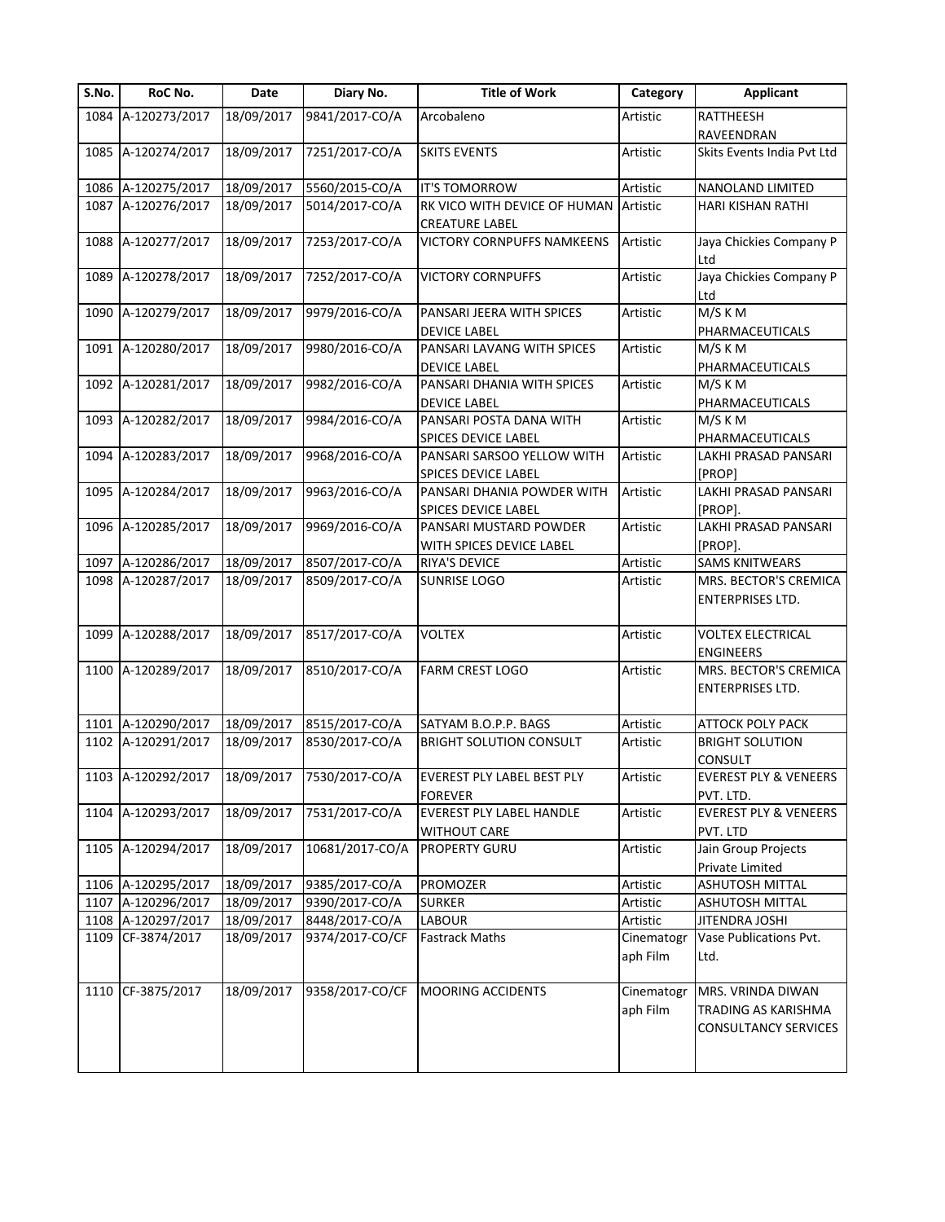| S.No. | RoC No. | Date | Diary No. | Title of Work | Category | Applicant |
|---|---|---|---|---|---|---|
| 1084 | A-120273/2017 | 18/09/2017 | 9841/2017-CO/A | Arcobaleno | Artistic | RATTHEESH RAVEENDRAN |
| 1085 | A-120274/2017 | 18/09/2017 | 7251/2017-CO/A | SKITS EVENTS | Artistic | Skits Events India Pvt Ltd |
| 1086 | A-120275/2017 | 18/09/2017 | 5560/2015-CO/A | IT'S TOMORROW | Artistic | NANOLAND LIMITED |
| 1087 | A-120276/2017 | 18/09/2017 | 5014/2017-CO/A | RK VICO WITH DEVICE OF HUMAN CREATURE LABEL | Artistic | HARI KISHAN RATHI |
| 1088 | A-120277/2017 | 18/09/2017 | 7253/2017-CO/A | VICTORY CORNPUFFS NAMKEENS | Artistic | Jaya Chickies Company P Ltd |
| 1089 | A-120278/2017 | 18/09/2017 | 7252/2017-CO/A | VICTORY CORNPUFFS | Artistic | Jaya Chickies Company P Ltd |
| 1090 | A-120279/2017 | 18/09/2017 | 9979/2016-CO/A | PANSARI JEERA WITH SPICES DEVICE LABEL | Artistic | M/S K M PHARMACEUTICALS |
| 1091 | A-120280/2017 | 18/09/2017 | 9980/2016-CO/A | PANSARI LAVANG WITH SPICES DEVICE LABEL | Artistic | M/S K M PHARMACEUTICALS |
| 1092 | A-120281/2017 | 18/09/2017 | 9982/2016-CO/A | PANSARI DHANIA WITH SPICES DEVICE LABEL | Artistic | M/S K M PHARMACEUTICALS |
| 1093 | A-120282/2017 | 18/09/2017 | 9984/2016-CO/A | PANSARI POSTA DANA WITH SPICES DEVICE LABEL | Artistic | M/S K M PHARMACEUTICALS |
| 1094 | A-120283/2017 | 18/09/2017 | 9968/2016-CO/A | PANSARI SARSOO YELLOW WITH SPICES DEVICE LABEL | Artistic | LAKHI PRASAD PANSARI [PROP] |
| 1095 | A-120284/2017 | 18/09/2017 | 9963/2016-CO/A | PANSARI DHANIA POWDER WITH SPICES DEVICE LABEL | Artistic | LAKHI PRASAD PANSARI [PROP]. |
| 1096 | A-120285/2017 | 18/09/2017 | 9969/2016-CO/A | PANSARI MUSTARD POWDER WITH SPICES DEVICE LABEL | Artistic | LAKHI PRASAD PANSARI [PROP]. |
| 1097 | A-120286/2017 | 18/09/2017 | 8507/2017-CO/A | RIYA'S DEVICE | Artistic | SAMS KNITWEARS |
| 1098 | A-120287/2017 | 18/09/2017 | 8509/2017-CO/A | SUNRISE LOGO | Artistic | MRS. BECTOR'S CREMICA ENTERPRISES LTD. |
| 1099 | A-120288/2017 | 18/09/2017 | 8517/2017-CO/A | VOLTEX | Artistic | VOLTEX ELECTRICAL ENGINEERS |
| 1100 | A-120289/2017 | 18/09/2017 | 8510/2017-CO/A | FARM CREST LOGO | Artistic | MRS. BECTOR'S CREMICA ENTERPRISES LTD. |
| 1101 | A-120290/2017 | 18/09/2017 | 8515/2017-CO/A | SATYAM B.O.P.P. BAGS | Artistic | ATTOCK POLY PACK |
| 1102 | A-120291/2017 | 18/09/2017 | 8530/2017-CO/A | BRIGHT SOLUTION CONSULT | Artistic | BRIGHT SOLUTION CONSULT |
| 1103 | A-120292/2017 | 18/09/2017 | 7530/2017-CO/A | EVEREST PLY LABEL BEST PLY FOREVER | Artistic | EVEREST PLY & VENEERS PVT. LTD. |
| 1104 | A-120293/2017 | 18/09/2017 | 7531/2017-CO/A | EVEREST PLY LABEL HANDLE WITHOUT CARE | Artistic | EVEREST PLY & VENEERS PVT. LTD |
| 1105 | A-120294/2017 | 18/09/2017 | 10681/2017-CO/A | PROPERTY GURU | Artistic | Jain Group Projects Private Limited |
| 1106 | A-120295/2017 | 18/09/2017 | 9385/2017-CO/A | PROMOZER | Artistic | ASHUTOSH MITTAL |
| 1107 | A-120296/2017 | 18/09/2017 | 9390/2017-CO/A | SURKER | Artistic | ASHUTOSH MITTAL |
| 1108 | A-120297/2017 | 18/09/2017 | 8448/2017-CO/A | LABOUR | Artistic | JITENDRA JOSHI |
| 1109 | CF-3874/2017 | 18/09/2017 | 9374/2017-CO/CF | Fastrack Maths | Cinematograph Film | Vase Publications Pvt. Ltd. |
| 1110 | CF-3875/2017 | 18/09/2017 | 9358/2017-CO/CF | MOORING ACCIDENTS | Cinematograph Film | MRS. VRINDA DIWAN TRADING AS KARISHMA CONSULTANCY SERVICES |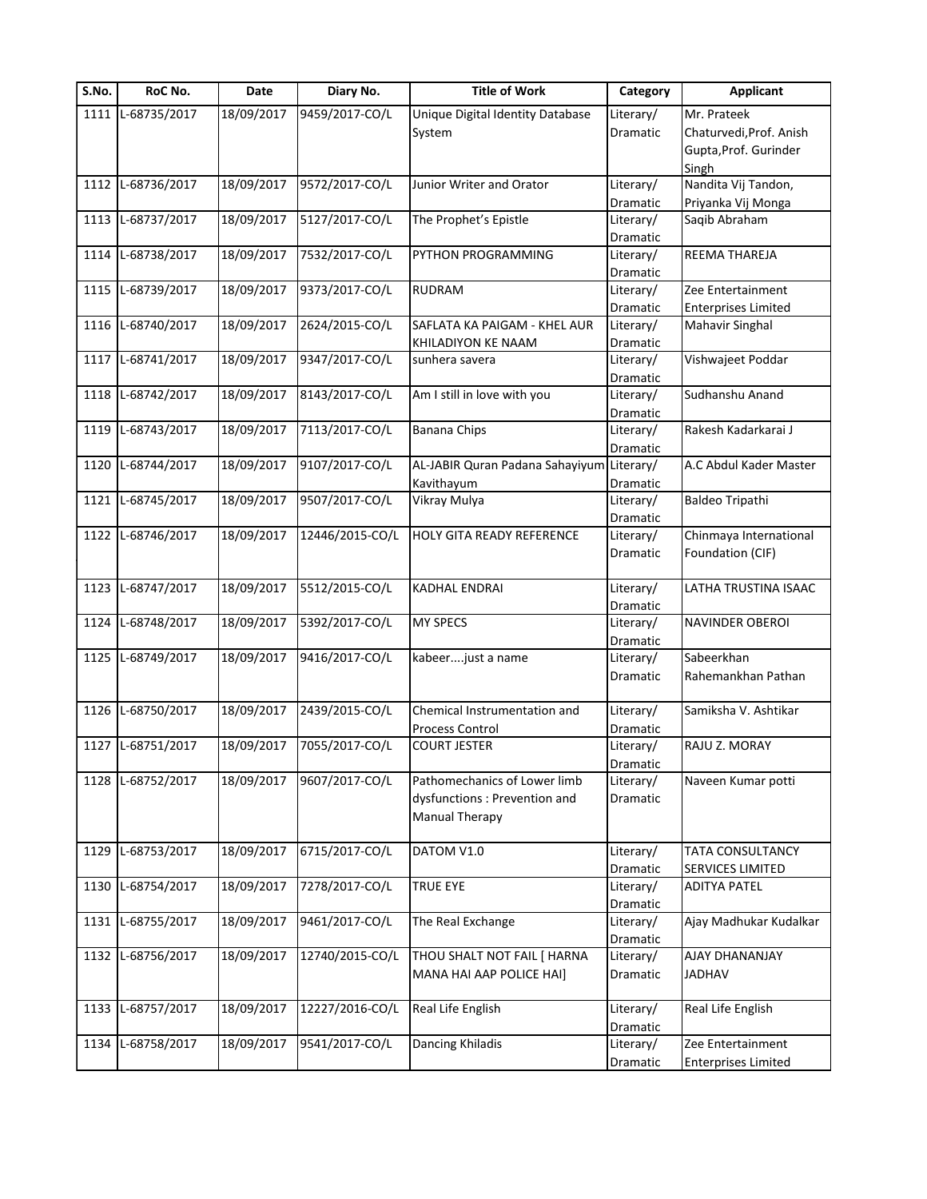| S.No. | RoC No. | Date | Diary No. | Title of Work | Category | Applicant |
| --- | --- | --- | --- | --- | --- | --- |
| 1111 | L-68735/2017 | 18/09/2017 | 9459/2017-CO/L | Unique Digital Identity Database System | Literary/ Dramatic | Mr. Prateek Chaturvedi,Prof. Anish Gupta,Prof. Gurinder Singh |
| 1112 | L-68736/2017 | 18/09/2017 | 9572/2017-CO/L | Junior Writer and Orator | Literary/ Dramatic | Nandita Vij Tandon, Priyanka Vij Monga |
| 1113 | L-68737/2017 | 18/09/2017 | 5127/2017-CO/L | The Prophet's Epistle | Literary/ Dramatic | Saqib Abraham |
| 1114 | L-68738/2017 | 18/09/2017 | 7532/2017-CO/L | PYTHON PROGRAMMING | Literary/ Dramatic | REEMA THAREJA |
| 1115 | L-68739/2017 | 18/09/2017 | 9373/2017-CO/L | RUDRAM | Literary/ Dramatic | Zee Entertainment Enterprises Limited |
| 1116 | L-68740/2017 | 18/09/2017 | 2624/2015-CO/L | SAFLATA KA PAIGAM - KHEL AUR KHILADIYON KE NAAM | Literary/ Dramatic | Mahavir Singhal |
| 1117 | L-68741/2017 | 18/09/2017 | 9347/2017-CO/L | sunhera savera | Literary/ Dramatic | Vishwajeet Poddar |
| 1118 | L-68742/2017 | 18/09/2017 | 8143/2017-CO/L | Am I still in love with you | Literary/ Dramatic | Sudhanshu Anand |
| 1119 | L-68743/2017 | 18/09/2017 | 7113/2017-CO/L | Banana Chips | Literary/ Dramatic | Rakesh Kadarkarai J |
| 1120 | L-68744/2017 | 18/09/2017 | 9107/2017-CO/L | AL-JABIR Quran Padana Sahayiyum Kavithayum | Literary/ Dramatic | A.C Abdul Kader Master |
| 1121 | L-68745/2017 | 18/09/2017 | 9507/2017-CO/L | Vikray Mulya | Literary/ Dramatic | Baldeo Tripathi |
| 1122 | L-68746/2017 | 18/09/2017 | 12446/2015-CO/L | HOLY GITA READY REFERENCE | Literary/ Dramatic | Chinmaya International Foundation (CIF) |
| 1123 | L-68747/2017 | 18/09/2017 | 5512/2015-CO/L | KADHAL ENDRAI | Literary/ Dramatic | LATHA TRUSTINA ISAAC |
| 1124 | L-68748/2017 | 18/09/2017 | 5392/2017-CO/L | MY SPECS | Literary/ Dramatic | NAVINDER OBEROI |
| 1125 | L-68749/2017 | 18/09/2017 | 9416/2017-CO/L | kabeer....just a name | Literary/ Dramatic | Sabeerkhan Rahemankhan Pathan |
| 1126 | L-68750/2017 | 18/09/2017 | 2439/2015-CO/L | Chemical Instrumentation and Process Control | Literary/ Dramatic | Samiksha V. Ashtikar |
| 1127 | L-68751/2017 | 18/09/2017 | 7055/2017-CO/L | COURT JESTER | Literary/ Dramatic | RAJU Z. MORAY |
| 1128 | L-68752/2017 | 18/09/2017 | 9607/2017-CO/L | Pathomechanics of Lower limb dysfunctions : Prevention and Manual Therapy | Literary/ Dramatic | Naveen Kumar potti |
| 1129 | L-68753/2017 | 18/09/2017 | 6715/2017-CO/L | DATOM V1.0 | Literary/ Dramatic | TATA CONSULTANCY SERVICES LIMITED |
| 1130 | L-68754/2017 | 18/09/2017 | 7278/2017-CO/L | TRUE EYE | Literary/ Dramatic | ADITYA PATEL |
| 1131 | L-68755/2017 | 18/09/2017 | 9461/2017-CO/L | The Real Exchange | Literary/ Dramatic | Ajay Madhukar Kudalkar |
| 1132 | L-68756/2017 | 18/09/2017 | 12740/2015-CO/L | THOU SHALT NOT FAIL [ HARNA MANA HAI AAP POLICE HAI] | Literary/ Dramatic | AJAY DHANANJAY JADHAV |
| 1133 | L-68757/2017 | 18/09/2017 | 12227/2016-CO/L | Real Life English | Literary/ Dramatic | Real Life English |
| 1134 | L-68758/2017 | 18/09/2017 | 9541/2017-CO/L | Dancing Khiladis | Literary/ Dramatic | Zee Entertainment Enterprises Limited |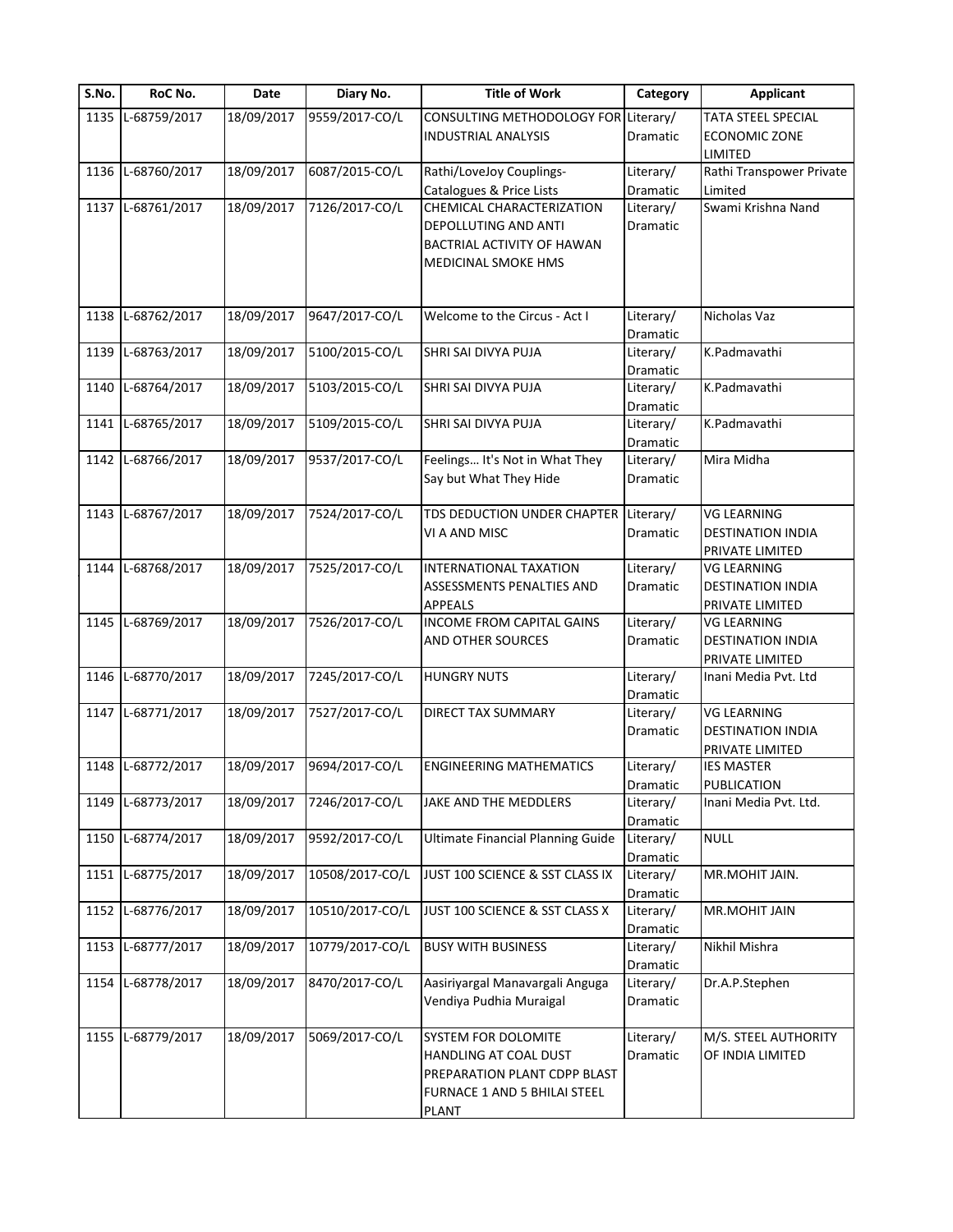| S.No. | RoC No. | Date | Diary No. | Title of Work | Category | Applicant |
| --- | --- | --- | --- | --- | --- | --- |
| 1135 | L-68759/2017 | 18/09/2017 | 9559/2017-CO/L | CONSULTING METHODOLOGY FOR INDUSTRIAL ANALYSIS | Literary/ Dramatic | TATA STEEL SPECIAL ECONOMIC ZONE LIMITED |
| 1136 | L-68760/2017 | 18/09/2017 | 6087/2015-CO/L | Rathi/LoveJoy Couplings- Catalogues & Price Lists | Literary/ Dramatic | Rathi Transpower Private Limited |
| 1137 | L-68761/2017 | 18/09/2017 | 7126/2017-CO/L | CHEMICAL CHARACTERIZATION DEPOLLUTING AND ANTI BACTRIAL ACTIVITY OF HAWAN MEDICINAL SMOKE HMS | Literary/ Dramatic | Swami Krishna Nand |
| 1138 | L-68762/2017 | 18/09/2017 | 9647/2017-CO/L | Welcome to the Circus - Act I | Literary/ Dramatic | Nicholas Vaz |
| 1139 | L-68763/2017 | 18/09/2017 | 5100/2015-CO/L | SHRI SAI DIVYA PUJA | Literary/ Dramatic | K.Padmavathi |
| 1140 | L-68764/2017 | 18/09/2017 | 5103/2015-CO/L | SHRI SAI DIVYA PUJA | Literary/ Dramatic | K.Padmavathi |
| 1141 | L-68765/2017 | 18/09/2017 | 5109/2015-CO/L | SHRI SAI DIVYA PUJA | Literary/ Dramatic | K.Padmavathi |
| 1142 | L-68766/2017 | 18/09/2017 | 9537/2017-CO/L | Feelings… It's Not in What They Say but What They Hide | Literary/ Dramatic | Mira Midha |
| 1143 | L-68767/2017 | 18/09/2017 | 7524/2017-CO/L | TDS DEDUCTION UNDER CHAPTER VI A AND MISC | Literary/ Dramatic | VG LEARNING DESTINATION INDIA PRIVATE LIMITED |
| 1144 | L-68768/2017 | 18/09/2017 | 7525/2017-CO/L | INTERNATIONAL TAXATION ASSESSMENTS PENALTIES AND APPEALS | Literary/ Dramatic | VG LEARNING DESTINATION INDIA PRIVATE LIMITED |
| 1145 | L-68769/2017 | 18/09/2017 | 7526/2017-CO/L | INCOME FROM CAPITAL GAINS AND OTHER SOURCES | Literary/ Dramatic | VG LEARNING DESTINATION INDIA PRIVATE LIMITED |
| 1146 | L-68770/2017 | 18/09/2017 | 7245/2017-CO/L | HUNGRY NUTS | Literary/ Dramatic | Inani Media Pvt. Ltd |
| 1147 | L-68771/2017 | 18/09/2017 | 7527/2017-CO/L | DIRECT TAX SUMMARY | Literary/ Dramatic | VG LEARNING DESTINATION INDIA PRIVATE LIMITED |
| 1148 | L-68772/2017 | 18/09/2017 | 9694/2017-CO/L | ENGINEERING MATHEMATICS | Literary/ Dramatic | IES MASTER PUBLICATION |
| 1149 | L-68773/2017 | 18/09/2017 | 7246/2017-CO/L | JAKE AND THE MEDDLERS | Literary/ Dramatic | Inani Media Pvt. Ltd. |
| 1150 | L-68774/2017 | 18/09/2017 | 9592/2017-CO/L | Ultimate Financial Planning Guide | Literary/ Dramatic | NULL |
| 1151 | L-68775/2017 | 18/09/2017 | 10508/2017-CO/L | JUST 100 SCIENCE & SST CLASS IX | Literary/ Dramatic | MR.MOHIT JAIN. |
| 1152 | L-68776/2017 | 18/09/2017 | 10510/2017-CO/L | JUST 100 SCIENCE & SST CLASS X | Literary/ Dramatic | MR.MOHIT JAIN |
| 1153 | L-68777/2017 | 18/09/2017 | 10779/2017-CO/L | BUSY WITH BUSINESS | Literary/ Dramatic | Nikhil Mishra |
| 1154 | L-68778/2017 | 18/09/2017 | 8470/2017-CO/L | Aasiriyargal Manavargali Anguga Vendiya Pudhia Muraigal | Literary/ Dramatic | Dr.A.P.Stephen |
| 1155 | L-68779/2017 | 18/09/2017 | 5069/2017-CO/L | SYSTEM FOR DOLOMITE HANDLING AT COAL DUST PREPARATION PLANT CDPP BLAST FURNACE 1 AND 5 BHILAI STEEL PLANT | Literary/ Dramatic | M/S. STEEL AUTHORITY OF INDIA LIMITED |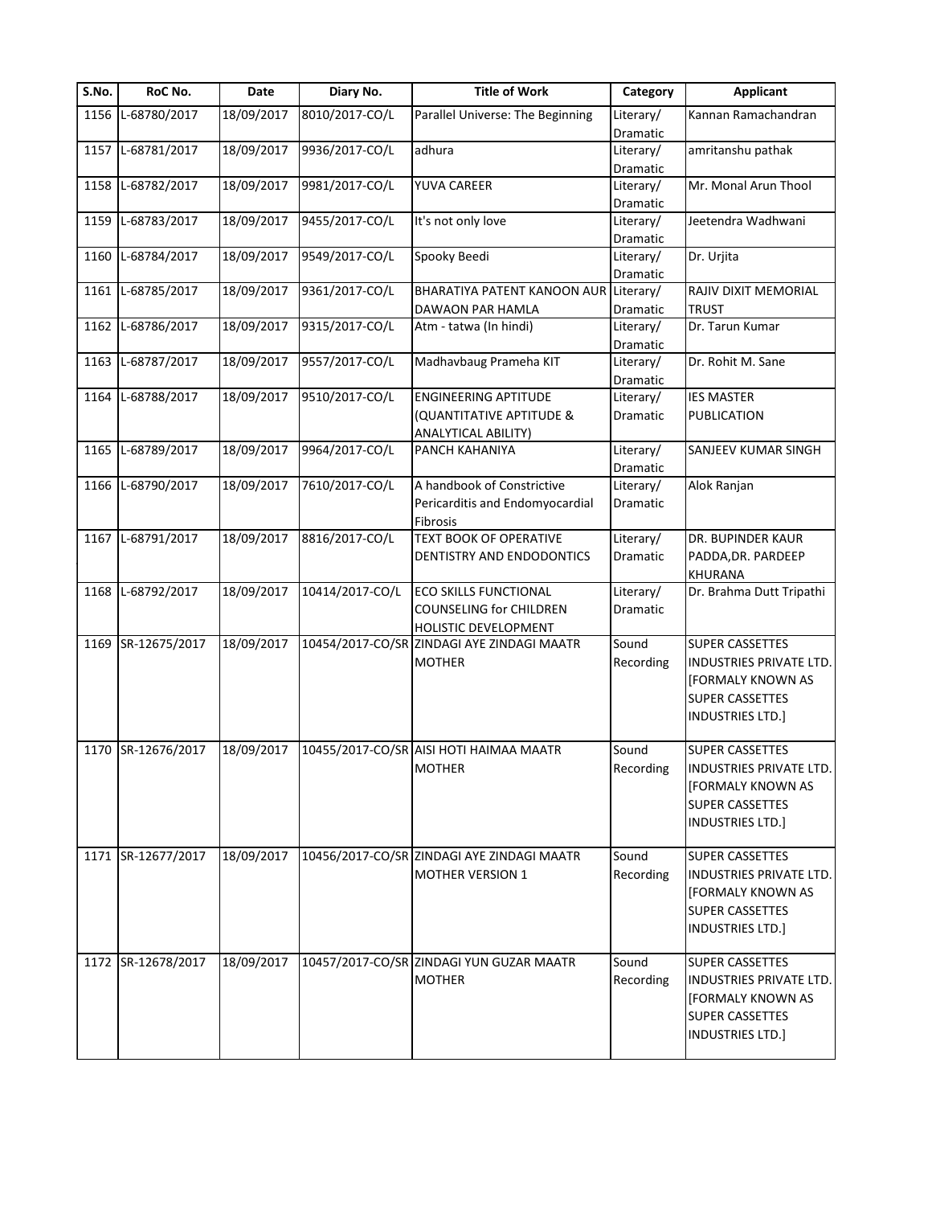| S.No. | RoC No. | Date | Diary No. | Title of Work | Category | Applicant |
|---|---|---|---|---|---|---|
| 1156 | L-68780/2017 | 18/09/2017 | 8010/2017-CO/L | Parallel Universe: The Beginning | Literary/ Dramatic | Kannan Ramachandran |
| 1157 | L-68781/2017 | 18/09/2017 | 9936/2017-CO/L | adhura | Literary/ Dramatic | amritanshu pathak |
| 1158 | L-68782/2017 | 18/09/2017 | 9981/2017-CO/L | YUVA CAREER | Literary/ Dramatic | Mr. Monal Arun Thool |
| 1159 | L-68783/2017 | 18/09/2017 | 9455/2017-CO/L | It's not only love | Literary/ Dramatic | Jeetendra Wadhwani |
| 1160 | L-68784/2017 | 18/09/2017 | 9549/2017-CO/L | Spooky Beedi | Literary/ Dramatic | Dr. Urjita |
| 1161 | L-68785/2017 | 18/09/2017 | 9361/2017-CO/L | BHARATIYA PATENT KANOON AUR DAWAON PAR HAMLA | Literary/ Dramatic | RAJIV DIXIT MEMORIAL TRUST |
| 1162 | L-68786/2017 | 18/09/2017 | 9315/2017-CO/L | Atm - tatwa (In hindi) | Literary/ Dramatic | Dr. Tarun Kumar |
| 1163 | L-68787/2017 | 18/09/2017 | 9557/2017-CO/L | Madhavbaug Prameha KIT | Literary/ Dramatic | Dr. Rohit M. Sane |
| 1164 | L-68788/2017 | 18/09/2017 | 9510/2017-CO/L | ENGINEERING APTITUDE (QUANTITATIVE APTITUDE & ANALYTICAL ABILITY) | Literary/ Dramatic | IES MASTER PUBLICATION |
| 1165 | L-68789/2017 | 18/09/2017 | 9964/2017-CO/L | PANCH KAHANIYA | Literary/ Dramatic | SANJEEV KUMAR SINGH |
| 1166 | L-68790/2017 | 18/09/2017 | 7610/2017-CO/L | A handbook of Constrictive Pericarditis and Endomyocardial Fibrosis | Literary/ Dramatic | Alok Ranjan |
| 1167 | L-68791/2017 | 18/09/2017 | 8816/2017-CO/L | TEXT BOOK OF OPERATIVE DENTISTRY AND ENDODONTICS | Literary/ Dramatic | DR. BUPINDER KAUR PADDA,DR. PARDEEP KHURANA |
| 1168 | L-68792/2017 | 18/09/2017 | 10414/2017-CO/L | ECO SKILLS FUNCTIONAL COUNSELING for CHILDREN HOLISTIC DEVELOPMENT | Literary/ Dramatic | Dr. Brahma Dutt Tripathi |
| 1169 | SR-12675/2017 | 18/09/2017 | 10454/2017-CO/SR | ZINDAGI AYE ZINDAGI MAATR MOTHER | Sound Recording | SUPER CASSETTES INDUSTRIES PRIVATE LTD. [FORMALY KNOWN AS SUPER CASSETTES INDUSTRIES LTD.] |
| 1170 | SR-12676/2017 | 18/09/2017 | 10455/2017-CO/SR | AISI HOTI HAIMAA MAATR MOTHER | Sound Recording | SUPER CASSETTES INDUSTRIES PRIVATE LTD. [FORMALY KNOWN AS SUPER CASSETTES INDUSTRIES LTD.] |
| 1171 | SR-12677/2017 | 18/09/2017 | 10456/2017-CO/SR | ZINDAGI AYE ZINDAGI MAATR MOTHER VERSION 1 | Sound Recording | SUPER CASSETTES INDUSTRIES PRIVATE LTD. [FORMALY KNOWN AS SUPER CASSETTES INDUSTRIES LTD.] |
| 1172 | SR-12678/2017 | 18/09/2017 | 10457/2017-CO/SR | ZINDAGI YUN GUZAR MAATR MOTHER | Sound Recording | SUPER CASSETTES INDUSTRIES PRIVATE LTD. [FORMALY KNOWN AS SUPER CASSETTES INDUSTRIES LTD.] |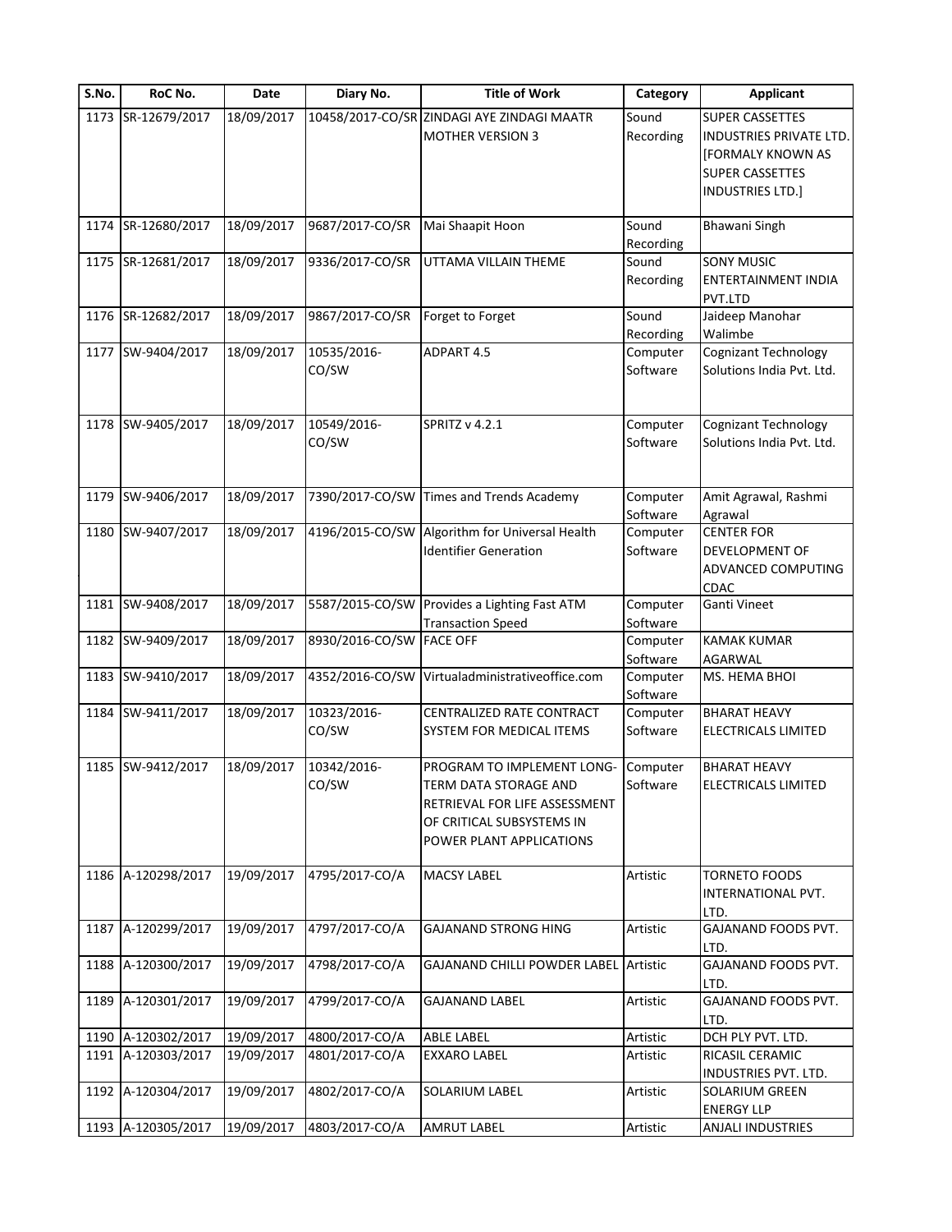| S.No. | RoC No. | Date | Diary No. | Title of Work | Category | Applicant |
|---|---|---|---|---|---|---|
| 1173 | SR-12679/2017 | 18/09/2017 | 10458/2017-CO/SR | ZINDAGI AYE ZINDAGI MAATR MOTHER VERSION 3 | Sound Recording | SUPER CASSETTES INDUSTRIES PRIVATE LTD. [FORMALY KNOWN AS SUPER CASSETTES INDUSTRIES LTD.] |
| 1174 | SR-12680/2017 | 18/09/2017 | 9687/2017-CO/SR | Mai Shaapit Hoon | Sound Recording | Bhawani Singh |
| 1175 | SR-12681/2017 | 18/09/2017 | 9336/2017-CO/SR | UTTAMA VILLAIN THEME | Sound Recording | SONY MUSIC ENTERTAINMENT INDIA PVT.LTD |
| 1176 | SR-12682/2017 | 18/09/2017 | 9867/2017-CO/SR | Forget to Forget | Sound Recording | Jaideep Manohar Walimbe |
| 1177 | SW-9404/2017 | 18/09/2017 | 10535/2016-CO/SW | ADPART 4.5 | Computer Software | Cognizant Technology Solutions India Pvt. Ltd. |
| 1178 | SW-9405/2017 | 18/09/2017 | 10549/2016-CO/SW | SPRITZ v 4.2.1 | Computer Software | Cognizant Technology Solutions India Pvt. Ltd. |
| 1179 | SW-9406/2017 | 18/09/2017 | 7390/2017-CO/SW | Times and Trends Academy | Computer Software | Amit Agrawal, Rashmi Agrawal |
| 1180 | SW-9407/2017 | 18/09/2017 | 4196/2015-CO/SW | Algorithm for Universal Health Identifier Generation | Computer Software | CENTER FOR DEVELOPMENT OF ADVANCED COMPUTING CDAC |
| 1181 | SW-9408/2017 | 18/09/2017 | 5587/2015-CO/SW | Provides a Lighting Fast ATM Transaction Speed | Computer Software | Ganti Vineet |
| 1182 | SW-9409/2017 | 18/09/2017 | 8930/2016-CO/SW | FACE OFF | Computer Software | KAMAK KUMAR AGARWAL |
| 1183 | SW-9410/2017 | 18/09/2017 | 4352/2016-CO/SW | Virtualadministrativeoffice.com | Computer Software | MS. HEMA BHOI |
| 1184 | SW-9411/2017 | 18/09/2017 | 10323/2016-CO/SW | CENTRALIZED RATE CONTRACT SYSTEM FOR MEDICAL ITEMS | Computer Software | BHARAT HEAVY ELECTRICALS LIMITED |
| 1185 | SW-9412/2017 | 18/09/2017 | 10342/2016-CO/SW | PROGRAM TO IMPLEMENT LONG-TERM DATA STORAGE AND RETRIEVAL FOR LIFE ASSESSMENT OF CRITICAL SUBSYSTEMS IN POWER PLANT APPLICATIONS | Computer Software | BHARAT HEAVY ELECTRICALS LIMITED |
| 1186 | A-120298/2017 | 19/09/2017 | 4795/2017-CO/A | MACSY LABEL | Artistic | TORNETO FOODS INTERNATIONAL PVT. LTD. |
| 1187 | A-120299/2017 | 19/09/2017 | 4797/2017-CO/A | GAJANAND STRONG HING | Artistic | GAJANAND FOODS PVT. LTD. |
| 1188 | A-120300/2017 | 19/09/2017 | 4798/2017-CO/A | GAJANAND CHILLI POWDER LABEL | Artistic | GAJANAND FOODS PVT. LTD. |
| 1189 | A-120301/2017 | 19/09/2017 | 4799/2017-CO/A | GAJANAND LABEL | Artistic | GAJANAND FOODS PVT. LTD. |
| 1190 | A-120302/2017 | 19/09/2017 | 4800/2017-CO/A | ABLE LABEL | Artistic | DCH PLY PVT. LTD. |
| 1191 | A-120303/2017 | 19/09/2017 | 4801/2017-CO/A | EXXARO LABEL | Artistic | RICASIL CERAMIC INDUSTRIES PVT. LTD. |
| 1192 | A-120304/2017 | 19/09/2017 | 4802/2017-CO/A | SOLARIUM LABEL | Artistic | SOLARIUM GREEN ENERGY LLP |
| 1193 | A-120305/2017 | 19/09/2017 | 4803/2017-CO/A | AMRUT LABEL | Artistic | ANJALI INDUSTRIES |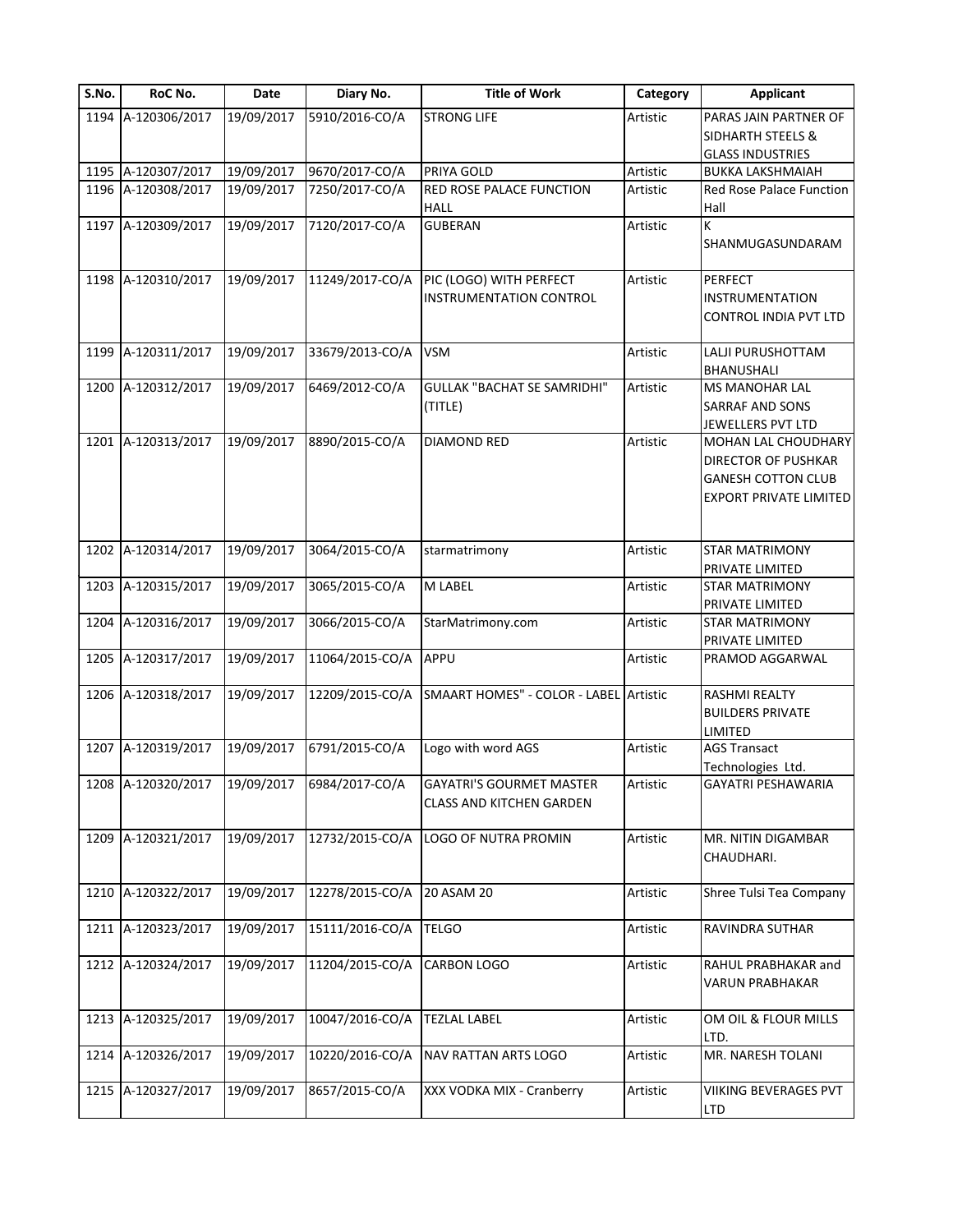| S.No. | RoC No. | Date | Diary No. | Title of Work | Category | Applicant |
|---|---|---|---|---|---|---|
| 1194 | A-120306/2017 | 19/09/2017 | 5910/2016-CO/A | STRONG LIFE | Artistic | PARAS JAIN PARTNER OF SIDHARTH STEELS & GLASS INDUSTRIES |
| 1195 | A-120307/2017 | 19/09/2017 | 9670/2017-CO/A | PRIYA GOLD | Artistic | BUKKA LAKSHMAIAH |
| 1196 | A-120308/2017 | 19/09/2017 | 7250/2017-CO/A | RED ROSE PALACE FUNCTION HALL | Artistic | Red Rose Palace Function Hall |
| 1197 | A-120309/2017 | 19/09/2017 | 7120/2017-CO/A | GUBERAN | Artistic | K SHANMUGASUNDARAM |
| 1198 | A-120310/2017 | 19/09/2017 | 11249/2017-CO/A | PIC (LOGO) WITH PERFECT INSTRUMENTATION CONTROL | Artistic | PERFECT INSTRUMENTATION CONTROL INDIA PVT LTD |
| 1199 | A-120311/2017 | 19/09/2017 | 33679/2013-CO/A | VSM | Artistic | LALJI PURUSHOTTAM BHANUSHALI |
| 1200 | A-120312/2017 | 19/09/2017 | 6469/2012-CO/A | GULLAK "BACHAT SE SAMRIDHI" (TITLE) | Artistic | MS MANOHAR LAL SARRAF AND SONS JEWELLERS PVT LTD |
| 1201 | A-120313/2017 | 19/09/2017 | 8890/2015-CO/A | DIAMOND RED | Artistic | MOHAN LAL CHOUDHARY DIRECTOR OF PUSHKAR GANESH COTTON CLUB EXPORT PRIVATE LIMITED |
| 1202 | A-120314/2017 | 19/09/2017 | 3064/2015-CO/A | starmatrimony | Artistic | STAR MATRIMONY PRIVATE LIMITED |
| 1203 | A-120315/2017 | 19/09/2017 | 3065/2015-CO/A | M LABEL | Artistic | STAR MATRIMONY PRIVATE LIMITED |
| 1204 | A-120316/2017 | 19/09/2017 | 3066/2015-CO/A | StarMatrimony.com | Artistic | STAR MATRIMONY PRIVATE LIMITED |
| 1205 | A-120317/2017 | 19/09/2017 | 11064/2015-CO/A | APPU | Artistic | PRAMOD AGGARWAL |
| 1206 | A-120318/2017 | 19/09/2017 | 12209/2015-CO/A | SMAART HOMES" - COLOR - LABEL | Artistic | RASHMI REALTY BUILDERS PRIVATE LIMITED |
| 1207 | A-120319/2017 | 19/09/2017 | 6791/2015-CO/A | Logo with word AGS | Artistic | AGS Transact Technologies Ltd. |
| 1208 | A-120320/2017 | 19/09/2017 | 6984/2017-CO/A | GAYATRI'S GOURMET MASTER CLASS AND KITCHEN GARDEN | Artistic | GAYATRI PESHAWARIA |
| 1209 | A-120321/2017 | 19/09/2017 | 12732/2015-CO/A | LOGO OF NUTRA PROMIN | Artistic | MR. NITIN DIGAMBAR CHAUDHARI. |
| 1210 | A-120322/2017 | 19/09/2017 | 12278/2015-CO/A | 20 ASAM 20 | Artistic | Shree Tulsi Tea Company |
| 1211 | A-120323/2017 | 19/09/2017 | 15111/2016-CO/A | TELGO | Artistic | RAVINDRA SUTHAR |
| 1212 | A-120324/2017 | 19/09/2017 | 11204/2015-CO/A | CARBON LOGO | Artistic | RAHUL PRABHAKAR and VARUN PRABHAKAR |
| 1213 | A-120325/2017 | 19/09/2017 | 10047/2016-CO/A | TEZLAL LABEL | Artistic | OM OIL & FLOUR MILLS LTD. |
| 1214 | A-120326/2017 | 19/09/2017 | 10220/2016-CO/A | NAV RATTAN ARTS LOGO | Artistic | MR. NARESH TOLANI |
| 1215 | A-120327/2017 | 19/09/2017 | 8657/2015-CO/A | XXX VODKA MIX - Cranberry | Artistic | VIIKING BEVERAGES PVT LTD |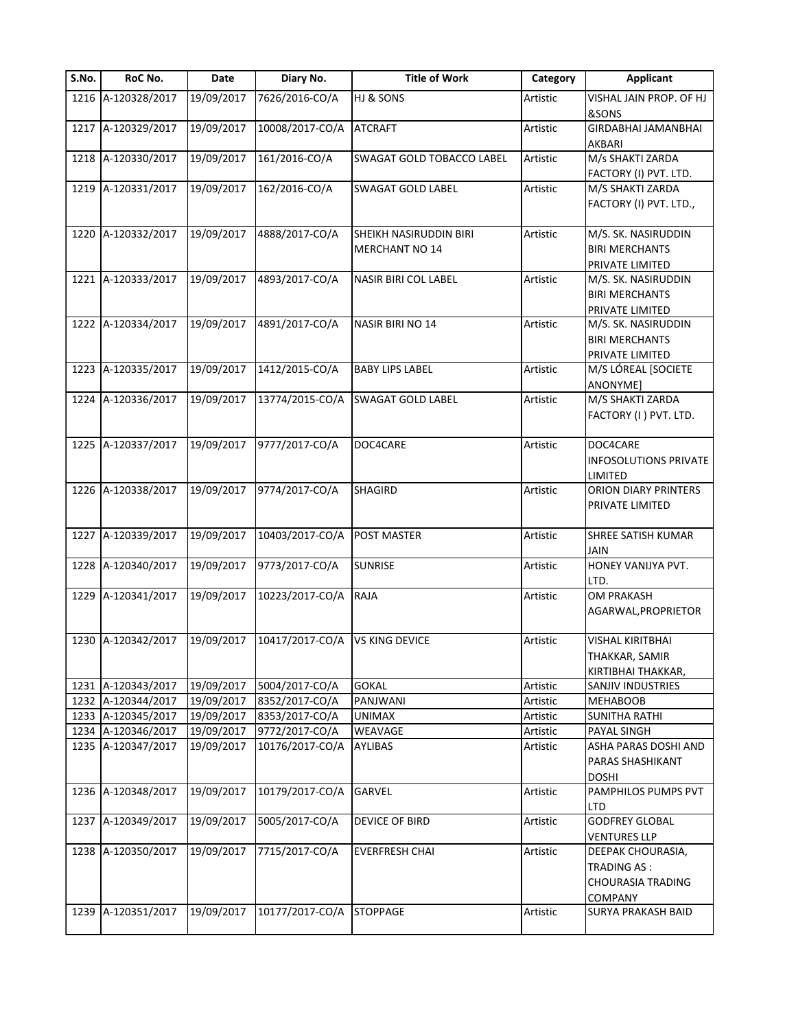| S.No. | RoC No. | Date | Diary No. | Title of Work | Category | Applicant |
|---|---|---|---|---|---|---|
| 1216 | A-120328/2017 | 19/09/2017 | 7626/2016-CO/A | HJ & SONS | Artistic | VISHAL JAIN PROP. OF HJ &SONS |
| 1217 | A-120329/2017 | 19/09/2017 | 10008/2017-CO/A | ATCRAFT | Artistic | GIRDABHAI JAMANBHAI AKBARI |
| 1218 | A-120330/2017 | 19/09/2017 | 161/2016-CO/A | SWAGAT GOLD TOBACCO LABEL | Artistic | M/s SHAKTI ZARDA FACTORY (I) PVT. LTD. |
| 1219 | A-120331/2017 | 19/09/2017 | 162/2016-CO/A | SWAGAT GOLD LABEL | Artistic | M/S SHAKTI ZARDA FACTORY (I) PVT. LTD., |
| 1220 | A-120332/2017 | 19/09/2017 | 4888/2017-CO/A | SHEIKH NASIRUDDIN BIRI MERCHANT NO 14 | Artistic | M/S. SK. NASIRUDDIN BIRI MERCHANTS PRIVATE LIMITED |
| 1221 | A-120333/2017 | 19/09/2017 | 4893/2017-CO/A | NASIR BIRI COL LABEL | Artistic | M/S. SK. NASIRUDDIN BIRI MERCHANTS PRIVATE LIMITED |
| 1222 | A-120334/2017 | 19/09/2017 | 4891/2017-CO/A | NASIR BIRI NO 14 | Artistic | M/S. SK. NASIRUDDIN BIRI MERCHANTS PRIVATE LIMITED |
| 1223 | A-120335/2017 | 19/09/2017 | 1412/2015-CO/A | BABY LIPS LABEL | Artistic | M/S LÓREAL [SOCIETE ANONYME] |
| 1224 | A-120336/2017 | 19/09/2017 | 13774/2015-CO/A | SWAGAT GOLD LABEL | Artistic | M/S SHAKTI ZARDA FACTORY (I ) PVT. LTD. |
| 1225 | A-120337/2017 | 19/09/2017 | 9777/2017-CO/A | DOC4CARE | Artistic | DOC4CARE INFOSOLUTIONS PRIVATE LIMITED |
| 1226 | A-120338/2017 | 19/09/2017 | 9774/2017-CO/A | SHAGIRD | Artistic | ORION DIARY PRINTERS PRIVATE LIMITED |
| 1227 | A-120339/2017 | 19/09/2017 | 10403/2017-CO/A | POST MASTER | Artistic | SHREE SATISH KUMAR JAIN |
| 1228 | A-120340/2017 | 19/09/2017 | 9773/2017-CO/A | SUNRISE | Artistic | HONEY VANIJYA PVT. LTD. |
| 1229 | A-120341/2017 | 19/09/2017 | 10223/2017-CO/A | RAJA | Artistic | OM PRAKASH AGARWAL,PROPRIETOR |
| 1230 | A-120342/2017 | 19/09/2017 | 10417/2017-CO/A | VS KING DEVICE | Artistic | VISHAL KIRITBHAI THAKKAR, SAMIR KIRTIBHAI THAKKAR, |
| 1231 | A-120343/2017 | 19/09/2017 | 5004/2017-CO/A | GOKAL | Artistic | SANJIV INDUSTRIES |
| 1232 | A-120344/2017 | 19/09/2017 | 8352/2017-CO/A | PANJWANI | Artistic | MEHABOOB |
| 1233 | A-120345/2017 | 19/09/2017 | 8353/2017-CO/A | UNIMAX | Artistic | SUNITHA RATHI |
| 1234 | A-120346/2017 | 19/09/2017 | 9772/2017-CO/A | WEAVAGE | Artistic | PAYAL SINGH |
| 1235 | A-120347/2017 | 19/09/2017 | 10176/2017-CO/A | AYLIBAS | Artistic | ASHA PARAS DOSHI AND PARAS SHASHIKANT DOSHI |
| 1236 | A-120348/2017 | 19/09/2017 | 10179/2017-CO/A | GARVEL | Artistic | PAMPHILOS PUMPS PVT LTD |
| 1237 | A-120349/2017 | 19/09/2017 | 5005/2017-CO/A | DEVICE OF BIRD | Artistic | GODFREY GLOBAL VENTURES LLP |
| 1238 | A-120350/2017 | 19/09/2017 | 7715/2017-CO/A | EVERFRESH CHAI | Artistic | DEEPAK CHOURASIA, TRADING AS : CHOURASIA TRADING COMPANY |
| 1239 | A-120351/2017 | 19/09/2017 | 10177/2017-CO/A | STOPPAGE | Artistic | SURYA PRAKASH BAID |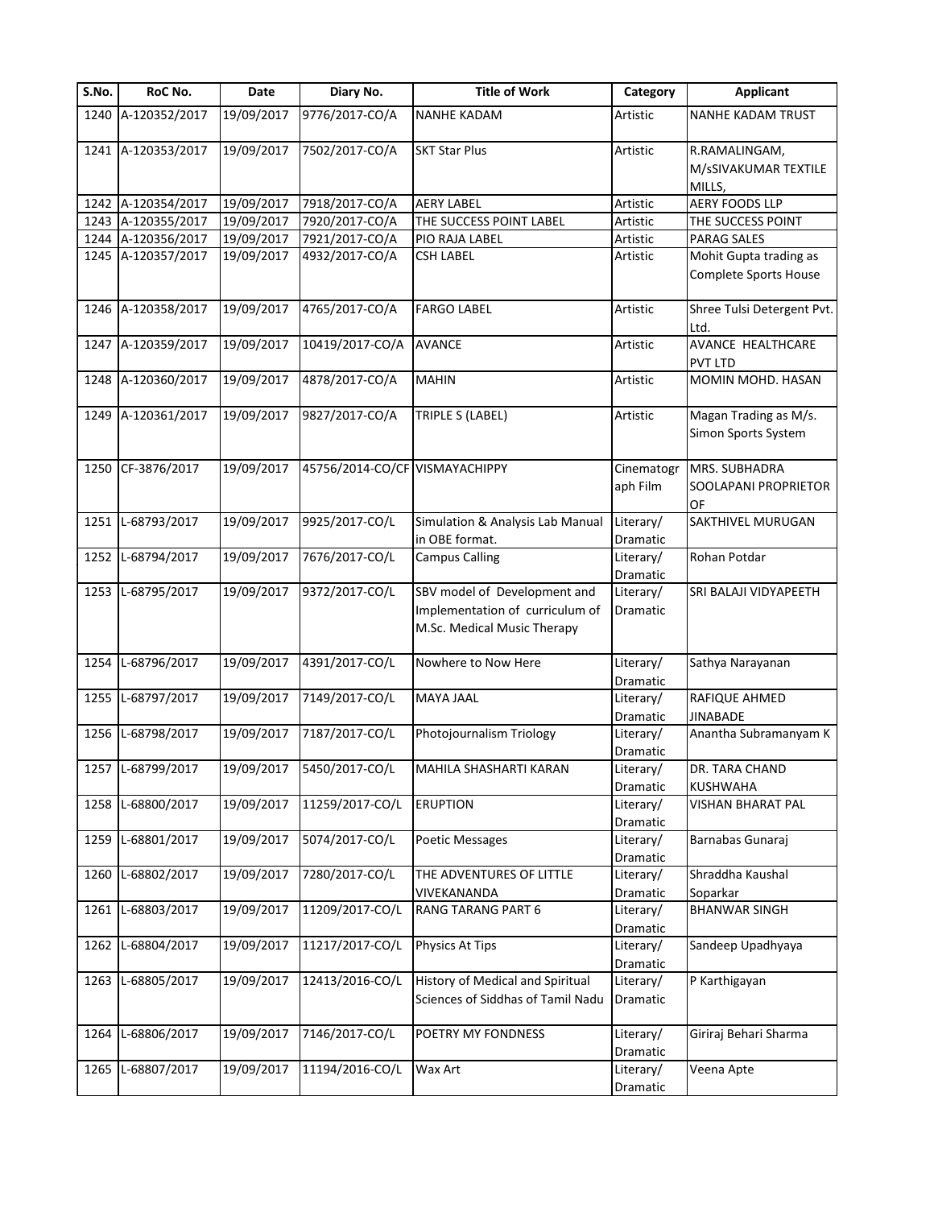| S.No. | RoC No. | Date | Diary No. | Title of Work | Category | Applicant |
|---|---|---|---|---|---|---|
| 1240 | A-120352/2017 | 19/09/2017 | 9776/2017-CO/A | NANHE KADAM | Artistic | NANHE KADAM TRUST |
| 1241 | A-120353/2017 | 19/09/2017 | 7502/2017-CO/A | SKT Star Plus | Artistic | R.RAMALINGAM, M/sSIVAKUMAR TEXTILE MILLS, |
| 1242 | A-120354/2017 | 19/09/2017 | 7918/2017-CO/A | AERY LABEL | Artistic | AERY FOODS LLP |
| 1243 | A-120355/2017 | 19/09/2017 | 7920/2017-CO/A | THE SUCCESS POINT LABEL | Artistic | THE SUCCESS POINT |
| 1244 | A-120356/2017 | 19/09/2017 | 7921/2017-CO/A | PIO RAJA LABEL | Artistic | PARAG SALES |
| 1245 | A-120357/2017 | 19/09/2017 | 4932/2017-CO/A | CSH LABEL | Artistic | Mohit Gupta trading as Complete Sports House |
| 1246 | A-120358/2017 | 19/09/2017 | 4765/2017-CO/A | FARGO LABEL | Artistic | Shree Tulsi Detergent Pvt. Ltd. |
| 1247 | A-120359/2017 | 19/09/2017 | 10419/2017-CO/A | AVANCE | Artistic | AVANCE HEALTHCARE PVT LTD |
| 1248 | A-120360/2017 | 19/09/2017 | 4878/2017-CO/A | MAHIN | Artistic | MOMIN MOHD. HASAN |
| 1249 | A-120361/2017 | 19/09/2017 | 9827/2017-CO/A | TRIPLE S (LABEL) | Artistic | Magan Trading as M/s. Simon Sports System |
| 1250 | CF-3876/2017 | 19/09/2017 | 45756/2014-CO/CF | VISMAYACHIPPY | Cinematograph Film | MRS. SUBHADRA SOOLAPANI PROPRIETOR OF |
| 1251 | L-68793/2017 | 19/09/2017 | 9925/2017-CO/L | Simulation & Analysis Lab Manual in OBE format. | Literary/ Dramatic | SAKTHIVEL MURUGAN |
| 1252 | L-68794/2017 | 19/09/2017 | 7676/2017-CO/L | Campus Calling | Literary/ Dramatic | Rohan Potdar |
| 1253 | L-68795/2017 | 19/09/2017 | 9372/2017-CO/L | SBV model of Development and Implementation of curriculum of M.Sc. Medical Music Therapy | Literary/ Dramatic | SRI BALAJI VIDYAPEETH |
| 1254 | L-68796/2017 | 19/09/2017 | 4391/2017-CO/L | Nowhere to Now Here | Literary/ Dramatic | Sathya Narayanan |
| 1255 | L-68797/2017 | 19/09/2017 | 7149/2017-CO/L | MAYA JAAL | Literary/ Dramatic | RAFIQUE AHMED JINABADE |
| 1256 | L-68798/2017 | 19/09/2017 | 7187/2017-CO/L | Photojournalism Triology | Literary/ Dramatic | Anantha Subramanyam K |
| 1257 | L-68799/2017 | 19/09/2017 | 5450/2017-CO/L | MAHILA SHASHARTI KARAN | Literary/ Dramatic | DR. TARA CHAND KUSHWAHA |
| 1258 | L-68800/2017 | 19/09/2017 | 11259/2017-CO/L | ERUPTION | Literary/ Dramatic | VISHAN BHARAT PAL |
| 1259 | L-68801/2017 | 19/09/2017 | 5074/2017-CO/L | Poetic Messages | Literary/ Dramatic | Barnabas Gunaraj |
| 1260 | L-68802/2017 | 19/09/2017 | 7280/2017-CO/L | THE ADVENTURES OF LITTLE VIVEKANANDA | Literary/ Dramatic | Shraddha Kaushal Soparkar |
| 1261 | L-68803/2017 | 19/09/2017 | 11209/2017-CO/L | RANG TARANG PART 6 | Literary/ Dramatic | BHANWAR SINGH |
| 1262 | L-68804/2017 | 19/09/2017 | 11217/2017-CO/L | Physics At Tips | Literary/ Dramatic | Sandeep Upadhyaya |
| 1263 | L-68805/2017 | 19/09/2017 | 12413/2016-CO/L | History of Medical and Spiritual Sciences of Siddhas of Tamil Nadu | Literary/ Dramatic | P Karthigayan |
| 1264 | L-68806/2017 | 19/09/2017 | 7146/2017-CO/L | POETRY MY FONDNESS | Literary/ Dramatic | Giriraj Behari Sharma |
| 1265 | L-68807/2017 | 19/09/2017 | 11194/2016-CO/L | Wax Art | Literary/ Dramatic | Veena Apte |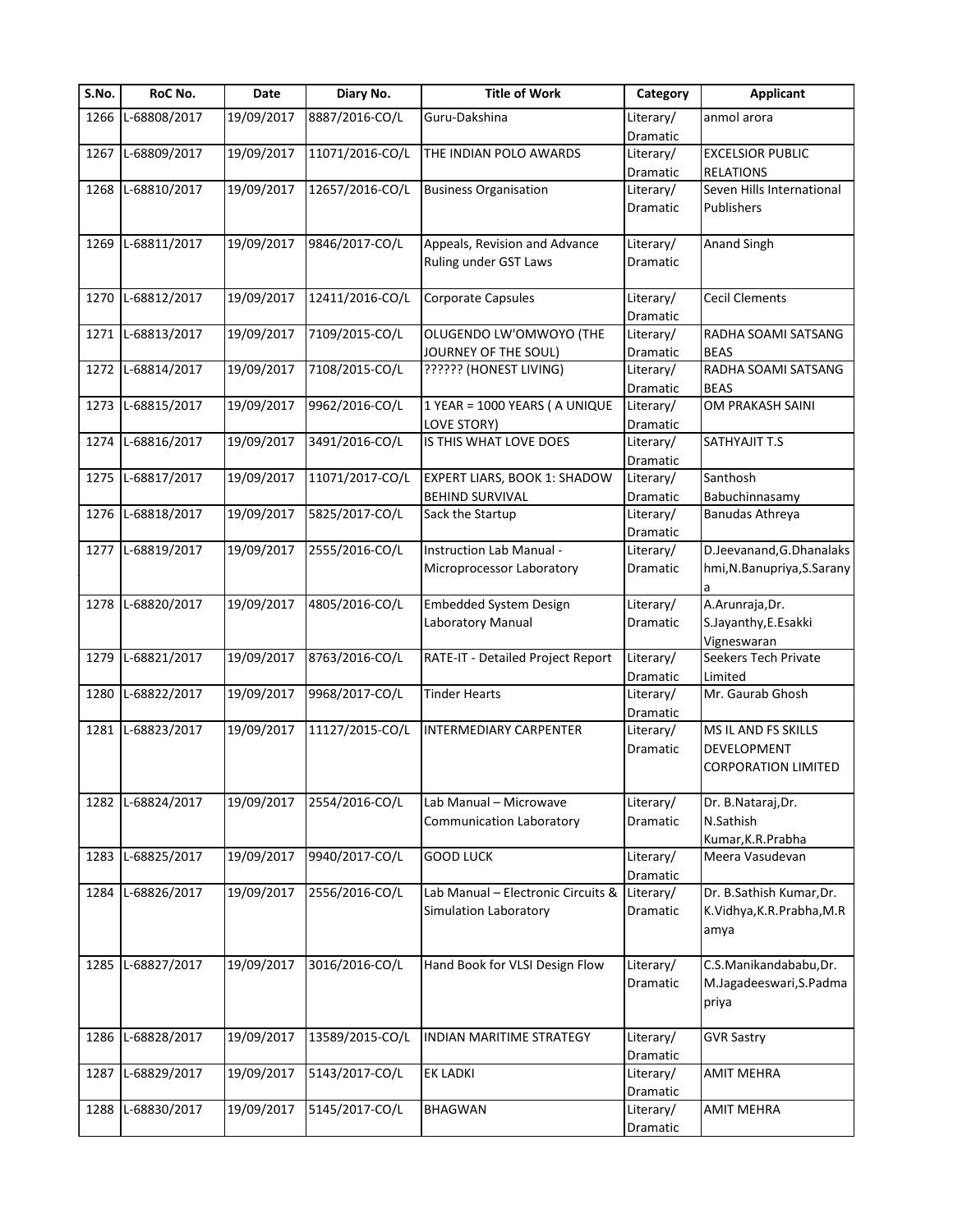| S.No. | RoC No. | Date | Diary No. | Title of Work | Category | Applicant |
|---|---|---|---|---|---|---|
| 1266 | L-68808/2017 | 19/09/2017 | 8887/2016-CO/L | Guru-Dakshina | Literary/ Dramatic | anmol arora |
| 1267 | L-68809/2017 | 19/09/2017 | 11071/2016-CO/L | THE INDIAN POLO AWARDS | Literary/ Dramatic | EXCELSIOR PUBLIC RELATIONS |
| 1268 | L-68810/2017 | 19/09/2017 | 12657/2016-CO/L | Business Organisation | Literary/ Dramatic | Seven Hills International Publishers |
| 1269 | L-68811/2017 | 19/09/2017 | 9846/2017-CO/L | Appeals, Revision and Advance Ruling under GST Laws | Literary/ Dramatic | Anand Singh |
| 1270 | L-68812/2017 | 19/09/2017 | 12411/2016-CO/L | Corporate Capsules | Literary/ Dramatic | Cecil Clements |
| 1271 | L-68813/2017 | 19/09/2017 | 7109/2015-CO/L | OLUGENDO LW'OMWOYO (THE JOURNEY OF THE SOUL) | Literary/ Dramatic | RADHA SOAMI SATSANG BEAS |
| 1272 | L-68814/2017 | 19/09/2017 | 7108/2015-CO/L | ?????? (HONEST LIVING) | Literary/ Dramatic | RADHA SOAMI SATSANG BEAS |
| 1273 | L-68815/2017 | 19/09/2017 | 9962/2016-CO/L | 1 YEAR = 1000 YEARS ( A UNIQUE LOVE STORY) | Literary/ Dramatic | OM PRAKASH SAINI |
| 1274 | L-68816/2017 | 19/09/2017 | 3491/2016-CO/L | IS THIS WHAT LOVE DOES | Literary/ Dramatic | SATHYAJIT T.S |
| 1275 | L-68817/2017 | 19/09/2017 | 11071/2017-CO/L | EXPERT LIARS, BOOK 1: SHADOW BEHIND SURVIVAL | Literary/ Dramatic | Santhosh Babuchinnasamy |
| 1276 | L-68818/2017 | 19/09/2017 | 5825/2017-CO/L | Sack the Startup | Literary/ Dramatic | Banudas Athreya |
| 1277 | L-68819/2017 | 19/09/2017 | 2555/2016-CO/L | Instruction Lab Manual - Microprocessor Laboratory | Literary/ Dramatic | D.Jeevanand,G.Dhanalakshmi,N.Banupriya,S.Saranya |
| 1278 | L-68820/2017 | 19/09/2017 | 4805/2016-CO/L | Embedded System Design Laboratory Manual | Literary/ Dramatic | A.Arunraja,Dr. S.Jayanthy,E.Esakki Vigneswaran |
| 1279 | L-68821/2017 | 19/09/2017 | 8763/2016-CO/L | RATE-IT - Detailed Project Report | Literary/ Dramatic | Seekers Tech Private Limited |
| 1280 | L-68822/2017 | 19/09/2017 | 9968/2017-CO/L | Tinder Hearts | Literary/ Dramatic | Mr. Gaurab Ghosh |
| 1281 | L-68823/2017 | 19/09/2017 | 11127/2015-CO/L | INTERMEDIARY CARPENTER | Literary/ Dramatic | MS IL AND FS SKILLS DEVELOPMENT CORPORATION LIMITED |
| 1282 | L-68824/2017 | 19/09/2017 | 2554/2016-CO/L | Lab Manual – Microwave Communication Laboratory | Literary/ Dramatic | Dr. B.Nataraj,Dr. N.Sathish Kumar,K.R.Prabha |
| 1283 | L-68825/2017 | 19/09/2017 | 9940/2017-CO/L | GOOD LUCK | Literary/ Dramatic | Meera Vasudevan |
| 1284 | L-68826/2017 | 19/09/2017 | 2556/2016-CO/L | Lab Manual – Electronic Circuits & Simulation Laboratory | Literary/ Dramatic | Dr. B.Sathish Kumar,Dr. K.Vidhya,K.R.Prabha,M.Ramya |
| 1285 | L-68827/2017 | 19/09/2017 | 3016/2016-CO/L | Hand Book for VLSI Design Flow | Literary/ Dramatic | C.S.Manikandababu,Dr. M.Jagadeeswari,S.Padmapriya |
| 1286 | L-68828/2017 | 19/09/2017 | 13589/2015-CO/L | INDIAN MARITIME STRATEGY | Literary/ Dramatic | GVR Sastry |
| 1287 | L-68829/2017 | 19/09/2017 | 5143/2017-CO/L | EK LADKI | Literary/ Dramatic | AMIT MEHRA |
| 1288 | L-68830/2017 | 19/09/2017 | 5145/2017-CO/L | BHAGWAN | Literary/ Dramatic | AMIT MEHRA |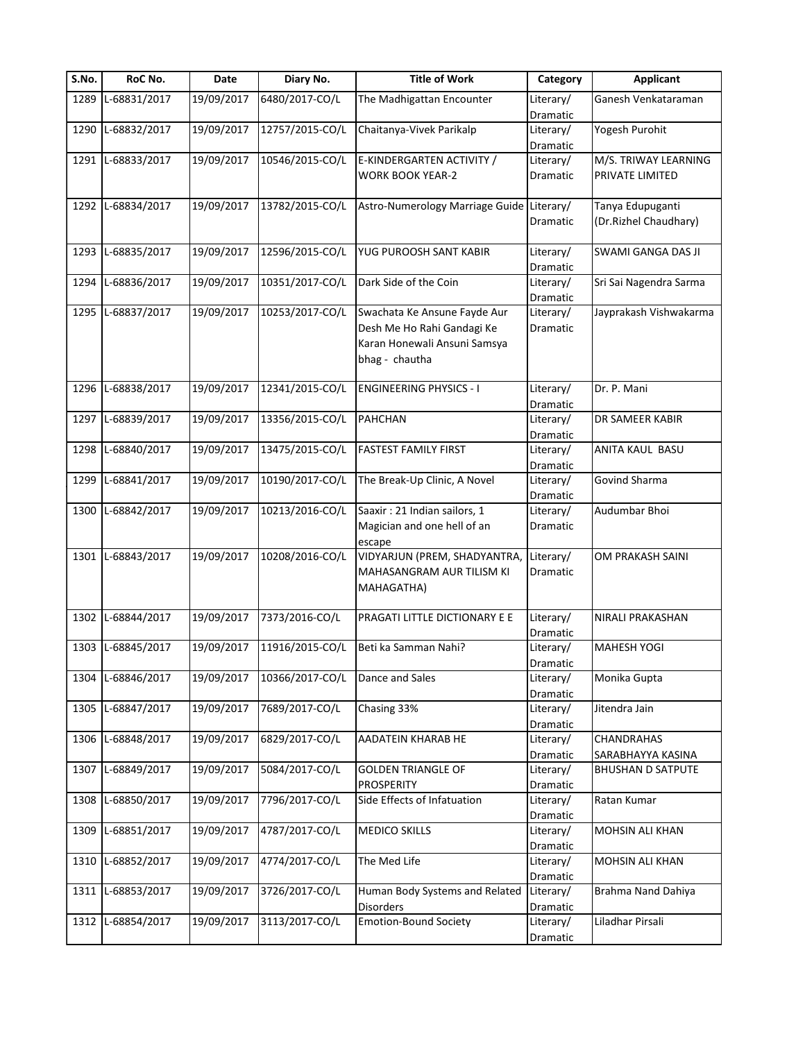| S.No. | RoC No. | Date | Diary No. | Title of Work | Category | Applicant |
|---|---|---|---|---|---|---|
| 1289 | L-68831/2017 | 19/09/2017 | 6480/2017-CO/L | The Madhigattan Encounter | Literary/ Dramatic | Ganesh Venkataraman |
| 1290 | L-68832/2017 | 19/09/2017 | 12757/2015-CO/L | Chaitanya-Vivek Parikalp | Literary/ Dramatic | Yogesh Purohit |
| 1291 | L-68833/2017 | 19/09/2017 | 10546/2015-CO/L | E-KINDERGARTEN ACTIVITY / WORK BOOK YEAR-2 | Literary/ Dramatic | M/S. TRIWAY LEARNING PRIVATE LIMITED |
| 1292 | L-68834/2017 | 19/09/2017 | 13782/2015-CO/L | Astro-Numerology Marriage Guide | Literary/ Dramatic | Tanya Edupuganti (Dr.Rizhel Chaudhary) |
| 1293 | L-68835/2017 | 19/09/2017 | 12596/2015-CO/L | YUG PUROOSH SANT KABIR | Literary/ Dramatic | SWAMI GANGA DAS JI |
| 1294 | L-68836/2017 | 19/09/2017 | 10351/2017-CO/L | Dark Side of the Coin | Literary/ Dramatic | Sri Sai Nagendra Sarma |
| 1295 | L-68837/2017 | 19/09/2017 | 10253/2017-CO/L | Swachata Ke Ansune Fayde Aur Desh Me Ho Rahi Gandagi Ke Karan Honewali Ansuni Samsya bhag - chautha | Literary/ Dramatic | Jayprakash Vishwakarma |
| 1296 | L-68838/2017 | 19/09/2017 | 12341/2015-CO/L | ENGINEERING PHYSICS - I | Literary/ Dramatic | Dr. P. Mani |
| 1297 | L-68839/2017 | 19/09/2017 | 13356/2015-CO/L | PAHCHAN | Literary/ Dramatic | DR SAMEER KABIR |
| 1298 | L-68840/2017 | 19/09/2017 | 13475/2015-CO/L | FASTEST FAMILY FIRST | Literary/ Dramatic | ANITA KAUL BASU |
| 1299 | L-68841/2017 | 19/09/2017 | 10190/2017-CO/L | The Break-Up Clinic, A Novel | Literary/ Dramatic | Govind Sharma |
| 1300 | L-68842/2017 | 19/09/2017 | 10213/2016-CO/L | Saaxir : 21 Indian sailors, 1 Magician and one hell of an escape | Literary/ Dramatic | Audumbar Bhoi |
| 1301 | L-68843/2017 | 19/09/2017 | 10208/2016-CO/L | VIDYARJUN (PREM, SHADYANTRA, MAHASANGRAM AUR TILISM KI MAHAGATHA) | Literary/ Dramatic | OM PRAKASH SAINI |
| 1302 | L-68844/2017 | 19/09/2017 | 7373/2016-CO/L | PRAGATI LITTLE DICTIONARY E E | Literary/ Dramatic | NIRALI PRAKASHAN |
| 1303 | L-68845/2017 | 19/09/2017 | 11916/2015-CO/L | Beti ka Samman Nahi? | Literary/ Dramatic | MAHESH YOGI |
| 1304 | L-68846/2017 | 19/09/2017 | 10366/2017-CO/L | Dance and Sales | Literary/ Dramatic | Monika Gupta |
| 1305 | L-68847/2017 | 19/09/2017 | 7689/2017-CO/L | Chasing 33% | Literary/ Dramatic | Jitendra Jain |
| 1306 | L-68848/2017 | 19/09/2017 | 6829/2017-CO/L | AADATEIN KHARAB HE | Literary/ Dramatic | CHANDRAHAS SARABHAYYA KASINA |
| 1307 | L-68849/2017 | 19/09/2017 | 5084/2017-CO/L | GOLDEN TRIANGLE OF PROSPERITY | Literary/ Dramatic | BHUSHAN D SATPUTE |
| 1308 | L-68850/2017 | 19/09/2017 | 7796/2017-CO/L | Side Effects of Infatuation | Literary/ Dramatic | Ratan Kumar |
| 1309 | L-68851/2017 | 19/09/2017 | 4787/2017-CO/L | MEDICO SKILLS | Literary/ Dramatic | MOHSIN ALI KHAN |
| 1310 | L-68852/2017 | 19/09/2017 | 4774/2017-CO/L | The Med Life | Literary/ Dramatic | MOHSIN ALI KHAN |
| 1311 | L-68853/2017 | 19/09/2017 | 3726/2017-CO/L | Human Body Systems and Related Disorders | Literary/ Dramatic | Brahma Nand Dahiya |
| 1312 | L-68854/2017 | 19/09/2017 | 3113/2017-CO/L | Emotion-Bound Society | Literary/ Dramatic | Liladhar Pirsali |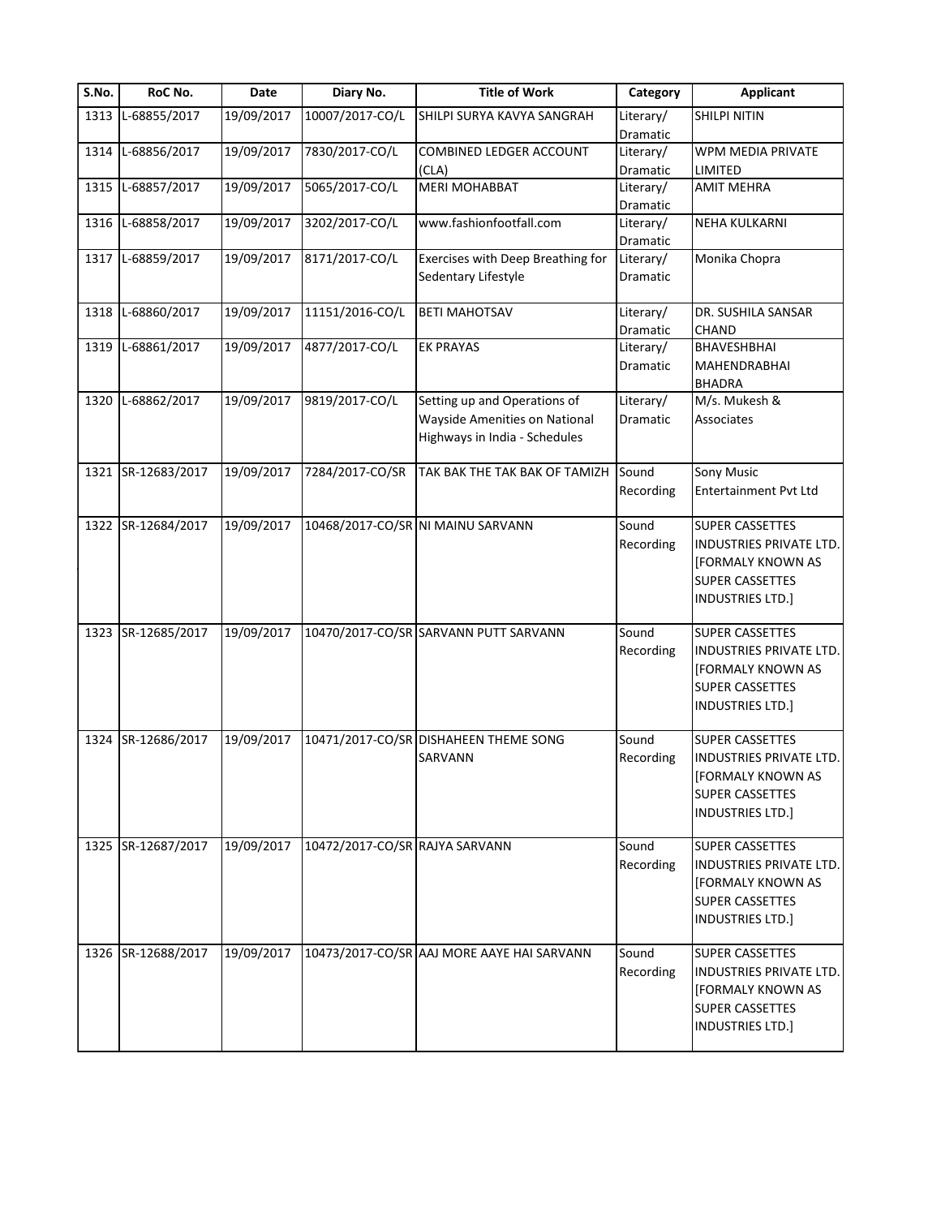| S.No. | RoC No. | Date | Diary No. | Title of Work | Category | Applicant |
|---|---|---|---|---|---|---|
| 1313 | L-68855/2017 | 19/09/2017 | 10007/2017-CO/L | SHILPI SURYA KAVYA SANGRAH | Literary/ Dramatic | SHILPI NITIN |
| 1314 | L-68856/2017 | 19/09/2017 | 7830/2017-CO/L | COMBINED LEDGER ACCOUNT (CLA) | Literary/ Dramatic | WPM MEDIA PRIVATE LIMITED |
| 1315 | L-68857/2017 | 19/09/2017 | 5065/2017-CO/L | MERI MOHABBAT | Literary/ Dramatic | AMIT MEHRA |
| 1316 | L-68858/2017 | 19/09/2017 | 3202/2017-CO/L | www.fashionfootfall.com | Literary/ Dramatic | NEHA KULKARNI |
| 1317 | L-68859/2017 | 19/09/2017 | 8171/2017-CO/L | Exercises with Deep Breathing for Sedentary Lifestyle | Literary/ Dramatic | Monika Chopra |
| 1318 | L-68860/2017 | 19/09/2017 | 11151/2016-CO/L | BETI MAHOTSAV | Literary/ Dramatic | DR. SUSHILA SANSAR CHAND |
| 1319 | L-68861/2017 | 19/09/2017 | 4877/2017-CO/L | EK PRAYAS | Literary/ Dramatic | BHAVESHBHAI MAHENDRABHAI BHADRA |
| 1320 | L-68862/2017 | 19/09/2017 | 9819/2017-CO/L | Setting up and Operations of Wayside Amenities on National Highways in India - Schedules | Literary/ Dramatic | M/s. Mukesh & Associates |
| 1321 | SR-12683/2017 | 19/09/2017 | 7284/2017-CO/SR | TAK BAK THE TAK BAK OF TAMIZH | Sound Recording | Sony Music Entertainment Pvt Ltd |
| 1322 | SR-12684/2017 | 19/09/2017 | 10468/2017-CO/SR | NI MAINU SARVANN | Sound Recording | SUPER CASSETTES INDUSTRIES PRIVATE LTD. [FORMALY KNOWN AS SUPER CASSETTES INDUSTRIES LTD.] |
| 1323 | SR-12685/2017 | 19/09/2017 | 10470/2017-CO/SR | SARVANN PUTT SARVANN | Sound Recording | SUPER CASSETTES INDUSTRIES PRIVATE LTD. [FORMALY KNOWN AS SUPER CASSETTES INDUSTRIES LTD.] |
| 1324 | SR-12686/2017 | 19/09/2017 | 10471/2017-CO/SR | DISHAHEEN THEME SONG SARVANN | Sound Recording | SUPER CASSETTES INDUSTRIES PRIVATE LTD. [FORMALY KNOWN AS SUPER CASSETTES INDUSTRIES LTD.] |
| 1325 | SR-12687/2017 | 19/09/2017 | 10472/2017-CO/SR | RAJYA SARVANN | Sound Recording | SUPER CASSETTES INDUSTRIES PRIVATE LTD. [FORMALY KNOWN AS SUPER CASSETTES INDUSTRIES LTD.] |
| 1326 | SR-12688/2017 | 19/09/2017 | 10473/2017-CO/SR | AAJ MORE AAYE HAI SARVANN | Sound Recording | SUPER CASSETTES INDUSTRIES PRIVATE LTD. [FORMALY KNOWN AS SUPER CASSETTES INDUSTRIES LTD.] |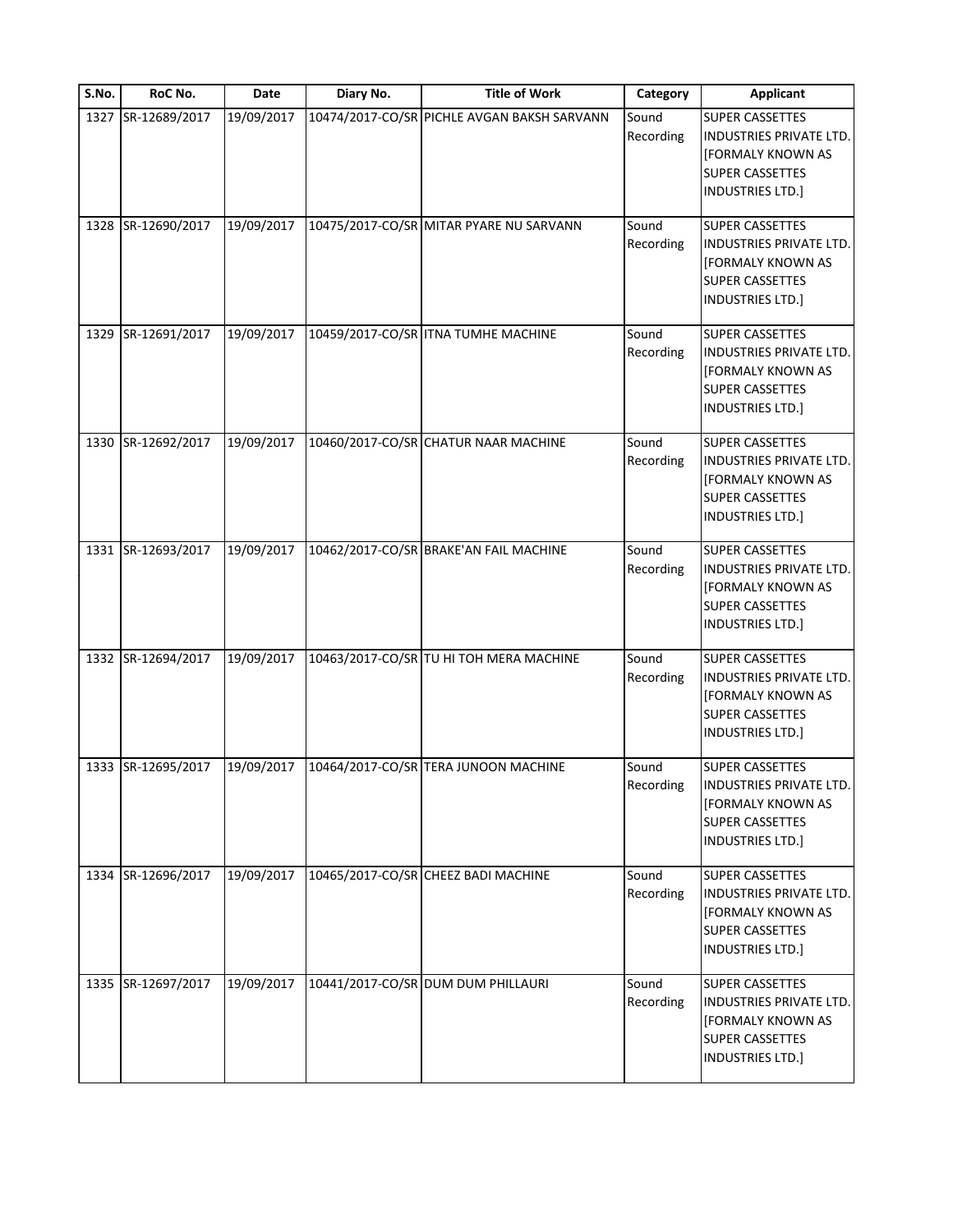| S.No. | RoC No. | Date | Diary No. | Title of Work | Category | Applicant |
|---|---|---|---|---|---|---|
| 1327 | SR-12689/2017 | 19/09/2017 | 10474/2017-CO/SR | PICHLE AVGAN BAKSH SARVANN | Sound Recording | SUPER CASSETTES INDUSTRIES PRIVATE LTD. [FORMALY KNOWN AS SUPER CASSETTES INDUSTRIES LTD.] |
| 1328 | SR-12690/2017 | 19/09/2017 | 10475/2017-CO/SR | MITAR PYARE NU SARVANN | Sound Recording | SUPER CASSETTES INDUSTRIES PRIVATE LTD. [FORMALY KNOWN AS SUPER CASSETTES INDUSTRIES LTD.] |
| 1329 | SR-12691/2017 | 19/09/2017 | 10459/2017-CO/SR | ITNA TUMHE MACHINE | Sound Recording | SUPER CASSETTES INDUSTRIES PRIVATE LTD. [FORMALY KNOWN AS SUPER CASSETTES INDUSTRIES LTD.] |
| 1330 | SR-12692/2017 | 19/09/2017 | 10460/2017-CO/SR | CHATUR NAAR MACHINE | Sound Recording | SUPER CASSETTES INDUSTRIES PRIVATE LTD. [FORMALY KNOWN AS SUPER CASSETTES INDUSTRIES LTD.] |
| 1331 | SR-12693/2017 | 19/09/2017 | 10462/2017-CO/SR | BRAKE'AN FAIL MACHINE | Sound Recording | SUPER CASSETTES INDUSTRIES PRIVATE LTD. [FORMALY KNOWN AS SUPER CASSETTES INDUSTRIES LTD.] |
| 1332 | SR-12694/2017 | 19/09/2017 | 10463/2017-CO/SR | TU HI TOH MERA MACHINE | Sound Recording | SUPER CASSETTES INDUSTRIES PRIVATE LTD. [FORMALY KNOWN AS SUPER CASSETTES INDUSTRIES LTD.] |
| 1333 | SR-12695/2017 | 19/09/2017 | 10464/2017-CO/SR | TERA JUNOON MACHINE | Sound Recording | SUPER CASSETTES INDUSTRIES PRIVATE LTD. [FORMALY KNOWN AS SUPER CASSETTES INDUSTRIES LTD.] |
| 1334 | SR-12696/2017 | 19/09/2017 | 10465/2017-CO/SR | CHEEZ BADI MACHINE | Sound Recording | SUPER CASSETTES INDUSTRIES PRIVATE LTD. [FORMALY KNOWN AS SUPER CASSETTES INDUSTRIES LTD.] |
| 1335 | SR-12697/2017 | 19/09/2017 | 10441/2017-CO/SR | DUM DUM PHILLAURI | Sound Recording | SUPER CASSETTES INDUSTRIES PRIVATE LTD. [FORMALY KNOWN AS SUPER CASSETTES INDUSTRIES LTD.] |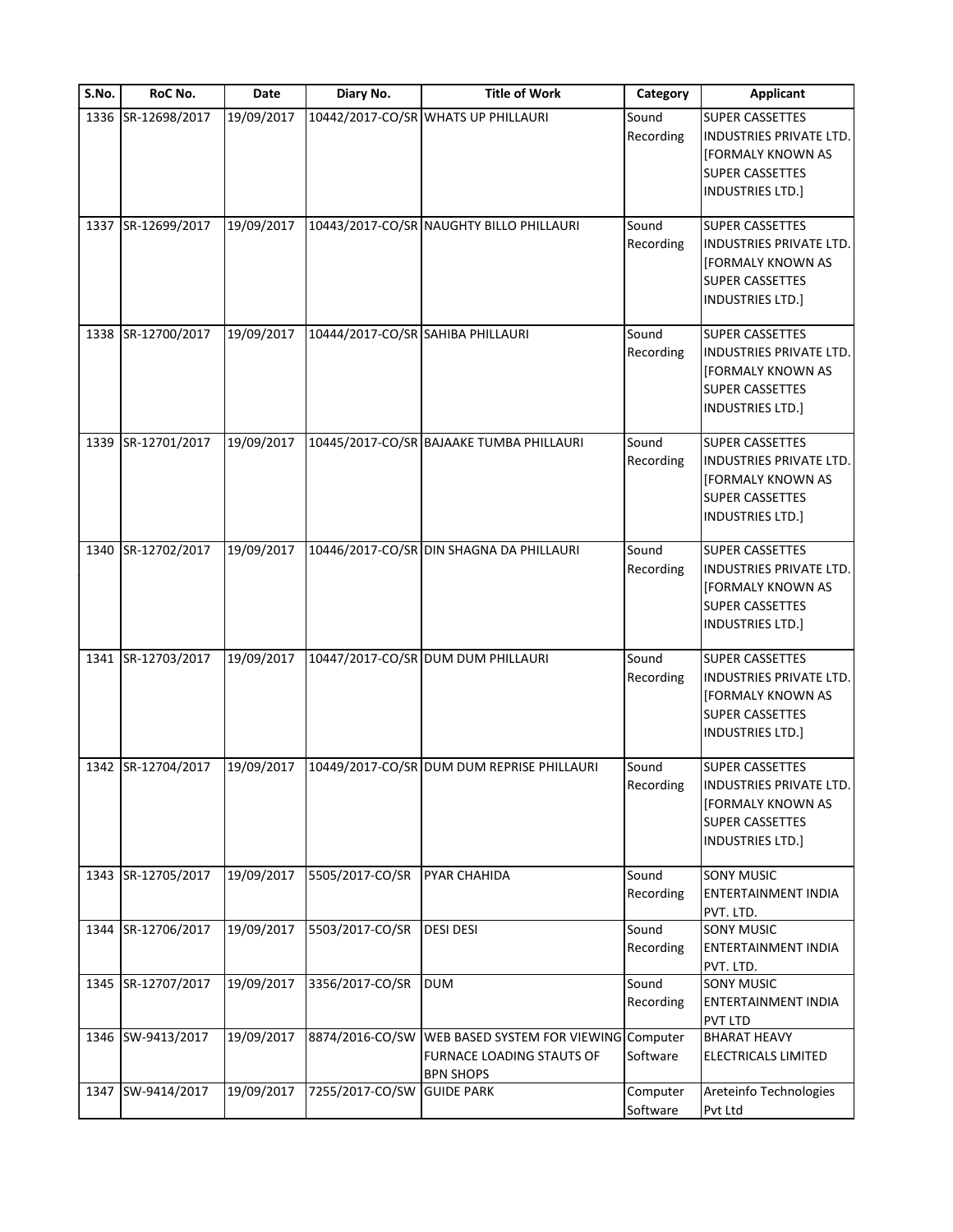| S.No. | RoC No. | Date | Diary No. | Title of Work | Category | Applicant |
|---|---|---|---|---|---|---|
| 1336 | SR-12698/2017 | 19/09/2017 | 10442/2017-CO/SR | WHATS UP PHILLAURI | Sound Recording | SUPER CASSETTES INDUSTRIES PRIVATE LTD. [FORMALY KNOWN AS SUPER CASSETTES INDUSTRIES LTD.] |
| 1337 | SR-12699/2017 | 19/09/2017 | 10443/2017-CO/SR | NAUGHTY BILLO PHILLAURI | Sound Recording | SUPER CASSETTES INDUSTRIES PRIVATE LTD. [FORMALY KNOWN AS SUPER CASSETTES INDUSTRIES LTD.] |
| 1338 | SR-12700/2017 | 19/09/2017 | 10444/2017-CO/SR | SAHIBA PHILLAURI | Sound Recording | SUPER CASSETTES INDUSTRIES PRIVATE LTD. [FORMALY KNOWN AS SUPER CASSETTES INDUSTRIES LTD.] |
| 1339 | SR-12701/2017 | 19/09/2017 | 10445/2017-CO/SR | BAJAAKE TUMBA PHILLAURI | Sound Recording | SUPER CASSETTES INDUSTRIES PRIVATE LTD. [FORMALY KNOWN AS SUPER CASSETTES INDUSTRIES LTD.] |
| 1340 | SR-12702/2017 | 19/09/2017 | 10446/2017-CO/SR | DIN SHAGNA DA PHILLAURI | Sound Recording | SUPER CASSETTES INDUSTRIES PRIVATE LTD. [FORMALY KNOWN AS SUPER CASSETTES INDUSTRIES LTD.] |
| 1341 | SR-12703/2017 | 19/09/2017 | 10447/2017-CO/SR | DUM DUM PHILLAURI | Sound Recording | SUPER CASSETTES INDUSTRIES PRIVATE LTD. [FORMALY KNOWN AS SUPER CASSETTES INDUSTRIES LTD.] |
| 1342 | SR-12704/2017 | 19/09/2017 | 10449/2017-CO/SR | DUM DUM REPRISE PHILLAURI | Sound Recording | SUPER CASSETTES INDUSTRIES PRIVATE LTD. [FORMALY KNOWN AS SUPER CASSETTES INDUSTRIES LTD.] |
| 1343 | SR-12705/2017 | 19/09/2017 | 5505/2017-CO/SR | PYAR CHAHIDA | Sound Recording | SONY MUSIC ENTERTAINMENT INDIA PVT. LTD. |
| 1344 | SR-12706/2017 | 19/09/2017 | 5503/2017-CO/SR | DESI DESI | Sound Recording | SONY MUSIC ENTERTAINMENT INDIA PVT. LTD. |
| 1345 | SR-12707/2017 | 19/09/2017 | 3356/2017-CO/SR | DUM | Sound Recording | SONY MUSIC ENTERTAINMENT INDIA PVT LTD |
| 1346 | SW-9413/2017 | 19/09/2017 | 8874/2016-CO/SW | WEB BASED SYSTEM FOR VIEWING FURNACE LOADING STAUTS OF BPN SHOPS | Computer Software | BHARAT HEAVY ELECTRICALS LIMITED |
| 1347 | SW-9414/2017 | 19/09/2017 | 7255/2017-CO/SW | GUIDE PARK | Computer Software | Areteinfo Technologies Pvt Ltd |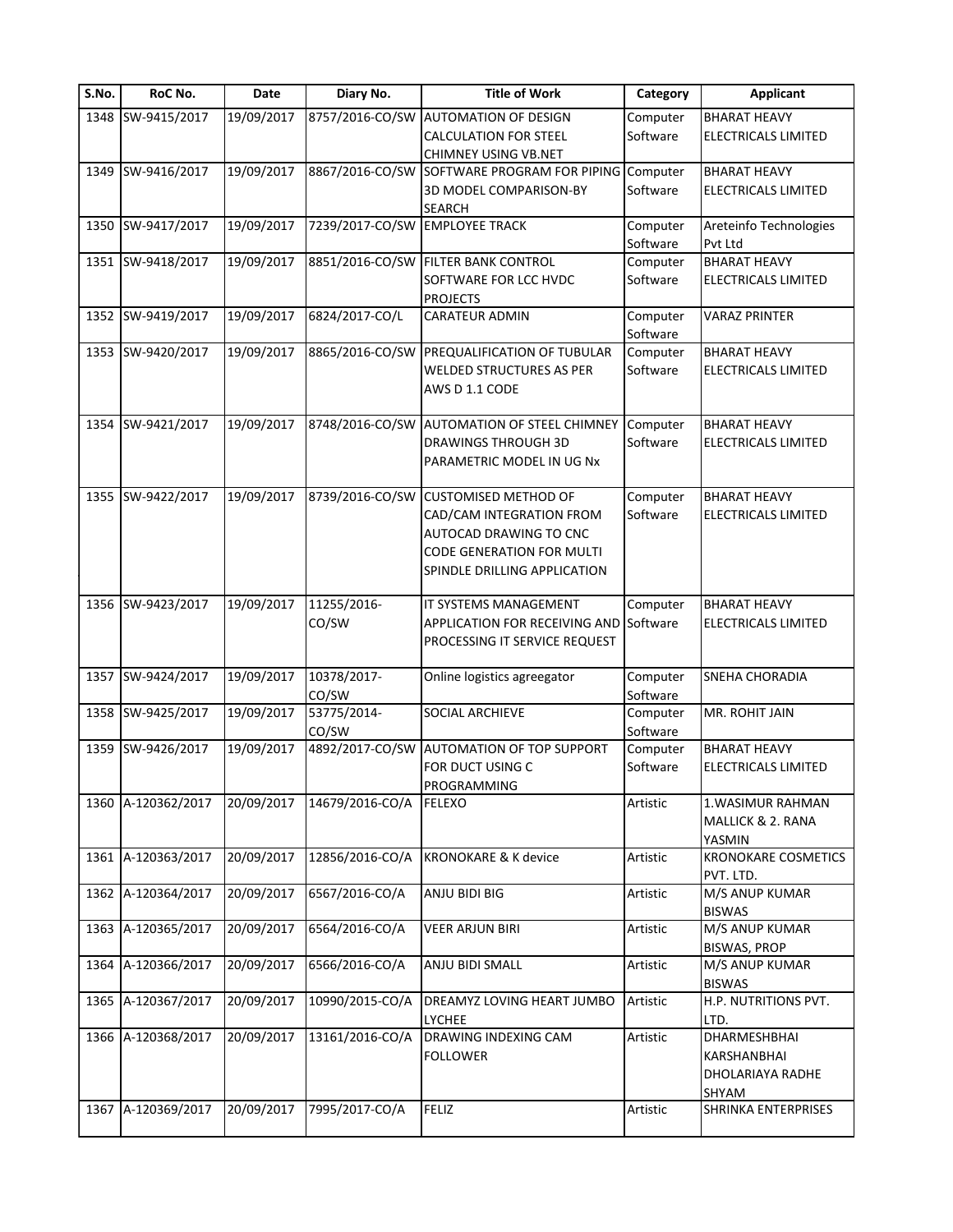| S.No. | RoC No. | Date | Diary No. | Title of Work | Category | Applicant |
|---|---|---|---|---|---|---|
| 1348 | SW-9415/2017 | 19/09/2017 | 8757/2016-CO/SW | AUTOMATION OF DESIGN CALCULATION FOR STEEL CHIMNEY USING VB.NET | Computer Software | BHARAT HEAVY ELECTRICALS LIMITED |
| 1349 | SW-9416/2017 | 19/09/2017 | 8867/2016-CO/SW | SOFTWARE PROGRAM FOR PIPING 3D MODEL COMPARISON-BY SEARCH | Computer Software | BHARAT HEAVY ELECTRICALS LIMITED |
| 1350 | SW-9417/2017 | 19/09/2017 | 7239/2017-CO/SW | EMPLOYEE TRACK | Computer Software | Areteinfo Technologies Pvt Ltd |
| 1351 | SW-9418/2017 | 19/09/2017 | 8851/2016-CO/SW | FILTER BANK CONTROL SOFTWARE FOR LCC HVDC PROJECTS | Computer Software | BHARAT HEAVY ELECTRICALS LIMITED |
| 1352 | SW-9419/2017 | 19/09/2017 | 6824/2017-CO/L | CARATEUR ADMIN | Computer Software | VARAZ PRINTER |
| 1353 | SW-9420/2017 | 19/09/2017 | 8865/2016-CO/SW | PREQUALIFICATION OF TUBULAR WELDED STRUCTURES AS PER AWS D 1.1 CODE | Computer Software | BHARAT HEAVY ELECTRICALS LIMITED |
| 1354 | SW-9421/2017 | 19/09/2017 | 8748/2016-CO/SW | AUTOMATION OF STEEL CHIMNEY DRAWINGS THROUGH 3D PARAMETRIC MODEL IN UG Nx | Computer Software | BHARAT HEAVY ELECTRICALS LIMITED |
| 1355 | SW-9422/2017 | 19/09/2017 | 8739/2016-CO/SW | CUSTOMISED METHOD OF CAD/CAM INTEGRATION FROM AUTOCAD DRAWING TO CNC CODE GENERATION FOR MULTI SPINDLE DRILLING APPLICATION | Computer Software | BHARAT HEAVY ELECTRICALS LIMITED |
| 1356 | SW-9423/2017 | 19/09/2017 | 11255/2016-CO/SW | IT SYSTEMS MANAGEMENT APPLICATION FOR RECEIVING AND PROCESSING IT SERVICE REQUEST | Computer Software | BHARAT HEAVY ELECTRICALS LIMITED |
| 1357 | SW-9424/2017 | 19/09/2017 | 10378/2017-CO/SW | Online logistics agreegator | Computer Software | SNEHA CHORADIA |
| 1358 | SW-9425/2017 | 19/09/2017 | 53775/2014-CO/SW | SOCIAL ARCHIEVE | Computer Software | MR. ROHIT JAIN |
| 1359 | SW-9426/2017 | 19/09/2017 | 4892/2017-CO/SW | AUTOMATION OF TOP SUPPORT FOR DUCT USING C PROGRAMMING | Computer Software | BHARAT HEAVY ELECTRICALS LIMITED |
| 1360 | A-120362/2017 | 20/09/2017 | 14679/2016-CO/A | FELEXO | Artistic | 1.WASIMUR RAHMAN MALLICK & 2. RANA YASMIN |
| 1361 | A-120363/2017 | 20/09/2017 | 12856/2016-CO/A | KRONOKARE & K device | Artistic | KRONOKARE COSMETICS PVT. LTD. |
| 1362 | A-120364/2017 | 20/09/2017 | 6567/2016-CO/A | ANJU BIDI BIG | Artistic | M/S ANUP KUMAR BISWAS |
| 1363 | A-120365/2017 | 20/09/2017 | 6564/2016-CO/A | VEER ARJUN BIRI | Artistic | M/S ANUP KUMAR BISWAS, PROP |
| 1364 | A-120366/2017 | 20/09/2017 | 6566/2016-CO/A | ANJU BIDI SMALL | Artistic | M/S ANUP KUMAR BISWAS |
| 1365 | A-120367/2017 | 20/09/2017 | 10990/2015-CO/A | DREAMYZ LOVING HEART JUMBO LYCHEE | Artistic | H.P. NUTRITIONS PVT. LTD. |
| 1366 | A-120368/2017 | 20/09/2017 | 13161/2016-CO/A | DRAWING INDEXING CAM FOLLOWER | Artistic | DHARMESHBHAI KARSHANBHAI DHOLARIAYA RADHE SHYAM |
| 1367 | A-120369/2017 | 20/09/2017 | 7995/2017-CO/A | FELIZ | Artistic | SHRINKA ENTERPRISES |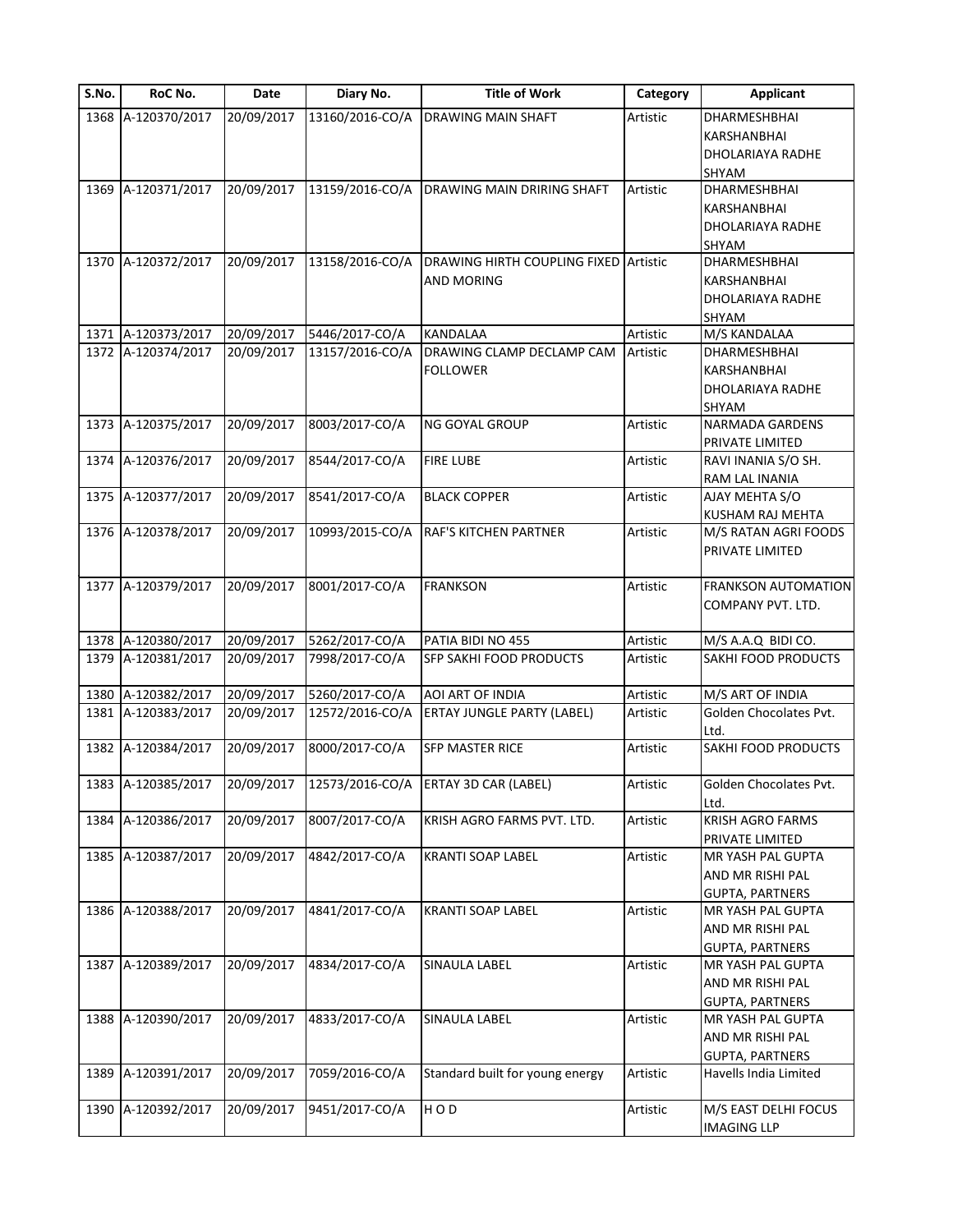| S.No. | RoC No. | Date | Diary No. | Title of Work | Category | Applicant |
|---|---|---|---|---|---|---|
| 1368 | A-120370/2017 | 20/09/2017 | 13160/2016-CO/A | DRAWING MAIN SHAFT | Artistic | DHARMESHBHAI KARSHANBHAI DHOLARIAYA RADHE SHYAM |
| 1369 | A-120371/2017 | 20/09/2017 | 13159/2016-CO/A | DRAWING MAIN DRIRING SHAFT | Artistic | DHARMESHBHAI KARSHANBHAI DHOLARIAYA RADHE SHYAM |
| 1370 | A-120372/2017 | 20/09/2017 | 13158/2016-CO/A | DRAWING HIRTH COUPLING FIXED AND MORING | Artistic | DHARMESHBHAI KARSHANBHAI DHOLARIAYA RADHE SHYAM |
| 1371 | A-120373/2017 | 20/09/2017 | 5446/2017-CO/A | KANDALAA | Artistic | M/S KANDALAA |
| 1372 | A-120374/2017 | 20/09/2017 | 13157/2016-CO/A | DRAWING CLAMP DECLAMP CAM FOLLOWER | Artistic | DHARMESHBHAI KARSHANBHAI DHOLARIAYA RADHE SHYAM |
| 1373 | A-120375/2017 | 20/09/2017 | 8003/2017-CO/A | NG GOYAL GROUP | Artistic | NARMADA GARDENS PRIVATE LIMITED |
| 1374 | A-120376/2017 | 20/09/2017 | 8544/2017-CO/A | FIRE LUBE | Artistic | RAVI INANIA S/O SH. RAM LAL INANIA |
| 1375 | A-120377/2017 | 20/09/2017 | 8541/2017-CO/A | BLACK COPPER | Artistic | AJAY MEHTA S/O KUSHAM RAJ MEHTA |
| 1376 | A-120378/2017 | 20/09/2017 | 10993/2015-CO/A | RAF'S KITCHEN PARTNER | Artistic | M/S RATAN AGRI FOODS PRIVATE LIMITED |
| 1377 | A-120379/2017 | 20/09/2017 | 8001/2017-CO/A | FRANKSON | Artistic | FRANKSON AUTOMATION COMPANY PVT. LTD. |
| 1378 | A-120380/2017 | 20/09/2017 | 5262/2017-CO/A | PATIA BIDI NO 455 | Artistic | M/S A.A.Q BIDI CO. |
| 1379 | A-120381/2017 | 20/09/2017 | 7998/2017-CO/A | SFP SAKHI FOOD PRODUCTS | Artistic | SAKHI FOOD PRODUCTS |
| 1380 | A-120382/2017 | 20/09/2017 | 5260/2017-CO/A | AOI ART OF INDIA | Artistic | M/S ART OF INDIA |
| 1381 | A-120383/2017 | 20/09/2017 | 12572/2016-CO/A | ERTAY JUNGLE PARTY (LABEL) | Artistic | Golden Chocolates Pvt. Ltd. |
| 1382 | A-120384/2017 | 20/09/2017 | 8000/2017-CO/A | SFP MASTER RICE | Artistic | SAKHI FOOD PRODUCTS |
| 1383 | A-120385/2017 | 20/09/2017 | 12573/2016-CO/A | ERTAY 3D CAR (LABEL) | Artistic | Golden Chocolates Pvt. Ltd. |
| 1384 | A-120386/2017 | 20/09/2017 | 8007/2017-CO/A | KRISH AGRO FARMS PVT. LTD. | Artistic | KRISH AGRO FARMS PRIVATE LIMITED |
| 1385 | A-120387/2017 | 20/09/2017 | 4842/2017-CO/A | KRANTI SOAP LABEL | Artistic | MR YASH PAL GUPTA AND MR RISHI PAL GUPTA, PARTNERS |
| 1386 | A-120388/2017 | 20/09/2017 | 4841/2017-CO/A | KRANTI SOAP LABEL | Artistic | MR YASH PAL GUPTA AND MR RISHI PAL GUPTA, PARTNERS |
| 1387 | A-120389/2017 | 20/09/2017 | 4834/2017-CO/A | SINAULA LABEL | Artistic | MR YASH PAL GUPTA AND MR RISHI PAL GUPTA, PARTNERS |
| 1388 | A-120390/2017 | 20/09/2017 | 4833/2017-CO/A | SINAULA LABEL | Artistic | MR YASH PAL GUPTA AND MR RISHI PAL GUPTA, PARTNERS |
| 1389 | A-120391/2017 | 20/09/2017 | 7059/2016-CO/A | Standard built for young energy | Artistic | Havells India Limited |
| 1390 | A-120392/2017 | 20/09/2017 | 9451/2017-CO/A | H O D | Artistic | M/S EAST DELHI FOCUS IMAGING LLP |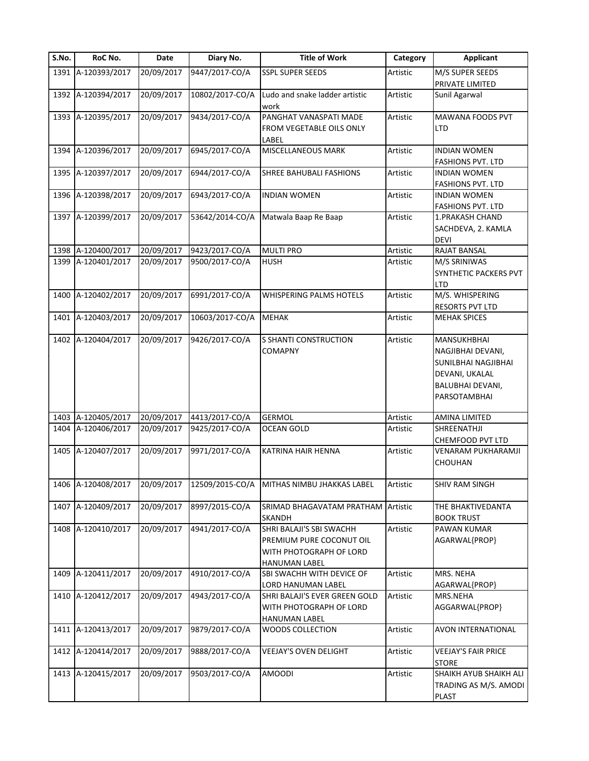| S.No. | RoC No. | Date | Diary No. | Title of Work | Category | Applicant |
|---|---|---|---|---|---|---|
| 1391 | A-120393/2017 | 20/09/2017 | 9447/2017-CO/A | SSPL SUPER SEEDS | Artistic | M/S SUPER SEEDS PRIVATE LIMITED |
| 1392 | A-120394/2017 | 20/09/2017 | 10802/2017-CO/A | Ludo and snake ladder artistic work | Artistic | Sunil Agarwal |
| 1393 | A-120395/2017 | 20/09/2017 | 9434/2017-CO/A | PANGHAT VANASPATI MADE FROM VEGETABLE OILS ONLY LABEL | Artistic | MAWANA FOODS PVT LTD |
| 1394 | A-120396/2017 | 20/09/2017 | 6945/2017-CO/A | MISCELLANEOUS MARK | Artistic | INDIAN WOMEN FASHIONS PVT. LTD |
| 1395 | A-120397/2017 | 20/09/2017 | 6944/2017-CO/A | SHREE BAHUBALI FASHIONS | Artistic | INDIAN WOMEN FASHIONS PVT. LTD |
| 1396 | A-120398/2017 | 20/09/2017 | 6943/2017-CO/A | INDIAN WOMEN | Artistic | INDIAN WOMEN FASHIONS PVT. LTD |
| 1397 | A-120399/2017 | 20/09/2017 | 53642/2014-CO/A | Matwala Baap Re Baap | Artistic | 1.PRAKASH CHAND SACHDEVA, 2. KAMLA DEVI |
| 1398 | A-120400/2017 | 20/09/2017 | 9423/2017-CO/A | MULTI PRO | Artistic | RAJAT BANSAL |
| 1399 | A-120401/2017 | 20/09/2017 | 9500/2017-CO/A | HUSH | Artistic | M/S SRINIWAS SYNTHETIC PACKERS PVT LTD |
| 1400 | A-120402/2017 | 20/09/2017 | 6991/2017-CO/A | WHISPERING PALMS HOTELS | Artistic | M/S. WHISPERING RESORTS PVT LTD |
| 1401 | A-120403/2017 | 20/09/2017 | 10603/2017-CO/A | MEHAK | Artistic | MEHAK SPICES |
| 1402 | A-120404/2017 | 20/09/2017 | 9426/2017-CO/A | S SHANTI CONSTRUCTION COMAPNY | Artistic | MANSUKHBHAI NAGJIBHAI DEVANI, SUNILBHAI NAGJIBHAI DEVANI, UKALAL BALUBHAI DEVANI, PARSOTAMBHAI |
| 1403 | A-120405/2017 | 20/09/2017 | 4413/2017-CO/A | GERMOL | Artistic | AMINA LIMITED |
| 1404 | A-120406/2017 | 20/09/2017 | 9425/2017-CO/A | OCEAN GOLD | Artistic | SHREENATHJI CHEMFOOD PVT LTD |
| 1405 | A-120407/2017 | 20/09/2017 | 9971/2017-CO/A | KATRINA HAIR HENNA | Artistic | VENARAM PUKHARAMJI CHOUHAN |
| 1406 | A-120408/2017 | 20/09/2017 | 12509/2015-CO/A | MITHAS NIMBU JHAKKAS LABEL | Artistic | SHIV RAM SINGH |
| 1407 | A-120409/2017 | 20/09/2017 | 8997/2015-CO/A | SRIMAD BHAGAVATAM PRATHAM SKANDH | Artistic | THE BHAKTIVEDANTA BOOK TRUST |
| 1408 | A-120410/2017 | 20/09/2017 | 4941/2017-CO/A | SHRI BALAJI'S SBI SWACHH PREMIUM PURE COCONUT OIL WITH PHOTOGRAPH OF LORD HANUMAN LABEL | Artistic | PAWAN KUMAR AGARWAL{PROP} |
| 1409 | A-120411/2017 | 20/09/2017 | 4910/2017-CO/A | SBI SWACHH WITH DEVICE OF LORD HANUMAN LABEL | Artistic | MRS. NEHA AGARWAL{PROP} |
| 1410 | A-120412/2017 | 20/09/2017 | 4943/2017-CO/A | SHRI BALAJI'S EVER GREEN GOLD WITH PHOTOGRAPH OF LORD HANUMAN LABEL | Artistic | MRS.NEHA AGGARWAL{PROP} |
| 1411 | A-120413/2017 | 20/09/2017 | 9879/2017-CO/A | WOODS COLLECTION | Artistic | AVON INTERNATIONAL |
| 1412 | A-120414/2017 | 20/09/2017 | 9888/2017-CO/A | VEEJAY'S OVEN DELIGHT | Artistic | VEEJAY'S FAIR PRICE STORE |
| 1413 | A-120415/2017 | 20/09/2017 | 9503/2017-CO/A | AMOODI | Artistic | SHAIKH AYUB SHAIKH ALI TRADING AS M/S. AMODI PLAST |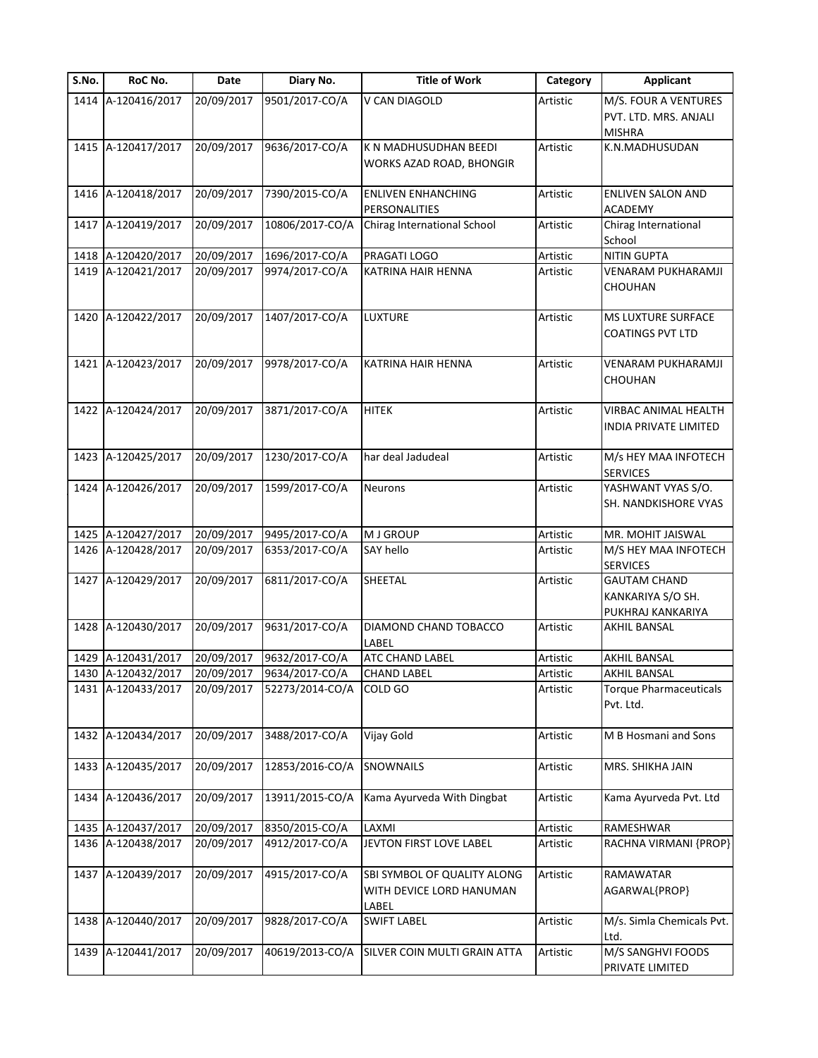| S.No. | RoC No. | Date | Diary No. | Title of Work | Category | Applicant |
|---|---|---|---|---|---|---|
| 1414 | A-120416/2017 | 20/09/2017 | 9501/2017-CO/A | V CAN DIAGOLD | Artistic | M/S. FOUR A VENTURES PVT. LTD. MRS. ANJALI MISHRA |
| 1415 | A-120417/2017 | 20/09/2017 | 9636/2017-CO/A | K N MADHUSUDHAN BEEDI WORKS AZAD ROAD, BHONGIR | Artistic | K.N.MADHUSUDAN |
| 1416 | A-120418/2017 | 20/09/2017 | 7390/2015-CO/A | ENLIVEN ENHANCHING PERSONALITIES | Artistic | ENLIVEN SALON AND ACADEMY |
| 1417 | A-120419/2017 | 20/09/2017 | 10806/2017-CO/A | Chirag International School | Artistic | Chirag International School |
| 1418 | A-120420/2017 | 20/09/2017 | 1696/2017-CO/A | PRAGATI LOGO | Artistic | NITIN GUPTA |
| 1419 | A-120421/2017 | 20/09/2017 | 9974/2017-CO/A | KATRINA HAIR HENNA | Artistic | VENARAM PUKHARAMJI CHOUHAN |
| 1420 | A-120422/2017 | 20/09/2017 | 1407/2017-CO/A | LUXTURE | Artistic | MS LUXTURE SURFACE COATINGS PVT LTD |
| 1421 | A-120423/2017 | 20/09/2017 | 9978/2017-CO/A | KATRINA HAIR HENNA | Artistic | VENARAM PUKHARAMJI CHOUHAN |
| 1422 | A-120424/2017 | 20/09/2017 | 3871/2017-CO/A | HITEK | Artistic | VIRBAC ANIMAL HEALTH INDIA PRIVATE LIMITED |
| 1423 | A-120425/2017 | 20/09/2017 | 1230/2017-CO/A | har deal Jadudeal | Artistic | M/s HEY MAA INFOTECH SERVICES |
| 1424 | A-120426/2017 | 20/09/2017 | 1599/2017-CO/A | Neurons | Artistic | YASHWANT VYAS S/O. SH. NANDKISHORE VYAS |
| 1425 | A-120427/2017 | 20/09/2017 | 9495/2017-CO/A | M J GROUP | Artistic | MR. MOHIT JAISWAL |
| 1426 | A-120428/2017 | 20/09/2017 | 6353/2017-CO/A | SAY hello | Artistic | M/S HEY MAA INFOTECH SERVICES |
| 1427 | A-120429/2017 | 20/09/2017 | 6811/2017-CO/A | SHEETAL | Artistic | GAUTAM CHAND KANKARIYA S/O SH. PUKHRAJ KANKARIYA |
| 1428 | A-120430/2017 | 20/09/2017 | 9631/2017-CO/A | DIAMOND CHAND TOBACCO LABEL | Artistic | AKHIL BANSAL |
| 1429 | A-120431/2017 | 20/09/2017 | 9632/2017-CO/A | ATC CHAND LABEL | Artistic | AKHIL BANSAL |
| 1430 | A-120432/2017 | 20/09/2017 | 9634/2017-CO/A | CHAND LABEL | Artistic | AKHIL BANSAL |
| 1431 | A-120433/2017 | 20/09/2017 | 52273/2014-CO/A | COLD GO | Artistic | Torque Pharmaceuticals Pvt. Ltd. |
| 1432 | A-120434/2017 | 20/09/2017 | 3488/2017-CO/A | Vijay Gold | Artistic | M B Hosmani and Sons |
| 1433 | A-120435/2017 | 20/09/2017 | 12853/2016-CO/A | SNOWNAILS | Artistic | MRS. SHIKHA JAIN |
| 1434 | A-120436/2017 | 20/09/2017 | 13911/2015-CO/A | Kama Ayurveda With Dingbat | Artistic | Kama Ayurveda Pvt. Ltd |
| 1435 | A-120437/2017 | 20/09/2017 | 8350/2015-CO/A | LAXMI | Artistic | RAMESHWAR |
| 1436 | A-120438/2017 | 20/09/2017 | 4912/2017-CO/A | JEVTON FIRST LOVE LABEL | Artistic | RACHNA VIRMANI {PROP} |
| 1437 | A-120439/2017 | 20/09/2017 | 4915/2017-CO/A | SBI SYMBOL OF QUALITY ALONG WITH DEVICE LORD HANUMAN LABEL | Artistic | RAMAWATAR AGARWAL{PROP} |
| 1438 | A-120440/2017 | 20/09/2017 | 9828/2017-CO/A | SWIFT LABEL | Artistic | M/s. Simla Chemicals Pvt. Ltd. |
| 1439 | A-120441/2017 | 20/09/2017 | 40619/2013-CO/A | SILVER COIN MULTI GRAIN ATTA | Artistic | M/S SANGHVI FOODS PRIVATE LIMITED |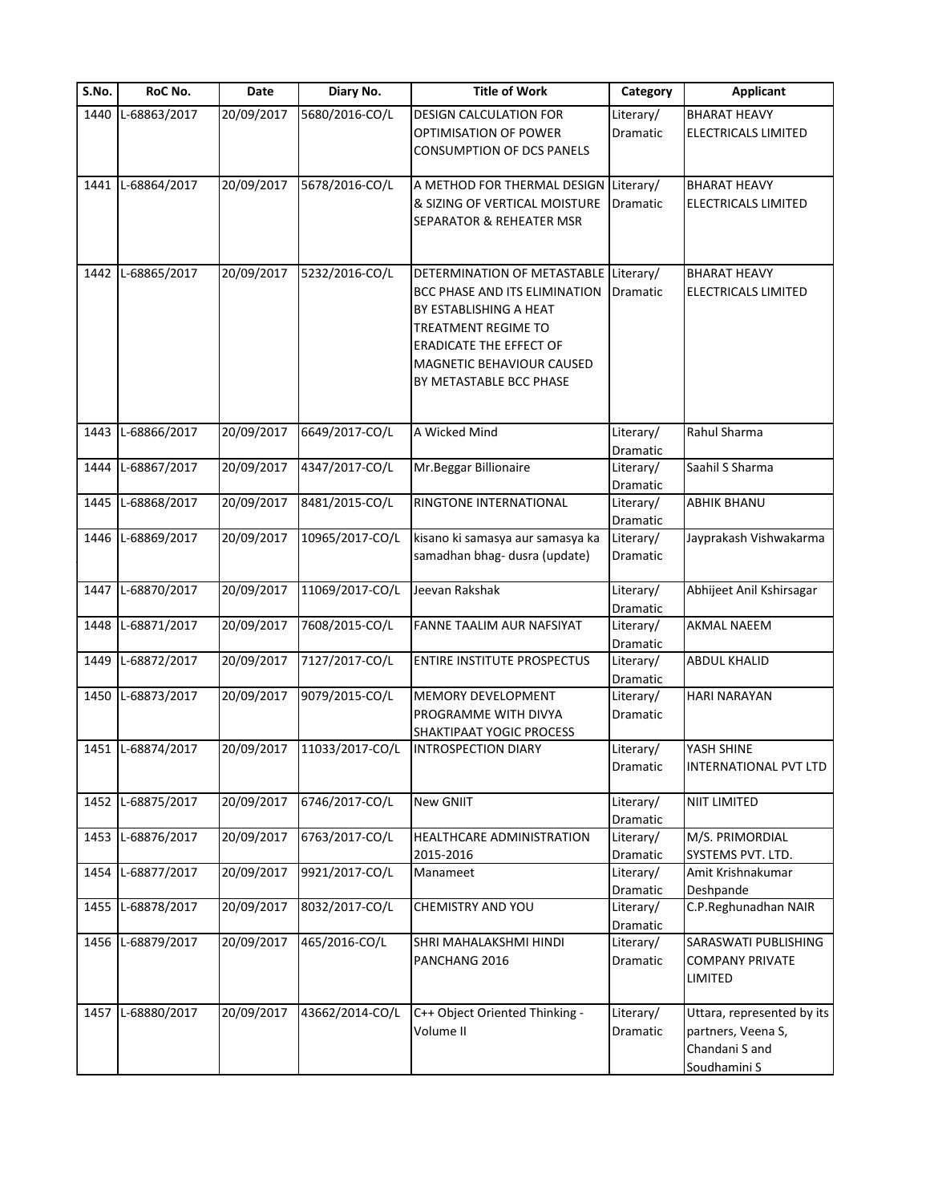| S.No. | RoC No. | Date | Diary No. | Title of Work | Category | Applicant |
|---|---|---|---|---|---|---|
| 1440 | L-68863/2017 | 20/09/2017 | 5680/2016-CO/L | DESIGN CALCULATION FOR OPTIMISATION OF POWER CONSUMPTION OF DCS PANELS | Literary/ Dramatic | BHARAT HEAVY ELECTRICALS LIMITED |
| 1441 | L-68864/2017 | 20/09/2017 | 5678/2016-CO/L | A METHOD FOR THERMAL DESIGN & SIZING OF VERTICAL MOISTURE SEPARATOR & REHEATER MSR | Literary/ Dramatic | BHARAT HEAVY ELECTRICALS LIMITED |
| 1442 | L-68865/2017 | 20/09/2017 | 5232/2016-CO/L | DETERMINATION OF METASTABLE BCC PHASE AND ITS ELIMINATION BY ESTABLISHING A HEAT TREATMENT REGIME TO ERADICATE THE EFFECT OF MAGNETIC BEHAVIOUR CAUSED BY METASTABLE BCC PHASE | Literary/ Dramatic | BHARAT HEAVY ELECTRICALS LIMITED |
| 1443 | L-68866/2017 | 20/09/2017 | 6649/2017-CO/L | A Wicked Mind | Literary/ Dramatic | Rahul Sharma |
| 1444 | L-68867/2017 | 20/09/2017 | 4347/2017-CO/L | Mr.Beggar Billionaire | Literary/ Dramatic | Saahil S Sharma |
| 1445 | L-68868/2017 | 20/09/2017 | 8481/2015-CO/L | RINGTONE INTERNATIONAL | Literary/ Dramatic | ABHIK BHANU |
| 1446 | L-68869/2017 | 20/09/2017 | 10965/2017-CO/L | kisano ki samasya aur samasya ka samadhan bhag- dusra (update) | Literary/ Dramatic | Jayprakash Vishwakarma |
| 1447 | L-68870/2017 | 20/09/2017 | 11069/2017-CO/L | Jeevan Rakshak | Literary/ Dramatic | Abhijeet Anil Kshirsagar |
| 1448 | L-68871/2017 | 20/09/2017 | 7608/2015-CO/L | FANNE TAALIM AUR NAFSIYAT | Literary/ Dramatic | AKMAL NAEEM |
| 1449 | L-68872/2017 | 20/09/2017 | 7127/2017-CO/L | ENTIRE INSTITUTE PROSPECTUS | Literary/ Dramatic | ABDUL KHALID |
| 1450 | L-68873/2017 | 20/09/2017 | 9079/2015-CO/L | MEMORY DEVELOPMENT PROGRAMME WITH DIVYA SHAKTIPAAT YOGIC PROCESS | Literary/ Dramatic | HARI NARAYAN |
| 1451 | L-68874/2017 | 20/09/2017 | 11033/2017-CO/L | INTROSPECTION DIARY | Literary/ Dramatic | YASH SHINE INTERNATIONAL PVT LTD |
| 1452 | L-68875/2017 | 20/09/2017 | 6746/2017-CO/L | New GNIIT | Literary/ Dramatic | NIIT LIMITED |
| 1453 | L-68876/2017 | 20/09/2017 | 6763/2017-CO/L | HEALTHCARE ADMINISTRATION 2015-2016 | Literary/ Dramatic | M/S. PRIMORDIAL SYSTEMS PVT. LTD. |
| 1454 | L-68877/2017 | 20/09/2017 | 9921/2017-CO/L | Manameet | Literary/ Dramatic | Amit Krishnakumar Deshpande |
| 1455 | L-68878/2017 | 20/09/2017 | 8032/2017-CO/L | CHEMISTRY AND YOU | Literary/ Dramatic | C.P.Reghunadhan NAIR |
| 1456 | L-68879/2017 | 20/09/2017 | 465/2016-CO/L | SHRI MAHALAKSHMI HINDI PANCHANG 2016 | Literary/ Dramatic | SARASWATI PUBLISHING COMPANY PRIVATE LIMITED |
| 1457 | L-68880/2017 | 20/09/2017 | 43662/2014-CO/L | C++ Object Oriented Thinking - Volume II | Literary/ Dramatic | Uttara, represented by its partners, Veena S, Chandani S and Soudhamini S |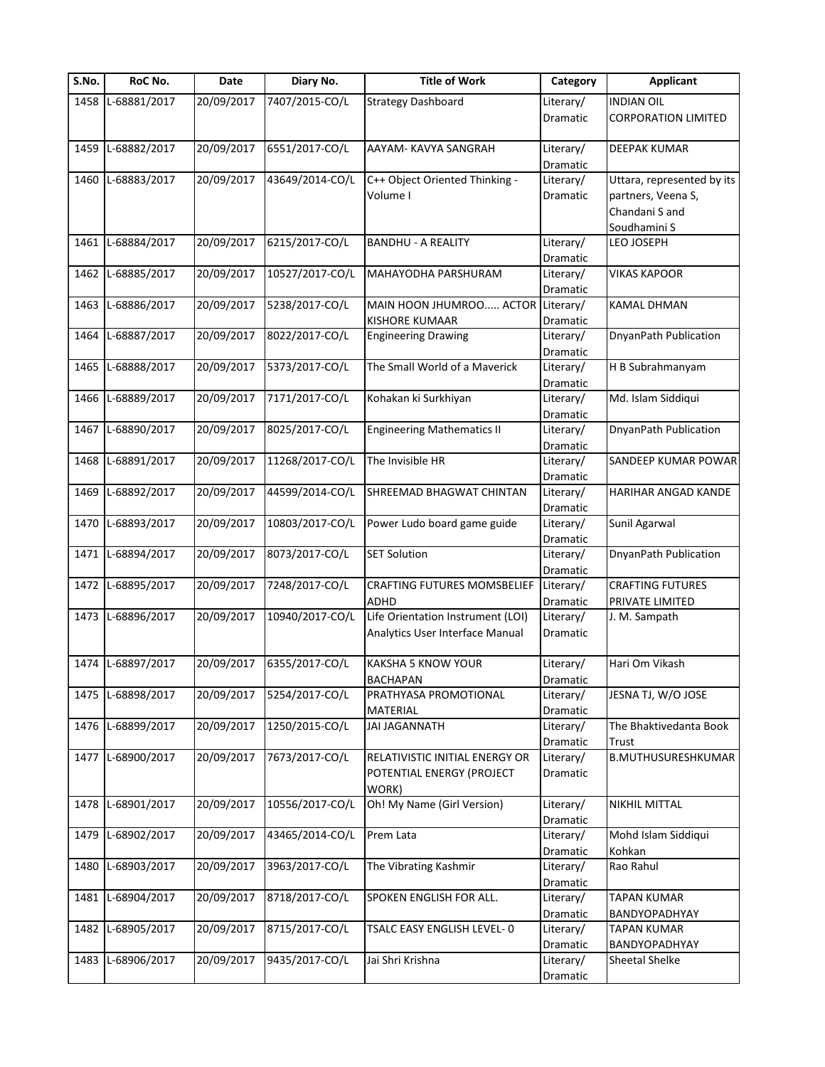| S.No. | RoC No. | Date | Diary No. | Title of Work | Category | Applicant |
|---|---|---|---|---|---|---|
| 1458 | L-68881/2017 | 20/09/2017 | 7407/2015-CO/L | Strategy Dashboard | Literary/ Dramatic | INDIAN OIL CORPORATION LIMITED |
| 1459 | L-68882/2017 | 20/09/2017 | 6551/2017-CO/L | AAYAM- KAVYA SANGRAH | Literary/ Dramatic | DEEPAK KUMAR |
| 1460 | L-68883/2017 | 20/09/2017 | 43649/2014-CO/L | C++ Object Oriented Thinking - Volume I | Literary/ Dramatic | Uttara, represented by its partners, Veena S, Chandani S and Soudhamini S |
| 1461 | L-68884/2017 | 20/09/2017 | 6215/2017-CO/L | BANDHU - A REALITY | Literary/ Dramatic | LEO JOSEPH |
| 1462 | L-68885/2017 | 20/09/2017 | 10527/2017-CO/L | MAHAYODHA PARSHURAM | Literary/ Dramatic | VIKAS KAPOOR |
| 1463 | L-68886/2017 | 20/09/2017 | 5238/2017-CO/L | MAIN HOON JHUMROO..... ACTOR KISHORE KUMAAR | Literary/ Dramatic | KAMAL DHMAN |
| 1464 | L-68887/2017 | 20/09/2017 | 8022/2017-CO/L | Engineering Drawing | Literary/ Dramatic | DnyanPath Publication |
| 1465 | L-68888/2017 | 20/09/2017 | 5373/2017-CO/L | The Small World of a Maverick | Literary/ Dramatic | H B Subrahmanyam |
| 1466 | L-68889/2017 | 20/09/2017 | 7171/2017-CO/L | Kohakan ki Surkhiyan | Literary/ Dramatic | Md. Islam Siddiqui |
| 1467 | L-68890/2017 | 20/09/2017 | 8025/2017-CO/L | Engineering Mathematics II | Literary/ Dramatic | DnyanPath Publication |
| 1468 | L-68891/2017 | 20/09/2017 | 11268/2017-CO/L | The Invisible HR | Literary/ Dramatic | SANDEEP KUMAR POWAR |
| 1469 | L-68892/2017 | 20/09/2017 | 44599/2014-CO/L | SHREEMAD BHAGWAT CHINTAN | Literary/ Dramatic | HARIHAR ANGAD KANDE |
| 1470 | L-68893/2017 | 20/09/2017 | 10803/2017-CO/L | Power Ludo board game guide | Literary/ Dramatic | Sunil Agarwal |
| 1471 | L-68894/2017 | 20/09/2017 | 8073/2017-CO/L | SET Solution | Literary/ Dramatic | DnyanPath Publication |
| 1472 | L-68895/2017 | 20/09/2017 | 7248/2017-CO/L | CRAFTING FUTURES MOMSBELIEF ADHD | Literary/ Dramatic | CRAFTING FUTURES PRIVATE LIMITED |
| 1473 | L-68896/2017 | 20/09/2017 | 10940/2017-CO/L | Life Orientation Instrument (LOI) Analytics User Interface Manual | Literary/ Dramatic | J. M. Sampath |
| 1474 | L-68897/2017 | 20/09/2017 | 6355/2017-CO/L | KAKSHA 5 KNOW YOUR BACHAPAN | Literary/ Dramatic | Hari Om Vikash |
| 1475 | L-68898/2017 | 20/09/2017 | 5254/2017-CO/L | PRATHYASA PROMOTIONAL MATERIAL | Literary/ Dramatic | JESNA TJ, W/O JOSE |
| 1476 | L-68899/2017 | 20/09/2017 | 1250/2015-CO/L | JAI JAGANNATH | Literary/ Dramatic | The Bhaktivedanta Book Trust |
| 1477 | L-68900/2017 | 20/09/2017 | 7673/2017-CO/L | RELATIVISTIC INITIAL ENERGY OR POTENTIAL ENERGY (PROJECT WORK) | Literary/ Dramatic | B.MUTHUSURESHKUMAR |
| 1478 | L-68901/2017 | 20/09/2017 | 10556/2017-CO/L | Oh! My Name (Girl Version) | Literary/ Dramatic | NIKHIL MITTAL |
| 1479 | L-68902/2017 | 20/09/2017 | 43465/2014-CO/L | Prem Lata | Literary/ Dramatic | Mohd Islam Siddiqui Kohkan |
| 1480 | L-68903/2017 | 20/09/2017 | 3963/2017-CO/L | The Vibrating Kashmir | Literary/ Dramatic | Rao Rahul |
| 1481 | L-68904/2017 | 20/09/2017 | 8718/2017-CO/L | SPOKEN ENGLISH FOR ALL. | Literary/ Dramatic | TAPAN KUMAR BANDYOPADHYAY |
| 1482 | L-68905/2017 | 20/09/2017 | 8715/2017-CO/L | TSALC EASY ENGLISH LEVEL- 0 | Literary/ Dramatic | TAPAN KUMAR BANDYOPADHYAY |
| 1483 | L-68906/2017 | 20/09/2017 | 9435/2017-CO/L | Jai Shri Krishna | Literary/ Dramatic | Sheetal Shelke |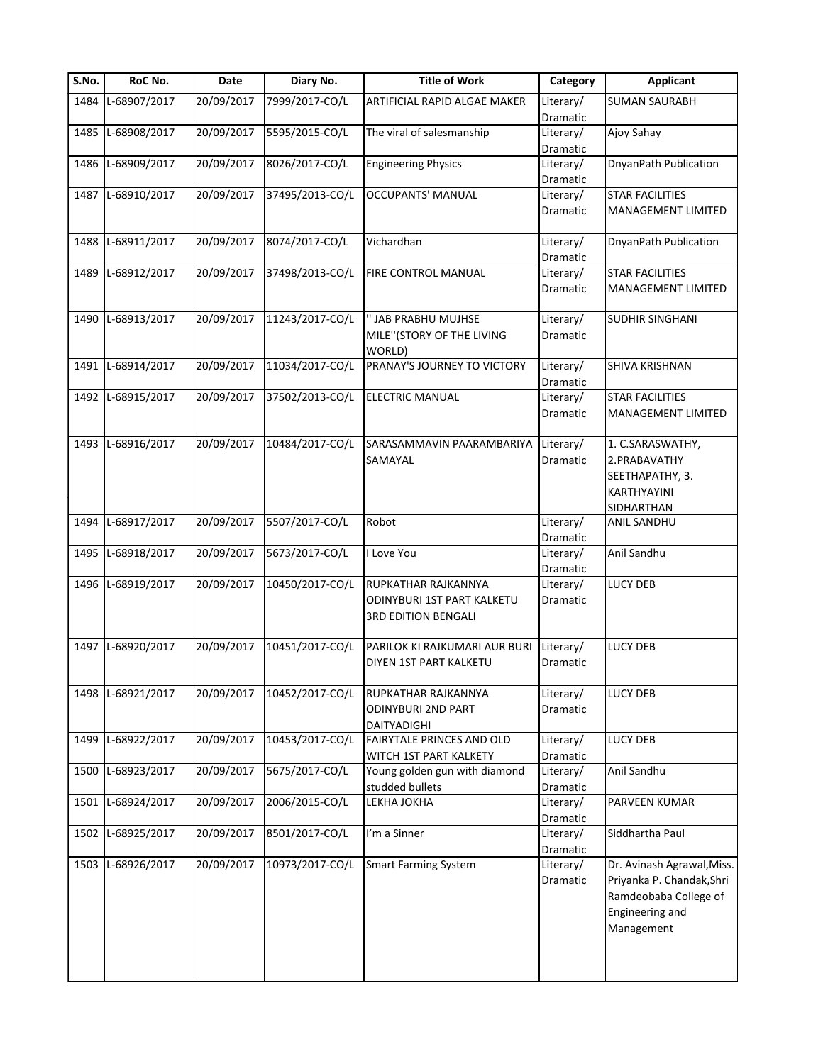| S.No. | RoC No. | Date | Diary No. | Title of Work | Category | Applicant |
|---|---|---|---|---|---|---|
| 1484 | L-68907/2017 | 20/09/2017 | 7999/2017-CO/L | ARTIFICIAL RAPID ALGAE MAKER | Literary/ Dramatic | SUMAN SAURABH |
| 1485 | L-68908/2017 | 20/09/2017 | 5595/2015-CO/L | The viral of salesmanship | Literary/ Dramatic | Ajoy Sahay |
| 1486 | L-68909/2017 | 20/09/2017 | 8026/2017-CO/L | Engineering Physics | Literary/ Dramatic | DnyanPath Publication |
| 1487 | L-68910/2017 | 20/09/2017 | 37495/2013-CO/L | OCCUPANTS' MANUAL | Literary/ Dramatic | STAR FACILITIES MANAGEMENT LIMITED |
| 1488 | L-68911/2017 | 20/09/2017 | 8074/2017-CO/L | Vichardhan | Literary/ Dramatic | DnyanPath Publication |
| 1489 | L-68912/2017 | 20/09/2017 | 37498/2013-CO/L | FIRE CONTROL MANUAL | Literary/ Dramatic | STAR FACILITIES MANAGEMENT LIMITED |
| 1490 | L-68913/2017 | 20/09/2017 | 11243/2017-CO/L | '' JAB PRABHU MUJHSE MILE''(STORY OF THE LIVING WORLD) | Literary/ Dramatic | SUDHIR SINGHANI |
| 1491 | L-68914/2017 | 20/09/2017 | 11034/2017-CO/L | PRANAY'S JOURNEY TO VICTORY | Literary/ Dramatic | SHIVA KRISHNAN |
| 1492 | L-68915/2017 | 20/09/2017 | 37502/2013-CO/L | ELECTRIC MANUAL | Literary/ Dramatic | STAR FACILITIES MANAGEMENT LIMITED |
| 1493 | L-68916/2017 | 20/09/2017 | 10484/2017-CO/L | SARASAMMAVIN PAARAMBARIYA SAMAYAL | Literary/ Dramatic | 1. C.SARASWATHY, 2.PRABAVATHY SEETHAPATHY, 3. KARTHYAYINI SIDHARTHAN |
| 1494 | L-68917/2017 | 20/09/2017 | 5507/2017-CO/L | Robot | Literary/ Dramatic | ANIL SANDHU |
| 1495 | L-68918/2017 | 20/09/2017 | 5673/2017-CO/L | I Love You | Literary/ Dramatic | Anil Sandhu |
| 1496 | L-68919/2017 | 20/09/2017 | 10450/2017-CO/L | RUPKATHAR RAJKANNYA ODINYBURI 1ST PART KALKETU 3RD EDITION BENGALI | Literary/ Dramatic | LUCY DEB |
| 1497 | L-68920/2017 | 20/09/2017 | 10451/2017-CO/L | PARILOK KI RAJKUMARI AUR BURI DIYEN 1ST PART KALKETU | Literary/ Dramatic | LUCY DEB |
| 1498 | L-68921/2017 | 20/09/2017 | 10452/2017-CO/L | RUPKATHAR RAJKANNYA ODINYBURI 2ND PART DAITYADIGHI | Literary/ Dramatic | LUCY DEB |
| 1499 | L-68922/2017 | 20/09/2017 | 10453/2017-CO/L | FAIRYTALE PRINCES AND OLD WITCH 1ST PART KALKETY | Literary/ Dramatic | LUCY DEB |
| 1500 | L-68923/2017 | 20/09/2017 | 5675/2017-CO/L | Young golden gun with diamond studded bullets | Literary/ Dramatic | Anil Sandhu |
| 1501 | L-68924/2017 | 20/09/2017 | 2006/2015-CO/L | LEKHA JOKHA | Literary/ Dramatic | PARVEEN KUMAR |
| 1502 | L-68925/2017 | 20/09/2017 | 8501/2017-CO/L | I'm a Sinner | Literary/ Dramatic | Siddhartha Paul |
| 1503 | L-68926/2017 | 20/09/2017 | 10973/2017-CO/L | Smart Farming System | Literary/ Dramatic | Dr. Avinash Agrawal,Miss. Priyanka P. Chandak,Shri Ramdeobaba College of Engineering and Management |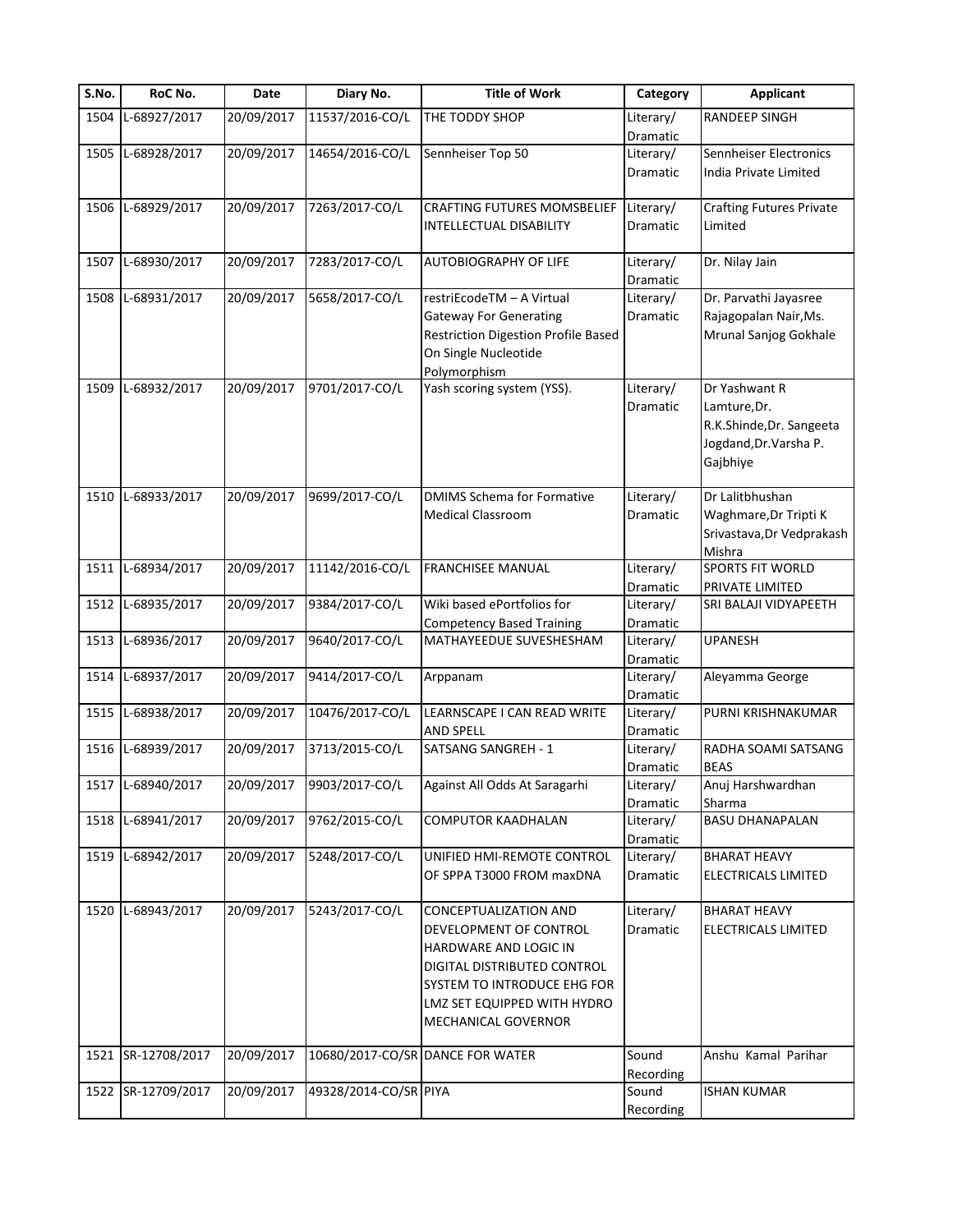| S.No. | RoC No. | Date | Diary No. | Title of Work | Category | Applicant |
|---|---|---|---|---|---|---|
| 1504 | L-68927/2017 | 20/09/2017 | 11537/2016-CO/L | THE TODDY SHOP | Literary/ Dramatic | RANDEEP SINGH |
| 1505 | L-68928/2017 | 20/09/2017 | 14654/2016-CO/L | Sennheiser Top 50 | Literary/ Dramatic | Sennheiser Electronics India Private Limited |
| 1506 | L-68929/2017 | 20/09/2017 | 7263/2017-CO/L | CRAFTING FUTURES MOMSBELIEF INTELLECTUAL DISABILITY | Literary/ Dramatic | Crafting Futures Private Limited |
| 1507 | L-68930/2017 | 20/09/2017 | 7283/2017-CO/L | AUTOBIOGRAPHY OF LIFE | Literary/ Dramatic | Dr. Nilay Jain |
| 1508 | L-68931/2017 | 20/09/2017 | 5658/2017-CO/L | restriEcodeTM – A Virtual Gateway For Generating Restriction Digestion Profile Based On Single Nucleotide Polymorphism | Literary/ Dramatic | Dr. Parvathi Jayasree Rajagopalan Nair,Ms. Mrunal Sanjog Gokhale |
| 1509 | L-68932/2017 | 20/09/2017 | 9701/2017-CO/L | Yash scoring system (YSS). | Literary/ Dramatic | Dr Yashwant R Lamture,Dr. R.K.Shinde,Dr. Sangeeta Jogdand,Dr.Varsha P. Gajbhiye |
| 1510 | L-68933/2017 | 20/09/2017 | 9699/2017-CO/L | DMIMS Schema for Formative Medical Classroom | Literary/ Dramatic | Dr Lalitbhushan Waghmare,Dr Tripti K Srivastava,Dr Vedprakash Mishra |
| 1511 | L-68934/2017 | 20/09/2017 | 11142/2016-CO/L | FRANCHISEE MANUAL | Literary/ Dramatic | SPORTS FIT WORLD PRIVATE LIMITED |
| 1512 | L-68935/2017 | 20/09/2017 | 9384/2017-CO/L | Wiki based ePortfolios for Competency Based Training | Literary/ Dramatic | SRI BALAJI VIDYAPEETH |
| 1513 | L-68936/2017 | 20/09/2017 | 9640/2017-CO/L | MATHAYEEDUE SUVESHESHAM | Literary/ Dramatic | UPANESH |
| 1514 | L-68937/2017 | 20/09/2017 | 9414/2017-CO/L | Arppanam | Literary/ Dramatic | Aleyamma George |
| 1515 | L-68938/2017 | 20/09/2017 | 10476/2017-CO/L | LEARNSCAPE I CAN READ WRITE AND SPELL | Literary/ Dramatic | PURNI KRISHNAKUMAR |
| 1516 | L-68939/2017 | 20/09/2017 | 3713/2015-CO/L | SATSANG SANGREH - 1 | Literary/ Dramatic | RADHA SOAMI SATSANG BEAS |
| 1517 | L-68940/2017 | 20/09/2017 | 9903/2017-CO/L | Against All Odds At Saragarhi | Literary/ Dramatic | Anuj Harshwardhan Sharma |
| 1518 | L-68941/2017 | 20/09/2017 | 9762/2015-CO/L | COMPUTOR KAADHALAN | Literary/ Dramatic | BASU DHANAPALAN |
| 1519 | L-68942/2017 | 20/09/2017 | 5248/2017-CO/L | UNIFIED HMI-REMOTE CONTROL OF SPPA T3000 FROM maxDNA | Literary/ Dramatic | BHARAT HEAVY ELECTRICALS LIMITED |
| 1520 | L-68943/2017 | 20/09/2017 | 5243/2017-CO/L | CONCEPTUALIZATION AND DEVELOPMENT OF CONTROL HARDWARE AND LOGIC IN DIGITAL DISTRIBUTED CONTROL SYSTEM TO INTRODUCE EHG FOR LMZ SET EQUIPPED WITH HYDRO MECHANICAL GOVERNOR | Literary/ Dramatic | BHARAT HEAVY ELECTRICALS LIMITED |
| 1521 | SR-12708/2017 | 20/09/2017 | 10680/2017-CO/SR | DANCE FOR WATER | Sound Recording | Anshu Kamal Parihar |
| 1522 | SR-12709/2017 | 20/09/2017 | 49328/2014-CO/SR | PIYA | Sound Recording | ISHAN KUMAR |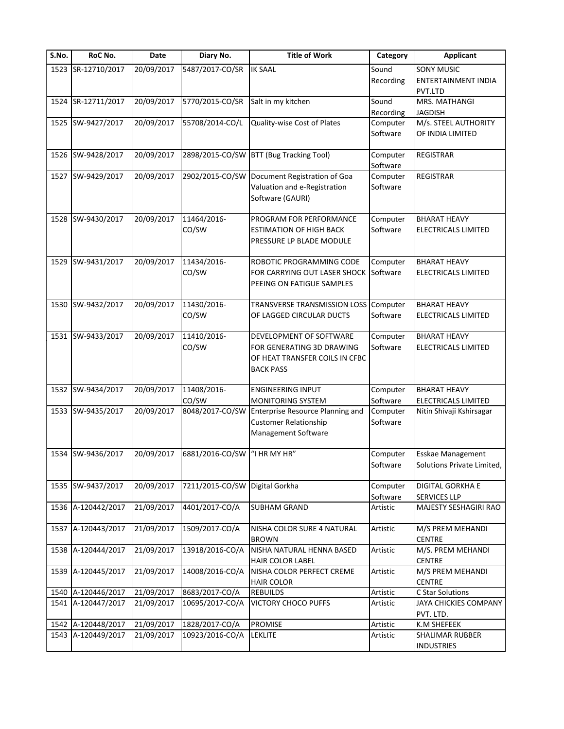| S.No. | RoC No. | Date | Diary No. | Title of Work | Category | Applicant |
|---|---|---|---|---|---|---|
| 1523 | SR-12710/2017 | 20/09/2017 | 5487/2017-CO/SR | IK SAAL | Sound Recording | SONY MUSIC ENTERTAINMENT INDIA PVT.LTD |
| 1524 | SR-12711/2017 | 20/09/2017 | 5770/2015-CO/SR | Salt in my kitchen | Sound Recording | MRS. MATHANGI JAGDISH |
| 1525 | SW-9427/2017 | 20/09/2017 | 55708/2014-CO/L | Quality-wise Cost of Plates | Computer Software | M/s. STEEL AUTHORITY OF INDIA LIMITED |
| 1526 | SW-9428/2017 | 20/09/2017 | 2898/2015-CO/SW | BTT (Bug Tracking Tool) | Computer Software | REGISTRAR |
| 1527 | SW-9429/2017 | 20/09/2017 | 2902/2015-CO/SW | Document Registration of Goa Valuation and e-Registration Software (GAURI) | Computer Software | REGISTRAR |
| 1528 | SW-9430/2017 | 20/09/2017 | 11464/2016-CO/SW | PROGRAM FOR PERFORMANCE ESTIMATION OF HIGH BACK PRESSURE LP BLADE MODULE | Computer Software | BHARAT HEAVY ELECTRICALS LIMITED |
| 1529 | SW-9431/2017 | 20/09/2017 | 11434/2016-CO/SW | ROBOTIC PROGRAMMING CODE FOR CARRYING OUT LASER SHOCK PEEING ON FATIGUE SAMPLES | Computer Software | BHARAT HEAVY ELECTRICALS LIMITED |
| 1530 | SW-9432/2017 | 20/09/2017 | 11430/2016-CO/SW | TRANSVERSE TRANSMISSION LOSS OF LAGGED CIRCULAR DUCTS | Computer Software | BHARAT HEAVY ELECTRICALS LIMITED |
| 1531 | SW-9433/2017 | 20/09/2017 | 11410/2016-CO/SW | DEVELOPMENT OF SOFTWARE FOR GENERATING 3D DRAWING OF HEAT TRANSFER COILS IN CFBC BACK PASS | Computer Software | BHARAT HEAVY ELECTRICALS LIMITED |
| 1532 | SW-9434/2017 | 20/09/2017 | 11408/2016-CO/SW | ENGINEERING INPUT MONITORING SYSTEM | Computer Software | BHARAT HEAVY ELECTRICALS LIMITED |
| 1533 | SW-9435/2017 | 20/09/2017 | 8048/2017-CO/SW | Enterprise Resource Planning and Customer Relationship Management Software | Computer Software | Nitin Shivaji Kshirsagar |
| 1534 | SW-9436/2017 | 20/09/2017 | 6881/2016-CO/SW | "I HR MY HR" | Computer Software | Esskae Management Solutions Private Limited, |
| 1535 | SW-9437/2017 | 20/09/2017 | 7211/2015-CO/SW | Digital Gorkha | Computer Software | DIGITAL GORKHA E SERVICES LLP |
| 1536 | A-120442/2017 | 21/09/2017 | 4401/2017-CO/A | SUBHAM GRAND | Artistic | MAJESTY SESHAGIRI RAO |
| 1537 | A-120443/2017 | 21/09/2017 | 1509/2017-CO/A | NISHA COLOR SURE 4 NATURAL BROWN | Artistic | M/S PREM MEHANDI CENTRE |
| 1538 | A-120444/2017 | 21/09/2017 | 13918/2016-CO/A | NISHA NATURAL HENNA BASED HAIR COLOR LABEL | Artistic | M/S. PREM MEHANDI CENTRE |
| 1539 | A-120445/2017 | 21/09/2017 | 14008/2016-CO/A | NISHA COLOR PERFECT CREME HAIR COLOR | Artistic | M/S PREM MEHANDI CENTRE |
| 1540 | A-120446/2017 | 21/09/2017 | 8683/2017-CO/A | REBUILDS | Artistic | C Star Solutions |
| 1541 | A-120447/2017 | 21/09/2017 | 10695/2017-CO/A | VICTORY CHOCO PUFFS | Artistic | JAYA CHICKIES COMPANY PVT. LTD. |
| 1542 | A-120448/2017 | 21/09/2017 | 1828/2017-CO/A | PROMISE | Artistic | K.M SHEFEEK |
| 1543 | A-120449/2017 | 21/09/2017 | 10923/2016-CO/A | LEKLITE | Artistic | SHALIMAR RUBBER INDUSTRIES |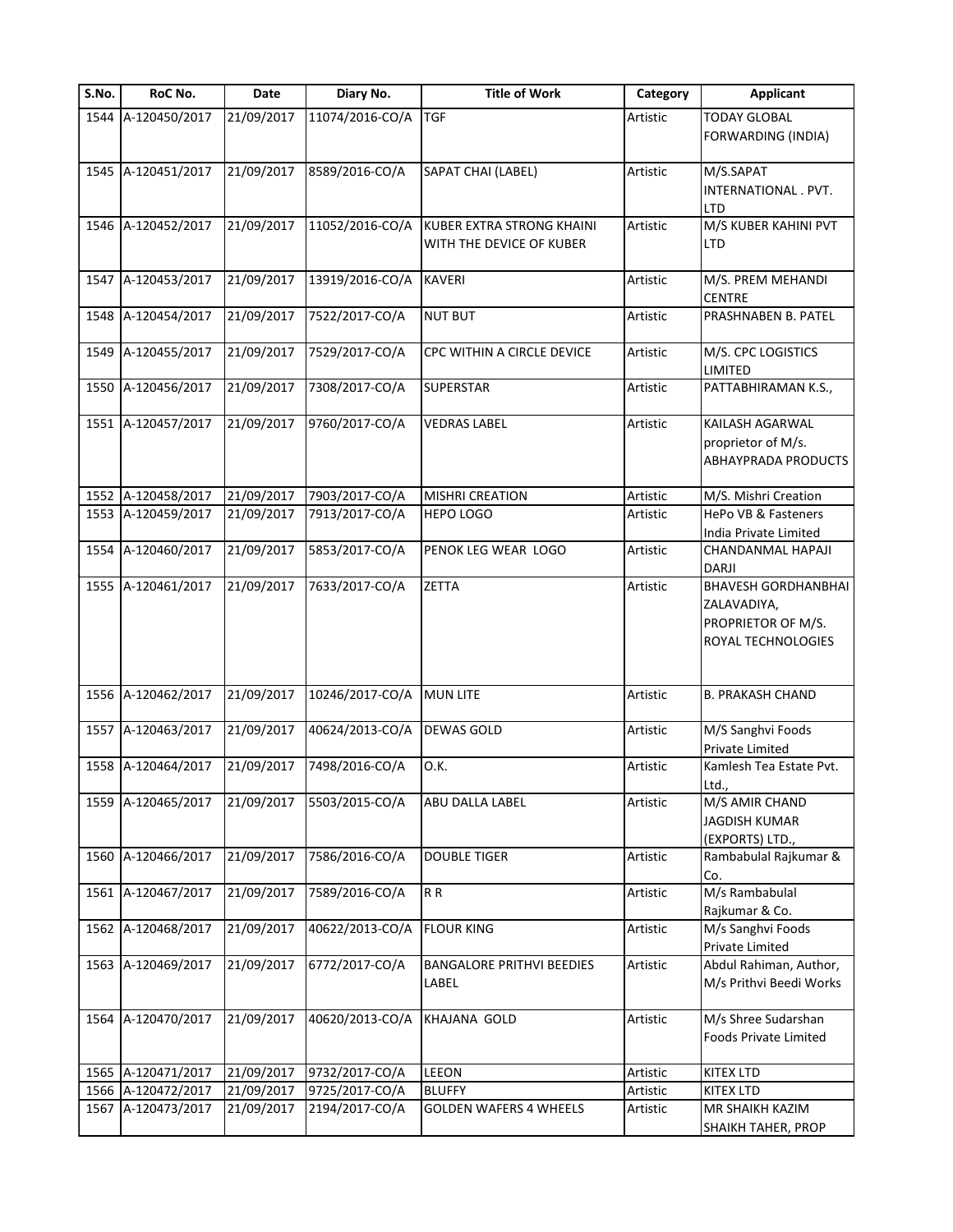| S.No. | RoC No. | Date | Diary No. | Title of Work | Category | Applicant |
|---|---|---|---|---|---|---|
| 1544 | A-120450/2017 | 21/09/2017 | 11074/2016-CO/A | TGF | Artistic | TODAY GLOBAL FORWARDING (INDIA) |
| 1545 | A-120451/2017 | 21/09/2017 | 8589/2016-CO/A | SAPAT CHAI (LABEL) | Artistic | M/S.SAPAT INTERNATIONAL . PVT. LTD |
| 1546 | A-120452/2017 | 21/09/2017 | 11052/2016-CO/A | KUBER EXTRA STRONG KHAINI WITH THE DEVICE OF KUBER | Artistic | M/S KUBER KAHINI PVT LTD |
| 1547 | A-120453/2017 | 21/09/2017 | 13919/2016-CO/A | KAVERI | Artistic | M/S. PREM MEHANDI CENTRE |
| 1548 | A-120454/2017 | 21/09/2017 | 7522/2017-CO/A | NUT BUT | Artistic | PRASHNABEN B. PATEL |
| 1549 | A-120455/2017 | 21/09/2017 | 7529/2017-CO/A | CPC WITHIN A CIRCLE DEVICE | Artistic | M/S. CPC LOGISTICS LIMITED |
| 1550 | A-120456/2017 | 21/09/2017 | 7308/2017-CO/A | SUPERSTAR | Artistic | PATTABHIRAMAN K.S., |
| 1551 | A-120457/2017 | 21/09/2017 | 9760/2017-CO/A | VEDRAS LABEL | Artistic | KAILASH AGARWAL proprietor of M/s. ABHAYPRADA PRODUCTS |
| 1552 | A-120458/2017 | 21/09/2017 | 7903/2017-CO/A | MISHRI CREATION | Artistic | M/S. Mishri Creation |
| 1553 | A-120459/2017 | 21/09/2017 | 7913/2017-CO/A | HEPO LOGO | Artistic | HePo VB & Fasteners India Private Limited |
| 1554 | A-120460/2017 | 21/09/2017 | 5853/2017-CO/A | PENOK LEG WEAR LOGO | Artistic | CHANDANMAL HAPAJI DARJI |
| 1555 | A-120461/2017 | 21/09/2017 | 7633/2017-CO/A | ZETTA | Artistic | BHAVESH GORDHANBHAI ZALAVADIYA, PROPRIETOR OF M/S. ROYAL TECHNOLOGIES |
| 1556 | A-120462/2017 | 21/09/2017 | 10246/2017-CO/A | MUN LITE | Artistic | B. PRAKASH CHAND |
| 1557 | A-120463/2017 | 21/09/2017 | 40624/2013-CO/A | DEWAS GOLD | Artistic | M/S Sanghvi Foods Private Limited |
| 1558 | A-120464/2017 | 21/09/2017 | 7498/2016-CO/A | O.K. | Artistic | Kamlesh Tea Estate Pvt. Ltd., |
| 1559 | A-120465/2017 | 21/09/2017 | 5503/2015-CO/A | ABU DALLA LABEL | Artistic | M/S AMIR CHAND JAGDISH KUMAR (EXPORTS) LTD., |
| 1560 | A-120466/2017 | 21/09/2017 | 7586/2016-CO/A | DOUBLE TIGER | Artistic | Rambabulal Rajkumar & Co. |
| 1561 | A-120467/2017 | 21/09/2017 | 7589/2016-CO/A | R R | Artistic | M/s Rambabulal Rajkumar & Co. |
| 1562 | A-120468/2017 | 21/09/2017 | 40622/2013-CO/A | FLOUR KING | Artistic | M/s Sanghvi Foods Private Limited |
| 1563 | A-120469/2017 | 21/09/2017 | 6772/2017-CO/A | BANGALORE PRITHVI BEEDIES LABEL | Artistic | Abdul Rahiman, Author, M/s Prithvi Beedi Works |
| 1564 | A-120470/2017 | 21/09/2017 | 40620/2013-CO/A | KHAJANA GOLD | Artistic | M/s Shree Sudarshan Foods Private Limited |
| 1565 | A-120471/2017 | 21/09/2017 | 9732/2017-CO/A | LEEON | Artistic | KITEX LTD |
| 1566 | A-120472/2017 | 21/09/2017 | 9725/2017-CO/A | BLUFFY | Artistic | KITEX LTD |
| 1567 | A-120473/2017 | 21/09/2017 | 2194/2017-CO/A | GOLDEN WAFERS 4 WHEELS | Artistic | MR SHAIKH KAZIM SHAIKH TAHER, PROP |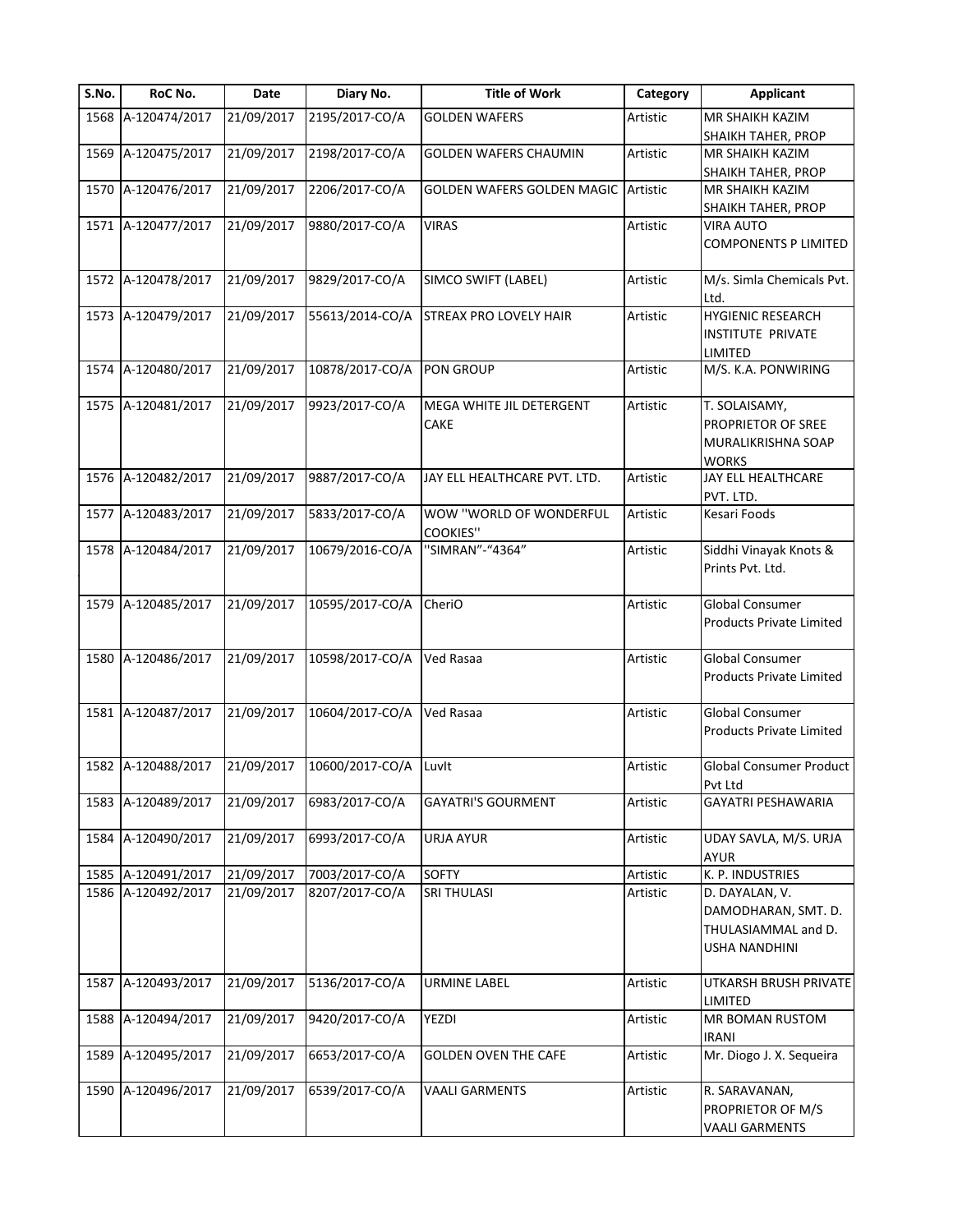| S.No. | RoC No. | Date | Diary No. | Title of Work | Category | Applicant |
|---|---|---|---|---|---|---|
| 1568 | A-120474/2017 | 21/09/2017 | 2195/2017-CO/A | GOLDEN WAFERS | Artistic | MR SHAIKH KAZIM SHAIKH TAHER, PROP |
| 1569 | A-120475/2017 | 21/09/2017 | 2198/2017-CO/A | GOLDEN WAFERS CHAUMIN | Artistic | MR SHAIKH KAZIM SHAIKH TAHER, PROP |
| 1570 | A-120476/2017 | 21/09/2017 | 2206/2017-CO/A | GOLDEN WAFERS GOLDEN MAGIC | Artistic | MR SHAIKH KAZIM SHAIKH TAHER, PROP |
| 1571 | A-120477/2017 | 21/09/2017 | 9880/2017-CO/A | VIRAS | Artistic | VIRA AUTO COMPONENTS P LIMITED |
| 1572 | A-120478/2017 | 21/09/2017 | 9829/2017-CO/A | SIMCO SWIFT (LABEL) | Artistic | M/s. Simla Chemicals Pvt. Ltd. |
| 1573 | A-120479/2017 | 21/09/2017 | 55613/2014-CO/A | STREAX PRO LOVELY HAIR | Artistic | HYGIENIC RESEARCH INSTITUTE PRIVATE LIMITED |
| 1574 | A-120480/2017 | 21/09/2017 | 10878/2017-CO/A | PON GROUP | Artistic | M/S. K.A. PONWIRING |
| 1575 | A-120481/2017 | 21/09/2017 | 9923/2017-CO/A | MEGA WHITE JIL DETERGENT CAKE | Artistic | T. SOLAISAMY, PROPRIETOR OF SREE MURALIKRISHNA SOAP WORKS |
| 1576 | A-120482/2017 | 21/09/2017 | 9887/2017-CO/A | JAY ELL HEALTHCARE PVT. LTD. | Artistic | JAY ELL HEALTHCARE PVT. LTD. |
| 1577 | A-120483/2017 | 21/09/2017 | 5833/2017-CO/A | WOW ''WORLD OF WONDERFUL COOKIES'' | Artistic | Kesari Foods |
| 1578 | A-120484/2017 | 21/09/2017 | 10679/2016-CO/A | ''SIMRAN”-“4364” | Artistic | Siddhi Vinayak Knots & Prints Pvt. Ltd. |
| 1579 | A-120485/2017 | 21/09/2017 | 10595/2017-CO/A | CheriO | Artistic | Global Consumer Products Private Limited |
| 1580 | A-120486/2017 | 21/09/2017 | 10598/2017-CO/A | Ved Rasaa | Artistic | Global Consumer Products Private Limited |
| 1581 | A-120487/2017 | 21/09/2017 | 10604/2017-CO/A | Ved Rasaa | Artistic | Global Consumer Products Private Limited |
| 1582 | A-120488/2017 | 21/09/2017 | 10600/2017-CO/A | LuvIt | Artistic | Global Consumer Product Pvt Ltd |
| 1583 | A-120489/2017 | 21/09/2017 | 6983/2017-CO/A | GAYATRI'S GOURMENT | Artistic | GAYATRI PESHAWARIA |
| 1584 | A-120490/2017 | 21/09/2017 | 6993/2017-CO/A | URJA AYUR | Artistic | UDAY SAVLA, M/S. URJA AYUR |
| 1585 | A-120491/2017 | 21/09/2017 | 7003/2017-CO/A | SOFTY | Artistic | K. P. INDUSTRIES |
| 1586 | A-120492/2017 | 21/09/2017 | 8207/2017-CO/A | SRI THULASI | Artistic | D. DAYALAN, V. DAMODHARAN, SMT. D. THULASIAMMAL and D. USHA NANDHINI |
| 1587 | A-120493/2017 | 21/09/2017 | 5136/2017-CO/A | URMINE LABEL | Artistic | UTKARSH BRUSH PRIVATE LIMITED |
| 1588 | A-120494/2017 | 21/09/2017 | 9420/2017-CO/A | YEZDI | Artistic | MR BOMAN RUSTOM IRANI |
| 1589 | A-120495/2017 | 21/09/2017 | 6653/2017-CO/A | GOLDEN OVEN THE CAFE | Artistic | Mr. Diogo J. X. Sequeira |
| 1590 | A-120496/2017 | 21/09/2017 | 6539/2017-CO/A | VAALI GARMENTS | Artistic | R. SARAVANAN, PROPRIETOR OF M/S VAALI GARMENTS |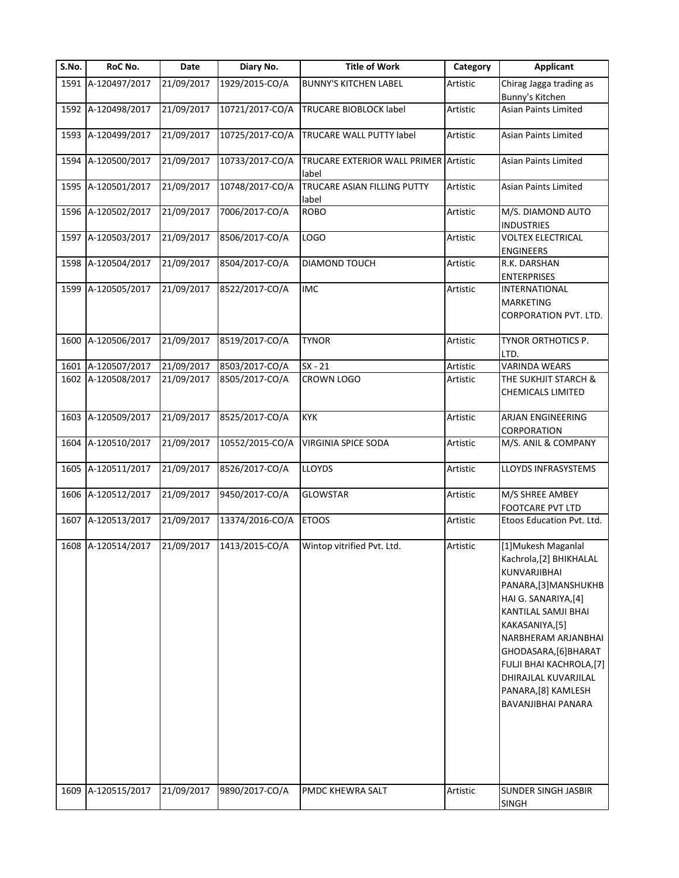| S.No. | RoC No. | Date | Diary No. | Title of Work | Category | Applicant |
|---|---|---|---|---|---|---|
| 1591 | A-120497/2017 | 21/09/2017 | 1929/2015-CO/A | BUNNY'S KITCHEN LABEL | Artistic | Chirag Jagga trading as Bunny's Kitchen |
| 1592 | A-120498/2017 | 21/09/2017 | 10721/2017-CO/A | TRUCARE BIOBLOCK label | Artistic | Asian Paints Limited |
| 1593 | A-120499/2017 | 21/09/2017 | 10725/2017-CO/A | TRUCARE WALL PUTTY label | Artistic | Asian Paints Limited |
| 1594 | A-120500/2017 | 21/09/2017 | 10733/2017-CO/A | TRUCARE EXTERIOR WALL PRIMER label | Artistic | Asian Paints Limited |
| 1595 | A-120501/2017 | 21/09/2017 | 10748/2017-CO/A | TRUCARE ASIAN FILLING PUTTY label | Artistic | Asian Paints Limited |
| 1596 | A-120502/2017 | 21/09/2017 | 7006/2017-CO/A | ROBO | Artistic | M/S. DIAMOND AUTO INDUSTRIES |
| 1597 | A-120503/2017 | 21/09/2017 | 8506/2017-CO/A | LOGO | Artistic | VOLTEX ELECTRICAL ENGINEERS |
| 1598 | A-120504/2017 | 21/09/2017 | 8504/2017-CO/A | DIAMOND TOUCH | Artistic | R.K. DARSHAN ENTERPRISES |
| 1599 | A-120505/2017 | 21/09/2017 | 8522/2017-CO/A | IMC | Artistic | INTERNATIONAL MARKETING CORPORATION PVT. LTD. |
| 1600 | A-120506/2017 | 21/09/2017 | 8519/2017-CO/A | TYNOR | Artistic | TYNOR ORTHOTICS P. LTD. |
| 1601 | A-120507/2017 | 21/09/2017 | 8503/2017-CO/A | SX - 21 | Artistic | VARINDA WEARS |
| 1602 | A-120508/2017 | 21/09/2017 | 8505/2017-CO/A | CROWN LOGO | Artistic | THE SUKHJIT STARCH & CHEMICALS LIMITED |
| 1603 | A-120509/2017 | 21/09/2017 | 8525/2017-CO/A | KYK | Artistic | ARJAN ENGINEERING CORPORATION |
| 1604 | A-120510/2017 | 21/09/2017 | 10552/2015-CO/A | VIRGINIA SPICE SODA | Artistic | M/S. ANIL & COMPANY |
| 1605 | A-120511/2017 | 21/09/2017 | 8526/2017-CO/A | LLOYDS | Artistic | LLOYDS INFRASYSTEMS |
| 1606 | A-120512/2017 | 21/09/2017 | 9450/2017-CO/A | GLOWSTAR | Artistic | M/S SHREE AMBEY FOOTCARE PVT LTD |
| 1607 | A-120513/2017 | 21/09/2017 | 13374/2016-CO/A | ETOOS | Artistic | Etoos Education Pvt. Ltd. |
| 1608 | A-120514/2017 | 21/09/2017 | 1413/2015-CO/A | Wintop vitrified Pvt. Ltd. | Artistic | [1]Mukesh Maganlal Kachrola,[2] BHIKHALAL KUNVARJIBHAI PANARA,[3]MANSHUKHBHAI G. SANARIYA,[4] KANTILAL SAMJI BHAI KAKASANIYA,[5] NARBHERAM ARJANBHAI GHODASARA,[6]BHARAT FULJI BHAI KACHROLA,[7] DHIRAJLAL KUVARJILAL PANARA,[8] KAMLESH BAVANJIBHAI PANARA |
| 1609 | A-120515/2017 | 21/09/2017 | 9890/2017-CO/A | PMDC KHEWRA SALT | Artistic | SUNDER SINGH JASBIR SINGH |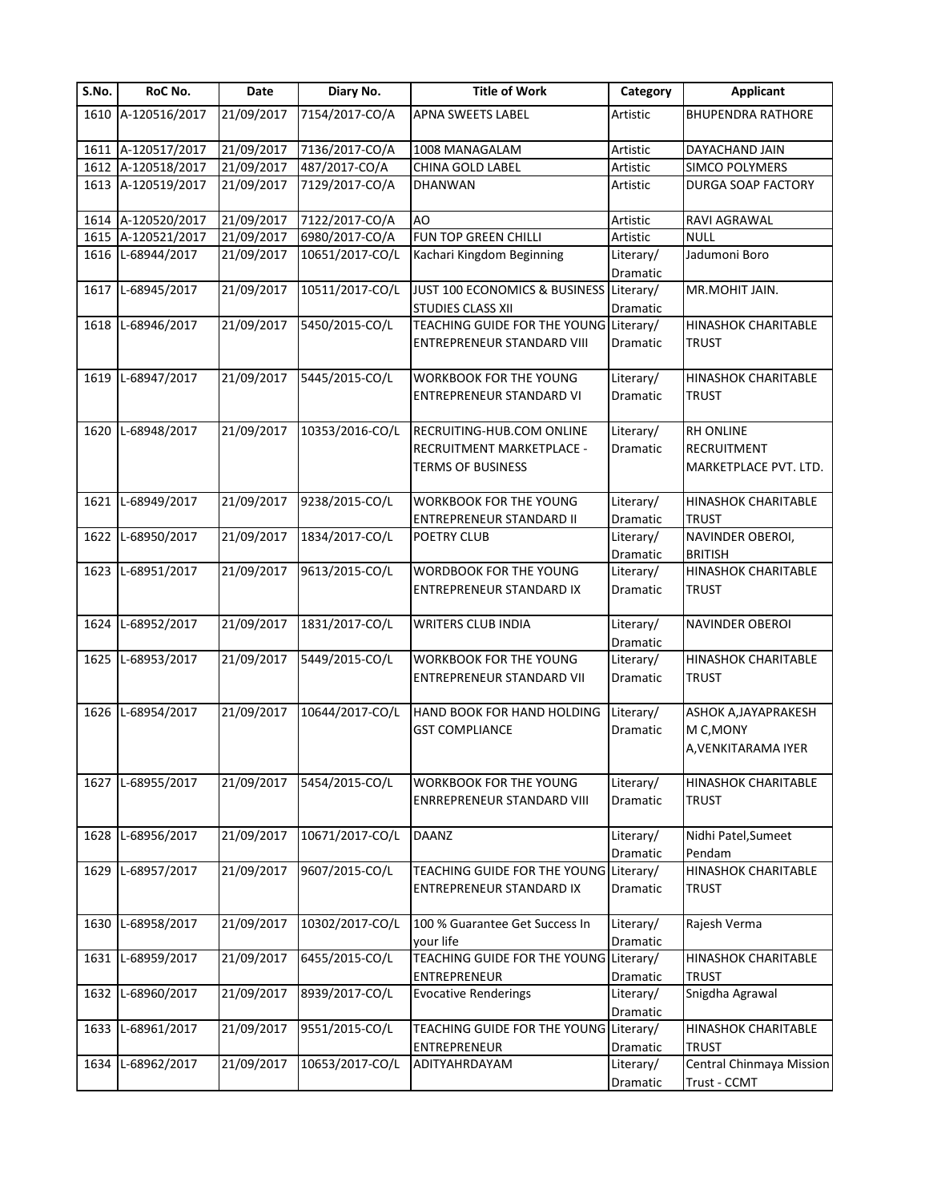| S.No. | RoC No. | Date | Diary No. | Title of Work | Category | Applicant |
|---|---|---|---|---|---|---|
| 1610 | A-120516/2017 | 21/09/2017 | 7154/2017-CO/A | APNA SWEETS LABEL | Artistic | BHUPENDRA RATHORE |
| 1611 | A-120517/2017 | 21/09/2017 | 7136/2017-CO/A | 1008 MANAGALAM | Artistic | DAYACHAND JAIN |
| 1612 | A-120518/2017 | 21/09/2017 | 487/2017-CO/A | CHINA GOLD LABEL | Artistic | SIMCO POLYMERS |
| 1613 | A-120519/2017 | 21/09/2017 | 7129/2017-CO/A | DHANWAN | Artistic | DURGA SOAP FACTORY |
| 1614 | A-120520/2017 | 21/09/2017 | 7122/2017-CO/A | AO | Artistic | RAVI AGRAWAL |
| 1615 | A-120521/2017 | 21/09/2017 | 6980/2017-CO/A | FUN TOP GREEN CHILLI | Artistic | NULL |
| 1616 | L-68944/2017 | 21/09/2017 | 10651/2017-CO/L | Kachari Kingdom Beginning | Literary/ Dramatic | Jadumoni Boro |
| 1617 | L-68945/2017 | 21/09/2017 | 10511/2017-CO/L | JUST 100 ECONOMICS & BUSINESS STUDIES CLASS XII | Literary/ Dramatic | MR.MOHIT JAIN. |
| 1618 | L-68946/2017 | 21/09/2017 | 5450/2015-CO/L | TEACHING GUIDE FOR THE YOUNG ENTREPRENEUR STANDARD VIII | Literary/ Dramatic | HINASHOK CHARITABLE TRUST |
| 1619 | L-68947/2017 | 21/09/2017 | 5445/2015-CO/L | WORKBOOK FOR THE YOUNG ENTREPRENEUR STANDARD VI | Literary/ Dramatic | HINASHOK CHARITABLE TRUST |
| 1620 | L-68948/2017 | 21/09/2017 | 10353/2016-CO/L | RECRUITING-HUB.COM ONLINE RECRUITMENT MARKETPLACE - TERMS OF BUSINESS | Literary/ Dramatic | RH ONLINE RECRUITMENT MARKETPLACE PVT. LTD. |
| 1621 | L-68949/2017 | 21/09/2017 | 9238/2015-CO/L | WORKBOOK FOR THE YOUNG ENTREPRENEUR STANDARD II | Literary/ Dramatic | HINASHOK CHARITABLE TRUST |
| 1622 | L-68950/2017 | 21/09/2017 | 1834/2017-CO/L | POETRY CLUB | Literary/ Dramatic | NAVINDER OBEROI, BRITISH |
| 1623 | L-68951/2017 | 21/09/2017 | 9613/2015-CO/L | WORDBOOK FOR THE YOUNG ENTREPRENEUR STANDARD IX | Literary/ Dramatic | HINASHOK CHARITABLE TRUST |
| 1624 | L-68952/2017 | 21/09/2017 | 1831/2017-CO/L | WRITERS CLUB INDIA | Literary/ Dramatic | NAVINDER OBEROI |
| 1625 | L-68953/2017 | 21/09/2017 | 5449/2015-CO/L | WORKBOOK FOR THE YOUNG ENTREPRENEUR STANDARD VII | Literary/ Dramatic | HINASHOK CHARITABLE TRUST |
| 1626 | L-68954/2017 | 21/09/2017 | 10644/2017-CO/L | HAND BOOK FOR HAND HOLDING GST COMPLIANCE | Literary/ Dramatic | ASHOK A,JAYAPRAKESH M C,MONY A,VENKITARAMA IYER |
| 1627 | L-68955/2017 | 21/09/2017 | 5454/2015-CO/L | WORKBOOK FOR THE YOUNG ENRREPRENEUR STANDARD VIII | Literary/ Dramatic | HINASHOK CHARITABLE TRUST |
| 1628 | L-68956/2017 | 21/09/2017 | 10671/2017-CO/L | DAANZ | Literary/ Dramatic | Nidhi Patel,Sumeet Pendam |
| 1629 | L-68957/2017 | 21/09/2017 | 9607/2015-CO/L | TEACHING GUIDE FOR THE YOUNG ENTREPRENEUR STANDARD IX | Literary/ Dramatic | HINASHOK CHARITABLE TRUST |
| 1630 | L-68958/2017 | 21/09/2017 | 10302/2017-CO/L | 100 % Guarantee Get Success In your life | Literary/ Dramatic | Rajesh Verma |
| 1631 | L-68959/2017 | 21/09/2017 | 6455/2015-CO/L | TEACHING GUIDE FOR THE YOUNG ENTREPRENEUR | Literary/ Dramatic | HINASHOK CHARITABLE TRUST |
| 1632 | L-68960/2017 | 21/09/2017 | 8939/2017-CO/L | Evocative Renderings | Literary/ Dramatic | Snigdha Agrawal |
| 1633 | L-68961/2017 | 21/09/2017 | 9551/2015-CO/L | TEACHING GUIDE FOR THE YOUNG ENTREPRENEUR | Literary/ Dramatic | HINASHOK CHARITABLE TRUST |
| 1634 | L-68962/2017 | 21/09/2017 | 10653/2017-CO/L | ADITYAHRDAYAM | Literary/ Dramatic | Central Chinmaya Mission Trust - CCMT |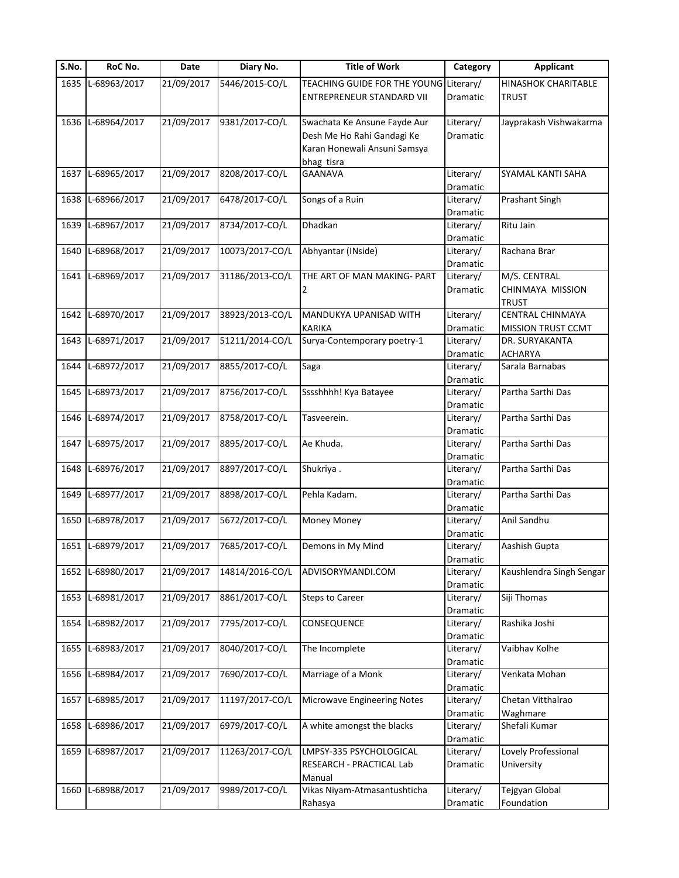| S.No. | RoC No. | Date | Diary No. | Title of Work | Category | Applicant |
|---|---|---|---|---|---|---|
| 1635 | L-68963/2017 | 21/09/2017 | 5446/2015-CO/L | TEACHING GUIDE FOR THE YOUNG ENTREPRENEUR STANDARD VII | Literary/ Dramatic | HINASHOK CHARITABLE TRUST |
| 1636 | L-68964/2017 | 21/09/2017 | 9381/2017-CO/L | Swachata Ke Ansune Fayde Aur Desh Me Ho Rahi Gandagi Ke Karan Honewali Ansuni Samsya bhag tisra | Literary/ Dramatic | Jayprakash Vishwakarma |
| 1637 | L-68965/2017 | 21/09/2017 | 8208/2017-CO/L | GAANAVA | Literary/ Dramatic | SYAMAL KANTI SAHA |
| 1638 | L-68966/2017 | 21/09/2017 | 6478/2017-CO/L | Songs of a Ruin | Literary/ Dramatic | Prashant Singh |
| 1639 | L-68967/2017 | 21/09/2017 | 8734/2017-CO/L | Dhadkan | Literary/ Dramatic | Ritu Jain |
| 1640 | L-68968/2017 | 21/09/2017 | 10073/2017-CO/L | Abhyantar (INside) | Literary/ Dramatic | Rachana Brar |
| 1641 | L-68969/2017 | 21/09/2017 | 31186/2013-CO/L | THE ART OF MAN MAKING- PART 2 | Literary/ Dramatic | M/S. CENTRAL CHINMAYA MISSION TRUST |
| 1642 | L-68970/2017 | 21/09/2017 | 38923/2013-CO/L | MANDUKYA UPANISAD WITH KARIKA | Literary/ Dramatic | CENTRAL CHINMAYA MISSION TRUST CCMT |
| 1643 | L-68971/2017 | 21/09/2017 | 51211/2014-CO/L | Surya-Contemporary poetry-1 | Literary/ Dramatic | DR. SURYAKANTA ACHARYA |
| 1644 | L-68972/2017 | 21/09/2017 | 8855/2017-CO/L | Saga | Literary/ Dramatic | Sarala Barnabas |
| 1645 | L-68973/2017 | 21/09/2017 | 8756/2017-CO/L | Sssshhhh! Kya Batayee | Literary/ Dramatic | Partha Sarthi Das |
| 1646 | L-68974/2017 | 21/09/2017 | 8758/2017-CO/L | Tasveerein. | Literary/ Dramatic | Partha Sarthi Das |
| 1647 | L-68975/2017 | 21/09/2017 | 8895/2017-CO/L | Ae Khuda. | Literary/ Dramatic | Partha Sarthi Das |
| 1648 | L-68976/2017 | 21/09/2017 | 8897/2017-CO/L | Shukriya . | Literary/ Dramatic | Partha Sarthi Das |
| 1649 | L-68977/2017 | 21/09/2017 | 8898/2017-CO/L | Pehla Kadam. | Literary/ Dramatic | Partha Sarthi Das |
| 1650 | L-68978/2017 | 21/09/2017 | 5672/2017-CO/L | Money Money | Literary/ Dramatic | Anil Sandhu |
| 1651 | L-68979/2017 | 21/09/2017 | 7685/2017-CO/L | Demons in My Mind | Literary/ Dramatic | Aashish Gupta |
| 1652 | L-68980/2017 | 21/09/2017 | 14814/2016-CO/L | ADVISORYMANDI.COM | Literary/ Dramatic | Kaushlendra Singh Sengar |
| 1653 | L-68981/2017 | 21/09/2017 | 8861/2017-CO/L | Steps to Career | Literary/ Dramatic | Siji Thomas |
| 1654 | L-68982/2017 | 21/09/2017 | 7795/2017-CO/L | CONSEQUENCE | Literary/ Dramatic | Rashika Joshi |
| 1655 | L-68983/2017 | 21/09/2017 | 8040/2017-CO/L | The Incomplete | Literary/ Dramatic | Vaibhav Kolhe |
| 1656 | L-68984/2017 | 21/09/2017 | 7690/2017-CO/L | Marriage of a Monk | Literary/ Dramatic | Venkata Mohan |
| 1657 | L-68985/2017 | 21/09/2017 | 11197/2017-CO/L | Microwave Engineering Notes | Literary/ Dramatic | Chetan Vitthalrao Waghmare |
| 1658 | L-68986/2017 | 21/09/2017 | 6979/2017-CO/L | A white amongst the blacks | Literary/ Dramatic | Shefali Kumar |
| 1659 | L-68987/2017 | 21/09/2017 | 11263/2017-CO/L | LMPSY-335 PSYCHOLOGICAL RESEARCH - PRACTICAL Lab Manual | Literary/ Dramatic | Lovely Professional University |
| 1660 | L-68988/2017 | 21/09/2017 | 9989/2017-CO/L | Vikas Niyam-Atmasantushticha Rahasya | Literary/ Dramatic | Tejgyan Global Foundation |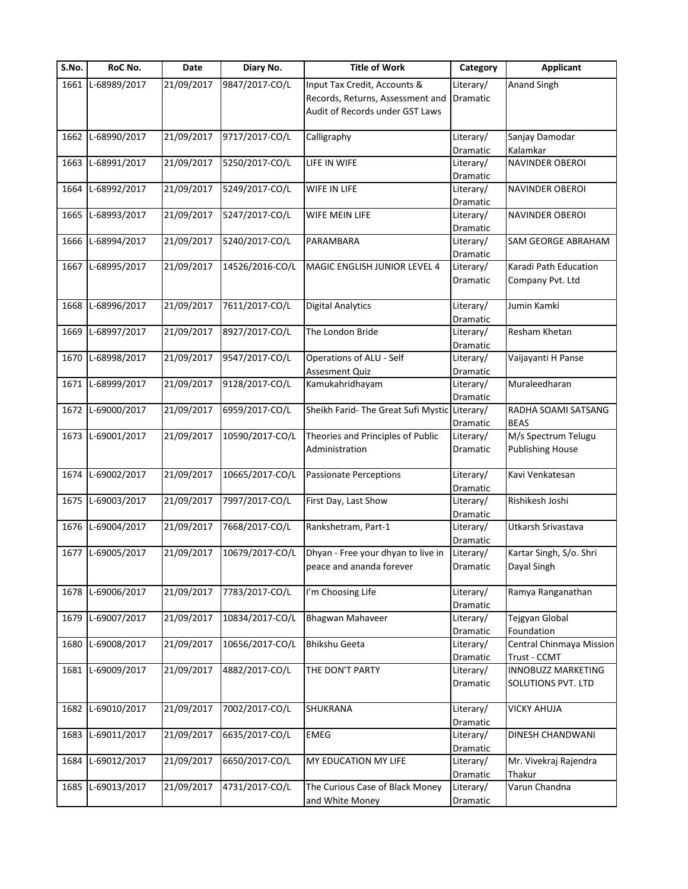| S.No. | RoC No. | Date | Diary No. | Title of Work | Category | Applicant |
|---|---|---|---|---|---|---|
| 1661 | L-68989/2017 | 21/09/2017 | 9847/2017-CO/L | Input Tax Credit, Accounts & Records, Returns, Assessment and Audit of Records under GST Laws | Literary/ Dramatic | Anand Singh |
| 1662 | L-68990/2017 | 21/09/2017 | 9717/2017-CO/L | Calligraphy | Literary/ Dramatic | Sanjay Damodar Kalamkar |
| 1663 | L-68991/2017 | 21/09/2017 | 5250/2017-CO/L | LIFE IN WIFE | Literary/ Dramatic | NAVINDER OBEROI |
| 1664 | L-68992/2017 | 21/09/2017 | 5249/2017-CO/L | WIFE IN LIFE | Literary/ Dramatic | NAVINDER OBEROI |
| 1665 | L-68993/2017 | 21/09/2017 | 5247/2017-CO/L | WIFE MEIN LIFE | Literary/ Dramatic | NAVINDER OBEROI |
| 1666 | L-68994/2017 | 21/09/2017 | 5240/2017-CO/L | PARAMBARA | Literary/ Dramatic | SAM GEORGE ABRAHAM |
| 1667 | L-68995/2017 | 21/09/2017 | 14526/2016-CO/L | MAGIC ENGLISH JUNIOR LEVEL 4 | Literary/ Dramatic | Karadi Path Education Company Pvt. Ltd |
| 1668 | L-68996/2017 | 21/09/2017 | 7611/2017-CO/L | Digital Analytics | Literary/ Dramatic | Jumin Kamki |
| 1669 | L-68997/2017 | 21/09/2017 | 8927/2017-CO/L | The London Bride | Literary/ Dramatic | Resham Khetan |
| 1670 | L-68998/2017 | 21/09/2017 | 9547/2017-CO/L | Operations of ALU - Self Assesment Quiz | Literary/ Dramatic | Vaijayanti H Panse |
| 1671 | L-68999/2017 | 21/09/2017 | 9128/2017-CO/L | Kamukahridhayam | Literary/ Dramatic | Muraleedharan |
| 1672 | L-69000/2017 | 21/09/2017 | 6959/2017-CO/L | Sheikh Farid- The Great Sufi Mystic | Literary/ Dramatic | RADHA SOAMI SATSANG BEAS |
| 1673 | L-69001/2017 | 21/09/2017 | 10590/2017-CO/L | Theories and Principles of Public Administration | Literary/ Dramatic | M/s Spectrum Telugu Publishing House |
| 1674 | L-69002/2017 | 21/09/2017 | 10665/2017-CO/L | Passionate Perceptions | Literary/ Dramatic | Kavi Venkatesan |
| 1675 | L-69003/2017 | 21/09/2017 | 7997/2017-CO/L | First Day, Last Show | Literary/ Dramatic | Rishikesh Joshi |
| 1676 | L-69004/2017 | 21/09/2017 | 7668/2017-CO/L | Rankshetram, Part-1 | Literary/ Dramatic | Utkarsh Srivastava |
| 1677 | L-69005/2017 | 21/09/2017 | 10679/2017-CO/L | Dhyan - Free your dhyan to live in peace and ananda forever | Literary/ Dramatic | Kartar Singh, S/o. Shri Dayal Singh |
| 1678 | L-69006/2017 | 21/09/2017 | 7783/2017-CO/L | I'm Choosing Life | Literary/ Dramatic | Ramya Ranganathan |
| 1679 | L-69007/2017 | 21/09/2017 | 10834/2017-CO/L | Bhagwan Mahaveer | Literary/ Dramatic | Tejgyan Global Foundation |
| 1680 | L-69008/2017 | 21/09/2017 | 10656/2017-CO/L | Bhikshu Geeta | Literary/ Dramatic | Central Chinmaya Mission Trust - CCMT |
| 1681 | L-69009/2017 | 21/09/2017 | 4882/2017-CO/L | THE DON'T PARTY | Literary/ Dramatic | INNOBUZZ MARKETING SOLUTIONS PVT. LTD |
| 1682 | L-69010/2017 | 21/09/2017 | 7002/2017-CO/L | SHUKRANA | Literary/ Dramatic | VICKY AHUJA |
| 1683 | L-69011/2017 | 21/09/2017 | 6635/2017-CO/L | EMEG | Literary/ Dramatic | DINESH CHANDWANI |
| 1684 | L-69012/2017 | 21/09/2017 | 6650/2017-CO/L | MY EDUCATION MY LIFE | Literary/ Dramatic | Mr. Vivekraj Rajendra Thakur |
| 1685 | L-69013/2017 | 21/09/2017 | 4731/2017-CO/L | The Curious Case of Black Money and White Money | Literary/ Dramatic | Varun Chandna |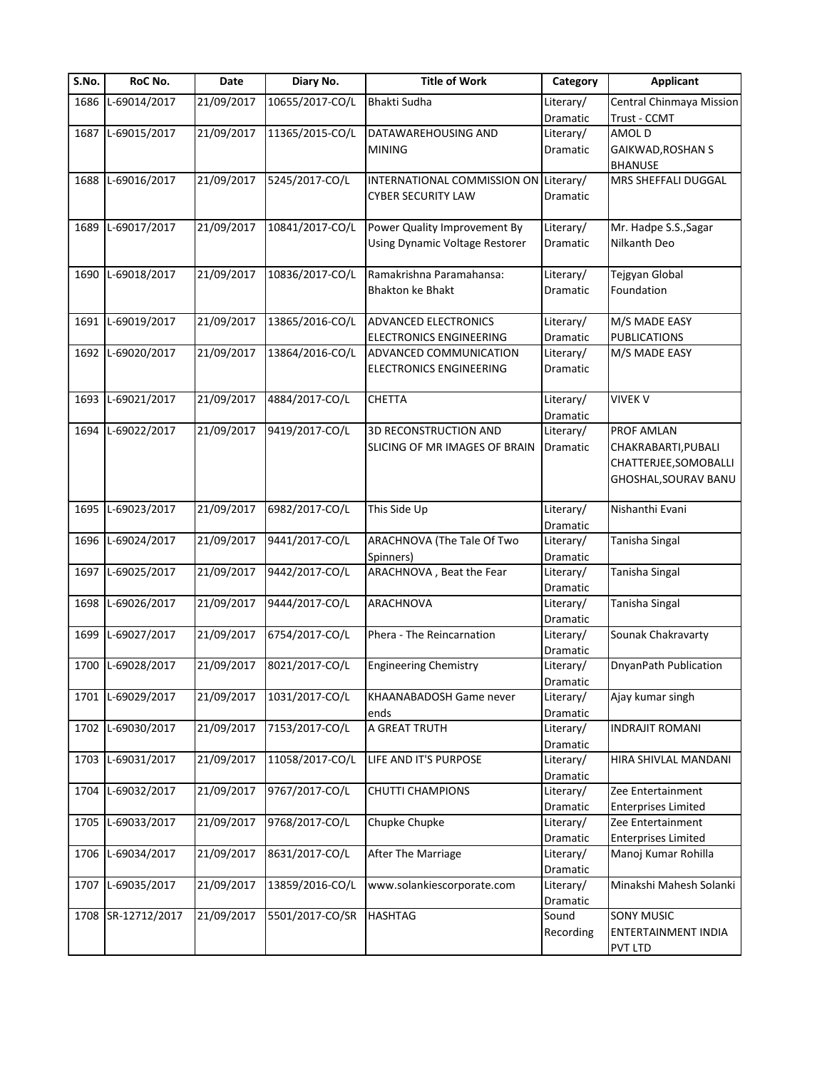| S.No. | RoC No. | Date | Diary No. | Title of Work | Category | Applicant |
|---|---|---|---|---|---|---|
| 1686 | L-69014/2017 | 21/09/2017 | 10655/2017-CO/L | Bhakti Sudha | Literary/ Dramatic | Central Chinmaya Mission Trust - CCMT |
| 1687 | L-69015/2017 | 21/09/2017 | 11365/2015-CO/L | DATAWAREHOUSING AND MINING | Literary/ Dramatic | AMOL D GAIKWAD,ROSHAN S BHANUSE |
| 1688 | L-69016/2017 | 21/09/2017 | 5245/2017-CO/L | INTERNATIONAL COMMISSION ON CYBER SECURITY LAW | Literary/ Dramatic | MRS SHEFFALI DUGGAL |
| 1689 | L-69017/2017 | 21/09/2017 | 10841/2017-CO/L | Power Quality Improvement By Using Dynamic Voltage Restorer | Literary/ Dramatic | Mr. Hadpe S.S.,Sagar Nilkanth Deo |
| 1690 | L-69018/2017 | 21/09/2017 | 10836/2017-CO/L | Ramakrishna Paramahansa: Bhakton ke Bhakt | Literary/ Dramatic | Tejgyan Global Foundation |
| 1691 | L-69019/2017 | 21/09/2017 | 13865/2016-CO/L | ADVANCED ELECTRONICS ELECTRONICS ENGINEERING | Literary/ Dramatic | M/S MADE EASY PUBLICATIONS |
| 1692 | L-69020/2017 | 21/09/2017 | 13864/2016-CO/L | ADVANCED COMMUNICATION ELECTRONICS ENGINEERING | Literary/ Dramatic | M/S MADE EASY |
| 1693 | L-69021/2017 | 21/09/2017 | 4884/2017-CO/L | CHETTA | Literary/ Dramatic | VIVEK V |
| 1694 | L-69022/2017 | 21/09/2017 | 9419/2017-CO/L | 3D RECONSTRUCTION AND SLICING OF MR IMAGES OF BRAIN | Literary/ Dramatic | PROF AMLAN CHAKRABARTI,PUBALI CHATTERJEE,SOMOBALLI GHOSHAL,SOURAV BANU |
| 1695 | L-69023/2017 | 21/09/2017 | 6982/2017-CO/L | This Side Up | Literary/ Dramatic | Nishanthi Evani |
| 1696 | L-69024/2017 | 21/09/2017 | 9441/2017-CO/L | ARACHNOVA (The Tale Of Two Spinners) | Literary/ Dramatic | Tanisha Singal |
| 1697 | L-69025/2017 | 21/09/2017 | 9442/2017-CO/L | ARACHNOVA , Beat the Fear | Literary/ Dramatic | Tanisha Singal |
| 1698 | L-69026/2017 | 21/09/2017 | 9444/2017-CO/L | ARACHNOVA | Literary/ Dramatic | Tanisha Singal |
| 1699 | L-69027/2017 | 21/09/2017 | 6754/2017-CO/L | Phera - The Reincarnation | Literary/ Dramatic | Sounak Chakravarty |
| 1700 | L-69028/2017 | 21/09/2017 | 8021/2017-CO/L | Engineering Chemistry | Literary/ Dramatic | DnyanPath Publication |
| 1701 | L-69029/2017 | 21/09/2017 | 1031/2017-CO/L | KHAANABADOSH Game never ends | Literary/ Dramatic | Ajay kumar singh |
| 1702 | L-69030/2017 | 21/09/2017 | 7153/2017-CO/L | A GREAT TRUTH | Literary/ Dramatic | INDRAJIT ROMANI |
| 1703 | L-69031/2017 | 21/09/2017 | 11058/2017-CO/L | LIFE AND IT'S PURPOSE | Literary/ Dramatic | HIRA SHIVLAL MANDANI |
| 1704 | L-69032/2017 | 21/09/2017 | 9767/2017-CO/L | CHUTTI CHAMPIONS | Literary/ Dramatic | Zee Entertainment Enterprises Limited |
| 1705 | L-69033/2017 | 21/09/2017 | 9768/2017-CO/L | Chupke Chupke | Literary/ Dramatic | Zee Entertainment Enterprises Limited |
| 1706 | L-69034/2017 | 21/09/2017 | 8631/2017-CO/L | After The Marriage | Literary/ Dramatic | Manoj Kumar Rohilla |
| 1707 | L-69035/2017 | 21/09/2017 | 13859/2016-CO/L | www.solankiescorporate.com | Literary/ Dramatic | Minakshi Mahesh Solanki |
| 1708 | SR-12712/2017 | 21/09/2017 | 5501/2017-CO/SR | HASHTAG | Sound Recording | SONY MUSIC ENTERTAINMENT INDIA PVT LTD |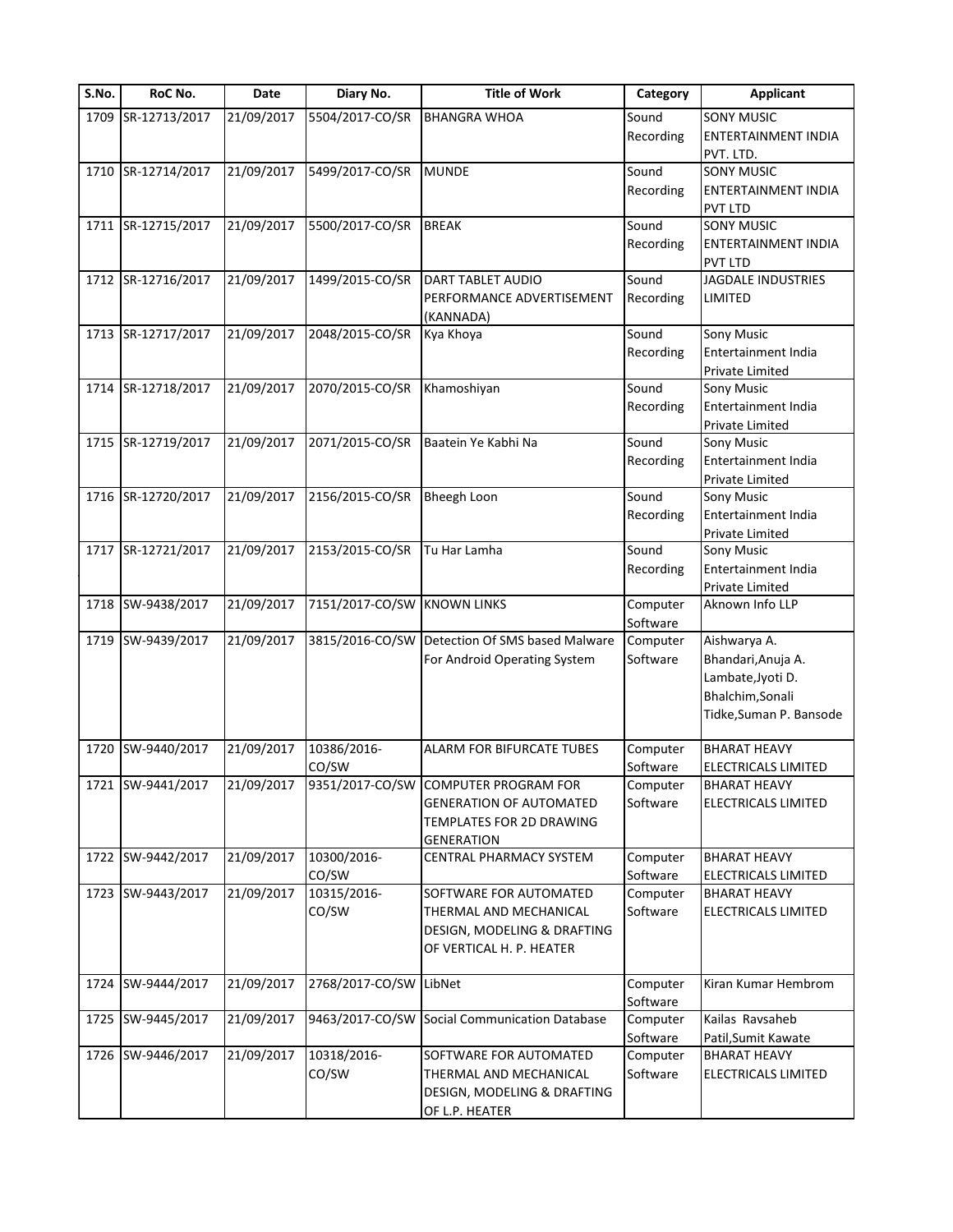| S.No. | RoC No. | Date | Diary No. | Title of Work | Category | Applicant |
|---|---|---|---|---|---|---|
| 1709 | SR-12713/2017 | 21/09/2017 | 5504/2017-CO/SR | BHANGRA WHOA | Sound Recording | SONY MUSIC ENTERTAINMENT INDIA PVT. LTD. |
| 1710 | SR-12714/2017 | 21/09/2017 | 5499/2017-CO/SR | MUNDE | Sound Recording | SONY MUSIC ENTERTAINMENT INDIA PVT LTD |
| 1711 | SR-12715/2017 | 21/09/2017 | 5500/2017-CO/SR | BREAK | Sound Recording | SONY MUSIC ENTERTAINMENT INDIA PVT LTD |
| 1712 | SR-12716/2017 | 21/09/2017 | 1499/2015-CO/SR | DART TABLET AUDIO PERFORMANCE ADVERTISEMENT (KANNADA) | Sound Recording | JAGDALE INDUSTRIES LIMITED |
| 1713 | SR-12717/2017 | 21/09/2017 | 2048/2015-CO/SR | Kya Khoya | Sound Recording | Sony Music Entertainment India Private Limited |
| 1714 | SR-12718/2017 | 21/09/2017 | 2070/2015-CO/SR | Khamoshiyan | Sound Recording | Sony Music Entertainment India Private Limited |
| 1715 | SR-12719/2017 | 21/09/2017 | 2071/2015-CO/SR | Baatein Ye Kabhi Na | Sound Recording | Sony Music Entertainment India Private Limited |
| 1716 | SR-12720/2017 | 21/09/2017 | 2156/2015-CO/SR | Bheegh Loon | Sound Recording | Sony Music Entertainment India Private Limited |
| 1717 | SR-12721/2017 | 21/09/2017 | 2153/2015-CO/SR | Tu Har Lamha | Sound Recording | Sony Music Entertainment India Private Limited |
| 1718 | SW-9438/2017 | 21/09/2017 | 7151/2017-CO/SW | KNOWN LINKS | Computer Software | Aknown Info LLP |
| 1719 | SW-9439/2017 | 21/09/2017 | 3815/2016-CO/SW | Detection Of SMS based Malware For Android Operating System | Computer Software | Aishwarya A. Bhandari,Anuja A. Lambate,Jyoti D. Bhalchim,Sonali Tidke,Suman P. Bansode |
| 1720 | SW-9440/2017 | 21/09/2017 | 10386/2016-CO/SW | ALARM FOR BIFURCATE TUBES | Computer Software | BHARAT HEAVY ELECTRICALS LIMITED |
| 1721 | SW-9441/2017 | 21/09/2017 | 9351/2017-CO/SW | COMPUTER PROGRAM FOR GENERATION OF AUTOMATED TEMPLATES FOR 2D DRAWING GENERATION | Computer Software | BHARAT HEAVY ELECTRICALS LIMITED |
| 1722 | SW-9442/2017 | 21/09/2017 | 10300/2016-CO/SW | CENTRAL PHARMACY SYSTEM | Computer Software | BHARAT HEAVY ELECTRICALS LIMITED |
| 1723 | SW-9443/2017 | 21/09/2017 | 10315/2016-CO/SW | SOFTWARE FOR AUTOMATED THERMAL AND MECHANICAL DESIGN, MODELING & DRAFTING OF VERTICAL H. P. HEATER | Computer Software | BHARAT HEAVY ELECTRICALS LIMITED |
| 1724 | SW-9444/2017 | 21/09/2017 | 2768/2017-CO/SW | LibNet | Computer Software | Kiran Kumar Hembrom |
| 1725 | SW-9445/2017 | 21/09/2017 | 9463/2017-CO/SW | Social Communication Database | Computer Software | Kailas Ravsaheb Patil,Sumit Kawate |
| 1726 | SW-9446/2017 | 21/09/2017 | 10318/2016-CO/SW | SOFTWARE FOR AUTOMATED THERMAL AND MECHANICAL DESIGN, MODELING & DRAFTING OF L.P. HEATER | Computer Software | BHARAT HEAVY ELECTRICALS LIMITED |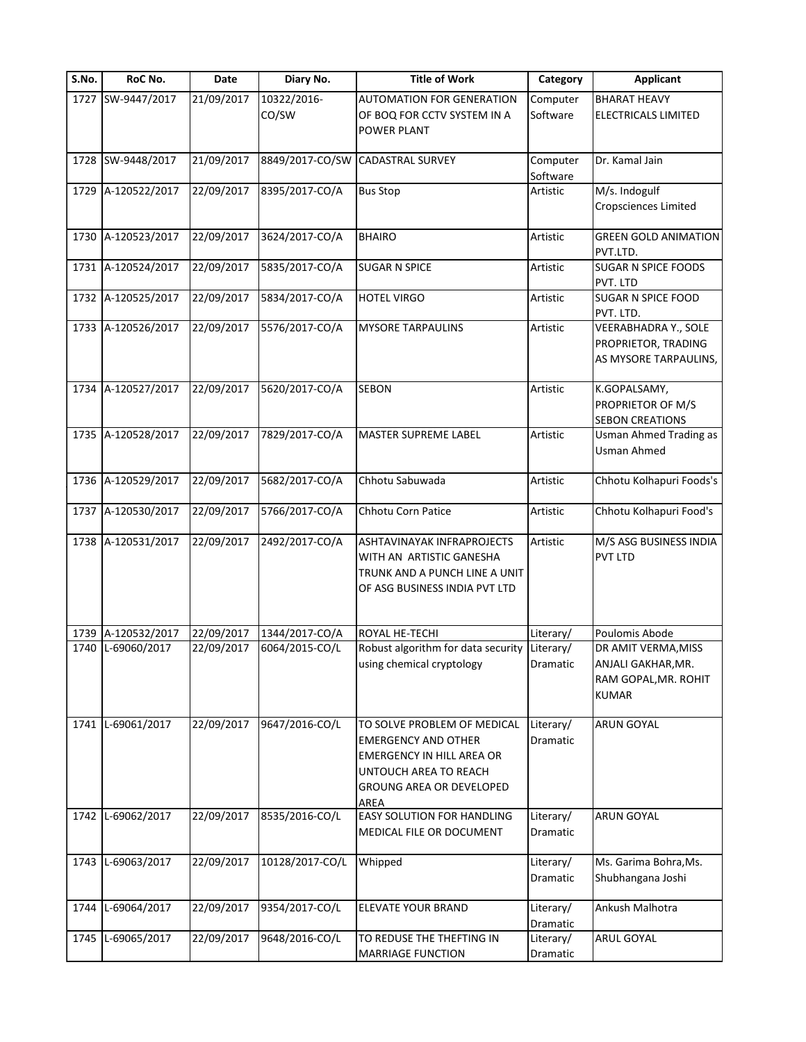| S.No. | RoC No. | Date | Diary No. | Title of Work | Category | Applicant |
|---|---|---|---|---|---|---|
| 1727 | SW-9447/2017 | 21/09/2017 | 10322/2016-CO/SW | AUTOMATION FOR GENERATION OF BOQ FOR CCTV SYSTEM IN A POWER PLANT | Computer Software | BHARAT HEAVY ELECTRICALS LIMITED |
| 1728 | SW-9448/2017 | 21/09/2017 | 8849/2017-CO/SW | CADASTRAL SURVEY | Computer Software | Dr. Kamal Jain |
| 1729 | A-120522/2017 | 22/09/2017 | 8395/2017-CO/A | Bus Stop | Artistic | M/s. Indogulf Cropsciences Limited |
| 1730 | A-120523/2017 | 22/09/2017 | 3624/2017-CO/A | BHAIRO | Artistic | GREEN GOLD ANIMATION PVT.LTD. |
| 1731 | A-120524/2017 | 22/09/2017 | 5835/2017-CO/A | SUGAR N SPICE | Artistic | SUGAR N SPICE FOODS PVT. LTD |
| 1732 | A-120525/2017 | 22/09/2017 | 5834/2017-CO/A | HOTEL VIRGO | Artistic | SUGAR N SPICE FOOD PVT. LTD. |
| 1733 | A-120526/2017 | 22/09/2017 | 5576/2017-CO/A | MYSORE TARPAULINS | Artistic | VEERABHADRA Y., SOLE PROPRIETOR, TRADING AS MYSORE TARPAULINS, |
| 1734 | A-120527/2017 | 22/09/2017 | 5620/2017-CO/A | SEBON | Artistic | K.GOPALSAMY, PROPRIETOR OF M/S SEBON CREATIONS |
| 1735 | A-120528/2017 | 22/09/2017 | 7829/2017-CO/A | MASTER SUPREME LABEL | Artistic | Usman Ahmed Trading as Usman Ahmed |
| 1736 | A-120529/2017 | 22/09/2017 | 5682/2017-CO/A | Chhotu Sabuwada | Artistic | Chhotu Kolhapuri Foods's |
| 1737 | A-120530/2017 | 22/09/2017 | 5766/2017-CO/A | Chhotu Corn Patice | Artistic | Chhotu Kolhapuri Food's |
| 1738 | A-120531/2017 | 22/09/2017 | 2492/2017-CO/A | ASHTAVINAYAK INFRAPROJECTS WITH AN ARTISTIC GANESHA TRUNK AND A PUNCH LINE A UNIT OF ASG BUSINESS INDIA PVT LTD | Artistic | M/S ASG BUSINESS INDIA PVT LTD |
| 1739 | A-120532/2017 | 22/09/2017 | 1344/2017-CO/A | ROYAL HE-TECHI | Literary/ | Poulomis Abode |
| 1740 | L-69060/2017 | 22/09/2017 | 6064/2015-CO/L | Robust algorithm for data security using chemical cryptology | Literary/ Dramatic | DR AMIT VERMA,MISS ANJALI GAKHAR,MR. RAM GOPAL,MR. ROHIT KUMAR |
| 1741 | L-69061/2017 | 22/09/2017 | 9647/2016-CO/L | TO SOLVE PROBLEM OF MEDICAL EMERGENCY AND OTHER EMERGENCY IN HILL AREA OR UNTOUCH AREA TO REACH GROUNG AREA OR DEVELOPED AREA | Literary/ Dramatic | ARUN GOYAL |
| 1742 | L-69062/2017 | 22/09/2017 | 8535/2016-CO/L | EASY SOLUTION FOR HANDLING MEDICAL FILE OR DOCUMENT | Literary/ Dramatic | ARUN GOYAL |
| 1743 | L-69063/2017 | 22/09/2017 | 10128/2017-CO/L | Whipped | Literary/ Dramatic | Ms. Garima Bohra,Ms. Shubhangana Joshi |
| 1744 | L-69064/2017 | 22/09/2017 | 9354/2017-CO/L | ELEVATE YOUR BRAND | Literary/ Dramatic | Ankush Malhotra |
| 1745 | L-69065/2017 | 22/09/2017 | 9648/2016-CO/L | TO REDUSE THE THEFTING IN MARRIAGE FUNCTION | Literary/ Dramatic | ARUL GOYAL |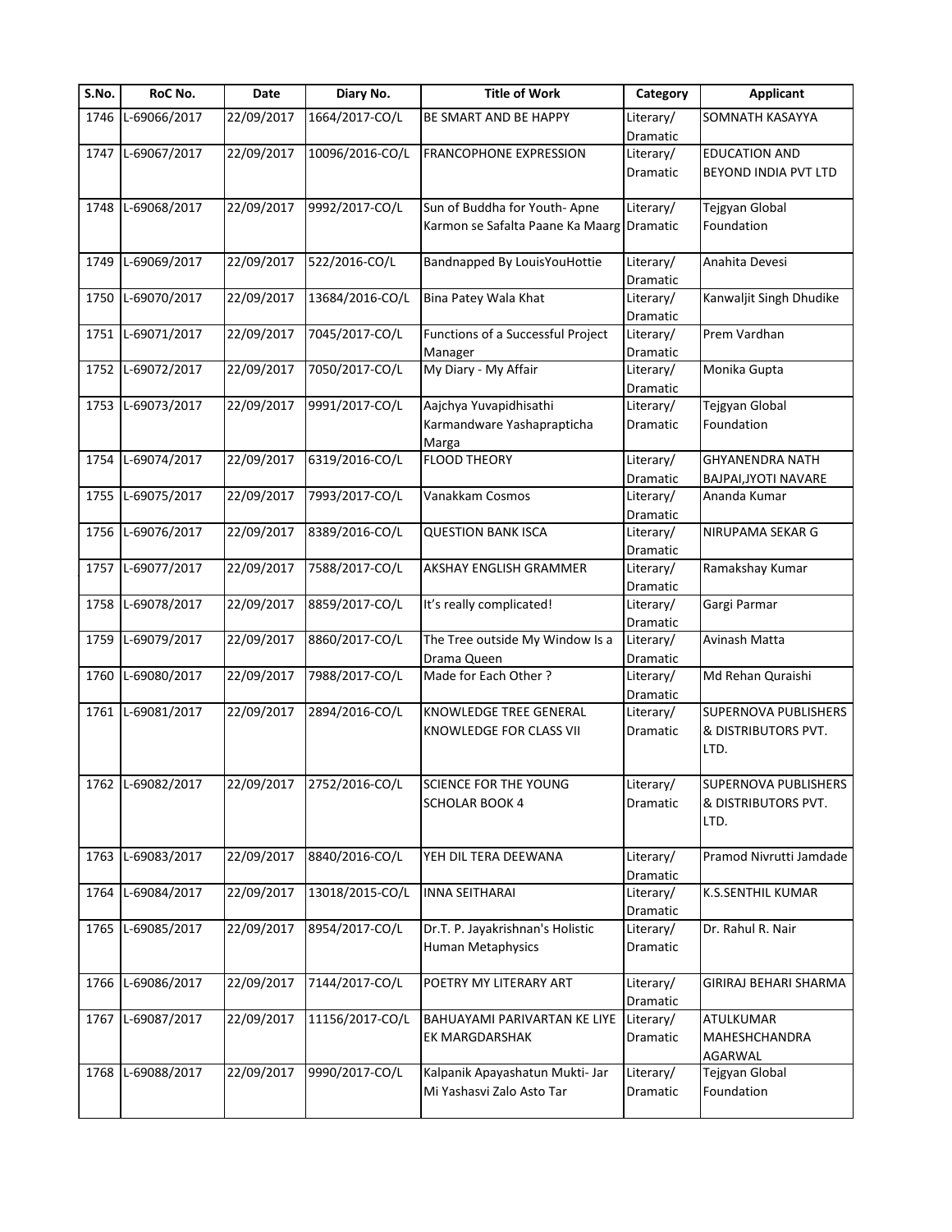| S.No. | RoC No. | Date | Diary No. | Title of Work | Category | Applicant |
|---|---|---|---|---|---|---|
| 1746 | L-69066/2017 | 22/09/2017 | 1664/2017-CO/L | BE SMART AND BE HAPPY | Literary/ Dramatic | SOMNATH KASAYYA |
| 1747 | L-69067/2017 | 22/09/2017 | 10096/2016-CO/L | FRANCOPHONE EXPRESSION | Literary/ Dramatic | EDUCATION AND BEYOND INDIA PVT LTD |
| 1748 | L-69068/2017 | 22/09/2017 | 9992/2017-CO/L | Sun of Buddha for Youth- Apne Karmon se Safalta Paane Ka Maarg | Literary/ Dramatic | Tejgyan Global Foundation |
| 1749 | L-69069/2017 | 22/09/2017 | 522/2016-CO/L | Bandnapped By LouisYouHottie | Literary/ Dramatic | Anahita Devesi |
| 1750 | L-69070/2017 | 22/09/2017 | 13684/2016-CO/L | Bina Patey Wala Khat | Literary/ Dramatic | Kanwaljit Singh Dhudike |
| 1751 | L-69071/2017 | 22/09/2017 | 7045/2017-CO/L | Functions of a Successful Project Manager | Literary/ Dramatic | Prem Vardhan |
| 1752 | L-69072/2017 | 22/09/2017 | 7050/2017-CO/L | My Diary - My Affair | Literary/ Dramatic | Monika Gupta |
| 1753 | L-69073/2017 | 22/09/2017 | 9991/2017-CO/L | Aajchya Yuvapidhisathi Karmandware Yashapraptícha Marga | Literary/ Dramatic | Tejgyan Global Foundation |
| 1754 | L-69074/2017 | 22/09/2017 | 6319/2016-CO/L | FLOOD THEORY | Literary/ Dramatic | GHYANENDRA NATH BAJPAI,JYOTI NAVARE |
| 1755 | L-69075/2017 | 22/09/2017 | 7993/2017-CO/L | Vanakkam Cosmos | Literary/ Dramatic | Ananda Kumar |
| 1756 | L-69076/2017 | 22/09/2017 | 8389/2016-CO/L | QUESTION BANK ISCA | Literary/ Dramatic | NIRUPAMA SEKAR G |
| 1757 | L-69077/2017 | 22/09/2017 | 7588/2017-CO/L | AKSHAY ENGLISH GRAMMER | Literary/ Dramatic | Ramakshay Kumar |
| 1758 | L-69078/2017 | 22/09/2017 | 8859/2017-CO/L | It's really complicated! | Literary/ Dramatic | Gargi Parmar |
| 1759 | L-69079/2017 | 22/09/2017 | 8860/2017-CO/L | The Tree outside My Window Is a Drama Queen | Literary/ Dramatic | Avinash Matta |
| 1760 | L-69080/2017 | 22/09/2017 | 7988/2017-CO/L | Made for Each Other ? | Literary/ Dramatic | Md Rehan Quraishi |
| 1761 | L-69081/2017 | 22/09/2017 | 2894/2016-CO/L | KNOWLEDGE TREE GENERAL KNOWLEDGE FOR CLASS VII | Literary/ Dramatic | SUPERNOVA PUBLISHERS & DISTRIBUTORS PVT. LTD. |
| 1762 | L-69082/2017 | 22/09/2017 | 2752/2016-CO/L | SCIENCE FOR THE YOUNG SCHOLAR BOOK 4 | Literary/ Dramatic | SUPERNOVA PUBLISHERS & DISTRIBUTORS PVT. LTD. |
| 1763 | L-69083/2017 | 22/09/2017 | 8840/2016-CO/L | YEH DIL TERA DEEWANA | Literary/ Dramatic | Pramod Nivrutti Jamdade |
| 1764 | L-69084/2017 | 22/09/2017 | 13018/2015-CO/L | INNA SEITHARAI | Literary/ Dramatic | K.S.SENTHIL KUMAR |
| 1765 | L-69085/2017 | 22/09/2017 | 8954/2017-CO/L | Dr.T. P. Jayakrishnan's Holistic Human Metaphysics | Literary/ Dramatic | Dr. Rahul R. Nair |
| 1766 | L-69086/2017 | 22/09/2017 | 7144/2017-CO/L | POETRY MY LITERARY ART | Literary/ Dramatic | GIRIRAJ BEHARI SHARMA |
| 1767 | L-69087/2017 | 22/09/2017 | 11156/2017-CO/L | BAHUAYAMI PARIVARTAN KE LIYE EK MARGDARSHAK | Literary/ Dramatic | ATULKUMAR MAHESHCHANDRA AGARWAL |
| 1768 | L-69088/2017 | 22/09/2017 | 9990/2017-CO/L | Kalpanik Apayashatun Mukti- Jar Mi Yashasvi Zalo Asto Tar | Literary/ Dramatic | Tejgyan Global Foundation |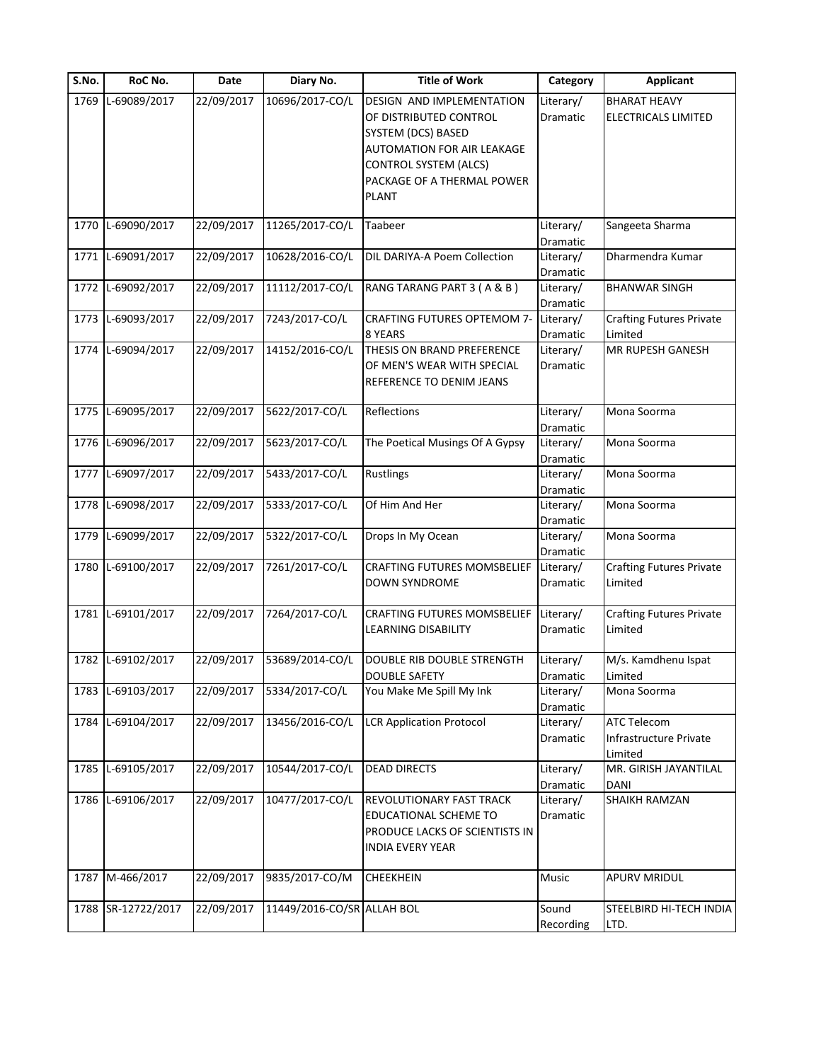| S.No. | RoC No. | Date | Diary No. | Title of Work | Category | Applicant |
|---|---|---|---|---|---|---|
| 1769 | L-69089/2017 | 22/09/2017 | 10696/2017-CO/L | DESIGN AND IMPLEMENTATION OF DISTRIBUTED CONTROL SYSTEM (DCS) BASED AUTOMATION FOR AIR LEAKAGE CONTROL SYSTEM (ALCS) PACKAGE OF A THERMAL POWER PLANT | Literary/ Dramatic | BHARAT HEAVY ELECTRICALS LIMITED |
| 1770 | L-69090/2017 | 22/09/2017 | 11265/2017-CO/L | Taabeer | Literary/ Dramatic | Sangeeta Sharma |
| 1771 | L-69091/2017 | 22/09/2017 | 10628/2016-CO/L | DIL DARIYA-A Poem Collection | Literary/ Dramatic | Dharmendra Kumar |
| 1772 | L-69092/2017 | 22/09/2017 | 11112/2017-CO/L | RANG TARANG PART 3 ( A & B ) | Literary/ Dramatic | BHANWAR SINGH |
| 1773 | L-69093/2017 | 22/09/2017 | 7243/2017-CO/L | CRAFTING FUTURES OPTEMOM 7-8 YEARS | Literary/ Dramatic | Crafting Futures Private Limited |
| 1774 | L-69094/2017 | 22/09/2017 | 14152/2016-CO/L | THESIS ON BRAND PREFERENCE OF MEN'S WEAR WITH SPECIAL REFERENCE TO DENIM JEANS | Literary/ Dramatic | MR RUPESH GANESH |
| 1775 | L-69095/2017 | 22/09/2017 | 5622/2017-CO/L | Reflections | Literary/ Dramatic | Mona Soorma |
| 1776 | L-69096/2017 | 22/09/2017 | 5623/2017-CO/L | The Poetical Musings Of A Gypsy | Literary/ Dramatic | Mona Soorma |
| 1777 | L-69097/2017 | 22/09/2017 | 5433/2017-CO/L | Rustlings | Literary/ Dramatic | Mona Soorma |
| 1778 | L-69098/2017 | 22/09/2017 | 5333/2017-CO/L | Of Him And Her | Literary/ Dramatic | Mona Soorma |
| 1779 | L-69099/2017 | 22/09/2017 | 5322/2017-CO/L | Drops In My Ocean | Literary/ Dramatic | Mona Soorma |
| 1780 | L-69100/2017 | 22/09/2017 | 7261/2017-CO/L | CRAFTING FUTURES MOMSBELIEF DOWN SYNDROME | Literary/ Dramatic | Crafting Futures Private Limited |
| 1781 | L-69101/2017 | 22/09/2017 | 7264/2017-CO/L | CRAFTING FUTURES MOMSBELIEF LEARNING DISABILITY | Literary/ Dramatic | Crafting Futures Private Limited |
| 1782 | L-69102/2017 | 22/09/2017 | 53689/2014-CO/L | DOUBLE RIB DOUBLE STRENGTH DOUBLE SAFETY | Literary/ Dramatic | M/s. Kamdhenu Ispat Limited |
| 1783 | L-69103/2017 | 22/09/2017 | 5334/2017-CO/L | You Make Me Spill My Ink | Literary/ Dramatic | Mona Soorma |
| 1784 | L-69104/2017 | 22/09/2017 | 13456/2016-CO/L | LCR Application Protocol | Literary/ Dramatic | ATC Telecom Infrastructure Private Limited |
| 1785 | L-69105/2017 | 22/09/2017 | 10544/2017-CO/L | DEAD DIRECTS | Literary/ Dramatic | MR. GIRISH JAYANTILAL DANI |
| 1786 | L-69106/2017 | 22/09/2017 | 10477/2017-CO/L | REVOLUTIONARY FAST TRACK EDUCATIONAL SCHEME TO PRODUCE LACKS OF SCIENTISTS IN INDIA EVERY YEAR | Literary/ Dramatic | SHAIKH RAMZAN |
| 1787 | M-466/2017 | 22/09/2017 | 9835/2017-CO/M | CHEEKHEIN | Music | APURV MRIDUL |
| 1788 | SR-12722/2017 | 22/09/2017 | 11449/2016-CO/SR | ALLAH BOL | Sound Recording | STEELBIRD HI-TECH INDIA LTD. |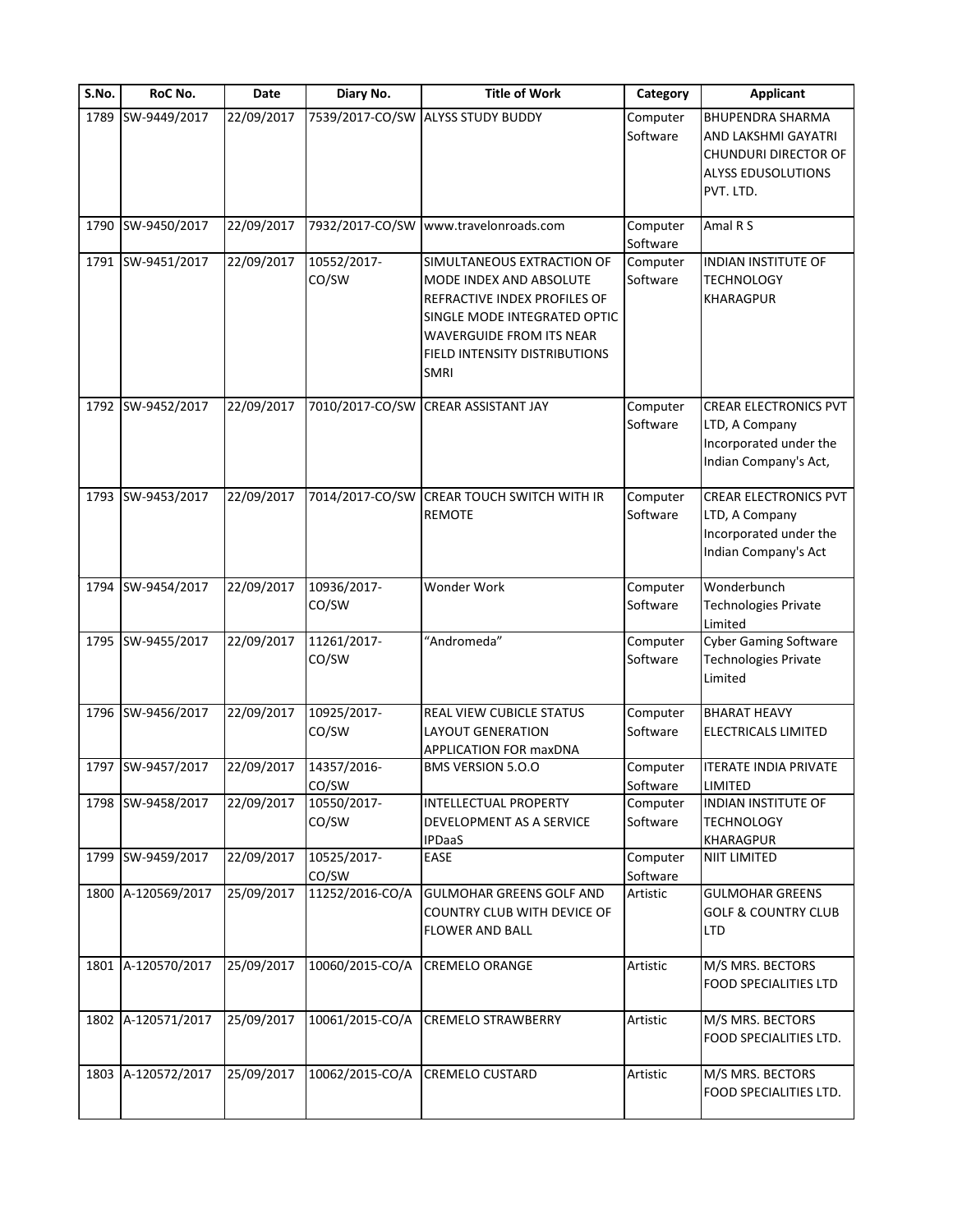| S.No. | RoC No. | Date | Diary No. | Title of Work | Category | Applicant |
|---|---|---|---|---|---|---|
| 1789 | SW-9449/2017 | 22/09/2017 | 7539/2017-CO/SW | ALYSS STUDY BUDDY | Computer Software | BHUPENDRA SHARMA AND LAKSHMI GAYATRI CHUNDURI DIRECTOR OF ALYSS EDUSOLUTIONS PVT. LTD. |
| 1790 | SW-9450/2017 | 22/09/2017 | 7932/2017-CO/SW | www.travelonroads.com | Computer Software | Amal R S |
| 1791 | SW-9451/2017 | 22/09/2017 | 10552/2017-CO/SW | SIMULTANEOUS EXTRACTION OF MODE INDEX AND ABSOLUTE REFRACTIVE INDEX PROFILES OF SINGLE MODE INTEGRATED OPTIC WAVERGUIDE FROM ITS NEAR FIELD INTENSITY DISTRIBUTIONS SMRI | Computer Software | INDIAN INSTITUTE OF TECHNOLOGY KHARAGPUR |
| 1792 | SW-9452/2017 | 22/09/2017 | 7010/2017-CO/SW | CREAR ASSISTANT JAY | Computer Software | CREAR ELECTRONICS PVT LTD, A Company Incorporated under the Indian Company's Act, |
| 1793 | SW-9453/2017 | 22/09/2017 | 7014/2017-CO/SW | CREAR TOUCH SWITCH WITH IR REMOTE | Computer Software | CREAR ELECTRONICS PVT LTD, A Company Incorporated under the Indian Company's Act |
| 1794 | SW-9454/2017 | 22/09/2017 | 10936/2017-CO/SW | Wonder Work | Computer Software | Wonderbunch Technologies Private Limited |
| 1795 | SW-9455/2017 | 22/09/2017 | 11261/2017-CO/SW | "Andromeda" | Computer Software | Cyber Gaming Software Technologies Private Limited |
| 1796 | SW-9456/2017 | 22/09/2017 | 10925/2017-CO/SW | REAL VIEW CUBICLE STATUS LAYOUT GENERATION APPLICATION FOR maxDNA | Computer Software | BHARAT HEAVY ELECTRICALS LIMITED |
| 1797 | SW-9457/2017 | 22/09/2017 | 14357/2016-CO/SW | BMS VERSION 5.O.O | Computer Software | ITERATE INDIA PRIVATE LIMITED |
| 1798 | SW-9458/2017 | 22/09/2017 | 10550/2017-CO/SW | INTELLECTUAL PROPERTY DEVELOPMENT AS A SERVICE IPDaaS | Computer Software | INDIAN INSTITUTE OF TECHNOLOGY KHARAGPUR |
| 1799 | SW-9459/2017 | 22/09/2017 | 10525/2017-CO/SW | EASE | Computer Software | NIIT LIMITED |
| 1800 | A-120569/2017 | 25/09/2017 | 11252/2016-CO/A | GULMOHAR GREENS GOLF AND COUNTRY CLUB WITH DEVICE OF FLOWER AND BALL | Artistic | GULMOHAR GREENS GOLF & COUNTRY CLUB LTD |
| 1801 | A-120570/2017 | 25/09/2017 | 10060/2015-CO/A | CREMELO ORANGE | Artistic | M/S MRS. BECTORS FOOD SPECIALITIES LTD |
| 1802 | A-120571/2017 | 25/09/2017 | 10061/2015-CO/A | CREMELO STRAWBERRY | Artistic | M/S MRS. BECTORS FOOD SPECIALITIES LTD. |
| 1803 | A-120572/2017 | 25/09/2017 | 10062/2015-CO/A | CREMELO CUSTARD | Artistic | M/S MRS. BECTORS FOOD SPECIALITIES LTD. |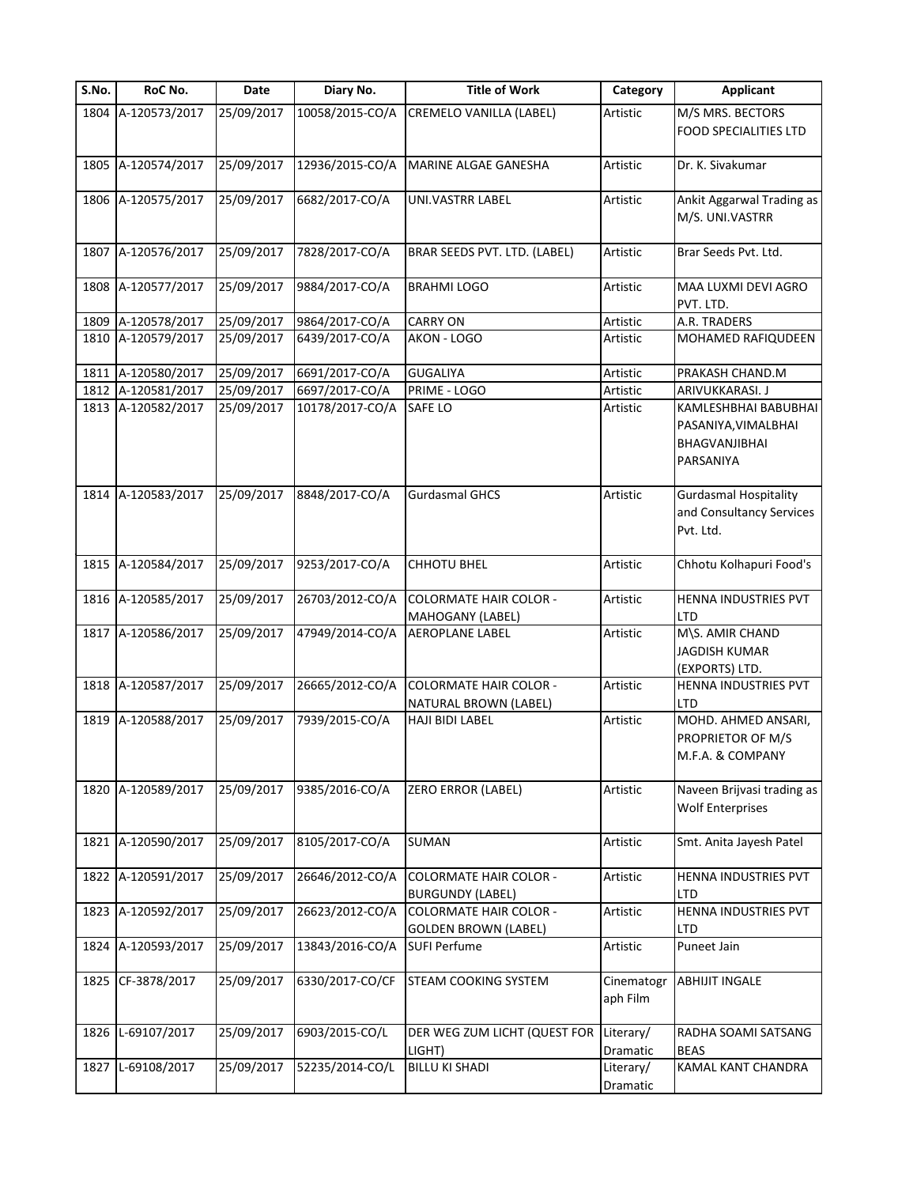| S.No. | RoC No. | Date | Diary No. | Title of Work | Category | Applicant |
|---|---|---|---|---|---|---|
| 1804 | A-120573/2017 | 25/09/2017 | 10058/2015-CO/A | CREMELO VANILLA (LABEL) | Artistic | M/S MRS. BECTORS FOOD SPECIALITIES LTD |
| 1805 | A-120574/2017 | 25/09/2017 | 12936/2015-CO/A | MARINE ALGAE GANESHA | Artistic | Dr. K. Sivakumar |
| 1806 | A-120575/2017 | 25/09/2017 | 6682/2017-CO/A | UNI.VASTRR LABEL | Artistic | Ankit Aggarwal Trading as M/S. UNI.VASTRR |
| 1807 | A-120576/2017 | 25/09/2017 | 7828/2017-CO/A | BRAR SEEDS PVT. LTD. (LABEL) | Artistic | Brar Seeds Pvt. Ltd. |
| 1808 | A-120577/2017 | 25/09/2017 | 9884/2017-CO/A | BRAHMI LOGO | Artistic | MAA LUXMI DEVI AGRO PVT. LTD. |
| 1809 | A-120578/2017 | 25/09/2017 | 9864/2017-CO/A | CARRY ON | Artistic | A.R. TRADERS |
| 1810 | A-120579/2017 | 25/09/2017 | 6439/2017-CO/A | AKON - LOGO | Artistic | MOHAMED RAFIQUDEEN |
| 1811 | A-120580/2017 | 25/09/2017 | 6691/2017-CO/A | GUGALIYA | Artistic | PRAKASH CHAND.M |
| 1812 | A-120581/2017 | 25/09/2017 | 6697/2017-CO/A | PRIME - LOGO | Artistic | ARIVUKKARASI. J |
| 1813 | A-120582/2017 | 25/09/2017 | 10178/2017-CO/A | SAFE LO | Artistic | KAMLESHBHAI BABUBHAI PASANIYA,VIMALBHAI BHAGVANJIBHAI PARSANIYA |
| 1814 | A-120583/2017 | 25/09/2017 | 8848/2017-CO/A | Gurdasmal GHCS | Artistic | Gurdasmal Hospitality and Consultancy Services Pvt. Ltd. |
| 1815 | A-120584/2017 | 25/09/2017 | 9253/2017-CO/A | CHHOTU BHEL | Artistic | Chhotu Kolhapuri Food's |
| 1816 | A-120585/2017 | 25/09/2017 | 26703/2012-CO/A | COLORMATE HAIR COLOR - MAHOGANY (LABEL) | Artistic | HENNA INDUSTRIES PVT LTD |
| 1817 | A-120586/2017 | 25/09/2017 | 47949/2014-CO/A | AEROPLANE LABEL | Artistic | M\S. AMIR CHAND JAGDISH KUMAR (EXPORTS) LTD. |
| 1818 | A-120587/2017 | 25/09/2017 | 26665/2012-CO/A | COLORMATE HAIR COLOR - NATURAL BROWN (LABEL) | Artistic | HENNA INDUSTRIES PVT LTD |
| 1819 | A-120588/2017 | 25/09/2017 | 7939/2015-CO/A | HAJI BIDI LABEL | Artistic | MOHD. AHMED ANSARI, PROPRIETOR OF M/S M.F.A. & COMPANY |
| 1820 | A-120589/2017 | 25/09/2017 | 9385/2016-CO/A | ZERO ERROR (LABEL) | Artistic | Naveen Brijvasi trading as Wolf Enterprises |
| 1821 | A-120590/2017 | 25/09/2017 | 8105/2017-CO/A | SUMAN | Artistic | Smt. Anita Jayesh Patel |
| 1822 | A-120591/2017 | 25/09/2017 | 26646/2012-CO/A | COLORMATE HAIR COLOR - BURGUNDY (LABEL) | Artistic | HENNA INDUSTRIES PVT LTD |
| 1823 | A-120592/2017 | 25/09/2017 | 26623/2012-CO/A | COLORMATE HAIR COLOR - GOLDEN BROWN (LABEL) | Artistic | HENNA INDUSTRIES PVT LTD |
| 1824 | A-120593/2017 | 25/09/2017 | 13843/2016-CO/A | SUFI Perfume | Artistic | Puneet Jain |
| 1825 | CF-3878/2017 | 25/09/2017 | 6330/2017-CO/CF | STEAM COOKING SYSTEM | Cinematograph Film | ABHIJIT INGALE |
| 1826 | L-69107/2017 | 25/09/2017 | 6903/2015-CO/L | DER WEG ZUM LICHT (QUEST FOR LIGHT) | Literary/ Dramatic | RADHA SOAMI SATSANG BEAS |
| 1827 | L-69108/2017 | 25/09/2017 | 52235/2014-CO/L | BILLU KI SHADI | Literary/ Dramatic | KAMAL KANT CHANDRA |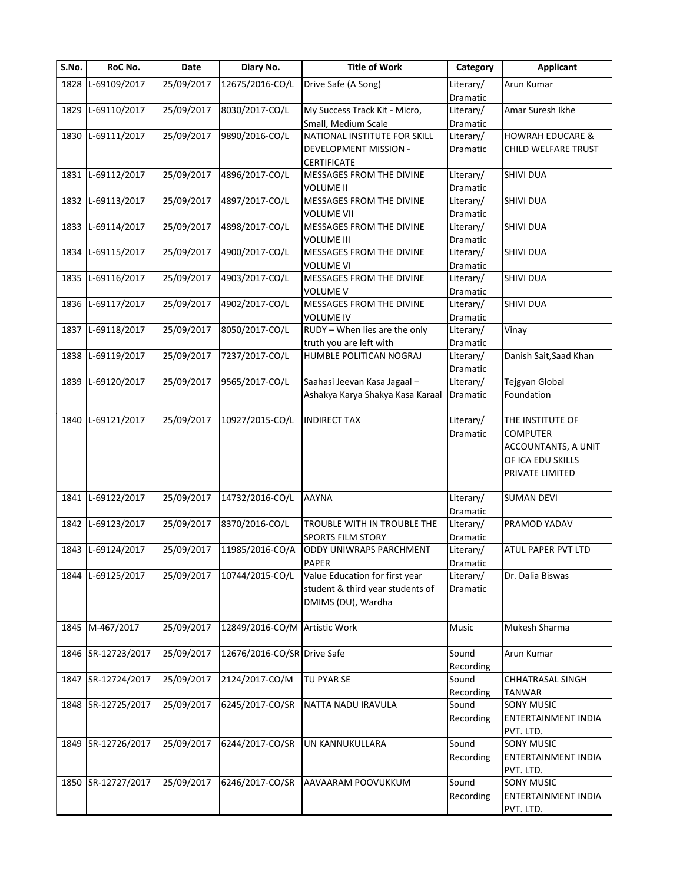| S.No. | RoC No. | Date | Diary No. | Title of Work | Category | Applicant |
|---|---|---|---|---|---|---|
| 1828 | L-69109/2017 | 25/09/2017 | 12675/2016-CO/L | Drive Safe (A Song) | Literary/ Dramatic | Arun Kumar |
| 1829 | L-69110/2017 | 25/09/2017 | 8030/2017-CO/L | My Success Track Kit - Micro, Small, Medium Scale | Literary/ Dramatic | Amar Suresh Ikhe |
| 1830 | L-69111/2017 | 25/09/2017 | 9890/2016-CO/L | NATIONAL INSTITUTE FOR SKILL DEVELOPMENT MISSION - CERTIFICATE | Literary/ Dramatic | HOWRAH EDUCARE & CHILD WELFARE TRUST |
| 1831 | L-69112/2017 | 25/09/2017 | 4896/2017-CO/L | MESSAGES FROM THE DIVINE VOLUME II | Literary/ Dramatic | SHIVI DUA |
| 1832 | L-69113/2017 | 25/09/2017 | 4897/2017-CO/L | MESSAGES FROM THE DIVINE VOLUME VII | Literary/ Dramatic | SHIVI DUA |
| 1833 | L-69114/2017 | 25/09/2017 | 4898/2017-CO/L | MESSAGES FROM THE DIVINE VOLUME III | Literary/ Dramatic | SHIVI DUA |
| 1834 | L-69115/2017 | 25/09/2017 | 4900/2017-CO/L | MESSAGES FROM THE DIVINE VOLUME VI | Literary/ Dramatic | SHIVI DUA |
| 1835 | L-69116/2017 | 25/09/2017 | 4903/2017-CO/L | MESSAGES FROM THE DIVINE VOLUME V | Literary/ Dramatic | SHIVI DUA |
| 1836 | L-69117/2017 | 25/09/2017 | 4902/2017-CO/L | MESSAGES FROM THE DIVINE VOLUME IV | Literary/ Dramatic | SHIVI DUA |
| 1837 | L-69118/2017 | 25/09/2017 | 8050/2017-CO/L | RUDY – When lies are the only truth you are left with | Literary/ Dramatic | Vinay |
| 1838 | L-69119/2017 | 25/09/2017 | 7237/2017-CO/L | HUMBLE POLITICAN NOGRAJ | Literary/ Dramatic | Danish Sait,Saad Khan |
| 1839 | L-69120/2017 | 25/09/2017 | 9565/2017-CO/L | Saahasi Jeevan Kasa Jagaal – Ashakya Karya Shakya Kasa Karaal | Literary/ Dramatic | Tejgyan Global Foundation |
| 1840 | L-69121/2017 | 25/09/2017 | 10927/2015-CO/L | INDIRECT TAX | Literary/ Dramatic | THE INSTITUTE OF COMPUTER ACCOUNTANTS, A UNIT OF ICA EDU SKILLS PRIVATE LIMITED |
| 1841 | L-69122/2017 | 25/09/2017 | 14732/2016-CO/L | AAYNA | Literary/ Dramatic | SUMAN DEVI |
| 1842 | L-69123/2017 | 25/09/2017 | 8370/2016-CO/L | TROUBLE WITH IN TROUBLE THE SPORTS FILM STORY | Literary/ Dramatic | PRAMOD YADAV |
| 1843 | L-69124/2017 | 25/09/2017 | 11985/2016-CO/A | ODDY UNIWRAPS PARCHMENT PAPER | Literary/ Dramatic | ATUL PAPER PVT LTD |
| 1844 | L-69125/2017 | 25/09/2017 | 10744/2015-CO/L | Value Education for first year student & third year students of DMIMS (DU), Wardha | Literary/ Dramatic | Dr. Dalia Biswas |
| 1845 | M-467/2017 | 25/09/2017 | 12849/2016-CO/M | Artistic Work | Music | Mukesh Sharma |
| 1846 | SR-12723/2017 | 25/09/2017 | 12676/2016-CO/SR | Drive Safe | Sound Recording | Arun Kumar |
| 1847 | SR-12724/2017 | 25/09/2017 | 2124/2017-CO/M | TU PYAR SE | Sound Recording | CHHATRASAL SINGH TANWAR |
| 1848 | SR-12725/2017 | 25/09/2017 | 6245/2017-CO/SR | NATTA NADU IRAVULA | Sound Recording | SONY MUSIC ENTERTAINMENT INDIA PVT. LTD. |
| 1849 | SR-12726/2017 | 25/09/2017 | 6244/2017-CO/SR | UN KANNUKULLARA | Sound Recording | SONY MUSIC ENTERTAINMENT INDIA PVT. LTD. |
| 1850 | SR-12727/2017 | 25/09/2017 | 6246/2017-CO/SR | AAVAARAM POOVUKKUM | Sound Recording | SONY MUSIC ENTERTAINMENT INDIA PVT. LTD. |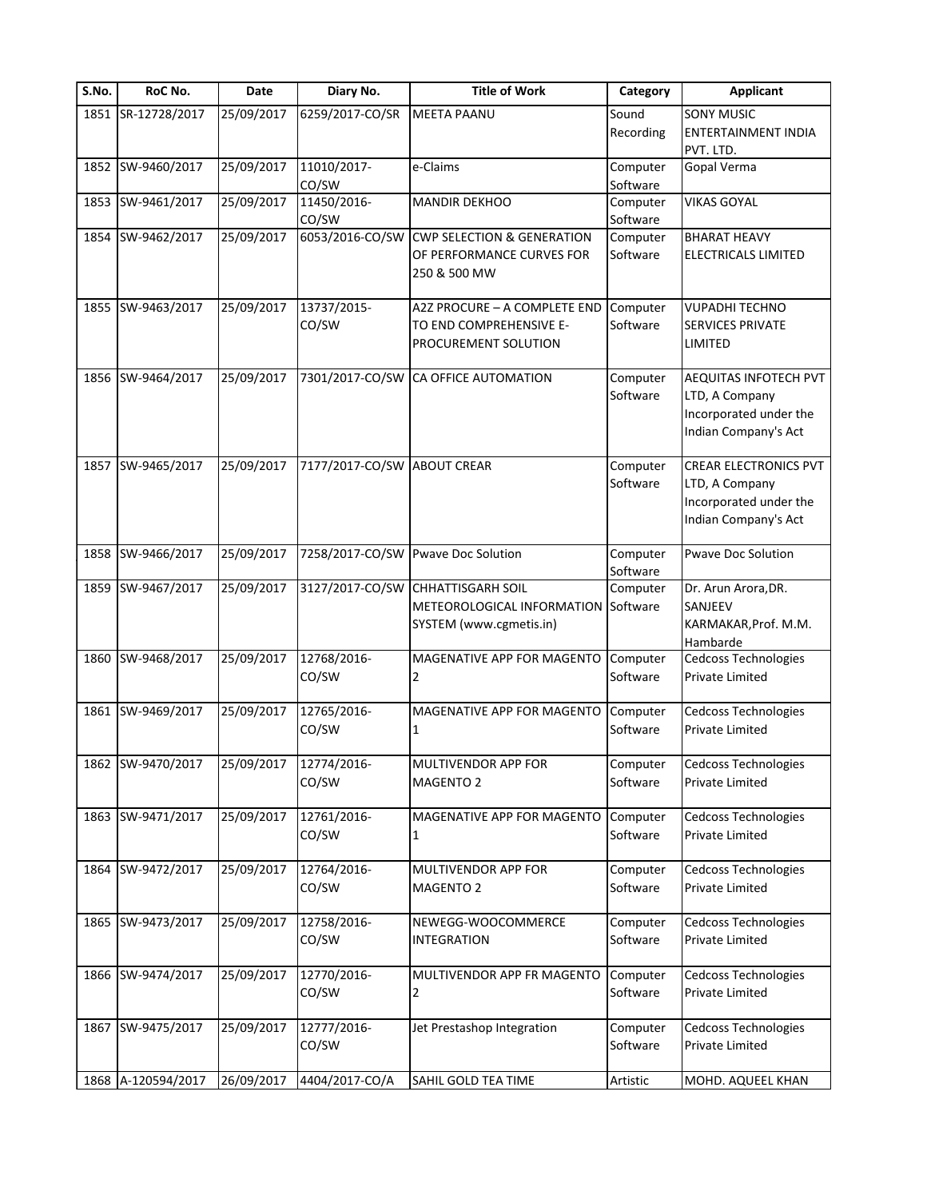| S.No. | RoC No. | Date | Diary No. | Title of Work | Category | Applicant |
|---|---|---|---|---|---|---|
| 1851 | SR-12728/2017 | 25/09/2017 | 6259/2017-CO/SR | MEETA PAANU | Sound Recording | SONY MUSIC ENTERTAINMENT INDIA PVT. LTD. |
| 1852 | SW-9460/2017 | 25/09/2017 | 11010/2017-CO/SW | e-Claims | Computer Software | Gopal Verma |
| 1853 | SW-9461/2017 | 25/09/2017 | 11450/2016-CO/SW | MANDIR DEKHOO | Computer Software | VIKAS GOYAL |
| 1854 | SW-9462/2017 | 25/09/2017 | 6053/2016-CO/SW | CWP SELECTION & GENERATION OF PERFORMANCE CURVES FOR 250 & 500 MW | Computer Software | BHARAT HEAVY ELECTRICALS LIMITED |
| 1855 | SW-9463/2017 | 25/09/2017 | 13737/2015-CO/SW | A2Z PROCURE – A COMPLETE END TO END COMPREHENSIVE E-PROCUREMENT SOLUTION | Computer Software | VUPADHI TECHNO SERVICES PRIVATE LIMITED |
| 1856 | SW-9464/2017 | 25/09/2017 | 7301/2017-CO/SW | CA OFFICE AUTOMATION | Computer Software | AEQUITAS INFOTECH PVT LTD, A Company Incorporated under the Indian Company's Act |
| 1857 | SW-9465/2017 | 25/09/2017 | 7177/2017-CO/SW | ABOUT CREAR | Computer Software | CREAR ELECTRONICS PVT LTD, A Company Incorporated under the Indian Company's Act |
| 1858 | SW-9466/2017 | 25/09/2017 | 7258/2017-CO/SW | Pwave Doc Solution | Computer Software | Pwave Doc Solution |
| 1859 | SW-9467/2017 | 25/09/2017 | 3127/2017-CO/SW | CHHATTISGARH SOIL METEOROLOGICAL INFORMATION SYSTEM (www.cgmetis.in) | Computer Software | Dr. Arun Arora,DR. SANJEEV KARMAKAR,Prof. M.M. Hambarde |
| 1860 | SW-9468/2017 | 25/09/2017 | 12768/2016-CO/SW | MAGENATIVE APP FOR MAGENTO 2 | Computer Software | Cedcoss Technologies Private Limited |
| 1861 | SW-9469/2017 | 25/09/2017 | 12765/2016-CO/SW | MAGENATIVE APP FOR MAGENTO 1 | Computer Software | Cedcoss Technologies Private Limited |
| 1862 | SW-9470/2017 | 25/09/2017 | 12774/2016-CO/SW | MULTIVENDOR APP FOR MAGENTO 2 | Computer Software | Cedcoss Technologies Private Limited |
| 1863 | SW-9471/2017 | 25/09/2017 | 12761/2016-CO/SW | MAGENATIVE APP FOR MAGENTO 1 | Computer Software | Cedcoss Technologies Private Limited |
| 1864 | SW-9472/2017 | 25/09/2017 | 12764/2016-CO/SW | MULTIVENDOR APP FOR MAGENTO 2 | Computer Software | Cedcoss Technologies Private Limited |
| 1865 | SW-9473/2017 | 25/09/2017 | 12758/2016-CO/SW | NEWEGG-WOOCOMMERCE INTEGRATION | Computer Software | Cedcoss Technologies Private Limited |
| 1866 | SW-9474/2017 | 25/09/2017 | 12770/2016-CO/SW | MULTIVENDOR APP FR MAGENTO 2 | Computer Software | Cedcoss Technologies Private Limited |
| 1867 | SW-9475/2017 | 25/09/2017 | 12777/2016-CO/SW | Jet Prestashop Integration | Computer Software | Cedcoss Technologies Private Limited |
| 1868 | A-120594/2017 | 26/09/2017 | 4404/2017-CO/A | SAHIL GOLD TEA TIME | Artistic | MOHD. AQUEEL KHAN |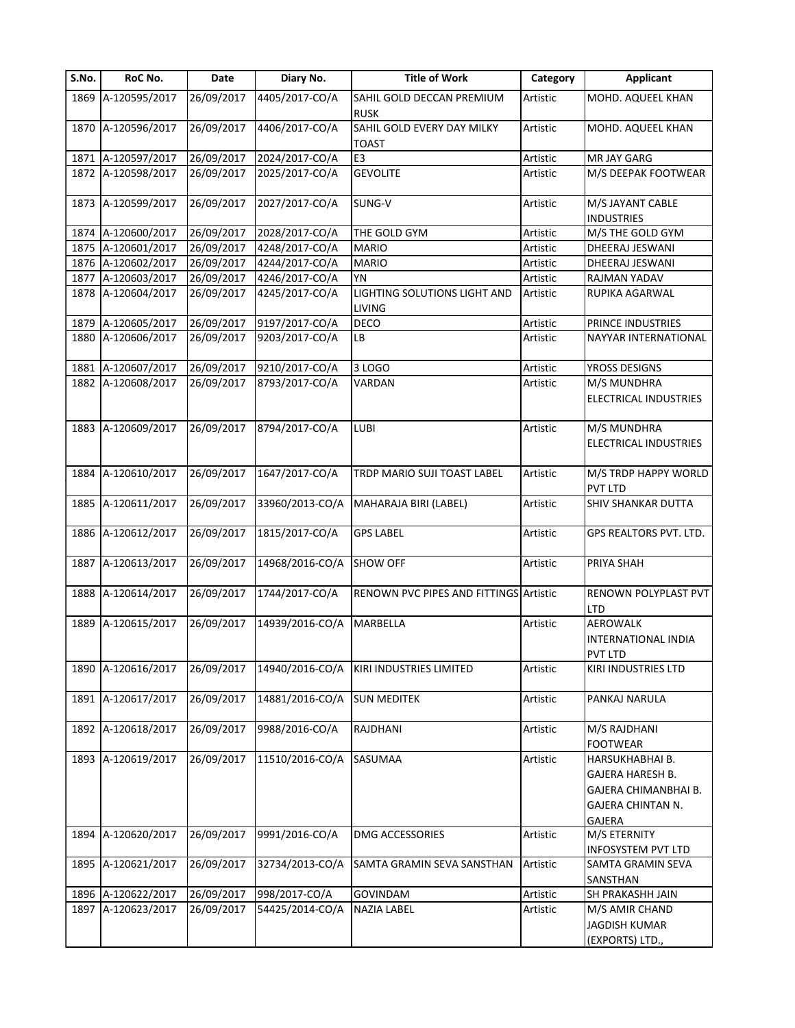| S.No. | RoC No. | Date | Diary No. | Title of Work | Category | Applicant |
|---|---|---|---|---|---|---|
| 1869 | A-120595/2017 | 26/09/2017 | 4405/2017-CO/A | SAHIL GOLD DECCAN PREMIUM RUSK | Artistic | MOHD. AQUEEL KHAN |
| 1870 | A-120596/2017 | 26/09/2017 | 4406/2017-CO/A | SAHIL GOLD EVERY DAY MILKY TOAST | Artistic | MOHD. AQUEEL KHAN |
| 1871 | A-120597/2017 | 26/09/2017 | 2024/2017-CO/A | E3 | Artistic | MR JAY GARG |
| 1872 | A-120598/2017 | 26/09/2017 | 2025/2017-CO/A | GEVOLITE | Artistic | M/S DEEPAK FOOTWEAR |
| 1873 | A-120599/2017 | 26/09/2017 | 2027/2017-CO/A | SUNG-V | Artistic | M/S JAYANT CABLE INDUSTRIES |
| 1874 | A-120600/2017 | 26/09/2017 | 2028/2017-CO/A | THE GOLD GYM | Artistic | M/S THE GOLD GYM |
| 1875 | A-120601/2017 | 26/09/2017 | 4248/2017-CO/A | MARIO | Artistic | DHEERAJ JESWANI |
| 1876 | A-120602/2017 | 26/09/2017 | 4244/2017-CO/A | MARIO | Artistic | DHEERAJ JESWANI |
| 1877 | A-120603/2017 | 26/09/2017 | 4246/2017-CO/A | YN | Artistic | RAJMAN YADAV |
| 1878 | A-120604/2017 | 26/09/2017 | 4245/2017-CO/A | LIGHTING SOLUTIONS LIGHT AND LIVING | Artistic | RUPIKA AGARWAL |
| 1879 | A-120605/2017 | 26/09/2017 | 9197/2017-CO/A | DECO | Artistic | PRINCE INDUSTRIES |
| 1880 | A-120606/2017 | 26/09/2017 | 9203/2017-CO/A | LB | Artistic | NAYYAR INTERNATIONAL |
| 1881 | A-120607/2017 | 26/09/2017 | 9210/2017-CO/A | 3 LOGO | Artistic | YROSS DESIGNS |
| 1882 | A-120608/2017 | 26/09/2017 | 8793/2017-CO/A | VARDAN | Artistic | M/S MUNDHRA ELECTRICAL INDUSTRIES |
| 1883 | A-120609/2017 | 26/09/2017 | 8794/2017-CO/A | LUBI | Artistic | M/S MUNDHRA ELECTRICAL INDUSTRIES |
| 1884 | A-120610/2017 | 26/09/2017 | 1647/2017-CO/A | TRDP MARIO SUJI TOAST LABEL | Artistic | M/S TRDP HAPPY WORLD PVT LTD |
| 1885 | A-120611/2017 | 26/09/2017 | 33960/2013-CO/A | MAHARAJA BIRI (LABEL) | Artistic | SHIV SHANKAR DUTTA |
| 1886 | A-120612/2017 | 26/09/2017 | 1815/2017-CO/A | GPS LABEL | Artistic | GPS REALTORS PVT. LTD. |
| 1887 | A-120613/2017 | 26/09/2017 | 14968/2016-CO/A | SHOW OFF | Artistic | PRIYA SHAH |
| 1888 | A-120614/2017 | 26/09/2017 | 1744/2017-CO/A | RENOWN PVC PIPES AND FITTINGS | Artistic | RENOWN POLYPLAST PVT LTD |
| 1889 | A-120615/2017 | 26/09/2017 | 14939/2016-CO/A | MARBELLA | Artistic | AEROWALK INTERNATIONAL INDIA PVT LTD |
| 1890 | A-120616/2017 | 26/09/2017 | 14940/2016-CO/A | KIRI INDUSTRIES LIMITED | Artistic | KIRI INDUSTRIES LTD |
| 1891 | A-120617/2017 | 26/09/2017 | 14881/2016-CO/A | SUN MEDITEK | Artistic | PANKAJ NARULA |
| 1892 | A-120618/2017 | 26/09/2017 | 9988/2016-CO/A | RAJDHANI | Artistic | M/S RAJDHANI FOOTWEAR |
| 1893 | A-120619/2017 | 26/09/2017 | 11510/2016-CO/A | SASUMAA | Artistic | HARSUKHABHAI B. GAJERA HARESH B. GAJERA CHIMANBHAI B. GAJERA CHINTAN N. GAJERA |
| 1894 | A-120620/2017 | 26/09/2017 | 9991/2016-CO/A | DMG ACCESSORIES | Artistic | M/S ETERNITY INFOSYSTEM PVT LTD |
| 1895 | A-120621/2017 | 26/09/2017 | 32734/2013-CO/A | SAMTA GRAMIN SEVA SANSTHAN | Artistic | SAMTA GRAMIN SEVA SANSTHAN |
| 1896 | A-120622/2017 | 26/09/2017 | 998/2017-CO/A | GOVINDAM | Artistic | SH PRAKASHH JAIN |
| 1897 | A-120623/2017 | 26/09/2017 | 54425/2014-CO/A | NAZIA LABEL | Artistic | M/S AMIR CHAND JAGDISH KUMAR (EXPORTS) LTD., |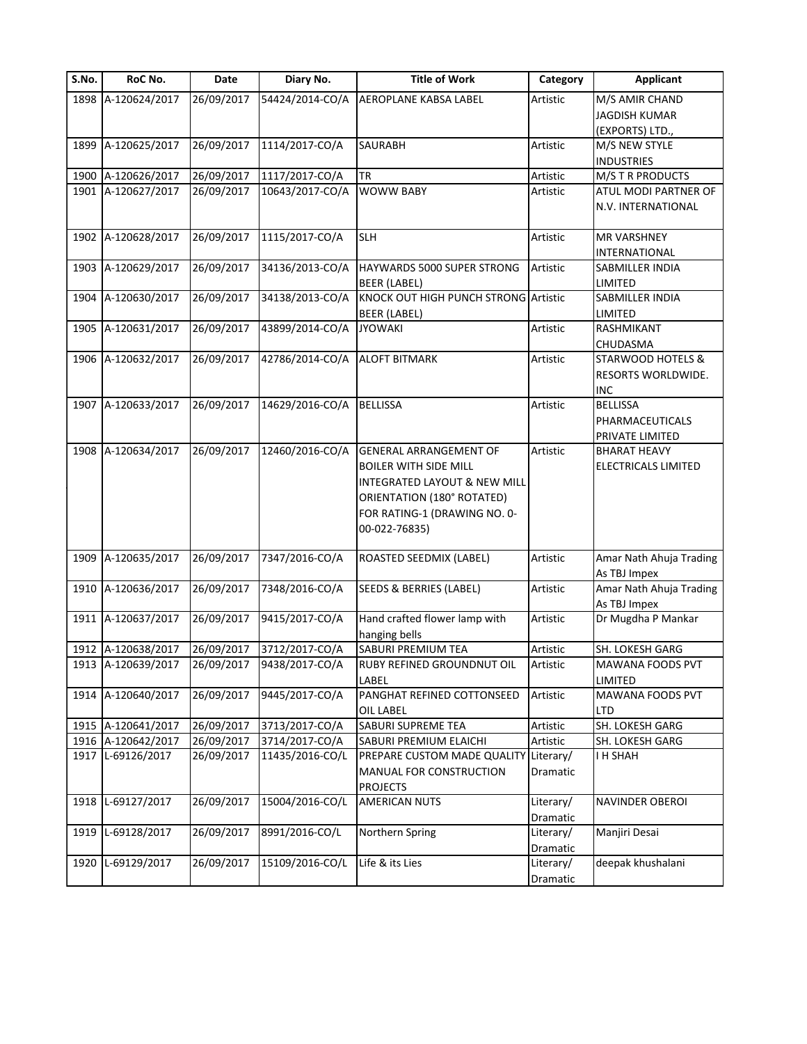| S.No. | RoC No. | Date | Diary No. | Title of Work | Category | Applicant |
|---|---|---|---|---|---|---|
| 1898 | A-120624/2017 | 26/09/2017 | 54424/2014-CO/A | AEROPLANE KABSA LABEL | Artistic | M/S AMIR CHAND JAGDISH KUMAR (EXPORTS) LTD., |
| 1899 | A-120625/2017 | 26/09/2017 | 1114/2017-CO/A | SAURABH | Artistic | M/S NEW STYLE INDUSTRIES |
| 1900 | A-120626/2017 | 26/09/2017 | 1117/2017-CO/A | TR | Artistic | M/S T R PRODUCTS |
| 1901 | A-120627/2017 | 26/09/2017 | 10643/2017-CO/A | WOWW BABY | Artistic | ATUL MODI PARTNER OF N.V. INTERNATIONAL |
| 1902 | A-120628/2017 | 26/09/2017 | 1115/2017-CO/A | SLH | Artistic | MR VARSHNEY INTERNATIONAL |
| 1903 | A-120629/2017 | 26/09/2017 | 34136/2013-CO/A | HAYWARDS 5000 SUPER STRONG BEER (LABEL) | Artistic | SABMILLER INDIA LIMITED |
| 1904 | A-120630/2017 | 26/09/2017 | 34138/2013-CO/A | KNOCK OUT HIGH PUNCH STRONG BEER (LABEL) | Artistic | SABMILLER INDIA LIMITED |
| 1905 | A-120631/2017 | 26/09/2017 | 43899/2014-CO/A | JYOWAKI | Artistic | RASHMIKANT CHUDASMA |
| 1906 | A-120632/2017 | 26/09/2017 | 42786/2014-CO/A | ALOFT BITMARK | Artistic | STARWOOD HOTELS & RESORTS WORLDWIDE. INC |
| 1907 | A-120633/2017 | 26/09/2017 | 14629/2016-CO/A | BELLISSA | Artistic | BELLISSA PHARMACEUTICALS PRIVATE LIMITED |
| 1908 | A-120634/2017 | 26/09/2017 | 12460/2016-CO/A | GENERAL ARRANGEMENT OF BOILER WITH SIDE MILL INTEGRATED LAYOUT & NEW MILL ORIENTATION (180° ROTATED) FOR RATING-1 (DRAWING NO. 0-00-022-76835) | Artistic | BHARAT HEAVY ELECTRICALS LIMITED |
| 1909 | A-120635/2017 | 26/09/2017 | 7347/2016-CO/A | ROASTED SEEDMIX (LABEL) | Artistic | Amar Nath Ahuja Trading As TBJ Impex |
| 1910 | A-120636/2017 | 26/09/2017 | 7348/2016-CO/A | SEEDS & BERRIES (LABEL) | Artistic | Amar Nath Ahuja Trading As TBJ Impex |
| 1911 | A-120637/2017 | 26/09/2017 | 9415/2017-CO/A | Hand crafted flower lamp with hanging bells | Artistic | Dr Mugdha P Mankar |
| 1912 | A-120638/2017 | 26/09/2017 | 3712/2017-CO/A | SABURI PREMIUM TEA | Artistic | SH. LOKESH GARG |
| 1913 | A-120639/2017 | 26/09/2017 | 9438/2017-CO/A | RUBY REFINED GROUNDNUT OIL LABEL | Artistic | MAWANA FOODS PVT LIMITED |
| 1914 | A-120640/2017 | 26/09/2017 | 9445/2017-CO/A | PANGHAT REFINED COTTONSEED OIL LABEL | Artistic | MAWANA FOODS PVT LTD |
| 1915 | A-120641/2017 | 26/09/2017 | 3713/2017-CO/A | SABURI SUPREME TEA | Artistic | SH. LOKESH GARG |
| 1916 | A-120642/2017 | 26/09/2017 | 3714/2017-CO/A | SABURI PREMIUM ELAICHI | Artistic | SH. LOKESH GARG |
| 1917 | L-69126/2017 | 26/09/2017 | 11435/2016-CO/L | PREPARE CUSTOM MADE QUALITY MANUAL FOR CONSTRUCTION PROJECTS | Literary/ Dramatic | I H SHAH |
| 1918 | L-69127/2017 | 26/09/2017 | 15004/2016-CO/L | AMERICAN NUTS | Literary/ Dramatic | NAVINDER OBEROI |
| 1919 | L-69128/2017 | 26/09/2017 | 8991/2016-CO/L | Northern Spring | Literary/ Dramatic | Manjiri Desai |
| 1920 | L-69129/2017 | 26/09/2017 | 15109/2016-CO/L | Life & its Lies | Literary/ Dramatic | deepak khushalani |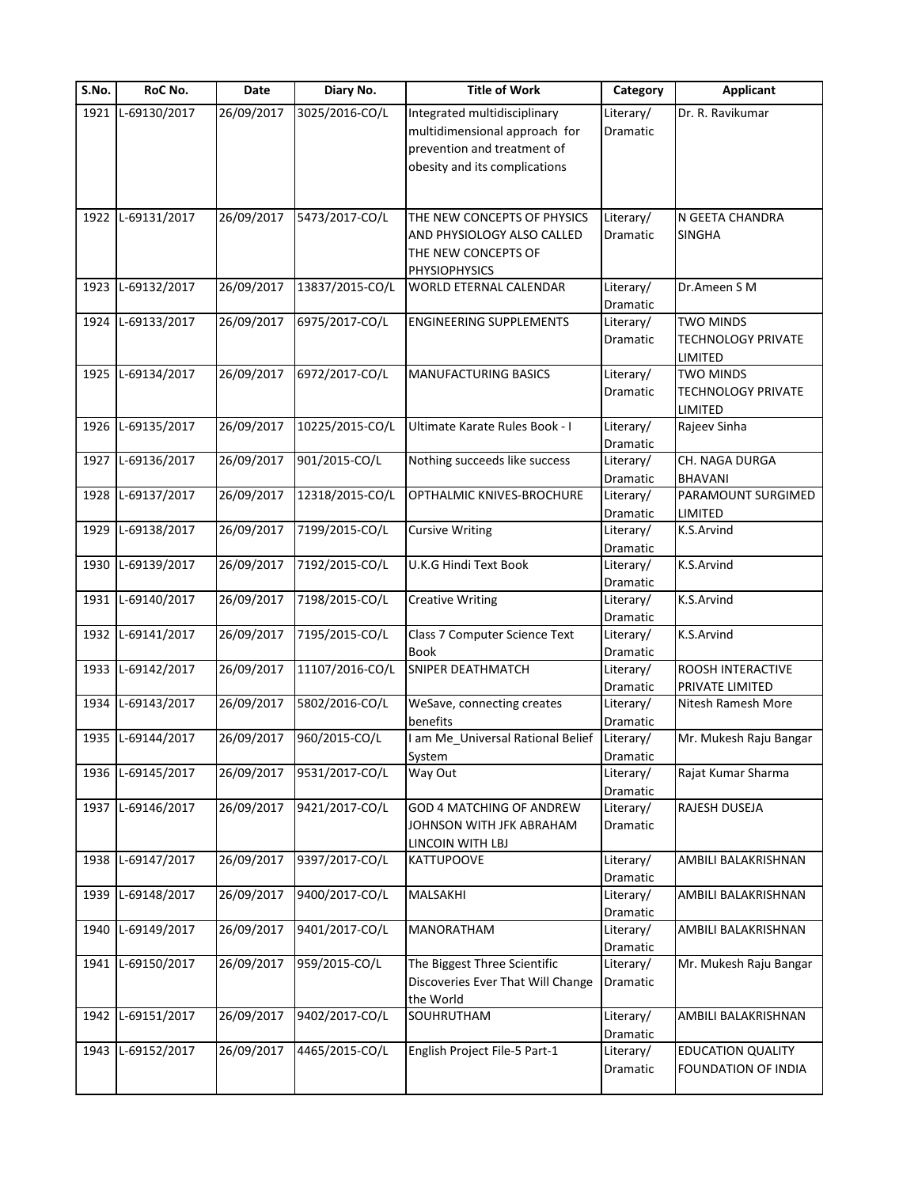| S.No. | RoC No. | Date | Diary No. | Title of Work | Category | Applicant |
|---|---|---|---|---|---|---|
| 1921 | L-69130/2017 | 26/09/2017 | 3025/2016-CO/L | Integrated multidisciplinary multidimensional approach for prevention and treatment of obesity and its complications | Literary/ Dramatic | Dr. R. Ravikumar |
| 1922 | L-69131/2017 | 26/09/2017 | 5473/2017-CO/L | THE NEW CONCEPTS OF PHYSICS AND PHYSIOLOGY ALSO CALLED THE NEW CONCEPTS OF PHYSIOPHYSICS | Literary/ Dramatic | N GEETA CHANDRA SINGHA |
| 1923 | L-69132/2017 | 26/09/2017 | 13837/2015-CO/L | WORLD ETERNAL CALENDAR | Literary/ Dramatic | Dr.Ameen S M |
| 1924 | L-69133/2017 | 26/09/2017 | 6975/2017-CO/L | ENGINEERING SUPPLEMENTS | Literary/ Dramatic | TWO MINDS TECHNOLOGY PRIVATE LIMITED |
| 1925 | L-69134/2017 | 26/09/2017 | 6972/2017-CO/L | MANUFACTURING BASICS | Literary/ Dramatic | TWO MINDS TECHNOLOGY PRIVATE LIMITED |
| 1926 | L-69135/2017 | 26/09/2017 | 10225/2015-CO/L | Ultimate Karate Rules Book - I | Literary/ Dramatic | Rajeev Sinha |
| 1927 | L-69136/2017 | 26/09/2017 | 901/2015-CO/L | Nothing succeeds like success | Literary/ Dramatic | CH. NAGA DURGA BHAVANI |
| 1928 | L-69137/2017 | 26/09/2017 | 12318/2015-CO/L | OPTHALMIC KNIVES-BROCHURE | Literary/ Dramatic | PARAMOUNT SURGIMED LIMITED |
| 1929 | L-69138/2017 | 26/09/2017 | 7199/2015-CO/L | Cursive Writing | Literary/ Dramatic | K.S.Arvind |
| 1930 | L-69139/2017 | 26/09/2017 | 7192/2015-CO/L | U.K.G Hindi Text Book | Literary/ Dramatic | K.S.Arvind |
| 1931 | L-69140/2017 | 26/09/2017 | 7198/2015-CO/L | Creative Writing | Literary/ Dramatic | K.S.Arvind |
| 1932 | L-69141/2017 | 26/09/2017 | 7195/2015-CO/L | Class 7 Computer Science Text Book | Literary/ Dramatic | K.S.Arvind |
| 1933 | L-69142/2017 | 26/09/2017 | 11107/2016-CO/L | SNIPER DEATHMATCH | Literary/ Dramatic | ROOSH INTERACTIVE PRIVATE LIMITED |
| 1934 | L-69143/2017 | 26/09/2017 | 5802/2016-CO/L | WeSave, connecting creates benefits | Literary/ Dramatic | Nitesh Ramesh More |
| 1935 | L-69144/2017 | 26/09/2017 | 960/2015-CO/L | I am Me_Universal Rational Belief System | Literary/ Dramatic | Mr. Mukesh Raju Bangar |
| 1936 | L-69145/2017 | 26/09/2017 | 9531/2017-CO/L | Way Out | Literary/ Dramatic | Rajat Kumar Sharma |
| 1937 | L-69146/2017 | 26/09/2017 | 9421/2017-CO/L | GOD 4 MATCHING OF ANDREW JOHNSON WITH JFK ABRAHAM LINCOIN WITH LBJ | Literary/ Dramatic | RAJESH DUSEJA |
| 1938 | L-69147/2017 | 26/09/2017 | 9397/2017-CO/L | KATTUPOOVE | Literary/ Dramatic | AMBILI BALAKRISHNAN |
| 1939 | L-69148/2017 | 26/09/2017 | 9400/2017-CO/L | MALSAKHI | Literary/ Dramatic | AMBILI BALAKRISHNAN |
| 1940 | L-69149/2017 | 26/09/2017 | 9401/2017-CO/L | MANORATHAM | Literary/ Dramatic | AMBILI BALAKRISHNAN |
| 1941 | L-69150/2017 | 26/09/2017 | 959/2015-CO/L | The Biggest Three Scientific Discoveries Ever That Will Change the World | Literary/ Dramatic | Mr. Mukesh Raju Bangar |
| 1942 | L-69151/2017 | 26/09/2017 | 9402/2017-CO/L | SOUHRUTHAM | Literary/ Dramatic | AMBILI BALAKRISHNAN |
| 1943 | L-69152/2017 | 26/09/2017 | 4465/2015-CO/L | English Project File-5 Part-1 | Literary/ Dramatic | EDUCATION QUALITY FOUNDATION OF INDIA |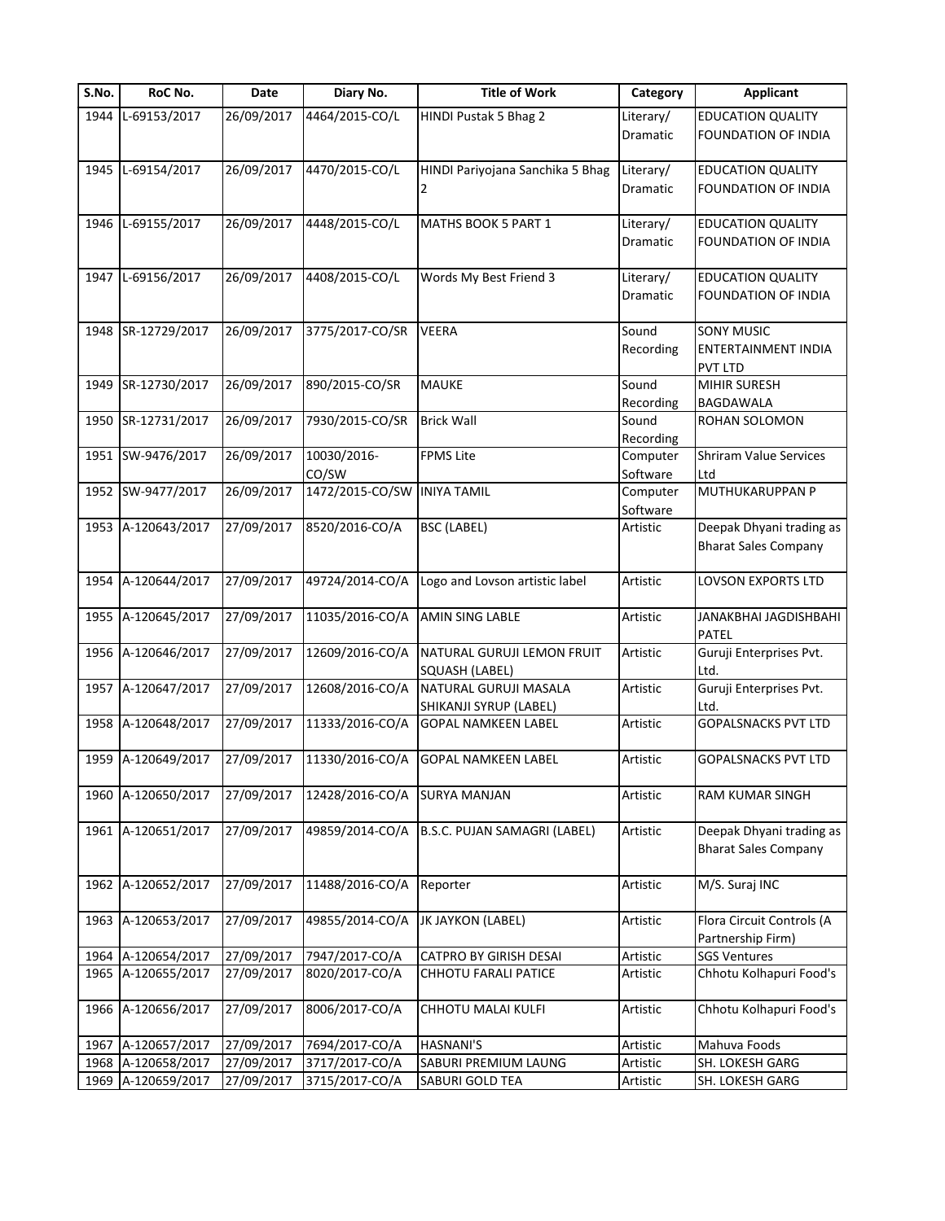| S.No. | RoC No. | Date | Diary No. | Title of Work | Category | Applicant |
|---|---|---|---|---|---|---|
| 1944 | L-69153/2017 | 26/09/2017 | 4464/2015-CO/L | HINDI Pustak 5 Bhag 2 | Literary/ Dramatic | EDUCATION QUALITY FOUNDATION OF INDIA |
| 1945 | L-69154/2017 | 26/09/2017 | 4470/2015-CO/L | HINDI Pariyojana Sanchika 5 Bhag 2 | Literary/ Dramatic | EDUCATION QUALITY FOUNDATION OF INDIA |
| 1946 | L-69155/2017 | 26/09/2017 | 4448/2015-CO/L | MATHS BOOK 5 PART 1 | Literary/ Dramatic | EDUCATION QUALITY FOUNDATION OF INDIA |
| 1947 | L-69156/2017 | 26/09/2017 | 4408/2015-CO/L | Words My Best Friend 3 | Literary/ Dramatic | EDUCATION QUALITY FOUNDATION OF INDIA |
| 1948 | SR-12729/2017 | 26/09/2017 | 3775/2017-CO/SR | VEERA | Sound Recording | SONY MUSIC ENTERTAINMENT INDIA PVT LTD |
| 1949 | SR-12730/2017 | 26/09/2017 | 890/2015-CO/SR | MAUKE | Sound Recording | MIHIR SURESH BAGDAWALA |
| 1950 | SR-12731/2017 | 26/09/2017 | 7930/2015-CO/SR | Brick Wall | Sound Recording | ROHAN SOLOMON |
| 1951 | SW-9476/2017 | 26/09/2017 | 10030/2016-CO/SW | FPMS Lite | Computer Software | Shriram Value Services Ltd |
| 1952 | SW-9477/2017 | 26/09/2017 | 1472/2015-CO/SW | INIYA TAMIL | Computer Software | MUTHUKARUPPAN P |
| 1953 | A-120643/2017 | 27/09/2017 | 8520/2016-CO/A | BSC (LABEL) | Artistic | Deepak Dhyani trading as Bharat Sales Company |
| 1954 | A-120644/2017 | 27/09/2017 | 49724/2014-CO/A | Logo and Lovson artistic label | Artistic | LOVSON EXPORTS LTD |
| 1955 | A-120645/2017 | 27/09/2017 | 11035/2016-CO/A | AMIN SING LABLE | Artistic | JANAKBHAI JAGDISHBAHI PATEL |
| 1956 | A-120646/2017 | 27/09/2017 | 12609/2016-CO/A | NATURAL GURUJI LEMON FRUIT SQUASH (LABEL) | Artistic | Guruji Enterprises Pvt. Ltd. |
| 1957 | A-120647/2017 | 27/09/2017 | 12608/2016-CO/A | NATURAL GURUJI MASALA SHIKANJI SYRUP (LABEL) | Artistic | Guruji Enterprises Pvt. Ltd. |
| 1958 | A-120648/2017 | 27/09/2017 | 11333/2016-CO/A | GOPAL NAMKEEN LABEL | Artistic | GOPALSNACKS PVT LTD |
| 1959 | A-120649/2017 | 27/09/2017 | 11330/2016-CO/A | GOPAL NAMKEEN LABEL | Artistic | GOPALSNACKS PVT LTD |
| 1960 | A-120650/2017 | 27/09/2017 | 12428/2016-CO/A | SURYA MANJAN | Artistic | RAM KUMAR SINGH |
| 1961 | A-120651/2017 | 27/09/2017 | 49859/2014-CO/A | B.S.C. PUJAN SAMAGRI (LABEL) | Artistic | Deepak Dhyani trading as Bharat Sales Company |
| 1962 | A-120652/2017 | 27/09/2017 | 11488/2016-CO/A | Reporter | Artistic | M/S. Suraj INC |
| 1963 | A-120653/2017 | 27/09/2017 | 49855/2014-CO/A | JK JAYKON (LABEL) | Artistic | Flora Circuit Controls (A Partnership Firm) |
| 1964 | A-120654/2017 | 27/09/2017 | 7947/2017-CO/A | CATPRO BY GIRISH DESAI | Artistic | SGS Ventures |
| 1965 | A-120655/2017 | 27/09/2017 | 8020/2017-CO/A | CHHOTU FARALI PATICE | Artistic | Chhotu Kolhapuri Food's |
| 1966 | A-120656/2017 | 27/09/2017 | 8006/2017-CO/A | CHHOTU MALAI KULFI | Artistic | Chhotu Kolhapuri Food's |
| 1967 | A-120657/2017 | 27/09/2017 | 7694/2017-CO/A | HASNANI'S | Artistic | Mahuva Foods |
| 1968 | A-120658/2017 | 27/09/2017 | 3717/2017-CO/A | SABURI PREMIUM LAUNG | Artistic | SH. LOKESH GARG |
| 1969 | A-120659/2017 | 27/09/2017 | 3715/2017-CO/A | SABURI GOLD TEA | Artistic | SH. LOKESH GARG |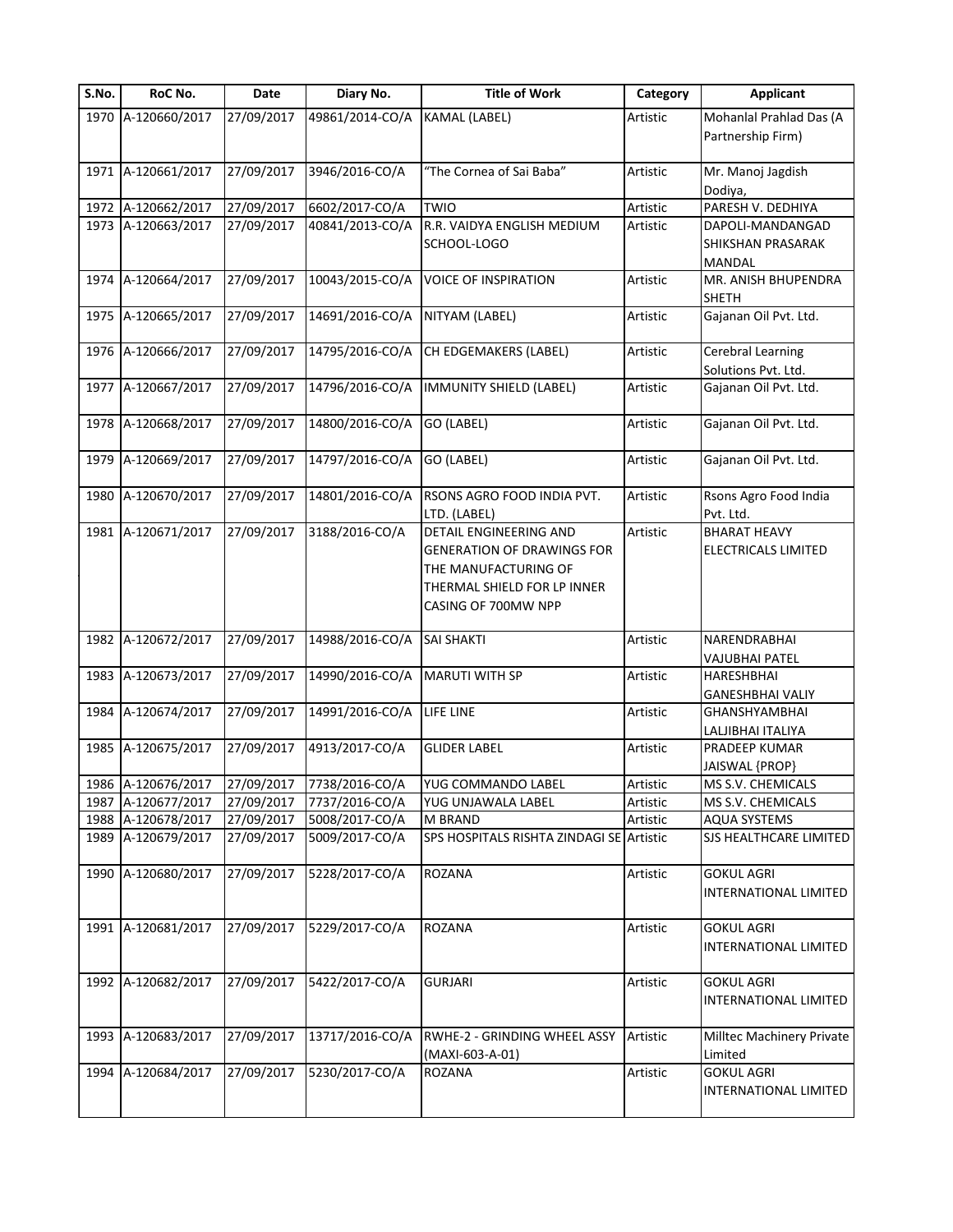| S.No. | RoC No. | Date | Diary No. | Title of Work | Category | Applicant |
|---|---|---|---|---|---|---|
| 1970 | A-120660/2017 | 27/09/2017 | 49861/2014-CO/A | KAMAL (LABEL) | Artistic | Mohanlal Prahlad Das (A Partnership Firm) |
| 1971 | A-120661/2017 | 27/09/2017 | 3946/2016-CO/A | "The Cornea of Sai Baba" | Artistic | Mr. Manoj Jagdish Dodiya, |
| 1972 | A-120662/2017 | 27/09/2017 | 6602/2017-CO/A | TWIO | Artistic | PARESH V. DEDHIYA |
| 1973 | A-120663/2017 | 27/09/2017 | 40841/2013-CO/A | R.R. VAIDYA ENGLISH MEDIUM SCHOOL-LOGO | Artistic | DAPOLI-MANDANGAD SHIKSHAN PRASARAK MANDAL |
| 1974 | A-120664/2017 | 27/09/2017 | 10043/2015-CO/A | VOICE OF INSPIRATION | Artistic | MR. ANISH BHUPENDRA SHETH |
| 1975 | A-120665/2017 | 27/09/2017 | 14691/2016-CO/A | NITYAM (LABEL) | Artistic | Gajanan Oil Pvt. Ltd. |
| 1976 | A-120666/2017 | 27/09/2017 | 14795/2016-CO/A | CH EDGEMAKERS (LABEL) | Artistic | Cerebral Learning Solutions Pvt. Ltd. |
| 1977 | A-120667/2017 | 27/09/2017 | 14796/2016-CO/A | IMMUNITY SHIELD (LABEL) | Artistic | Gajanan Oil Pvt. Ltd. |
| 1978 | A-120668/2017 | 27/09/2017 | 14800/2016-CO/A | GO (LABEL) | Artistic | Gajanan Oil Pvt. Ltd. |
| 1979 | A-120669/2017 | 27/09/2017 | 14797/2016-CO/A | GO (LABEL) | Artistic | Gajanan Oil Pvt. Ltd. |
| 1980 | A-120670/2017 | 27/09/2017 | 14801/2016-CO/A | RSONS AGRO FOOD INDIA PVT. LTD. (LABEL) | Artistic | Rsons Agro Food India Pvt. Ltd. |
| 1981 | A-120671/2017 | 27/09/2017 | 3188/2016-CO/A | DETAIL ENGINEERING AND GENERATION OF DRAWINGS FOR THE MANUFACTURING OF THERMAL SHIELD FOR LP INNER CASING OF 700MW NPP | Artistic | BHARAT HEAVY ELECTRICALS LIMITED |
| 1982 | A-120672/2017 | 27/09/2017 | 14988/2016-CO/A | SAI SHAKTI | Artistic | NARENDRABHAI VAJUBHAI PATEL |
| 1983 | A-120673/2017 | 27/09/2017 | 14990/2016-CO/A | MARUTI WITH SP | Artistic | HARESHBHAI GANESHBHAI VALIY |
| 1984 | A-120674/2017 | 27/09/2017 | 14991/2016-CO/A | LIFE LINE | Artistic | GHANSHYAMBHAI LALJIBHAI ITALIYA |
| 1985 | A-120675/2017 | 27/09/2017 | 4913/2017-CO/A | GLIDER LABEL | Artistic | PRADEEP KUMAR JAISWAL {PROP} |
| 1986 | A-120676/2017 | 27/09/2017 | 7738/2016-CO/A | YUG COMMANDO LABEL | Artistic | MS S.V. CHEMICALS |
| 1987 | A-120677/2017 | 27/09/2017 | 7737/2016-CO/A | YUG UNJAWALA LABEL | Artistic | MS S.V. CHEMICALS |
| 1988 | A-120678/2017 | 27/09/2017 | 5008/2017-CO/A | M BRAND | Artistic | AQUA SYSTEMS |
| 1989 | A-120679/2017 | 27/09/2017 | 5009/2017-CO/A | SPS HOSPITALS RISHTA ZINDAGI SE | Artistic | SJS HEALTHCARE LIMITED |
| 1990 | A-120680/2017 | 27/09/2017 | 5228/2017-CO/A | ROZANA | Artistic | GOKUL AGRI INTERNATIONAL LIMITED |
| 1991 | A-120681/2017 | 27/09/2017 | 5229/2017-CO/A | ROZANA | Artistic | GOKUL AGRI INTERNATIONAL LIMITED |
| 1992 | A-120682/2017 | 27/09/2017 | 5422/2017-CO/A | GURJARI | Artistic | GOKUL AGRI INTERNATIONAL LIMITED |
| 1993 | A-120683/2017 | 27/09/2017 | 13717/2016-CO/A | RWHE-2 - GRINDING WHEEL ASSY (MAXI-603-A-01) | Artistic | Milltec Machinery Private Limited |
| 1994 | A-120684/2017 | 27/09/2017 | 5230/2017-CO/A | ROZANA | Artistic | GOKUL AGRI INTERNATIONAL LIMITED |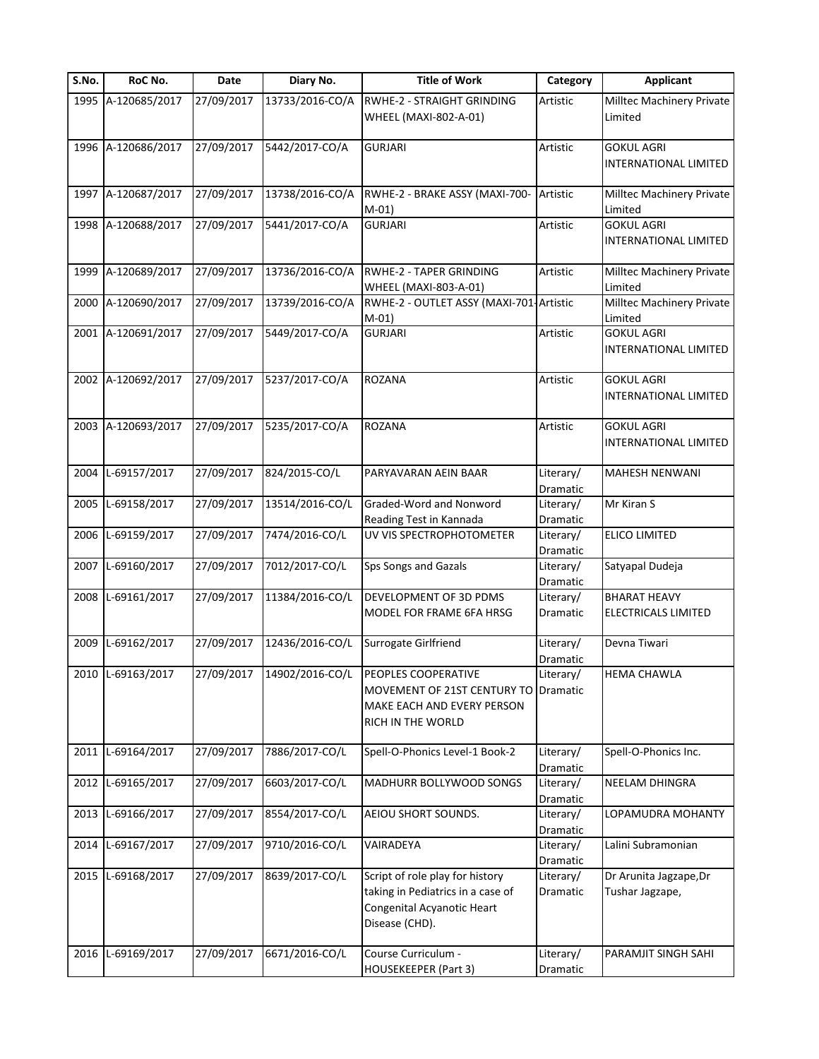| S.No. | RoC No. | Date | Diary No. | Title of Work | Category | Applicant |
|---|---|---|---|---|---|---|
| 1995 | A-120685/2017 | 27/09/2017 | 13733/2016-CO/A | RWHE-2 - STRAIGHT GRINDING WHEEL (MAXI-802-A-01) | Artistic | Milltec Machinery Private Limited |
| 1996 | A-120686/2017 | 27/09/2017 | 5442/2017-CO/A | GURJARI | Artistic | GOKUL AGRI INTERNATIONAL LIMITED |
| 1997 | A-120687/2017 | 27/09/2017 | 13738/2016-CO/A | RWHE-2 - BRAKE ASSY (MAXI-700-M-01) | Artistic | Milltec Machinery Private Limited |
| 1998 | A-120688/2017 | 27/09/2017 | 5441/2017-CO/A | GURJARI | Artistic | GOKUL AGRI INTERNATIONAL LIMITED |
| 1999 | A-120689/2017 | 27/09/2017 | 13736/2016-CO/A | RWHE-2 - TAPER GRINDING WHEEL (MAXI-803-A-01) | Artistic | Milltec Machinery Private Limited |
| 2000 | A-120690/2017 | 27/09/2017 | 13739/2016-CO/A | RWHE-2 - OUTLET ASSY (MAXI-701-M-01) | Artistic | Milltec Machinery Private Limited |
| 2001 | A-120691/2017 | 27/09/2017 | 5449/2017-CO/A | GURJARI | Artistic | GOKUL AGRI INTERNATIONAL LIMITED |
| 2002 | A-120692/2017 | 27/09/2017 | 5237/2017-CO/A | ROZANA | Artistic | GOKUL AGRI INTERNATIONAL LIMITED |
| 2003 | A-120693/2017 | 27/09/2017 | 5235/2017-CO/A | ROZANA | Artistic | GOKUL AGRI INTERNATIONAL LIMITED |
| 2004 | L-69157/2017 | 27/09/2017 | 824/2015-CO/L | PARYAVARAN AEIN BAAR | Literary/ Dramatic | MAHESH NENWANI |
| 2005 | L-69158/2017 | 27/09/2017 | 13514/2016-CO/L | Graded-Word and Nonword Reading Test in Kannada | Literary/ Dramatic | Mr Kiran S |
| 2006 | L-69159/2017 | 27/09/2017 | 7474/2016-CO/L | UV VIS SPECTROPHOTOMETER | Literary/ Dramatic | ELICO LIMITED |
| 2007 | L-69160/2017 | 27/09/2017 | 7012/2017-CO/L | Sps Songs and Gazals | Literary/ Dramatic | Satyapal Dudeja |
| 2008 | L-69161/2017 | 27/09/2017 | 11384/2016-CO/L | DEVELOPMENT OF 3D PDMS MODEL FOR FRAME 6FA HRSG | Literary/ Dramatic | BHARAT HEAVY ELECTRICALS LIMITED |
| 2009 | L-69162/2017 | 27/09/2017 | 12436/2016-CO/L | Surrogate Girlfriend | Literary/ Dramatic | Devna Tiwari |
| 2010 | L-69163/2017 | 27/09/2017 | 14902/2016-CO/L | PEOPLES COOPERATIVE MOVEMENT OF 21ST CENTURY TO MAKE EACH AND EVERY PERSON RICH IN THE WORLD | Literary/ Dramatic | HEMA CHAWLA |
| 2011 | L-69164/2017 | 27/09/2017 | 7886/2017-CO/L | Spell-O-Phonics Level-1 Book-2 | Literary/ Dramatic | Spell-O-Phonics Inc. |
| 2012 | L-69165/2017 | 27/09/2017 | 6603/2017-CO/L | MADHURR BOLLYWOOD SONGS | Literary/ Dramatic | NEELAM DHINGRA |
| 2013 | L-69166/2017 | 27/09/2017 | 8554/2017-CO/L | AEIOU SHORT SOUNDS. | Literary/ Dramatic | LOPAMUDRA MOHANTY |
| 2014 | L-69167/2017 | 27/09/2017 | 9710/2016-CO/L | VAIRADEYA | Literary/ Dramatic | Lalini Subramonian |
| 2015 | L-69168/2017 | 27/09/2017 | 8639/2017-CO/L | Script of role play for history taking in Pediatrics in a case of Congenital Acyanotic Heart Disease (CHD). | Literary/ Dramatic | Dr Arunita Jagzape,Dr Tushar Jagzape, |
| 2016 | L-69169/2017 | 27/09/2017 | 6671/2016-CO/L | Course Curriculum - HOUSEKEEPER (Part 3) | Literary/ Dramatic | PARAMJIT SINGH SAHI |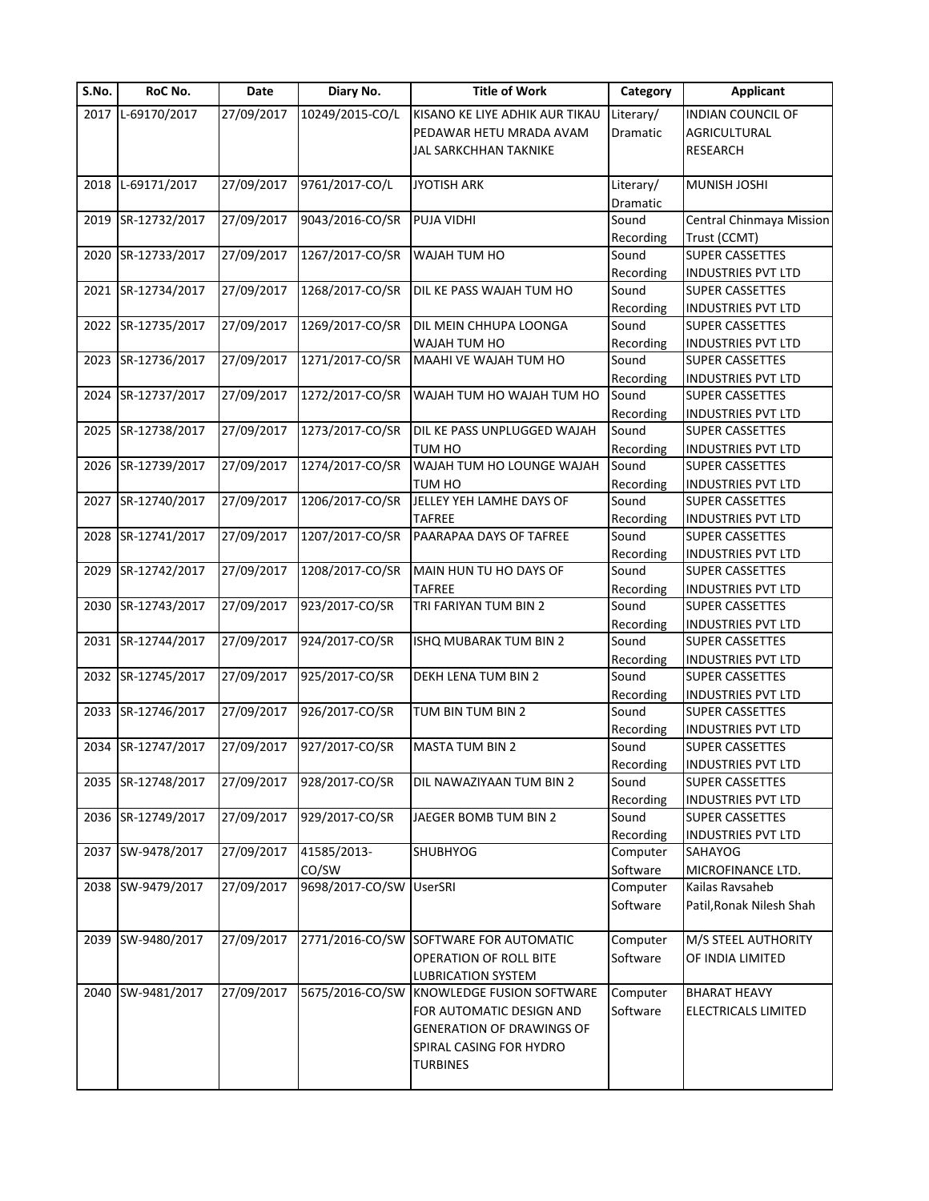| S.No. | RoC No. | Date | Diary No. | Title of Work | Category | Applicant |
|---|---|---|---|---|---|---|
| 2017 | L-69170/2017 | 27/09/2017 | 10249/2015-CO/L | KISANO KE LIYE ADHIK AUR TIKAU PEDAWAR HETU MRADA AVAM JAL SARKCHHAN TAKNIKE | Literary/ Dramatic | INDIAN COUNCIL OF AGRICULTURAL RESEARCH |
| 2018 | L-69171/2017 | 27/09/2017 | 9761/2017-CO/L | JYOTISH ARK | Literary/ Dramatic | MUNISH JOSHI |
| 2019 | SR-12732/2017 | 27/09/2017 | 9043/2016-CO/SR | PUJA VIDHI | Sound Recording | Central Chinmaya Mission Trust (CCMT) |
| 2020 | SR-12733/2017 | 27/09/2017 | 1267/2017-CO/SR | WAJAH TUM HO | Sound Recording | SUPER CASSETTES INDUSTRIES PVT LTD |
| 2021 | SR-12734/2017 | 27/09/2017 | 1268/2017-CO/SR | DIL KE PASS WAJAH TUM HO | Sound Recording | SUPER CASSETTES INDUSTRIES PVT LTD |
| 2022 | SR-12735/2017 | 27/09/2017 | 1269/2017-CO/SR | DIL MEIN CHHUPA LOONGA WAJAH TUM HO | Sound Recording | SUPER CASSETTES INDUSTRIES PVT LTD |
| 2023 | SR-12736/2017 | 27/09/2017 | 1271/2017-CO/SR | MAAHI VE WAJAH TUM HO | Sound Recording | SUPER CASSETTES INDUSTRIES PVT LTD |
| 2024 | SR-12737/2017 | 27/09/2017 | 1272/2017-CO/SR | WAJAH TUM HO WAJAH TUM HO | Sound Recording | SUPER CASSETTES INDUSTRIES PVT LTD |
| 2025 | SR-12738/2017 | 27/09/2017 | 1273/2017-CO/SR | DIL KE PASS UNPLUGGED WAJAH TUM HO | Sound Recording | SUPER CASSETTES INDUSTRIES PVT LTD |
| 2026 | SR-12739/2017 | 27/09/2017 | 1274/2017-CO/SR | WAJAH TUM HO LOUNGE WAJAH TUM HO | Sound Recording | SUPER CASSETTES INDUSTRIES PVT LTD |
| 2027 | SR-12740/2017 | 27/09/2017 | 1206/2017-CO/SR | JELLEY YEH LAMHE DAYS OF TAFREE | Sound Recording | SUPER CASSETTES INDUSTRIES PVT LTD |
| 2028 | SR-12741/2017 | 27/09/2017 | 1207/2017-CO/SR | PAARAPAA DAYS OF TAFREE | Sound Recording | SUPER CASSETTES INDUSTRIES PVT LTD |
| 2029 | SR-12742/2017 | 27/09/2017 | 1208/2017-CO/SR | MAIN HUN TU HO DAYS OF TAFREE | Sound Recording | SUPER CASSETTES INDUSTRIES PVT LTD |
| 2030 | SR-12743/2017 | 27/09/2017 | 923/2017-CO/SR | TRI FARIYAN TUM BIN 2 | Sound Recording | SUPER CASSETTES INDUSTRIES PVT LTD |
| 2031 | SR-12744/2017 | 27/09/2017 | 924/2017-CO/SR | ISHQ MUBARAK TUM BIN 2 | Sound Recording | SUPER CASSETTES INDUSTRIES PVT LTD |
| 2032 | SR-12745/2017 | 27/09/2017 | 925/2017-CO/SR | DEKH LENA TUM BIN 2 | Sound Recording | SUPER CASSETTES INDUSTRIES PVT LTD |
| 2033 | SR-12746/2017 | 27/09/2017 | 926/2017-CO/SR | TUM BIN TUM BIN 2 | Sound Recording | SUPER CASSETTES INDUSTRIES PVT LTD |
| 2034 | SR-12747/2017 | 27/09/2017 | 927/2017-CO/SR | MASTA TUM BIN 2 | Sound Recording | SUPER CASSETTES INDUSTRIES PVT LTD |
| 2035 | SR-12748/2017 | 27/09/2017 | 928/2017-CO/SR | DIL NAWAZIYAAN TUM BIN 2 | Sound Recording | SUPER CASSETTES INDUSTRIES PVT LTD |
| 2036 | SR-12749/2017 | 27/09/2017 | 929/2017-CO/SR | JAEGER BOMB TUM BIN 2 | Sound Recording | SUPER CASSETTES INDUSTRIES PVT LTD |
| 2037 | SW-9478/2017 | 27/09/2017 | 41585/2013-CO/SW | SHUBHYOG | Computer Software | SAHAYOG MICROFINANCE LTD. |
| 2038 | SW-9479/2017 | 27/09/2017 | 9698/2017-CO/SW | UserSRI | Computer Software | Kailas Ravsaheb Patil,Ronak Nilesh Shah |
| 2039 | SW-9480/2017 | 27/09/2017 | 2771/2016-CO/SW | SOFTWARE FOR AUTOMATIC OPERATION OF ROLL BITE LUBRICATION SYSTEM | Computer Software | M/S STEEL AUTHORITY OF INDIA LIMITED |
| 2040 | SW-9481/2017 | 27/09/2017 | 5675/2016-CO/SW | KNOWLEDGE FUSION SOFTWARE FOR AUTOMATIC DESIGN AND GENERATION OF DRAWINGS OF SPIRAL CASING FOR HYDRO TURBINES | Computer Software | BHARAT HEAVY ELECTRICALS LIMITED |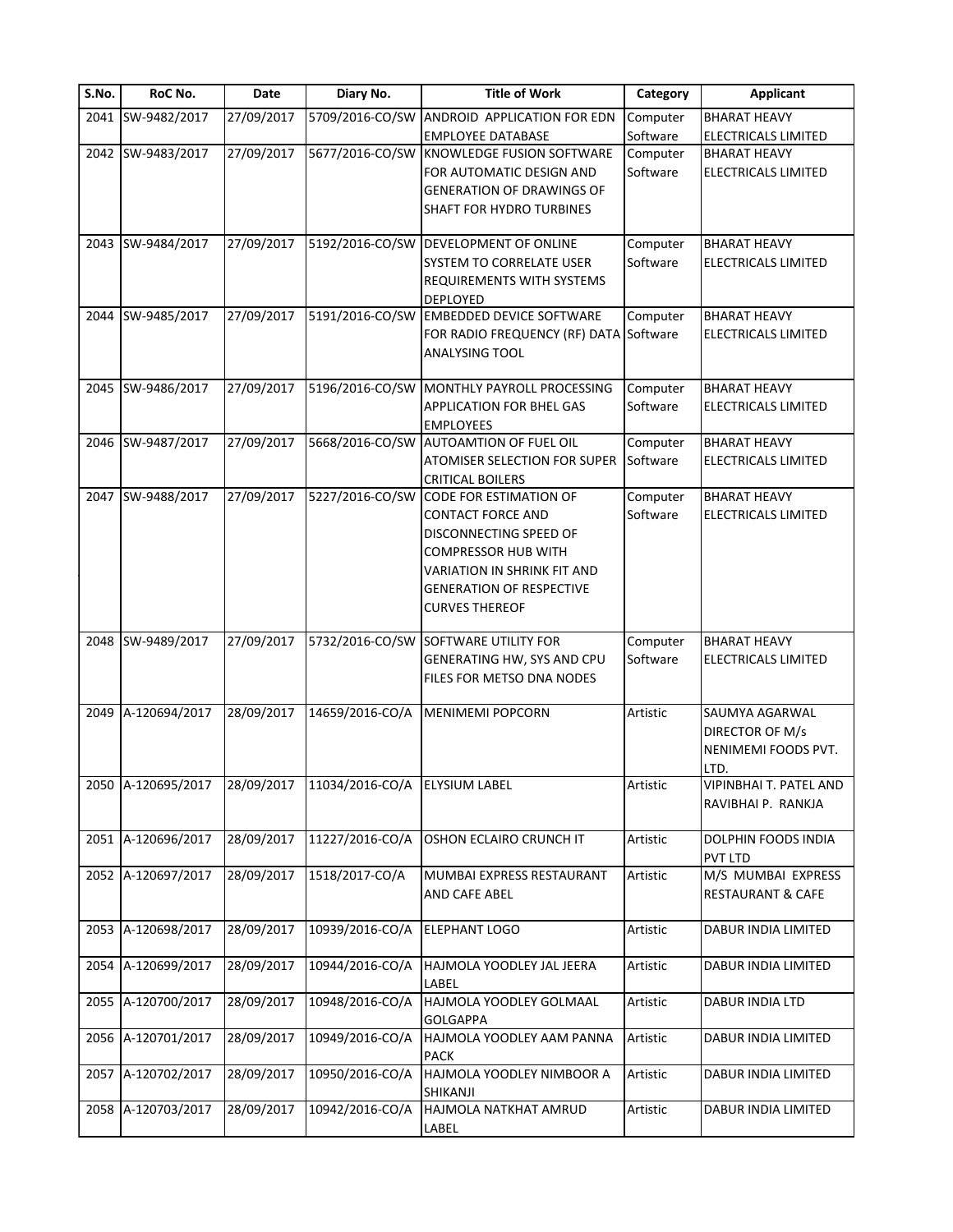| S.No. | RoC No. | Date | Diary No. | Title of Work | Category | Applicant |
|---|---|---|---|---|---|---|
| 2041 | SW-9482/2017 | 27/09/2017 | 5709/2016-CO/SW | ANDROID APPLICATION FOR EDN EMPLOYEE DATABASE | Computer Software | BHARAT HEAVY ELECTRICALS LIMITED |
| 2042 | SW-9483/2017 | 27/09/2017 | 5677/2016-CO/SW | KNOWLEDGE FUSION SOFTWARE FOR AUTOMATIC DESIGN AND GENERATION OF DRAWINGS OF SHAFT FOR HYDRO TURBINES | Computer Software | BHARAT HEAVY ELECTRICALS LIMITED |
| 2043 | SW-9484/2017 | 27/09/2017 | 5192/2016-CO/SW | DEVELOPMENT OF ONLINE SYSTEM TO CORRELATE USER REQUIREMENTS WITH SYSTEMS DEPLOYED | Computer Software | BHARAT HEAVY ELECTRICALS LIMITED |
| 2044 | SW-9485/2017 | 27/09/2017 | 5191/2016-CO/SW | EMBEDDED DEVICE SOFTWARE FOR RADIO FREQUENCY (RF) DATA ANALYSING TOOL | Computer Software | BHARAT HEAVY ELECTRICALS LIMITED |
| 2045 | SW-9486/2017 | 27/09/2017 | 5196/2016-CO/SW | MONTHLY PAYROLL PROCESSING APPLICATION FOR BHEL GAS EMPLOYEES | Computer Software | BHARAT HEAVY ELECTRICALS LIMITED |
| 2046 | SW-9487/2017 | 27/09/2017 | 5668/2016-CO/SW | AUTOAMTION OF FUEL OIL ATOMISER SELECTION FOR SUPER CRITICAL BOILERS | Computer Software | BHARAT HEAVY ELECTRICALS LIMITED |
| 2047 | SW-9488/2017 | 27/09/2017 | 5227/2016-CO/SW | CODE FOR ESTIMATION OF CONTACT FORCE AND DISCONNECTING SPEED OF COMPRESSOR HUB WITH VARIATION IN SHRINK FIT AND GENERATION OF RESPECTIVE CURVES THEREOF | Computer Software | BHARAT HEAVY ELECTRICALS LIMITED |
| 2048 | SW-9489/2017 | 27/09/2017 | 5732/2016-CO/SW | SOFTWARE UTILITY FOR GENERATING HW, SYS AND CPU FILES FOR METSO DNA NODES | Computer Software | BHARAT HEAVY ELECTRICALS LIMITED |
| 2049 | A-120694/2017 | 28/09/2017 | 14659/2016-CO/A | MENIMEMI POPCORN | Artistic | SAUMYA AGARWAL DIRECTOR OF M/s NENIMEMI FOODS PVT. LTD. |
| 2050 | A-120695/2017 | 28/09/2017 | 11034/2016-CO/A | ELYSIUM LABEL | Artistic | VIPINBHAI T. PATEL AND RAVIBHAI P. RANKJA |
| 2051 | A-120696/2017 | 28/09/2017 | 11227/2016-CO/A | OSHON ECLAIRO CRUNCH IT | Artistic | DOLPHIN FOODS INDIA PVT LTD |
| 2052 | A-120697/2017 | 28/09/2017 | 1518/2017-CO/A | MUMBAI EXPRESS RESTAURANT AND CAFE ABEL | Artistic | M/S MUMBAI EXPRESS RESTAURANT & CAFE |
| 2053 | A-120698/2017 | 28/09/2017 | 10939/2016-CO/A | ELEPHANT LOGO | Artistic | DABUR INDIA LIMITED |
| 2054 | A-120699/2017 | 28/09/2017 | 10944/2016-CO/A | HAJMOLA YOODLEY JAL JEERA LABEL | Artistic | DABUR INDIA LIMITED |
| 2055 | A-120700/2017 | 28/09/2017 | 10948/2016-CO/A | HAJMOLA YOODLEY GOLMAAL GOLGAPPA | Artistic | DABUR INDIA LTD |
| 2056 | A-120701/2017 | 28/09/2017 | 10949/2016-CO/A | HAJMOLA YOODLEY AAM PANNA PACK | Artistic | DABUR INDIA LIMITED |
| 2057 | A-120702/2017 | 28/09/2017 | 10950/2016-CO/A | HAJMOLA YOODLEY NIMBOOR A SHIKANJI | Artistic | DABUR INDIA LIMITED |
| 2058 | A-120703/2017 | 28/09/2017 | 10942/2016-CO/A | HAJMOLA NATKHAT AMRUD LABEL | Artistic | DABUR INDIA LIMITED |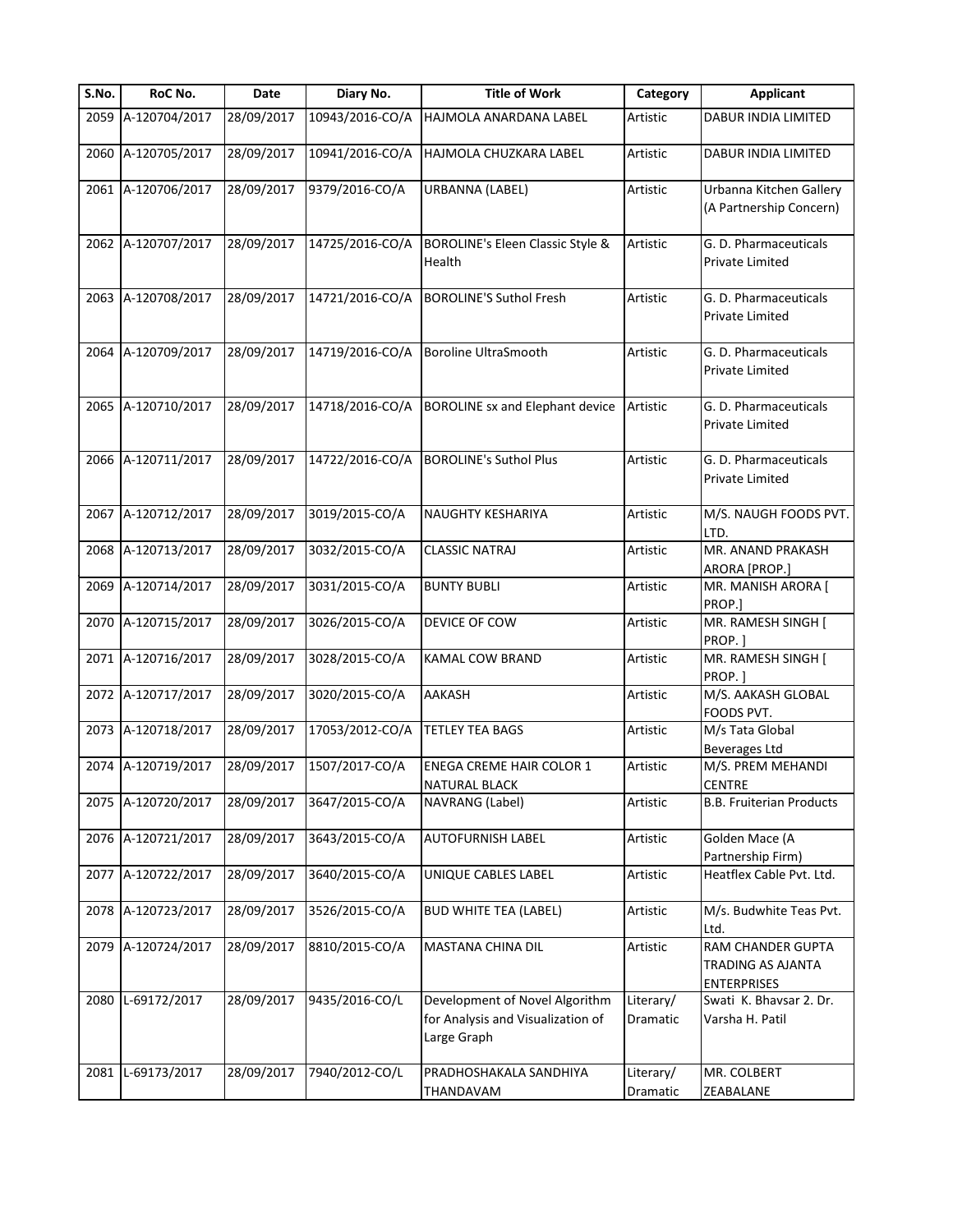| S.No. | RoC No. | Date | Diary No. | Title of Work | Category | Applicant |
|---|---|---|---|---|---|---|
| 2059 | A-120704/2017 | 28/09/2017 | 10943/2016-CO/A | HAJMOLA ANARDANA LABEL | Artistic | DABUR INDIA LIMITED |
| 2060 | A-120705/2017 | 28/09/2017 | 10941/2016-CO/A | HAJMOLA CHUZKARA LABEL | Artistic | DABUR INDIA LIMITED |
| 2061 | A-120706/2017 | 28/09/2017 | 9379/2016-CO/A | URBANNA (LABEL) | Artistic | Urbanna Kitchen Gallery (A Partnership Concern) |
| 2062 | A-120707/2017 | 28/09/2017 | 14725/2016-CO/A | BOROLINE's Eleen Classic Style & Health | Artistic | G. D. Pharmaceuticals Private Limited |
| 2063 | A-120708/2017 | 28/09/2017 | 14721/2016-CO/A | BOROLINE'S Suthol Fresh | Artistic | G. D. Pharmaceuticals Private Limited |
| 2064 | A-120709/2017 | 28/09/2017 | 14719/2016-CO/A | Boroline UltraSmooth | Artistic | G. D. Pharmaceuticals Private Limited |
| 2065 | A-120710/2017 | 28/09/2017 | 14718/2016-CO/A | BOROLINE sx and Elephant device | Artistic | G. D. Pharmaceuticals Private Limited |
| 2066 | A-120711/2017 | 28/09/2017 | 14722/2016-CO/A | BOROLINE's Suthol Plus | Artistic | G. D. Pharmaceuticals Private Limited |
| 2067 | A-120712/2017 | 28/09/2017 | 3019/2015-CO/A | NAUGHTY KESHARIYA | Artistic | M/S. NAUGH FOODS PVT. LTD. |
| 2068 | A-120713/2017 | 28/09/2017 | 3032/2015-CO/A | CLASSIC NATRAJ | Artistic | MR. ANAND PRAKASH ARORA [PROP.] |
| 2069 | A-120714/2017 | 28/09/2017 | 3031/2015-CO/A | BUNTY BUBLI | Artistic | MR. MANISH ARORA [ PROP.] |
| 2070 | A-120715/2017 | 28/09/2017 | 3026/2015-CO/A | DEVICE OF COW | Artistic | MR. RAMESH SINGH [ PROP. ] |
| 2071 | A-120716/2017 | 28/09/2017 | 3028/2015-CO/A | KAMAL COW BRAND | Artistic | MR. RAMESH SINGH [ PROP. ] |
| 2072 | A-120717/2017 | 28/09/2017 | 3020/2015-CO/A | AAKASH | Artistic | M/S. AAKASH GLOBAL FOODS PVT. |
| 2073 | A-120718/2017 | 28/09/2017 | 17053/2012-CO/A | TETLEY TEA BAGS | Artistic | M/s Tata Global Beverages Ltd |
| 2074 | A-120719/2017 | 28/09/2017 | 1507/2017-CO/A | ENEGA CREME HAIR COLOR 1 NATURAL BLACK | Artistic | M/S. PREM MEHANDI CENTRE |
| 2075 | A-120720/2017 | 28/09/2017 | 3647/2015-CO/A | NAVRANG (Label) | Artistic | B.B. Fruiterian Products |
| 2076 | A-120721/2017 | 28/09/2017 | 3643/2015-CO/A | AUTOFURNISH LABEL | Artistic | Golden Mace (A Partnership Firm) |
| 2077 | A-120722/2017 | 28/09/2017 | 3640/2015-CO/A | UNIQUE CABLES LABEL | Artistic | Heatflex Cable Pvt. Ltd. |
| 2078 | A-120723/2017 | 28/09/2017 | 3526/2015-CO/A | BUD WHITE TEA (LABEL) | Artistic | M/s. Budwhite Teas Pvt. Ltd. |
| 2079 | A-120724/2017 | 28/09/2017 | 8810/2015-CO/A | MASTANA CHINA DIL | Artistic | RAM CHANDER GUPTA TRADING AS AJANTA ENTERPRISES |
| 2080 | L-69172/2017 | 28/09/2017 | 9435/2016-CO/L | Development of Novel Algorithm for Analysis and Visualization of Large Graph | Literary/ Dramatic | Swati K. Bhavsar 2. Dr. Varsha H. Patil |
| 2081 | L-69173/2017 | 28/09/2017 | 7940/2012-CO/L | PRADHOSHAKALA SANDHIYA THANDAVAM | Literary/ Dramatic | MR. COLBERT ZEABALANE |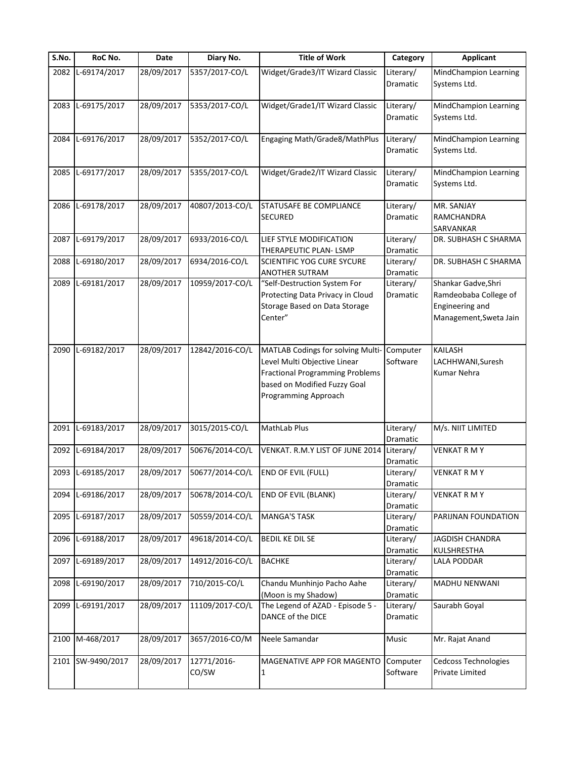| S.No. | RoC No. | Date | Diary No. | Title of Work | Category | Applicant |
|---|---|---|---|---|---|---|
| 2082 | L-69174/2017 | 28/09/2017 | 5357/2017-CO/L | Widget/Grade3/IT Wizard Classic | Literary/ Dramatic | MindChampion Learning Systems Ltd. |
| 2083 | L-69175/2017 | 28/09/2017 | 5353/2017-CO/L | Widget/Grade1/IT Wizard Classic | Literary/ Dramatic | MindChampion Learning Systems Ltd. |
| 2084 | L-69176/2017 | 28/09/2017 | 5352/2017-CO/L | Engaging Math/Grade8/MathPlus | Literary/ Dramatic | MindChampion Learning Systems Ltd. |
| 2085 | L-69177/2017 | 28/09/2017 | 5355/2017-CO/L | Widget/Grade2/IT Wizard Classic | Literary/ Dramatic | MindChampion Learning Systems Ltd. |
| 2086 | L-69178/2017 | 28/09/2017 | 40807/2013-CO/L | STATUSAFE BE COMPLIANCE SECURED | Literary/ Dramatic | MR. SANJAY RAMCHANDRA SARVANKAR |
| 2087 | L-69179/2017 | 28/09/2017 | 6933/2016-CO/L | LIEF STYLE MODIFICATION THERAPEUTIC PLAN- LSMP | Literary/ Dramatic | DR. SUBHASH C SHARMA |
| 2088 | L-69180/2017 | 28/09/2017 | 6934/2016-CO/L | SCIENTIFIC YOG CURE SYCURE ANOTHER SUTRAM | Literary/ Dramatic | DR. SUBHASH C SHARMA |
| 2089 | L-69181/2017 | 28/09/2017 | 10959/2017-CO/L | "Self-Destruction System For Protecting Data Privacy in Cloud Storage Based on Data Storage Center" | Literary/ Dramatic | Shankar Gadve,Shri Ramdeobaba College of Engineering and Management,Sweta Jain |
| 2090 | L-69182/2017 | 28/09/2017 | 12842/2016-CO/L | MATLAB Codings for solving Multi-Level Multi Objective Linear Fractional Programming Problems based on Modified Fuzzy Goal Programming Approach | Computer Software | KAILASH LACHHWANI,Suresh Kumar Nehra |
| 2091 | L-69183/2017 | 28/09/2017 | 3015/2015-CO/L | MathLab Plus | Literary/ Dramatic | M/s. NIIT LIMITED |
| 2092 | L-69184/2017 | 28/09/2017 | 50676/2014-CO/L | VENKAT. R.M.Y LIST OF JUNE 2014 | Literary/ Dramatic | VENKAT R M Y |
| 2093 | L-69185/2017 | 28/09/2017 | 50677/2014-CO/L | END OF EVIL (FULL) | Literary/ Dramatic | VENKAT R M Y |
| 2094 | L-69186/2017 | 28/09/2017 | 50678/2014-CO/L | END OF EVIL (BLANK) | Literary/ Dramatic | VENKAT R M Y |
| 2095 | L-69187/2017 | 28/09/2017 | 50559/2014-CO/L | MANGA'S TASK | Literary/ Dramatic | PARIJNAN FOUNDATION |
| 2096 | L-69188/2017 | 28/09/2017 | 49618/2014-CO/L | BEDIL KE DIL SE | Literary/ Dramatic | JAGDISH CHANDRA KULSHRESTHA |
| 2097 | L-69189/2017 | 28/09/2017 | 14912/2016-CO/L | BACHKE | Literary/ Dramatic | LALA PODDAR |
| 2098 | L-69190/2017 | 28/09/2017 | 710/2015-CO/L | Chandu Munhinjo Pacho Aahe (Moon is my Shadow) | Literary/ Dramatic | MADHU NENWANI |
| 2099 | L-69191/2017 | 28/09/2017 | 11109/2017-CO/L | The Legend of AZAD - Episode 5 - DANCE of the DICE | Literary/ Dramatic | Saurabh Goyal |
| 2100 | M-468/2017 | 28/09/2017 | 3657/2016-CO/M | Neele Samandar | Music | Mr. Rajat Anand |
| 2101 | SW-9490/2017 | 28/09/2017 | 12771/2016-CO/SW | MAGENATIVE APP FOR MAGENTO 1 | Computer Software | Cedcoss Technologies Private Limited |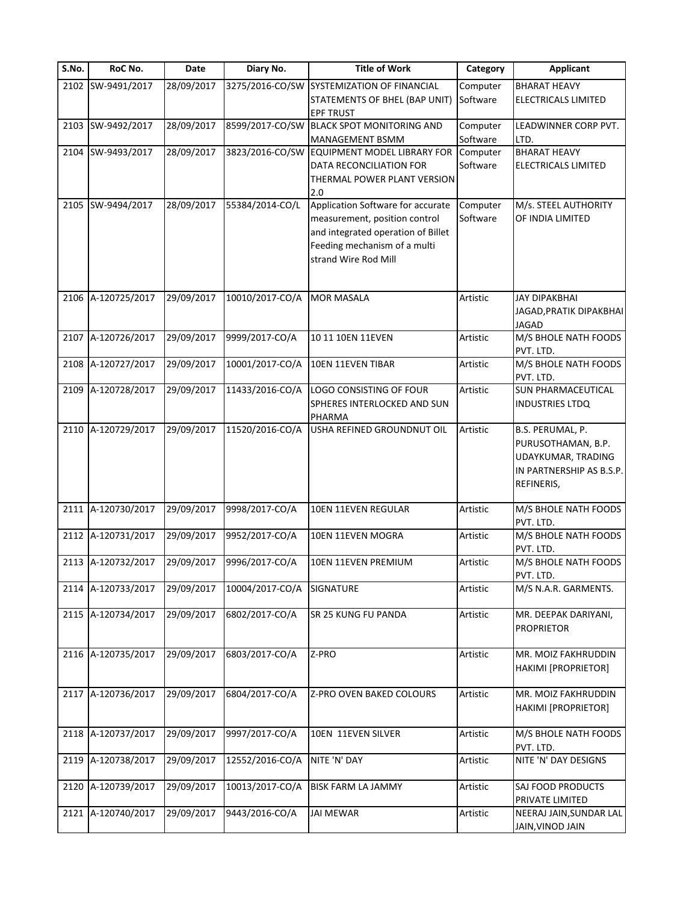| S.No. | RoC No. | Date | Diary No. | Title of Work | Category | Applicant |
|---|---|---|---|---|---|---|
| 2102 | SW-9491/2017 | 28/09/2017 | 3275/2016-CO/SW | SYSTEMIZATION OF FINANCIAL STATEMENTS OF BHEL (BAP UNIT) EPF TRUST | Computer Software | BHARAT HEAVY ELECTRICALS LIMITED |
| 2103 | SW-9492/2017 | 28/09/2017 | 8599/2017-CO/SW | BLACK SPOT MONITORING AND MANAGEMENT BSMM | Computer Software | LEADWINNER CORP PVT. LTD. |
| 2104 | SW-9493/2017 | 28/09/2017 | 3823/2016-CO/SW | EQUIPMENT MODEL LIBRARY FOR DATA RECONCILIATION FOR THERMAL POWER PLANT VERSION 2.0 | Computer Software | BHARAT HEAVY ELECTRICALS LIMITED |
| 2105 | SW-9494/2017 | 28/09/2017 | 55384/2014-CO/L | Application Software for accurate measurement, position control and integrated operation of Billet Feeding mechanism of a multi strand Wire Rod Mill | Computer Software | M/s. STEEL AUTHORITY OF INDIA LIMITED |
| 2106 | A-120725/2017 | 29/09/2017 | 10010/2017-CO/A | MOR MASALA | Artistic | JAY DIPAKBHAI JAGAD,PRATIK DIPAKBHAI JAGAD |
| 2107 | A-120726/2017 | 29/09/2017 | 9999/2017-CO/A | 10 11 10EN 11EVEN | Artistic | M/S BHOLE NATH FOODS PVT. LTD. |
| 2108 | A-120727/2017 | 29/09/2017 | 10001/2017-CO/A | 10EN 11EVEN TIBAR | Artistic | M/S BHOLE NATH FOODS PVT. LTD. |
| 2109 | A-120728/2017 | 29/09/2017 | 11433/2016-CO/A | LOGO CONSISTING OF FOUR SPHERES INTERLOCKED AND SUN PHARMA | Artistic | SUN PHARMACEUTICAL INDUSTRIES LTDQ |
| 2110 | A-120729/2017 | 29/09/2017 | 11520/2016-CO/A | USHA REFINED GROUNDNUT OIL | Artistic | B.S. PERUMAL, P. PURUSOTHAMAN, B.P. UDAYKUMAR, TRADING IN PARTNERSHIP AS B.S.P. REFINERIS, |
| 2111 | A-120730/2017 | 29/09/2017 | 9998/2017-CO/A | 10EN 11EVEN REGULAR | Artistic | M/S BHOLE NATH FOODS PVT. LTD. |
| 2112 | A-120731/2017 | 29/09/2017 | 9952/2017-CO/A | 10EN 11EVEN MOGRA | Artistic | M/S BHOLE NATH FOODS PVT. LTD. |
| 2113 | A-120732/2017 | 29/09/2017 | 9996/2017-CO/A | 10EN 11EVEN PREMIUM | Artistic | M/S BHOLE NATH FOODS PVT. LTD. |
| 2114 | A-120733/2017 | 29/09/2017 | 10004/2017-CO/A | SIGNATURE | Artistic | M/S N.A.R. GARMENTS. |
| 2115 | A-120734/2017 | 29/09/2017 | 6802/2017-CO/A | SR 25 KUNG FU PANDA | Artistic | MR. DEEPAK DARIYANI, PROPRIETOR |
| 2116 | A-120735/2017 | 29/09/2017 | 6803/2017-CO/A | Z-PRO | Artistic | MR. MOIZ FAKHRUDDIN HAKIMI [PROPRIETOR] |
| 2117 | A-120736/2017 | 29/09/2017 | 6804/2017-CO/A | Z-PRO OVEN BAKED COLOURS | Artistic | MR. MOIZ FAKHRUDDIN HAKIMI [PROPRIETOR] |
| 2118 | A-120737/2017 | 29/09/2017 | 9997/2017-CO/A | 10EN 11EVEN SILVER | Artistic | M/S BHOLE NATH FOODS PVT. LTD. |
| 2119 | A-120738/2017 | 29/09/2017 | 12552/2016-CO/A | NITE 'N' DAY | Artistic | NITE 'N' DAY DESIGNS |
| 2120 | A-120739/2017 | 29/09/2017 | 10013/2017-CO/A | BISK FARM LA JAMMY | Artistic | SAJ FOOD PRODUCTS PRIVATE LIMITED |
| 2121 | A-120740/2017 | 29/09/2017 | 9443/2016-CO/A | JAI MEWAR | Artistic | NEERAJ JAIN,SUNDAR LAL JAIN,VINOD JAIN |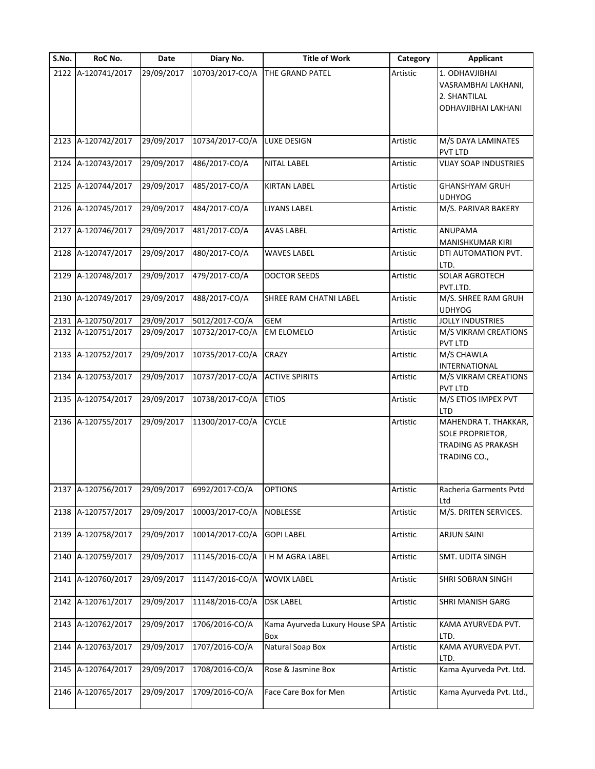| S.No. | RoC No. | Date | Diary No. | Title of Work | Category | Applicant |
|---|---|---|---|---|---|---|
| 2122 | A-120741/2017 | 29/09/2017 | 10703/2017-CO/A | THE GRAND PATEL | Artistic | 1. ODHAVJIBHAI VASRAMBHAI LAKHANI, 2. SHANTILAL ODHAVJIBHAI LAKHANI |
| 2123 | A-120742/2017 | 29/09/2017 | 10734/2017-CO/A | LUXE DESIGN | Artistic | M/S DAYA LAMINATES PVT LTD |
| 2124 | A-120743/2017 | 29/09/2017 | 486/2017-CO/A | NITAL LABEL | Artistic | VIJAY SOAP INDUSTRIES |
| 2125 | A-120744/2017 | 29/09/2017 | 485/2017-CO/A | KIRTAN LABEL | Artistic | GHANSHYAM GRUH UDHYOG |
| 2126 | A-120745/2017 | 29/09/2017 | 484/2017-CO/A | LIYANS LABEL | Artistic | M/S. PARIVAR BAKERY |
| 2127 | A-120746/2017 | 29/09/2017 | 481/2017-CO/A | AVAS LABEL | Artistic | ANUPAMA MANISHKUMAR KIRI |
| 2128 | A-120747/2017 | 29/09/2017 | 480/2017-CO/A | WAVES LABEL | Artistic | DTI AUTOMATION PVT. LTD. |
| 2129 | A-120748/2017 | 29/09/2017 | 479/2017-CO/A | DOCTOR SEEDS | Artistic | SOLAR AGROTECH PVT.LTD. |
| 2130 | A-120749/2017 | 29/09/2017 | 488/2017-CO/A | SHREE RAM CHATNI LABEL | Artistic | M/S. SHREE RAM GRUH UDHYOG |
| 2131 | A-120750/2017 | 29/09/2017 | 5012/2017-CO/A | GEM | Artistic | JOLLY INDUSTRIES |
| 2132 | A-120751/2017 | 29/09/2017 | 10732/2017-CO/A | EM ELOMELO | Artistic | M/S VIKRAM CREATIONS PVT LTD |
| 2133 | A-120752/2017 | 29/09/2017 | 10735/2017-CO/A | CRAZY | Artistic | M/S CHAWLA INTERNATIONAL |
| 2134 | A-120753/2017 | 29/09/2017 | 10737/2017-CO/A | ACTIVE SPIRITS | Artistic | M/S VIKRAM CREATIONS PVT LTD |
| 2135 | A-120754/2017 | 29/09/2017 | 10738/2017-CO/A | ETIOS | Artistic | M/S ETIOS IMPEX PVT LTD |
| 2136 | A-120755/2017 | 29/09/2017 | 11300/2017-CO/A | CYCLE | Artistic | MAHENDRA T. THAKKAR, SOLE PROPRIETOR, TRADING AS PRAKASH TRADING CO., |
| 2137 | A-120756/2017 | 29/09/2017 | 6992/2017-CO/A | OPTIONS | Artistic | Racheria Garments Pvtd Ltd |
| 2138 | A-120757/2017 | 29/09/2017 | 10003/2017-CO/A | NOBLESSE | Artistic | M/S. DRITEN SERVICES. |
| 2139 | A-120758/2017 | 29/09/2017 | 10014/2017-CO/A | GOPI LABEL | Artistic | ARJUN SAINI |
| 2140 | A-120759/2017 | 29/09/2017 | 11145/2016-CO/A | I H M AGRA LABEL | Artistic | SMT. UDITA SINGH |
| 2141 | A-120760/2017 | 29/09/2017 | 11147/2016-CO/A | WOVIX LABEL | Artistic | SHRI SOBRAN SINGH |
| 2142 | A-120761/2017 | 29/09/2017 | 11148/2016-CO/A | DSK LABEL | Artistic | SHRI MANISH GARG |
| 2143 | A-120762/2017 | 29/09/2017 | 1706/2016-CO/A | Kama Ayurveda Luxury House SPA Box | Artistic | KAMA AYURVEDA PVT. LTD. |
| 2144 | A-120763/2017 | 29/09/2017 | 1707/2016-CO/A | Natural Soap Box | Artistic | KAMA AYURVEDA PVT. LTD. |
| 2145 | A-120764/2017 | 29/09/2017 | 1708/2016-CO/A | Rose & Jasmine Box | Artistic | Kama Ayurveda Pvt. Ltd. |
| 2146 | A-120765/2017 | 29/09/2017 | 1709/2016-CO/A | Face Care Box for Men | Artistic | Kama Ayurveda Pvt. Ltd., |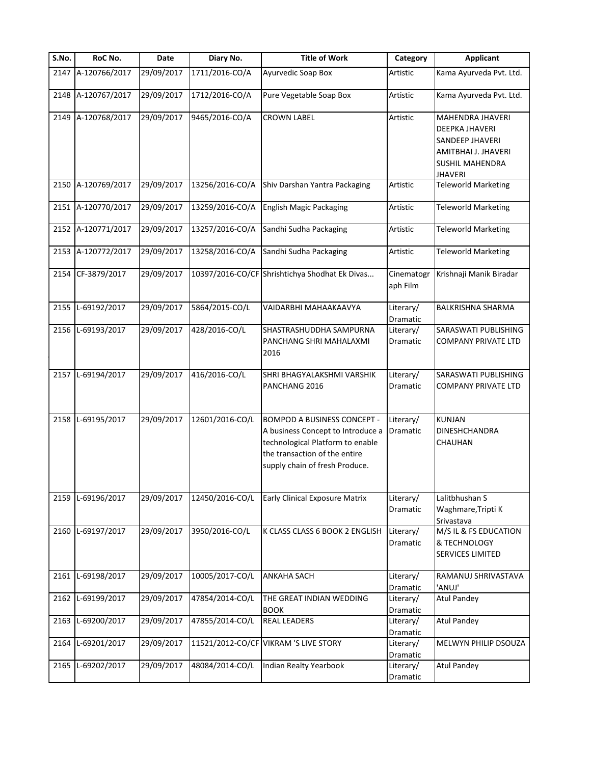| S.No. | RoC No. | Date | Diary No. | Title of Work | Category | Applicant |
|---|---|---|---|---|---|---|
| 2147 | A-120766/2017 | 29/09/2017 | 1711/2016-CO/A | Ayurvedic Soap Box | Artistic | Kama Ayurveda Pvt. Ltd. |
| 2148 | A-120767/2017 | 29/09/2017 | 1712/2016-CO/A | Pure Vegetable Soap Box | Artistic | Kama Ayurveda Pvt. Ltd. |
| 2149 | A-120768/2017 | 29/09/2017 | 9465/2016-CO/A | CROWN LABEL | Artistic | MAHENDRA JHAVERI DEEPKA JHAVERI SANDEEP JHAVERI AMITBHAI J. JHAVERI SUSHIL MAHENDRA JHAVERI |
| 2150 | A-120769/2017 | 29/09/2017 | 13256/2016-CO/A | Shiv Darshan Yantra Packaging | Artistic | Teleworld Marketing |
| 2151 | A-120770/2017 | 29/09/2017 | 13259/2016-CO/A | English Magic Packaging | Artistic | Teleworld Marketing |
| 2152 | A-120771/2017 | 29/09/2017 | 13257/2016-CO/A | Sandhi Sudha Packaging | Artistic | Teleworld Marketing |
| 2153 | A-120772/2017 | 29/09/2017 | 13258/2016-CO/A | Sandhi Sudha Packaging | Artistic | Teleworld Marketing |
| 2154 | CF-3879/2017 | 29/09/2017 | 10397/2016-CO/CF | Shrishtichya Shodhat Ek Divas... | Cinematograph Film | Krishnaji Manik Biradar |
| 2155 | L-69192/2017 | 29/09/2017 | 5864/2015-CO/L | VAIDARBHI MAHAAKAAVYA | Literary/ Dramatic | BALKRISHNA SHARMA |
| 2156 | L-69193/2017 | 29/09/2017 | 428/2016-CO/L | SHASTRASHUDDHA SAMPURNA PANCHANG SHRI MAHALAXMI 2016 | Literary/ Dramatic | SARASWATI PUBLISHING COMPANY PRIVATE LTD |
| 2157 | L-69194/2017 | 29/09/2017 | 416/2016-CO/L | SHRI BHAGYALAKSHMI VARSHIK PANCHANG 2016 | Literary/ Dramatic | SARASWATI PUBLISHING COMPANY PRIVATE LTD |
| 2158 | L-69195/2017 | 29/09/2017 | 12601/2016-CO/L | BOMPOD A BUSINESS CONCEPT - A business Concept to Introduce a technological Platform to enable the transaction of the entire supply chain of fresh Produce. | Literary/ Dramatic | KUNJAN DINESHCHANDRA CHAUHAN |
| 2159 | L-69196/2017 | 29/09/2017 | 12450/2016-CO/L | Early Clinical Exposure Matrix | Literary/ Dramatic | Lalitbhushan S Waghmare,Tripti K Srivastava |
| 2160 | L-69197/2017 | 29/09/2017 | 3950/2016-CO/L | K CLASS CLASS 6 BOOK 2 ENGLISH | Literary/ Dramatic | M/S IL & FS EDUCATION & TECHNOLOGY SERVICES LIMITED |
| 2161 | L-69198/2017 | 29/09/2017 | 10005/2017-CO/L | ANKAHA SACH | Literary/ Dramatic | RAMANUJ SHRIVASTAVA 'ANUJ' |
| 2162 | L-69199/2017 | 29/09/2017 | 47854/2014-CO/L | THE GREAT INDIAN WEDDING BOOK | Literary/ Dramatic | Atul Pandey |
| 2163 | L-69200/2017 | 29/09/2017 | 47855/2014-CO/L | REAL LEADERS | Literary/ Dramatic | Atul Pandey |
| 2164 | L-69201/2017 | 29/09/2017 | 11521/2012-CO/CF | VIKRAM 'S LIVE STORY | Literary/ Dramatic | MELWYN PHILIP DSOUZA |
| 2165 | L-69202/2017 | 29/09/2017 | 48084/2014-CO/L | Indian Realty Yearbook | Literary/ Dramatic | Atul Pandey |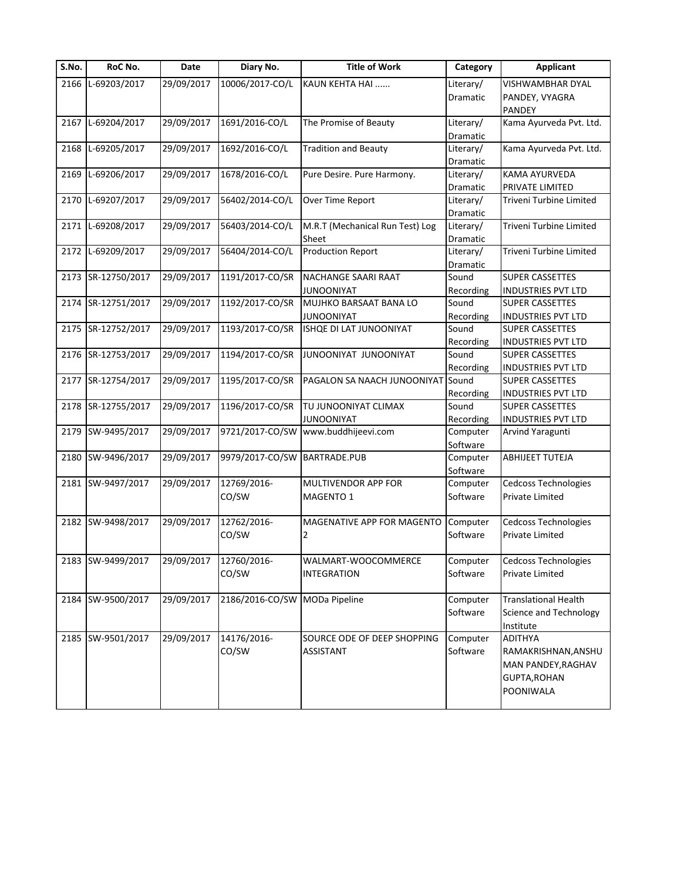| S.No. | RoC No. | Date | Diary No. | Title of Work | Category | Applicant |
|---|---|---|---|---|---|---|
| 2166 | L-69203/2017 | 29/09/2017 | 10006/2017-CO/L | KAUN KEHTA HAI ...... | Literary/ Dramatic | VISHWAMBHAR DYAL PANDEY, VYAGRA PANDEY |
| 2167 | L-69204/2017 | 29/09/2017 | 1691/2016-CO/L | The Promise of Beauty | Literary/ Dramatic | Kama Ayurveda Pvt. Ltd. |
| 2168 | L-69205/2017 | 29/09/2017 | 1692/2016-CO/L | Tradition and Beauty | Literary/ Dramatic | Kama Ayurveda Pvt. Ltd. |
| 2169 | L-69206/2017 | 29/09/2017 | 1678/2016-CO/L | Pure Desire. Pure Harmony. | Literary/ Dramatic | KAMA AYURVEDA PRIVATE LIMITED |
| 2170 | L-69207/2017 | 29/09/2017 | 56402/2014-CO/L | Over Time Report | Literary/ Dramatic | Triveni Turbine Limited |
| 2171 | L-69208/2017 | 29/09/2017 | 56403/2014-CO/L | M.R.T (Mechanical Run Test) Log Sheet | Literary/ Dramatic | Triveni Turbine Limited |
| 2172 | L-69209/2017 | 29/09/2017 | 56404/2014-CO/L | Production Report | Literary/ Dramatic | Triveni Turbine Limited |
| 2173 | SR-12750/2017 | 29/09/2017 | 1191/2017-CO/SR | NACHANGE SAARI RAAT JUNOONIYAT | Sound Recording | SUPER CASSETTES INDUSTRIES PVT LTD |
| 2174 | SR-12751/2017 | 29/09/2017 | 1192/2017-CO/SR | MUJHKO BARSAAT BANA LO JUNOONIYAT | Sound Recording | SUPER CASSETTES INDUSTRIES PVT LTD |
| 2175 | SR-12752/2017 | 29/09/2017 | 1193/2017-CO/SR | ISHQE DI LAT JUNOONIYAT | Sound Recording | SUPER CASSETTES INDUSTRIES PVT LTD |
| 2176 | SR-12753/2017 | 29/09/2017 | 1194/2017-CO/SR | JUNOONIYAT JUNOONIYAT | Sound Recording | SUPER CASSETTES INDUSTRIES PVT LTD |
| 2177 | SR-12754/2017 | 29/09/2017 | 1195/2017-CO/SR | PAGALON SA NAACH JUNOONIYAT | Sound Recording | SUPER CASSETTES INDUSTRIES PVT LTD |
| 2178 | SR-12755/2017 | 29/09/2017 | 1196/2017-CO/SR | TU JUNOONIYAT CLIMAX JUNOONIYAT | Sound Recording | SUPER CASSETTES INDUSTRIES PVT LTD |
| 2179 | SW-9495/2017 | 29/09/2017 | 9721/2017-CO/SW | www.buddhijeevi.com | Computer Software | Arvind Yaragunti |
| 2180 | SW-9496/2017 | 29/09/2017 | 9979/2017-CO/SW | BARTRADE.PUB | Computer Software | ABHIJEET TUTEJA |
| 2181 | SW-9497/2017 | 29/09/2017 | 12769/2016-CO/SW | MULTIVENDOR APP FOR MAGENTO 1 | Computer Software | Cedcoss Technologies Private Limited |
| 2182 | SW-9498/2017 | 29/09/2017 | 12762/2016-CO/SW | MAGENATIVE APP FOR MAGENTO 2 | Computer Software | Cedcoss Technologies Private Limited |
| 2183 | SW-9499/2017 | 29/09/2017 | 12760/2016-CO/SW | WALMART-WOOCOMMERCE INTEGRATION | Computer Software | Cedcoss Technologies Private Limited |
| 2184 | SW-9500/2017 | 29/09/2017 | 2186/2016-CO/SW | MODa Pipeline | Computer Software | Translational Health Science and Technology Institute |
| 2185 | SW-9501/2017 | 29/09/2017 | 14176/2016-CO/SW | SOURCE ODE OF DEEP SHOPPING ASSISTANT | Computer Software | ADITHYA RAMAKRISHNAN,ANSHU MAN PANDEY,RAGHAV GUPTA,ROHAN POONIWALA |